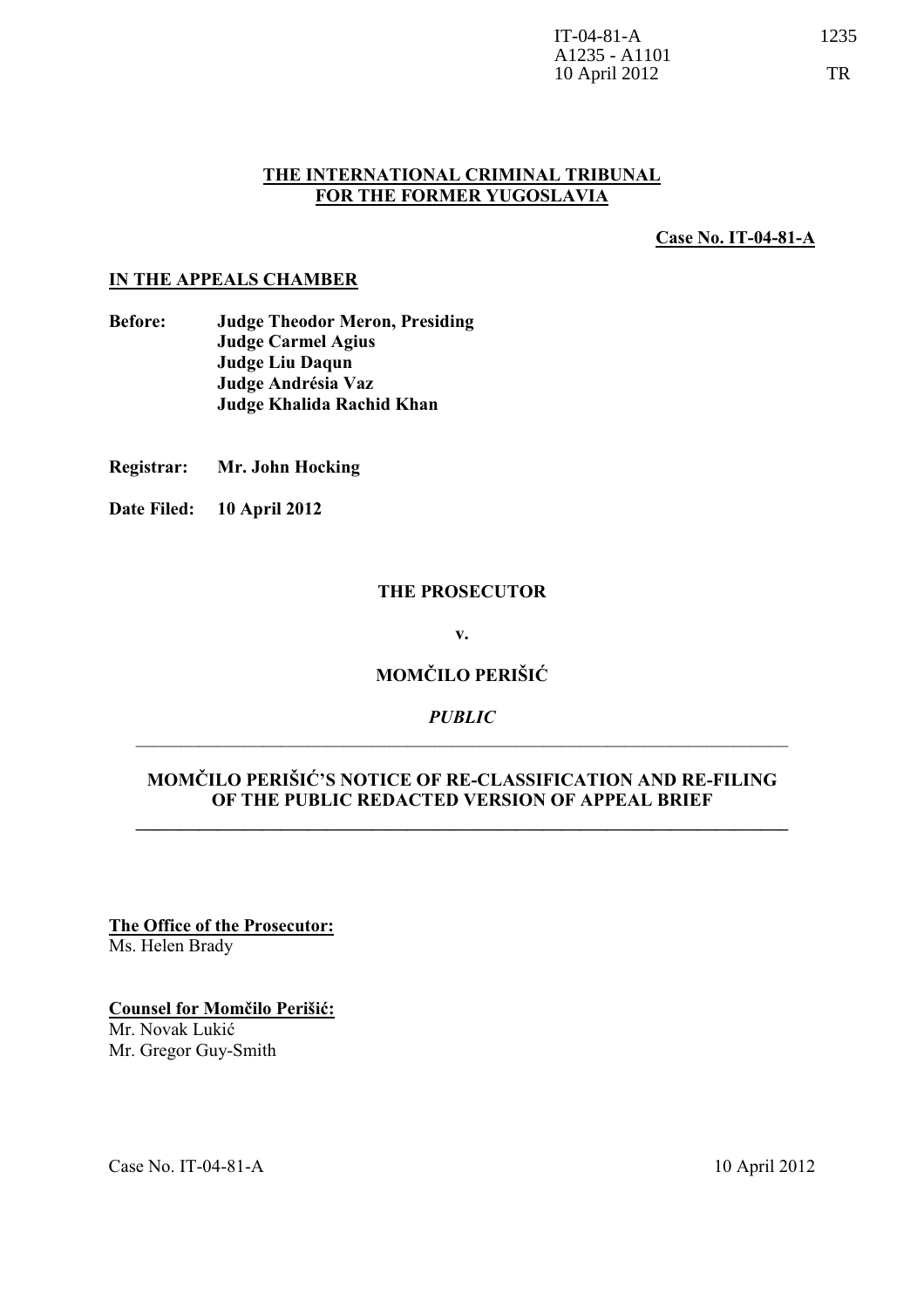IT-04-81-A 1235
A1235 - A1101
10 April 2012 TR

**THE INTERNATIONAL CRIMINAL TRIBUNAL FOR THE FORMER YUGOSLAVIA**

**Case No. IT-04-81-A**

**IN THE APPEALS CHAMBER**

**Before:** **Judge Theodor Meron, Presiding**
**Judge Carmel Agius**
**Judge Liu Daqun**
**Judge Andrésia Vaz**
**Judge Khalida Rachid Khan**

**Registrar:** **Mr. John Hocking**

**Date Filed:** **10 April 2012**

**THE PROSECUTOR**

**v.**

**MOMČILO PERIŠIĆ**

***PUBLIC***

---

**MOMČILO PERIŠIĆ'S NOTICE OF RE-CLASSIFICATION AND RE-FILING OF THE PUBLIC REDACTED VERSION OF APPEAL BRIEF**

---

**The Office of the Prosecutor:**
Ms. Helen Brady

**Counsel for Momčilo Perišić:**
Mr. Novak Lukić
Mr. Gregor Guy-Smith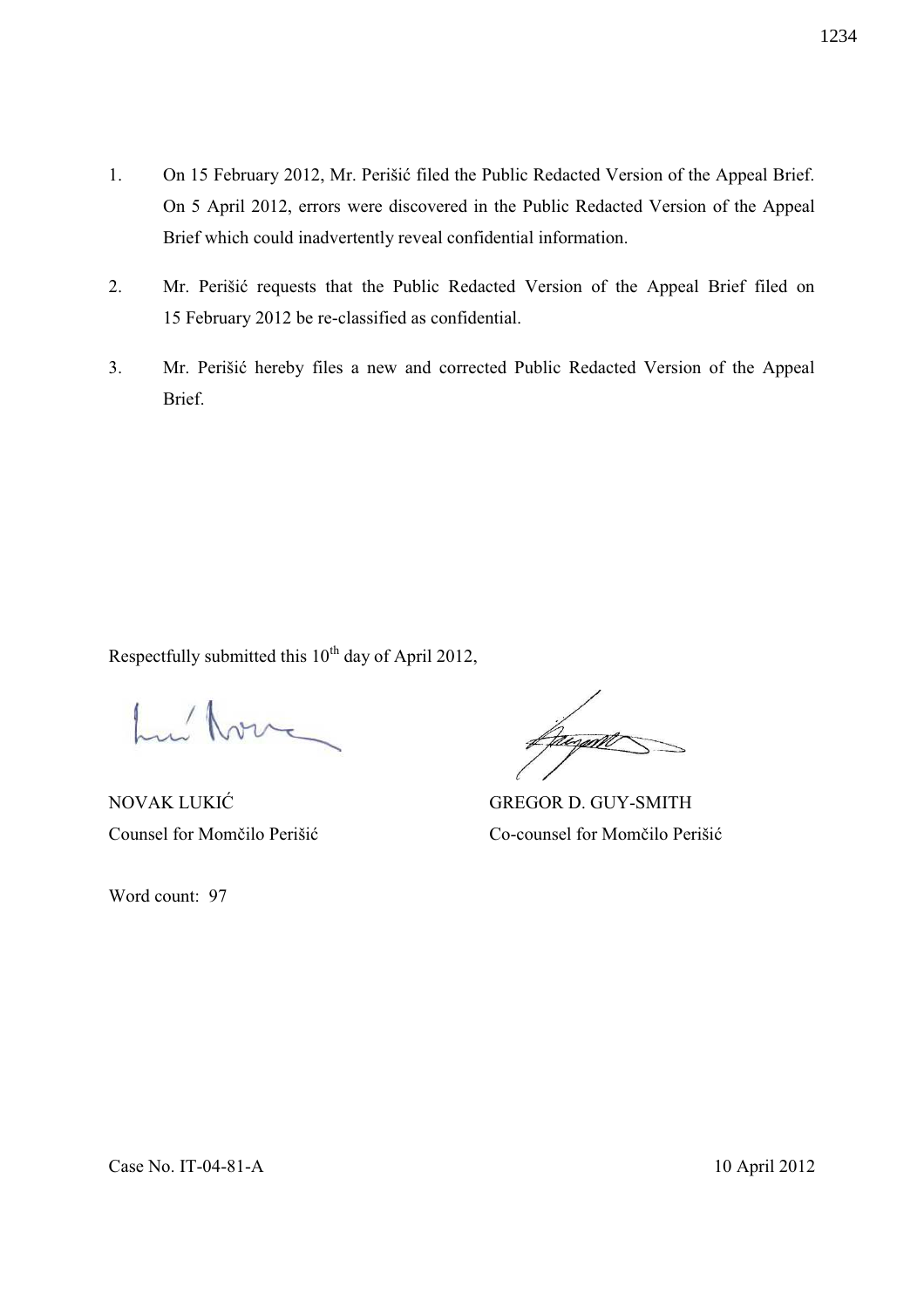1. On 15 February 2012, Mr. Perišić filed the Public Redacted Version of the Appeal Brief. On 5 April 2012, errors were discovered in the Public Redacted Version of the Appeal Brief which could inadvertently reveal confidential information.

2. Mr. Perišić requests that the Public Redacted Version of the Appeal Brief filed on 15 February 2012 be re-classified as confidential.

3. Mr. Perišić hereby files a new and corrected Public Redacted Version of the Appeal Brief.

Respectfully submitted this 10th day of April 2012,

NOVAK LUKIĆ
Counsel for Momčilo Perišić

GREGOR D. GUY-SMITH
Co-counsel for Momčilo Perišić

Word count: 97

Case No. IT-04-81-A

10 April 2012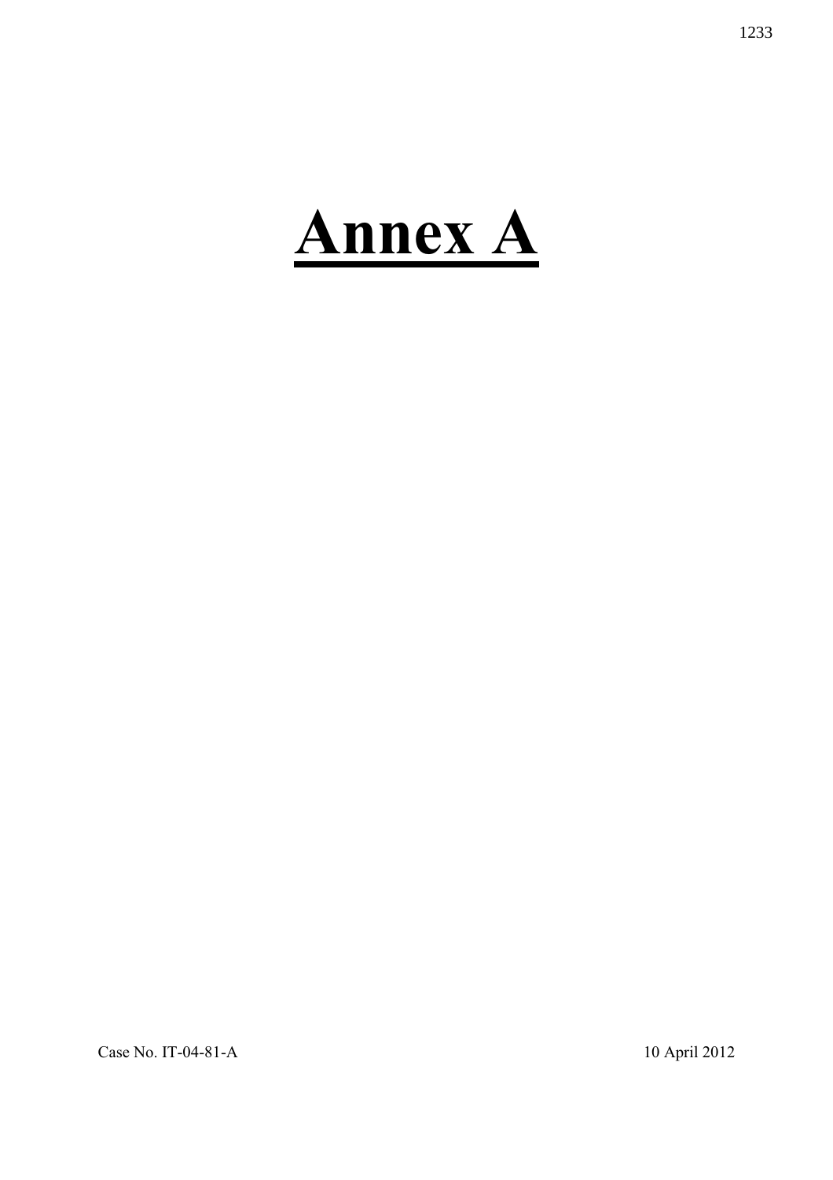# Annex A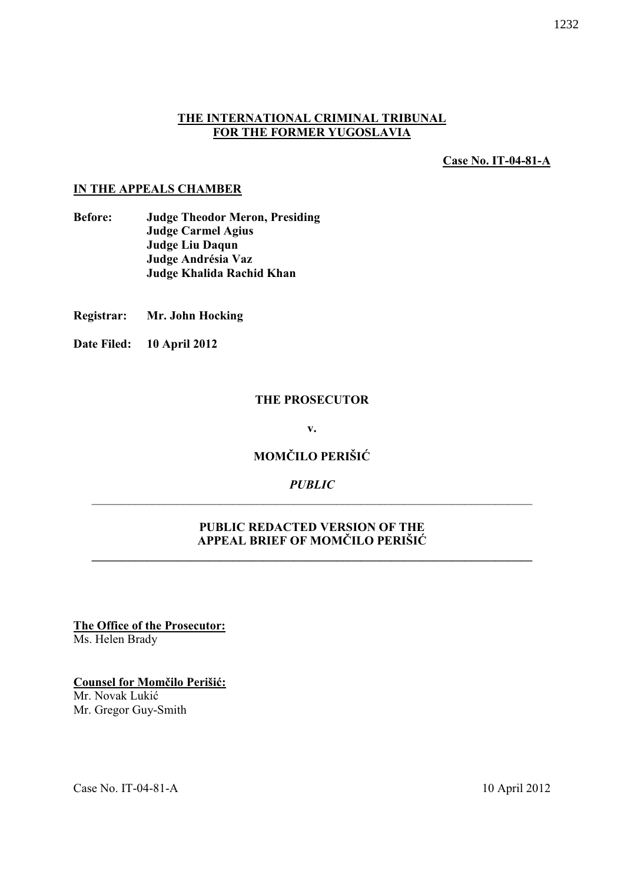**THE INTERNATIONAL CRIMINAL TRIBUNAL FOR THE FORMER YUGOSLAVIA**

**Case No. IT-04-81-A**

**IN THE APPEALS CHAMBER**

**Before:** **Judge Theodor Meron, Presiding**
**Judge Carmel Agius**
**Judge Liu Daqun**
**Judge Andrésia Vaz**
**Judge Khalida Rachid Khan**

**Registrar:** **Mr. John Hocking**

**Date Filed:** **10 April 2012**

**THE PROSECUTOR**

**v.**

**MOMČILO PERIŠIĆ**

***PUBLIC***

---

**PUBLIC REDACTED VERSION OF THE APPEAL BRIEF OF MOMČILO PERIŠIĆ**

---

**The Office of the Prosecutor:**
Ms. Helen Brady

**Counsel for Momčilo Perišić:**
Mr. Novak Lukić
Mr. Gregor Guy-Smith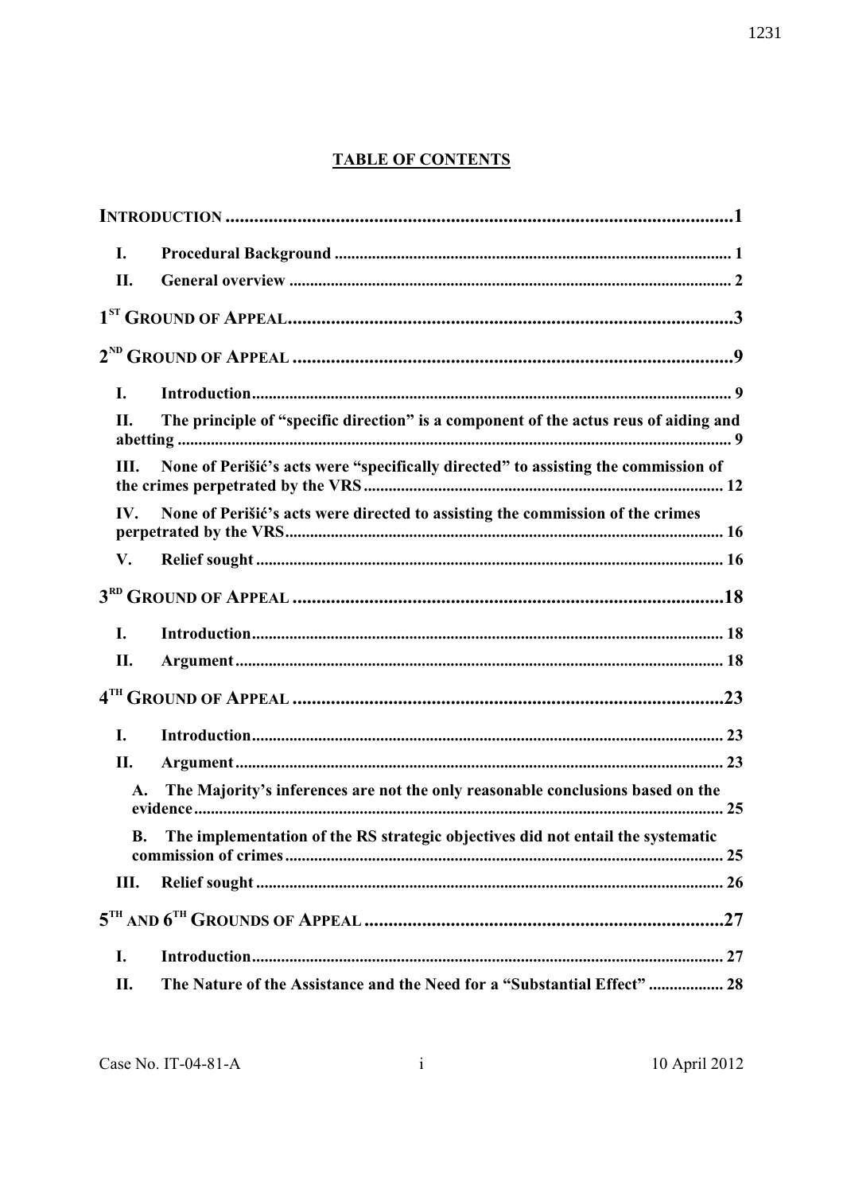## TABLE OF CONTENTS

**INTRODUCTION** .......... **1**

- **I. Procedural Background** .......... 1
- **II. General overview** .......... 2

**1ST GROUND OF APPEAL** .......... **3**

**2ND GROUND OF APPEAL** .......... **9**

- **I. Introduction** .......... 9
- **II. The principle of "specific direction" is a component of the actus reus of aiding and abetting** .......... 9
- **III. None of Perišić's acts were "specifically directed" to assisting the commission of the crimes perpetrated by the VRS** .......... 12
- **IV. None of Perišić's acts were directed to assisting the commission of the crimes perpetrated by the VRS** .......... 16
- **V. Relief sought** .......... 16

**3RD GROUND OF APPEAL** .......... **18**

- **I. Introduction** .......... 18
- **II. Argument** .......... 18

**4TH GROUND OF APPEAL** .......... **23**

- **I. Introduction** .......... 23
- **II. Argument** .......... 23
  - **A. The Majority's inferences are not the only reasonable conclusions based on the evidence** .......... 25
  - **B. The implementation of the RS strategic objectives did not entail the systematic commission of crimes** .......... 25
- **III. Relief sought** .......... 26

**5TH AND 6TH GROUNDS OF APPEAL** .......... **27**

- **I. Introduction** .......... 27
- **II. The Nature of the Assistance and the Need for a "Substantial Effect"** .......... 28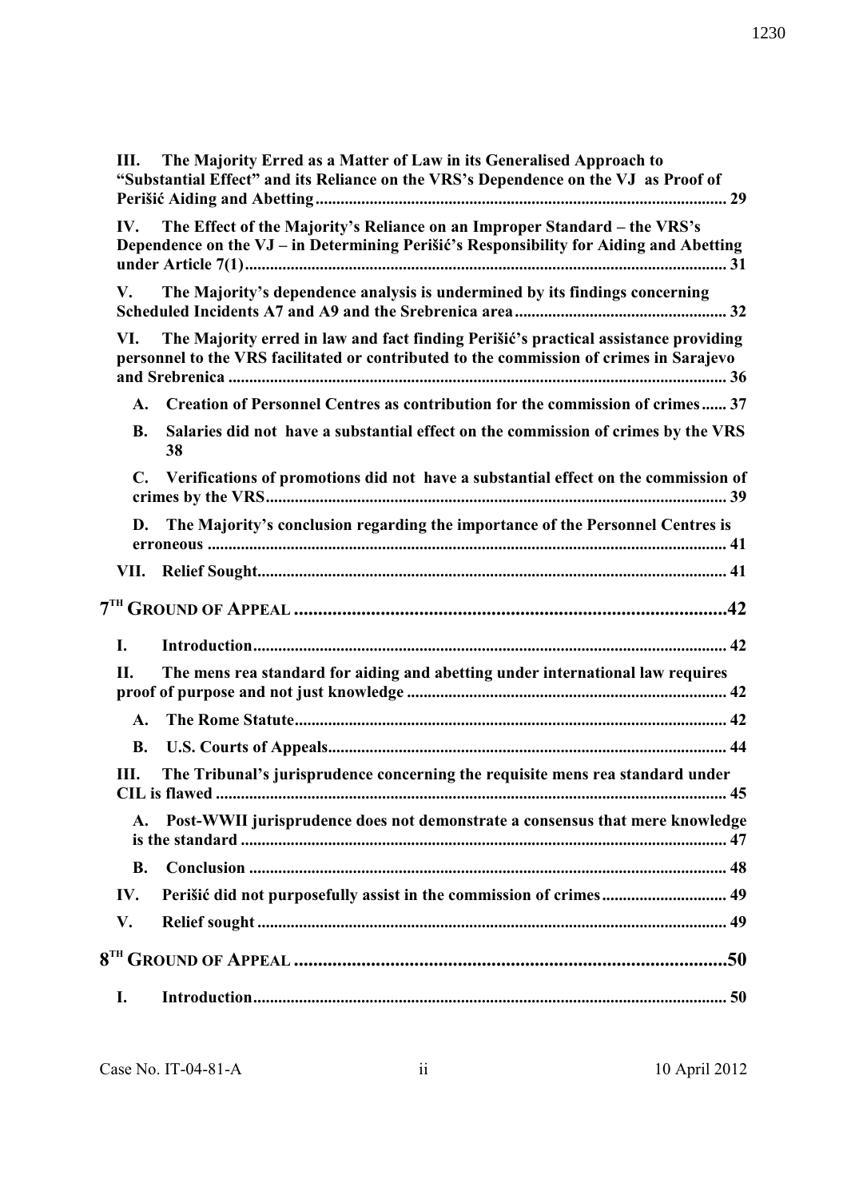**III. The Majority Erred as a Matter of Law in its Generalised Approach to "Substantial Effect" and its Reliance on the VRS's Dependence on the VJ as Proof of Perišić Aiding and Abetting ................................................................................................. 29**

**IV. The Effect of the Majority's Reliance on an Improper Standard – the VRS's Dependence on the VJ – in Determining Perišić's Responsibility for Aiding and Abetting under Article 7(1).................................................................................................................. 31**

**V. The Majority's dependence analysis is undermined by its findings concerning Scheduled Incidents A7 and A9 and the Srebrenica area.................................................. 32**

**VI. The Majority erred in law and fact finding Perišić's practical assistance providing personnel to the VRS facilitated or contributed to the commission of crimes in Sarajevo and Srebrenica ....................................................................................................................... 36**

**A. Creation of Personnel Centres as contribution for the commission of crimes...... 37**

**B. Salaries did not have a substantial effect on the commission of crimes by the VRS 38**

**C. Verifications of promotions did not have a substantial effect on the commission of crimes by the VRS.............................................................................................................. 39**

**D. The Majority's conclusion regarding the importance of the Personnel Centres is erroneous ........................................................................................................................... 41**

**VII. Relief Sought.............................................................................................................. 41**

**7[TH] GROUND OF APPEAL ..........................................................................................42**

**I. Introduction................................................................................................................. 42**

**II. The mens rea standard for aiding and abetting under international law requires proof of purpose and not just knowledge ............................................................................ 42**

**A. The Rome Statute....................................................................................................... 42**

**B. U.S. Courts of Appeals............................................................................................... 44**

**III. The Tribunal's jurisprudence concerning the requisite mens rea standard under CIL is flawed ......................................................................................................................... 45**

**A. Post-WWII jurisprudence does not demonstrate a consensus that mere knowledge is the standard ................................................................................................................... 47**

**B. Conclusion .................................................................................................................. 48**

**IV. Perišić did not purposefully assist in the commission of crimes............................. 49**

**V. Relief sought ............................................................................................................... 49**

**8[TH] GROUND OF APPEAL ..........................................................................................50**

**I. Introduction................................................................................................................. 50**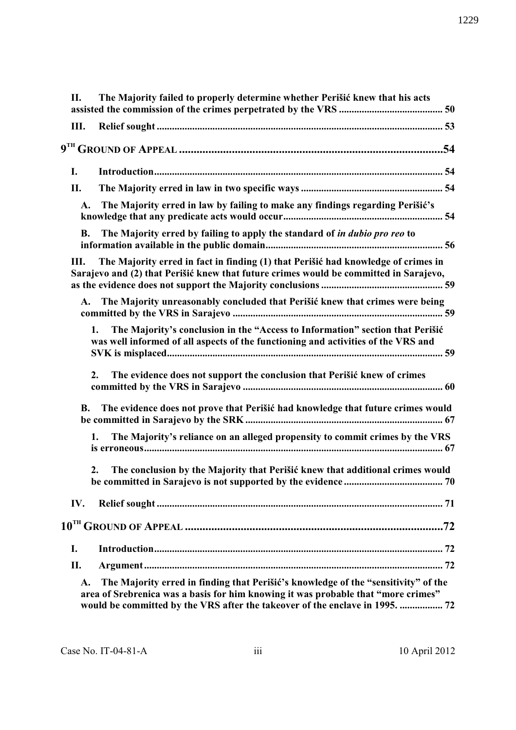**II. The Majority failed to properly determine whether Perišić knew that his acts assisted the commission of the crimes perpetrated by the VRS** ........................................ 50

**III. Relief sought** ........................................ 53

**9TH GROUND OF APPEAL** ........................................ 54

**I. Introduction** ........................................ 54

**II. The Majority erred in law in two specific ways** ........................................ 54

**A. The Majority erred in law by failing to make any findings regarding Perišić's knowledge that any predicate acts would occur** ........................................ 54

**B. The Majority erred by failing to apply the standard of *in dubio pro reo* to information available in the public domain** ........................................ 56

**III. The Majority erred in fact in finding (1) that Perišić had knowledge of crimes in Sarajevo and (2) that Perišić knew that future crimes would be committed in Sarajevo, as the evidence does not support the Majority conclusions** ........................................ 59

**A. The Majority unreasonably concluded that Perišić knew that crimes were being committed by the VRS in Sarajevo** ........................................ 59

**1. The Majority's conclusion in the "Access to Information" section that Perišić was well informed of all aspects of the functioning and activities of the VRS and SVK is misplaced** ........................................ 59

**2. The evidence does not support the conclusion that Perišić knew of crimes committed by the VRS in Sarajevo** ........................................ 60

**B. The evidence does not prove that Perišić had knowledge that future crimes would be committed in Sarajevo by the SRK** ........................................ 67

**1. The Majority's reliance on an alleged propensity to commit crimes by the VRS is erroneous** ........................................ 67

**2. The conclusion by the Majority that Perišić knew that additional crimes would be committed in Sarajevo is not supported by the evidence** ........................................ 70

**IV. Relief sought** ........................................ 71

**10TH GROUND OF APPEAL** ........................................ 72

**I. Introduction** ........................................ 72

**II. Argument** ........................................ 72

**A. The Majority erred in finding that Perišić's knowledge of the "sensitivity" of the area of Srebrenica was a basis for him knowing it was probable that "more crimes" would be committed by the VRS after the takeover of the enclave in 1995.** ........................................ 72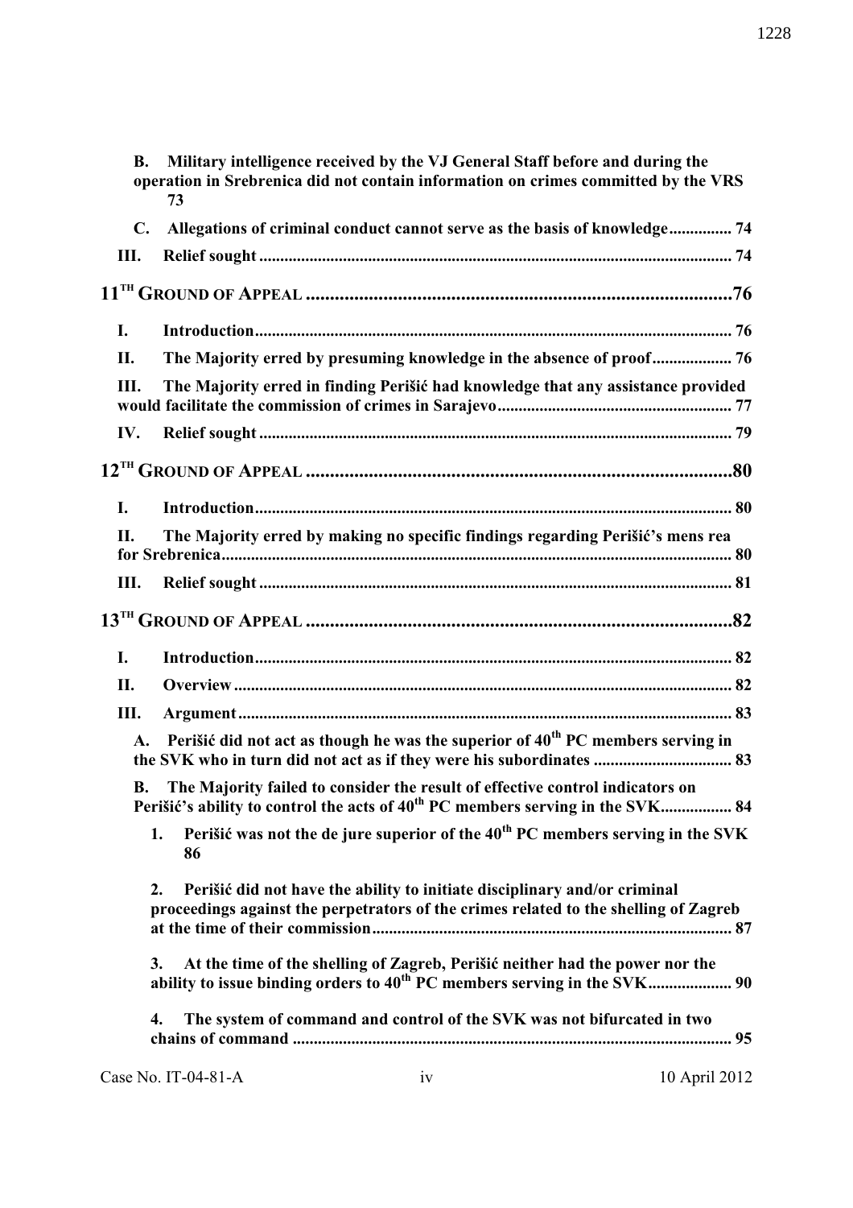**B. Military intelligence received by the VJ General Staff before and during the operation in Srebrenica did not contain information on crimes committed by the VRS** 73

**C. Allegations of criminal conduct cannot serve as the basis of knowledge** ............... 74

**III. Relief sought** ............... 74

**11TH GROUND OF APPEAL** ............... 76

**I. Introduction** ............... 76

**II. The Majority erred by presuming knowledge in the absence of proof** ............... 76

**III. The Majority erred in finding Perišić had knowledge that any assistance provided would facilitate the commission of crimes in Sarajevo** ............... 77

**IV. Relief sought** ............... 79

**12TH GROUND OF APPEAL** ............... 80

**I. Introduction** ............... 80

**II. The Majority erred by making no specific findings regarding Perišić's mens rea for Srebrenica** ............... 80

**III. Relief sought** ............... 81

**13TH GROUND OF APPEAL** ............... 82

**I. Introduction** ............... 82

**II. Overview** ............... 82

**III. Argument** ............... 83

**A. Perišić did not act as though he was the superior of 40th PC members serving in the SVK who in turn did not act as if they were his subordinates** ............... 83

**B. The Majority failed to consider the result of effective control indicators on Perišić's ability to control the acts of 40th PC members serving in the SVK** ............... 84

**1. Perišić was not the de jure superior of the 40th PC members serving in the SVK** 86

**2. Perišić did not have the ability to initiate disciplinary and/or criminal proceedings against the perpetrators of the crimes related to the shelling of Zagreb at the time of their commission** ............... 87

**3. At the time of the shelling of Zagreb, Perišić neither had the power nor the ability to issue binding orders to 40th PC members serving in the SVK** ............... 90

**4. The system of command and control of the SVK was not bifurcated in two chains of command** ............... 95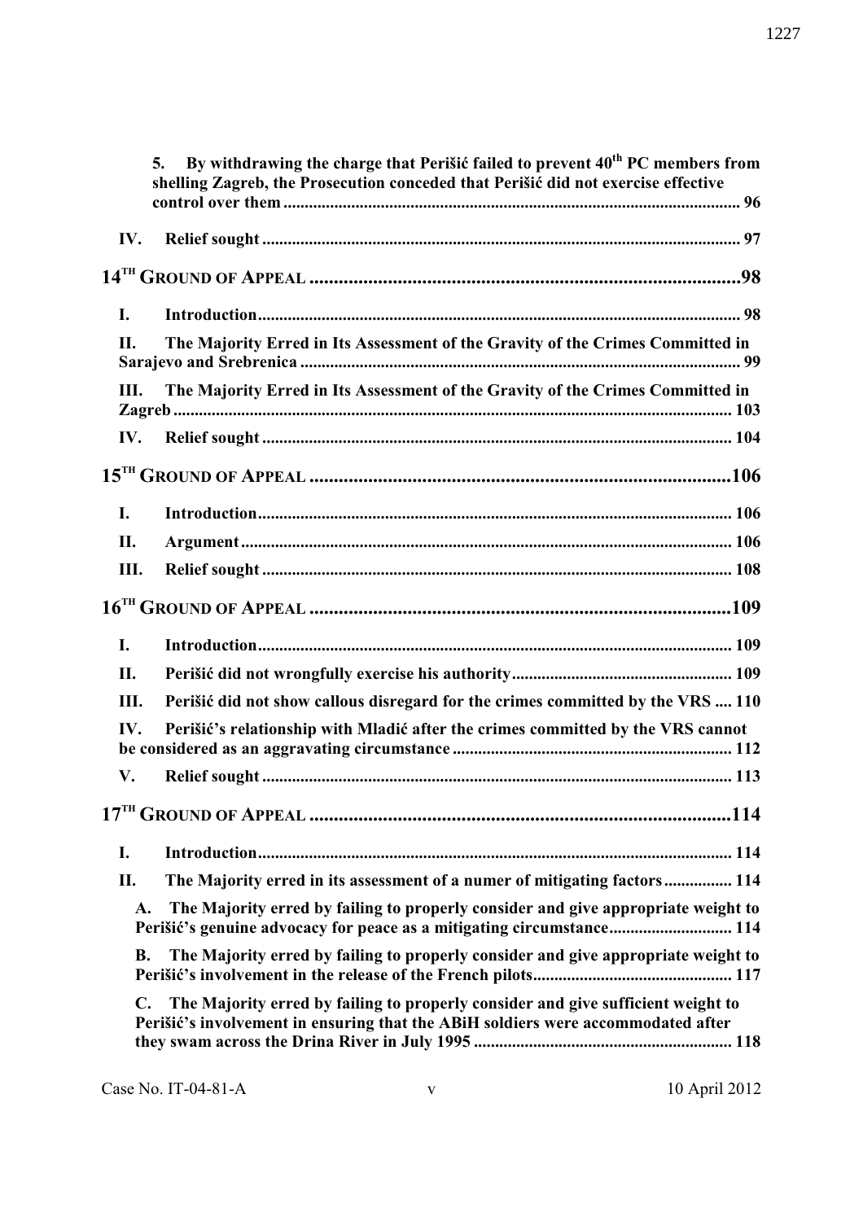**5. By withdrawing the charge that Perišić failed to prevent 40th PC members from shelling Zagreb, the Prosecution conceded that Perišić did not exercise effective control over them** ........ 96

**IV. Relief sought** ........ 97

**14TH GROUND OF APPEAL** ........ 98

**I. Introduction** ........ 98

**II. The Majority Erred in Its Assessment of the Gravity of the Crimes Committed in Sarajevo and Srebrenica** ........ 99

**III. The Majority Erred in Its Assessment of the Gravity of the Crimes Committed in Zagreb** ........ 103

**IV. Relief sought** ........ 104

**15TH GROUND OF APPEAL** ........ 106

**I. Introduction** ........ 106

**II. Argument** ........ 106

**III. Relief sought** ........ 108

**16TH GROUND OF APPEAL** ........ 109

**I. Introduction** ........ 109

**II. Perišić did not wrongfully exercise his authority** ........ 109

**III. Perišić did not show callous disregard for the crimes committed by the VRS** ........ 110

**IV. Perišić's relationship with Mladić after the crimes committed by the VRS cannot be considered as an aggravating circumstance** ........ 112

**V. Relief sought** ........ 113

**17TH GROUND OF APPEAL** ........ 114

**I. Introduction** ........ 114

**II. The Majority erred in its assessment of a numer of mitigating factors** ........ 114

**A. The Majority erred by failing to properly consider and give appropriate weight to Perišić's genuine advocacy for peace as a mitigating circumstance** ........ 114

**B. The Majority erred by failing to properly consider and give appropriate weight to Perišić's involvement in the release of the French pilots** ........ 117

**C. The Majority erred by failing to properly consider and give sufficient weight to Perišić's involvement in ensuring that the ABiH soldiers were accommodated after they swam across the Drina River in July 1995** ........ 118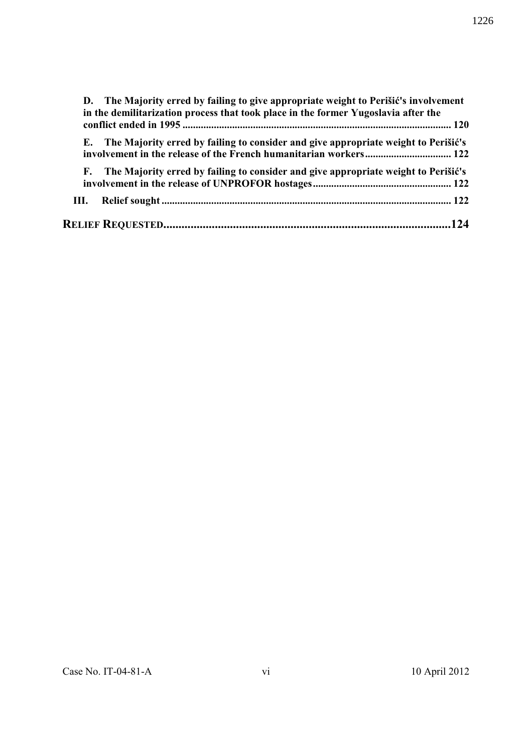**D. The Majority erred by failing to give appropriate weight to Perišić's involvement in the demilitarization process that took place in the former Yugoslavia after the conflict ended in 1995** ........ 120

**E. The Majority erred by failing to consider and give appropriate weight to Perišić's involvement in the release of the French humanitarian workers** ........ 122

**F. The Majority erred by failing to consider and give appropriate weight to Perišić's involvement in the release of UNPROFOR hostages** ........ 122

**III. Relief sought** ........ 122

**RELIEF REQUESTED** ........ 124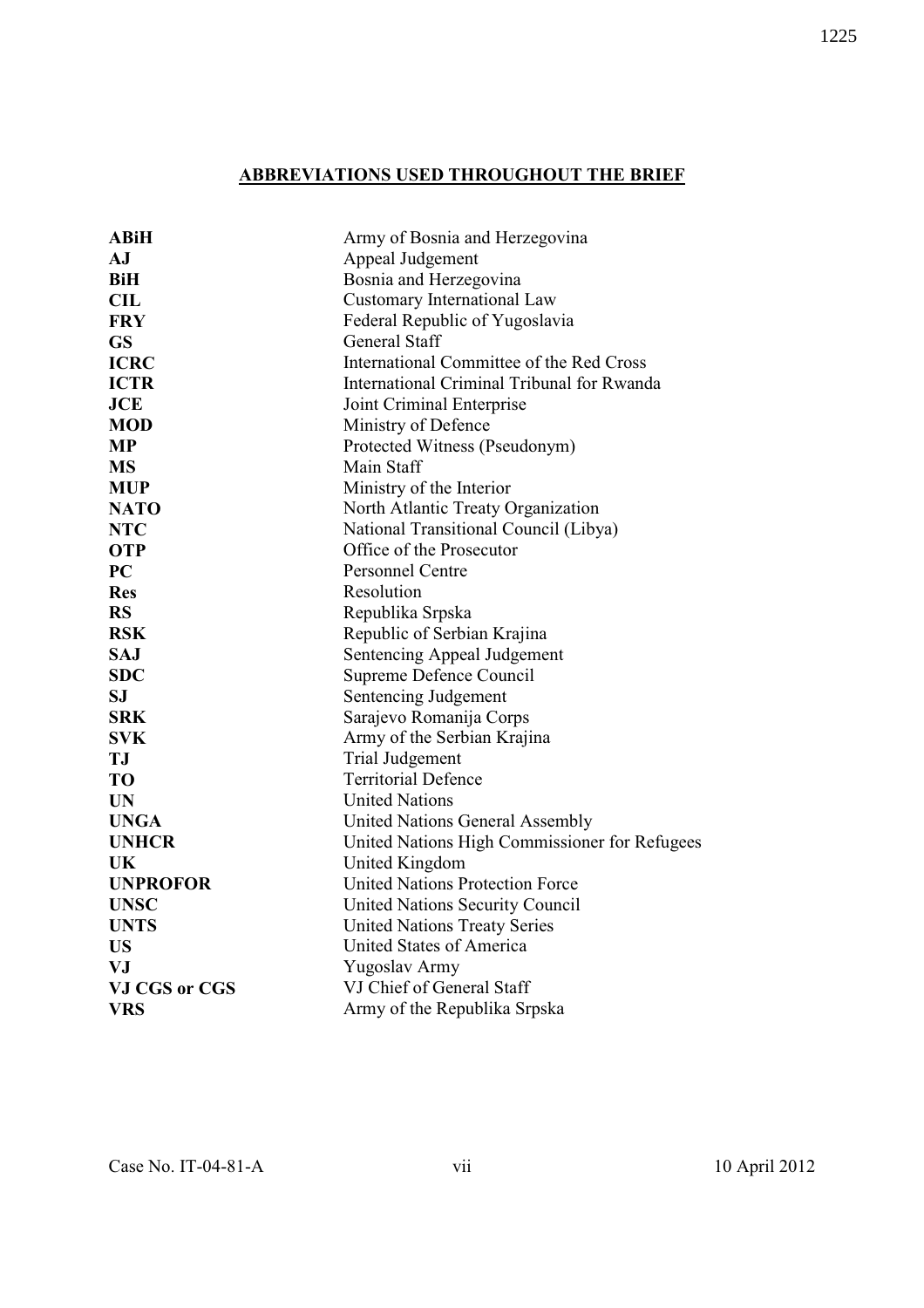## ABBREVIATIONS USED THROUGHOUT THE BRIEF

| | |
|---|---|
| **ABiH** | Army of Bosnia and Herzegovina |
| **AJ** | Appeal Judgement |
| **BiH** | Bosnia and Herzegovina |
| **CIL** | Customary International Law |
| **FRY** | Federal Republic of Yugoslavia |
| **GS** | General Staff |
| **ICRC** | International Committee of the Red Cross |
| **ICTR** | International Criminal Tribunal for Rwanda |
| **JCE** | Joint Criminal Enterprise |
| **MOD** | Ministry of Defence |
| **MP** | Protected Witness (Pseudonym) |
| **MS** | Main Staff |
| **MUP** | Ministry of the Interior |
| **NATO** | North Atlantic Treaty Organization |
| **NTC** | National Transitional Council (Libya) |
| **OTP** | Office of the Prosecutor |
| **PC** | Personnel Centre |
| **Res** | Resolution |
| **RS** | Republika Srpska |
| **RSK** | Republic of Serbian Krajina |
| **SAJ** | Sentencing Appeal Judgement |
| **SDC** | Supreme Defence Council |
| **SJ** | Sentencing Judgement |
| **SRK** | Sarajevo Romanija Corps |
| **SVK** | Army of the Serbian Krajina |
| **TJ** | Trial Judgement |
| **TO** | Territorial Defence |
| **UN** | United Nations |
| **UNGA** | United Nations General Assembly |
| **UNHCR** | United Nations High Commissioner for Refugees |
| **UK** | United Kingdom |
| **UNPROFOR** | United Nations Protection Force |
| **UNSC** | United Nations Security Council |
| **UNTS** | United Nations Treaty Series |
| **US** | United States of America |
| **VJ** | Yugoslav Army |
| **VJ CGS or CGS** | VJ Chief of General Staff |
| **VRS** | Army of the Republika Srpska |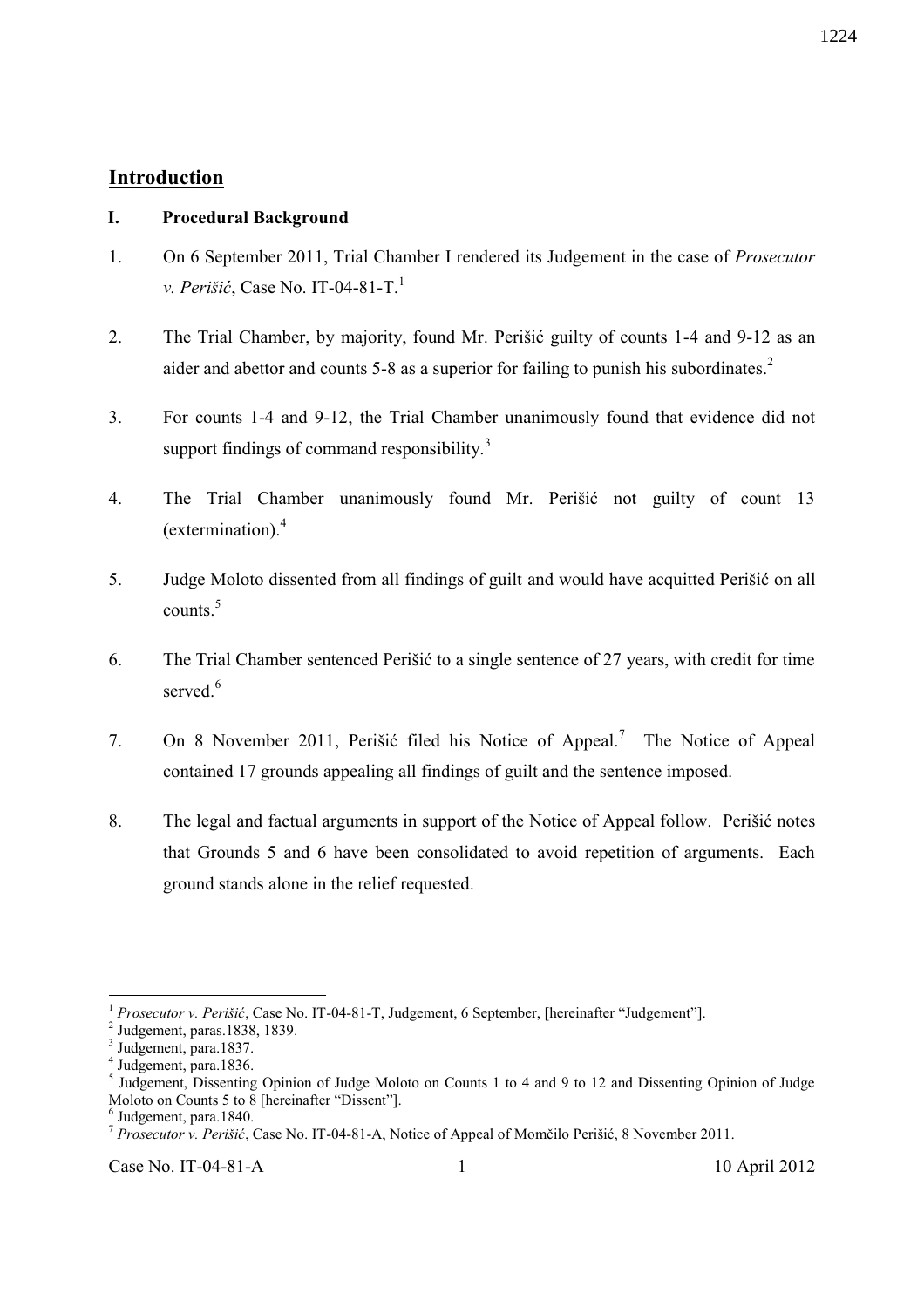## Introduction

### I. Procedural Background

1. On 6 September 2011, Trial Chamber I rendered its Judgement in the case of *Prosecutor v. Perišić*, Case No. IT-04-81-T.[1]

2. The Trial Chamber, by majority, found Mr. Perišić guilty of counts 1-4 and 9-12 as an aider and abettor and counts 5-8 as a superior for failing to punish his subordinates.[2]

3. For counts 1-4 and 9-12, the Trial Chamber unanimously found that evidence did not support findings of command responsibility.[3]

4. The Trial Chamber unanimously found Mr. Perišić not guilty of count 13 (extermination).[4]

5. Judge Moloto dissented from all findings of guilt and would have acquitted Perišić on all counts.[5]

6. The Trial Chamber sentenced Perišić to a single sentence of 27 years, with credit for time served.[6]

7. On 8 November 2011, Perišić filed his Notice of Appeal.[7] The Notice of Appeal contained 17 grounds appealing all findings of guilt and the sentence imposed.

8. The legal and factual arguments in support of the Notice of Appeal follow. Perišić notes that Grounds 5 and 6 have been consolidated to avoid repetition of arguments. Each ground stands alone in the relief requested.

---

[1] *Prosecutor v. Perišić*, Case No. IT-04-81-T, Judgement, 6 September, [hereinafter "Judgement"].

[2] Judgement, paras.1838, 1839.

[3] Judgement, para.1837.

[4] Judgement, para.1836.

[5] Judgement, Dissenting Opinion of Judge Moloto on Counts 1 to 4 and 9 to 12 and Dissenting Opinion of Judge Moloto on Counts 5 to 8 [hereinafter "Dissent"].

[6] Judgement, para.1840.

[7] *Prosecutor v. Perišić*, Case No. IT-04-81-A, Notice of Appeal of Momčilo Perišić, 8 November 2011.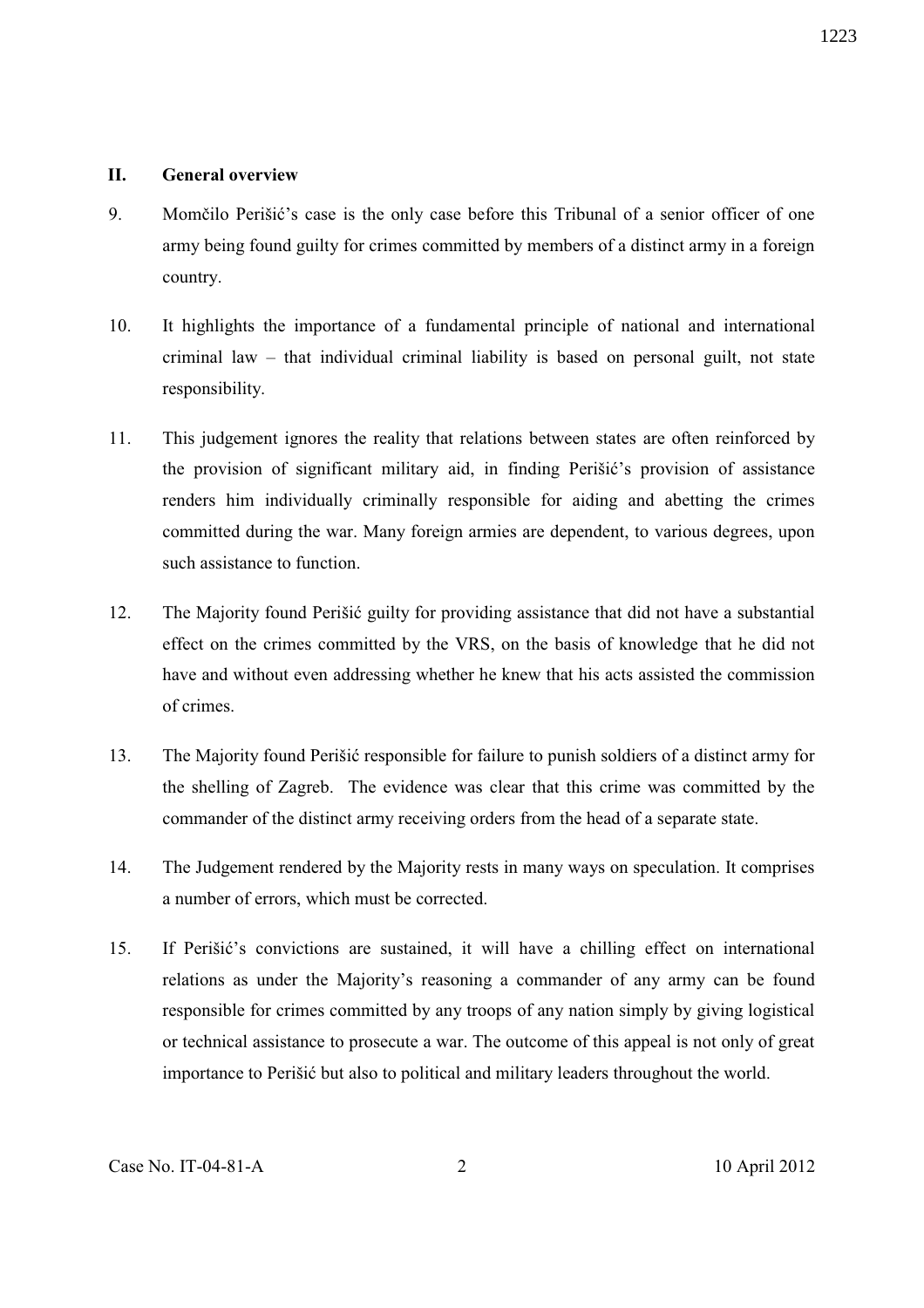## II. General overview

9. Momčilo Perišić's case is the only case before this Tribunal of a senior officer of one army being found guilty for crimes committed by members of a distinct army in a foreign country.

10. It highlights the importance of a fundamental principle of national and international criminal law – that individual criminal liability is based on personal guilt, not state responsibility.

11. This judgement ignores the reality that relations between states are often reinforced by the provision of significant military aid, in finding Perišić's provision of assistance renders him individually criminally responsible for aiding and abetting the crimes committed during the war. Many foreign armies are dependent, to various degrees, upon such assistance to function.

12. The Majority found Perišić guilty for providing assistance that did not have a substantial effect on the crimes committed by the VRS, on the basis of knowledge that he did not have and without even addressing whether he knew that his acts assisted the commission of crimes.

13. The Majority found Perišić responsible for failure to punish soldiers of a distinct army for the shelling of Zagreb. The evidence was clear that this crime was committed by the commander of the distinct army receiving orders from the head of a separate state.

14. The Judgement rendered by the Majority rests in many ways on speculation. It comprises a number of errors, which must be corrected.

15. If Perišić's convictions are sustained, it will have a chilling effect on international relations as under the Majority's reasoning a commander of any army can be found responsible for crimes committed by any troops of any nation simply by giving logistical or technical assistance to prosecute a war. The outcome of this appeal is not only of great importance to Perišić but also to political and military leaders throughout the world.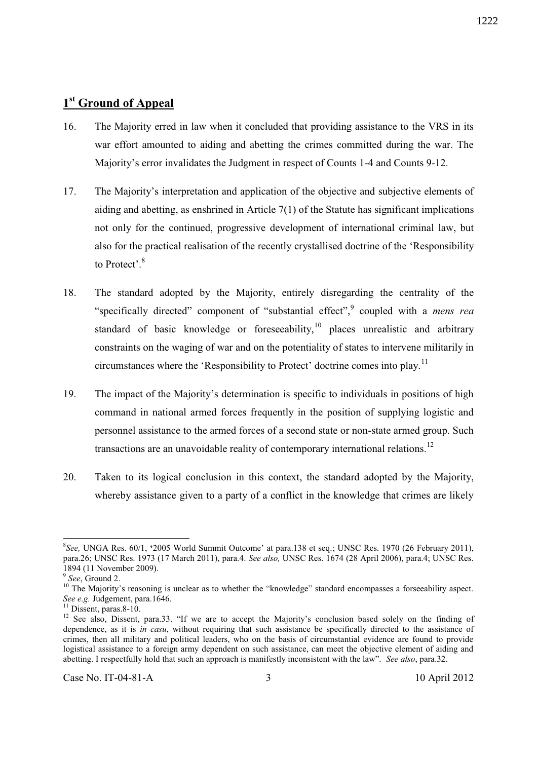## 1[st] Ground of Appeal

16. The Majority erred in law when it concluded that providing assistance to the VRS in its war effort amounted to aiding and abetting the crimes committed during the war. The Majority's error invalidates the Judgment in respect of Counts 1-4 and Counts 9-12.

17. The Majority's interpretation and application of the objective and subjective elements of aiding and abetting, as enshrined in Article 7(1) of the Statute has significant implications not only for the continued, progressive development of international criminal law, but also for the practical realisation of the recently crystallised doctrine of the 'Responsibility to Protect'.[8]

18. The standard adopted by the Majority, entirely disregarding the centrality of the "specifically directed" component of "substantial effect",[9] coupled with a *mens rea* standard of basic knowledge or foreseeability,[10] places unrealistic and arbitrary constraints on the waging of war and on the potentiality of states to intervene militarily in circumstances where the 'Responsibility to Protect' doctrine comes into play.[11]

19. The impact of the Majority's determination is specific to individuals in positions of high command in national armed forces frequently in the position of supplying logistic and personnel assistance to the armed forces of a second state or non-state armed group. Such transactions are an unavoidable reality of contemporary international relations.[12]

20. Taken to its logical conclusion in this context, the standard adopted by the Majority, whereby assistance given to a party of a conflict in the knowledge that crimes are likely

---

[8] *See,* UNGA Res. 60/1, '2005 World Summit Outcome' at para.138 et seq.; UNSC Res. 1970 (26 February 2011), para.26; UNSC Res. 1973 (17 March 2011), para.4. *See also,* UNSC Res. 1674 (28 April 2006), para.4; UNSC Res. 1894 (11 November 2009).

[9] *See*, Ground 2.

[10] The Majority's reasoning is unclear as to whether the "knowledge" standard encompasses a forseeability aspect. *See e.g.* Judgement, para.1646.

[11] Dissent, paras.8-10.

[12] See also, Dissent, para.33. "If we are to accept the Majority's conclusion based solely on the finding of dependence, as it is *in casu*, without requiring that such assistance be specifically directed to the assistance of crimes, then all military and political leaders, who on the basis of circumstantial evidence are found to provide logistical assistance to a foreign army dependent on such assistance, can meet the objective element of aiding and abetting. I respectfully hold that such an approach is manifestly inconsistent with the law". *See also*, para.32.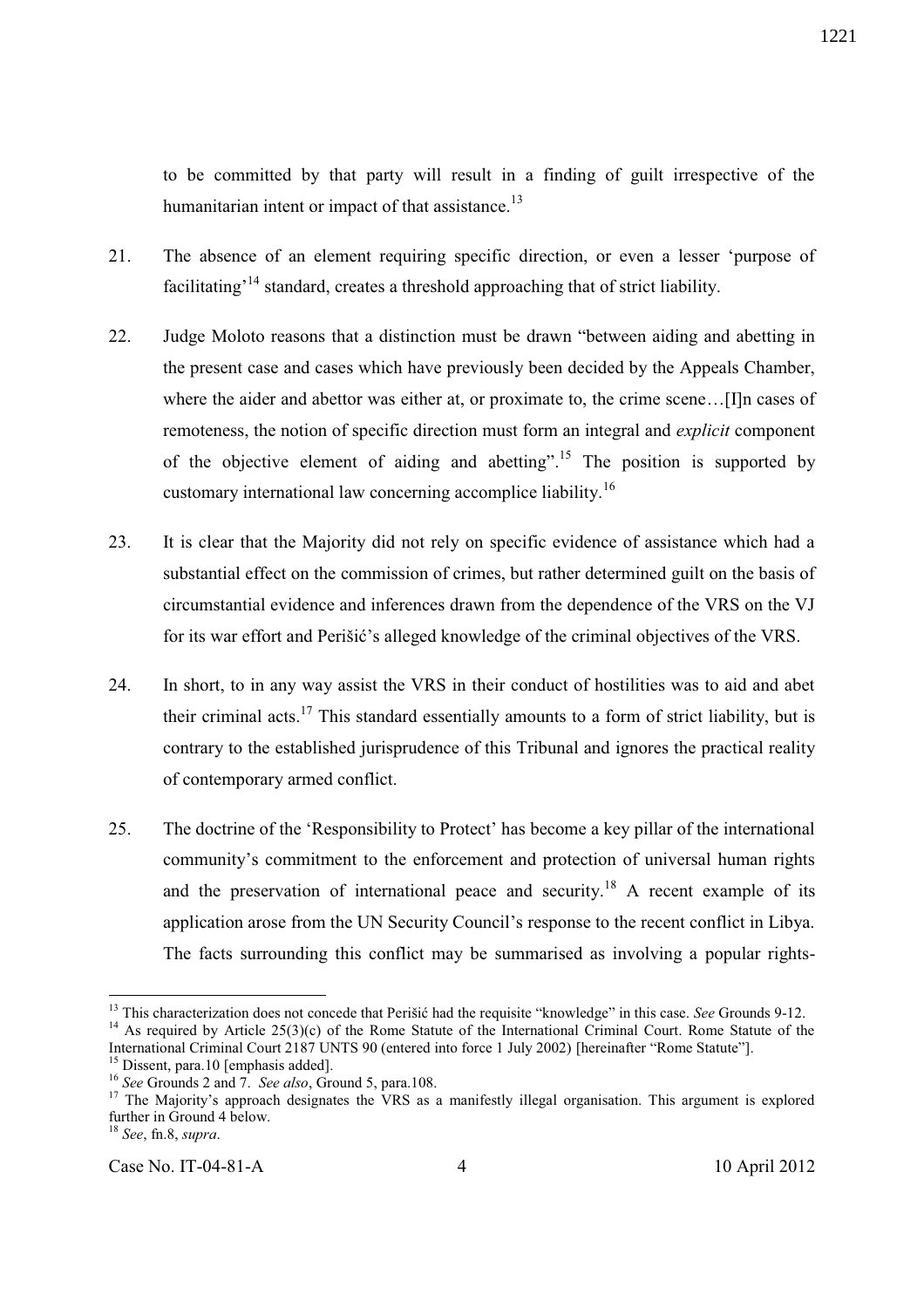to be committed by that party will result in a finding of guilt irrespective of the humanitarian intent or impact of that assistance.[13]

21. The absence of an element requiring specific direction, or even a lesser 'purpose of facilitating'[14] standard, creates a threshold approaching that of strict liability.

22. Judge Moloto reasons that a distinction must be drawn "between aiding and abetting in the present case and cases which have previously been decided by the Appeals Chamber, where the aider and abettor was either at, or proximate to, the crime scene…[I]n cases of remoteness, the notion of specific direction must form an integral and *explicit* component of the objective element of aiding and abetting".[15] The position is supported by customary international law concerning accomplice liability.[16]

23. It is clear that the Majority did not rely on specific evidence of assistance which had a substantial effect on the commission of crimes, but rather determined guilt on the basis of circumstantial evidence and inferences drawn from the dependence of the VRS on the VJ for its war effort and Perišić's alleged knowledge of the criminal objectives of the VRS.

24. In short, to in any way assist the VRS in their conduct of hostilities was to aid and abet their criminal acts.[17] This standard essentially amounts to a form of strict liability, but is contrary to the established jurisprudence of this Tribunal and ignores the practical reality of contemporary armed conflict.

25. The doctrine of the 'Responsibility to Protect' has become a key pillar of the international community's commitment to the enforcement and protection of universal human rights and the preservation of international peace and security.[18] A recent example of its application arose from the UN Security Council's response to the recent conflict in Libya. The facts surrounding this conflict may be summarised as involving a popular rights-

---

[13] This characterization does not concede that Perišić had the requisite "knowledge" in this case. *See* Grounds 9-12.

[14] As required by Article 25(3)(c) of the Rome Statute of the International Criminal Court. Rome Statute of the International Criminal Court 2187 UNTS 90 (entered into force 1 July 2002) [hereinafter "Rome Statute"].

[15] Dissent, para.10 [emphasis added].

[16] *See* Grounds 2 and 7. *See also*, Ground 5, para.108.

[17] The Majority's approach designates the VRS as a manifestly illegal organisation. This argument is explored further in Ground 4 below.

[18] *See*, fn.8, *supra*.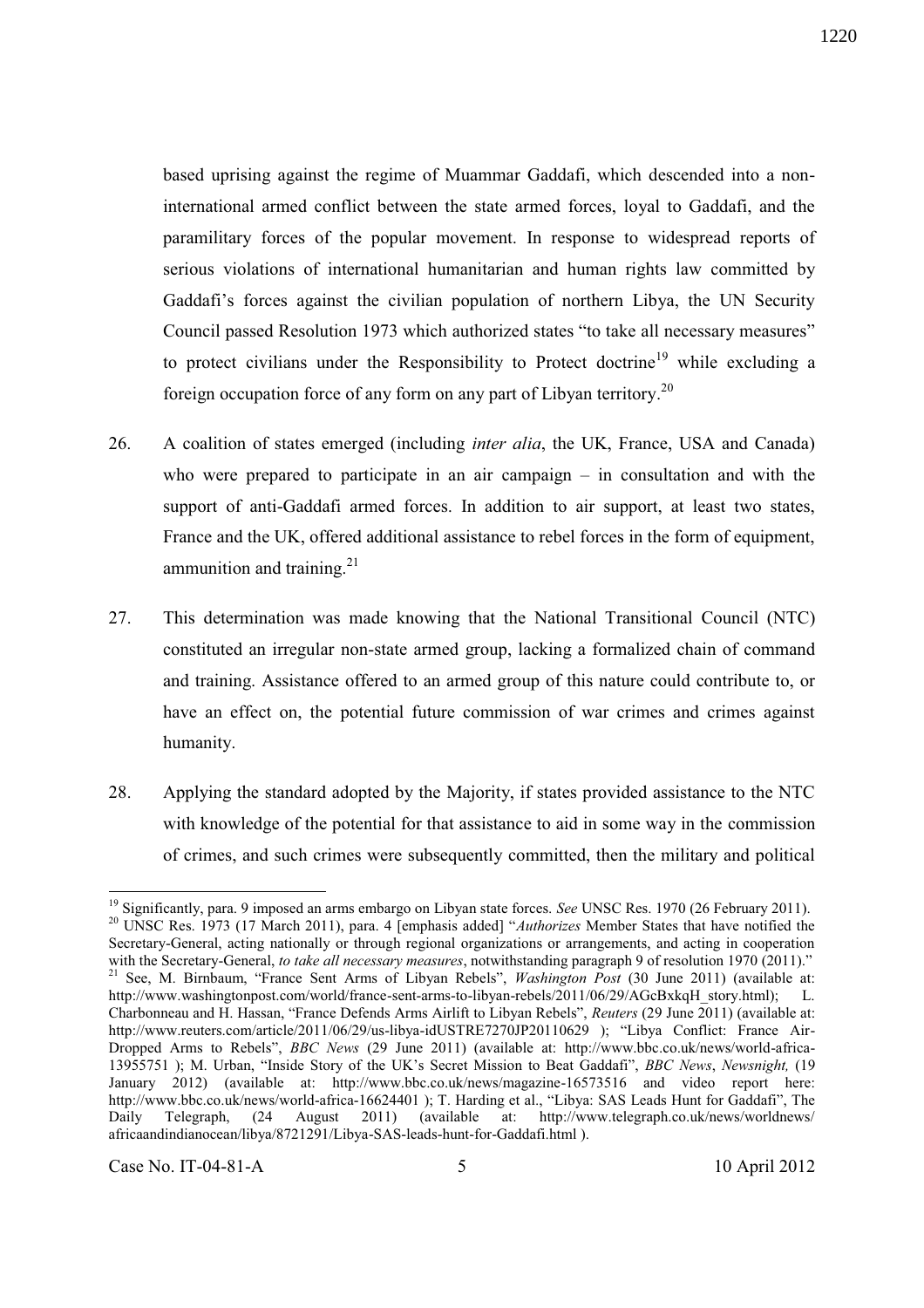based uprising against the regime of Muammar Gaddafi, which descended into a non-international armed conflict between the state armed forces, loyal to Gaddafi, and the paramilitary forces of the popular movement. In response to widespread reports of serious violations of international humanitarian and human rights law committed by Gaddafi's forces against the civilian population of northern Libya, the UN Security Council passed Resolution 1973 which authorized states "to take all necessary measures" to protect civilians under the Responsibility to Protect doctrine[19] while excluding a foreign occupation force of any form on any part of Libyan territory.[20]

26. A coalition of states emerged (including *inter alia*, the UK, France, USA and Canada) who were prepared to participate in an air campaign – in consultation and with the support of anti-Gaddafi armed forces. In addition to air support, at least two states, France and the UK, offered additional assistance to rebel forces in the form of equipment, ammunition and training.[21]

27. This determination was made knowing that the National Transitional Council (NTC) constituted an irregular non-state armed group, lacking a formalized chain of command and training. Assistance offered to an armed group of this nature could contribute to, or have an effect on, the potential future commission of war crimes and crimes against humanity.

28. Applying the standard adopted by the Majority, if states provided assistance to the NTC with knowledge of the potential for that assistance to aid in some way in the commission of crimes, and such crimes were subsequently committed, then the military and political

---

[19] Significantly, para. 9 imposed an arms embargo on Libyan state forces. *See* UNSC Res. 1970 (26 February 2011).

[20] UNSC Res. 1973 (17 March 2011), para. 4 [emphasis added] "*Authorizes* Member States that have notified the Secretary-General, acting nationally or through regional organizations or arrangements, and acting in cooperation with the Secretary-General, *to take all necessary measures*, notwithstanding paragraph 9 of resolution 1970 (2011)."

[21] See, M. Birnbaum, "France Sent Arms of Libyan Rebels", *Washington Post* (30 June 2011) (available at: http://www.washingtonpost.com/world/france-sent-arms-to-libyan-rebels/2011/06/29/AGcBxkqH_story.html); L. Charbonneau and H. Hassan, "France Defends Arms Airlift to Libyan Rebels", *Reuters* (29 June 2011) (available at: http://www.reuters.com/article/2011/06/29/us-libya-idUSTRE7270JP20110629 ); "Libya Conflict: France Air-Dropped Arms to Rebels", *BBC News* (29 June 2011) (available at: http://www.bbc.co.uk/news/world-africa-13955751 ); M. Urban, "Inside Story of the UK's Secret Mission to Beat Gaddafi", *BBC News*, *Newsnight,* (19 January 2012) (available at: http://www.bbc.co.uk/news/magazine-16573516 and video report here: http://www.bbc.co.uk/news/world-africa-16624401 ); T. Harding et al., "Libya: SAS Leads Hunt for Gaddafi", The Daily Telegraph, (24 August 2011) (available at: http://www.telegraph.co.uk/news/worldnews/africaandindianocean/libya/8721291/Libya-SAS-leads-hunt-for-Gaddafi.html ).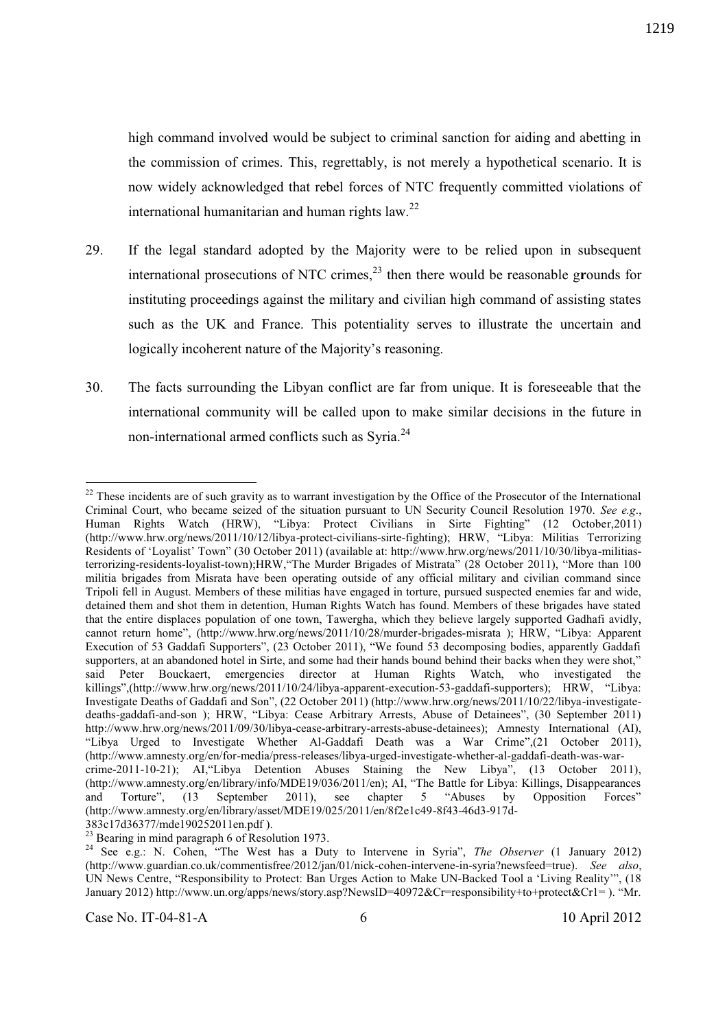high command involved would be subject to criminal sanction for aiding and abetting in the commission of crimes. This, regrettably, is not merely a hypothetical scenario. It is now widely acknowledged that rebel forces of NTC frequently committed violations of international humanitarian and human rights law.[22]

29. If the legal standard adopted by the Majority were to be relied upon in subsequent international prosecutions of NTC crimes,[23] then there would be reasonable grounds for instituting proceedings against the military and civilian high command of assisting states such as the UK and France. This potentiality serves to illustrate the uncertain and logically incoherent nature of the Majority's reasoning.

30. The facts surrounding the Libyan conflict are far from unique. It is foreseeable that the international community will be called upon to make similar decisions in the future in non-international armed conflicts such as Syria.[24]

---

[22] These incidents are of such gravity as to warrant investigation by the Office of the Prosecutor of the International Criminal Court, who became seized of the situation pursuant to UN Security Council Resolution 1970. *See e.g*., Human Rights Watch (HRW), "Libya: Protect Civilians in Sirte Fighting" (12 October,2011) (http://www.hrw.org/news/2011/10/12/libya-protect-civilians-sirte-fighting); HRW, "Libya: Militias Terrorizing Residents of 'Loyalist' Town" (30 October 2011) (available at: http://www.hrw.org/news/2011/10/30/libya-militias-terrorizing-residents-loyalist-town);HRW,"The Murder Brigades of Mistrata" (28 October 2011), "More than 100 militia brigades from Misrata have been operating outside of any official military and civilian command since Tripoli fell in August. Members of these militias have engaged in torture, pursued suspected enemies far and wide, detained them and shot them in detention, Human Rights Watch has found. Members of these brigades have stated that the entire displaces population of one town, Tawergha, which they believe largely supported Gadhafi avidly, cannot return home", (http://www.hrw.org/news/2011/10/28/murder-brigades-misrata ); HRW, "Libya: Apparent Execution of 53 Gaddafi Supporters", (23 October 2011), "We found 53 decomposing bodies, apparently Gaddafi supporters, at an abandoned hotel in Sirte, and some had their hands bound behind their backs when they were shot," said Peter Bouckaert, emergencies director at Human Rights Watch, who investigated the killings",(http://www.hrw.org/news/2011/10/24/libya-apparent-execution-53-gaddafi-supporters); HRW, "Libya: Investigate Deaths of Gaddafi and Son", (22 October 2011) (http://www.hrw.org/news/2011/10/22/libya-investigate-deaths-gaddafi-and-son ); HRW, "Libya: Cease Arbitrary Arrests, Abuse of Detainees", (30 September 2011) http://www.hrw.org/news/2011/09/30/libya-cease-arbitrary-arrests-abuse-detainees); Amnesty International (AI), "Libya Urged to Investigate Whether Al-Gaddafi Death was a War Crime",(21 October 2011), (http://www.amnesty.org/en/for-media/press-releases/libya-urged-investigate-whether-al-gaddafi-death-was-war-crime-2011-10-21); AI,"Libya Detention Abuses Staining the New Libya", (13 October 2011), (http://www.amnesty.org/en/library/info/MDE19/036/2011/en); AI, "The Battle for Libya: Killings, Disappearances and Torture", (13 September 2011), see chapter 5 "Abuses by Opposition Forces" (http://www.amnesty.org/en/library/asset/MDE19/025/2011/en/8f2e1c49-8f43-46d3-917d-383c17d36377/mde190252011en.pdf ).

[23] Bearing in mind paragraph 6 of Resolution 1973.

[24] See e.g.: N. Cohen, "The West has a Duty to Intervene in Syria", *The Observer* (1 January 2012) (http://www.guardian.co.uk/commentisfree/2012/jan/01/nick-cohen-intervene-in-syria?newsfeed=true). *See also*, UN News Centre, "Responsibility to Protect: Ban Urges Action to Make UN-Backed Tool a 'Living Reality'", (18 January 2012) http://www.un.org/apps/news/story.asp?NewsID=40972&Cr=responsibility+to+protect&Cr1= ). "Mr.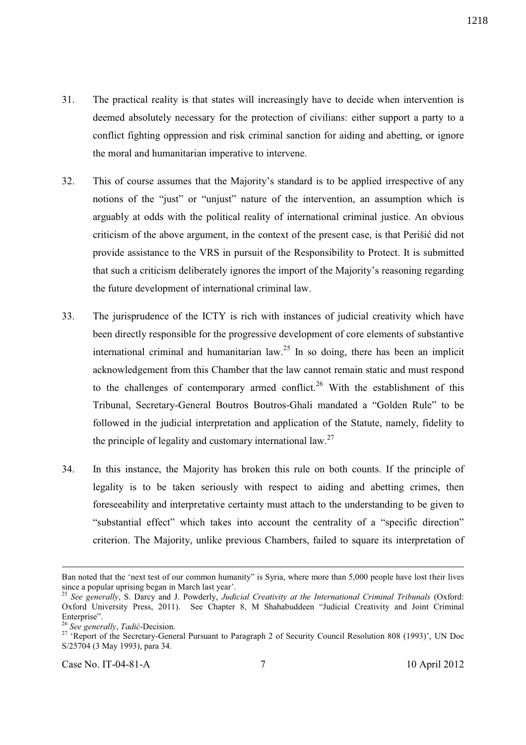31. The practical reality is that states will increasingly have to decide when intervention is deemed absolutely necessary for the protection of civilians: either support a party to a conflict fighting oppression and risk criminal sanction for aiding and abetting, or ignore the moral and humanitarian imperative to intervene.

32. This of course assumes that the Majority's standard is to be applied irrespective of any notions of the "just" or "unjust" nature of the intervention, an assumption which is arguably at odds with the political reality of international criminal justice. An obvious criticism of the above argument, in the context of the present case, is that Perišić did not provide assistance to the VRS in pursuit of the Responsibility to Protect. It is submitted that such a criticism deliberately ignores the import of the Majority's reasoning regarding the future development of international criminal law.

33. The jurisprudence of the ICTY is rich with instances of judicial creativity which have been directly responsible for the progressive development of core elements of substantive international criminal and humanitarian law.[25] In so doing, there has been an implicit acknowledgement from this Chamber that the law cannot remain static and must respond to the challenges of contemporary armed conflict.[26] With the establishment of this Tribunal, Secretary-General Boutros Boutros-Ghali mandated a "Golden Rule" to be followed in the judicial interpretation and application of the Statute, namely, fidelity to the principle of legality and customary international law.[27]

34. In this instance, the Majority has broken this rule on both counts. If the principle of legality is to be taken seriously with respect to aiding and abetting crimes, then foreseeability and interpretative certainty must attach to the understanding to be given to "substantial effect" which takes into account the centrality of a "specific direction" criterion. The Majority, unlike previous Chambers, failed to square its interpretation of

---

Ban noted that the 'next test of our common humanity" is Syria, where more than 5,000 people have lost their lives since a popular uprising began in March last year'.

[25] *See generally*, S. Darcy and J. Powderly, *Judicial Creativity at the International Criminal Tribunals* (Oxford: Oxford University Press, 2011). See Chapter 8, M Shahabuddeen "Judicial Creativity and Joint Criminal Enterprise".

[26] *See generally*, *Tadić*-Decision.

[27] 'Report of the Secretary-General Pursuant to Paragraph 2 of Security Council Resolution 808 (1993)', UN Doc S/25704 (3 May 1993), para 34.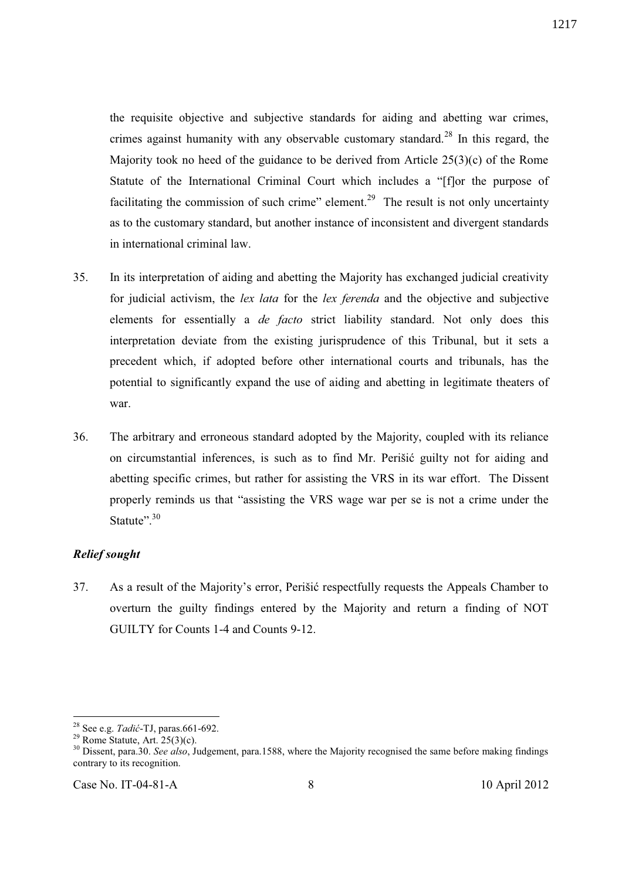the requisite objective and subjective standards for aiding and abetting war crimes, crimes against humanity with any observable customary standard.[28] In this regard, the Majority took no heed of the guidance to be derived from Article 25(3)(c) of the Rome Statute of the International Criminal Court which includes a "[f]or the purpose of facilitating the commission of such crime" element.[29] The result is not only uncertainty as to the customary standard, but another instance of inconsistent and divergent standards in international criminal law.

35. In its interpretation of aiding and abetting the Majority has exchanged judicial creativity for judicial activism, the *lex lata* for the *lex ferenda* and the objective and subjective elements for essentially a *de facto* strict liability standard. Not only does this interpretation deviate from the existing jurisprudence of this Tribunal, but it sets a precedent which, if adopted before other international courts and tribunals, has the potential to significantly expand the use of aiding and abetting in legitimate theaters of war.

36. The arbitrary and erroneous standard adopted by the Majority, coupled with its reliance on circumstantial inferences, is such as to find Mr. Perišić guilty not for aiding and abetting specific crimes, but rather for assisting the VRS in its war effort. The Dissent properly reminds us that "assisting the VRS wage war per se is not a crime under the Statute".[30]

### *Relief sought*

37. As a result of the Majority's error, Perišić respectfully requests the Appeals Chamber to overturn the guilty findings entered by the Majority and return a finding of NOT GUILTY for Counts 1-4 and Counts 9-12.

---

[28] See e.g. *Tadić*-TJ, paras.661-692.

[29] Rome Statute, Art. 25(3)(c).

[30] Dissent, para.30. *See also*, Judgement, para.1588, where the Majority recognised the same before making findings contrary to its recognition.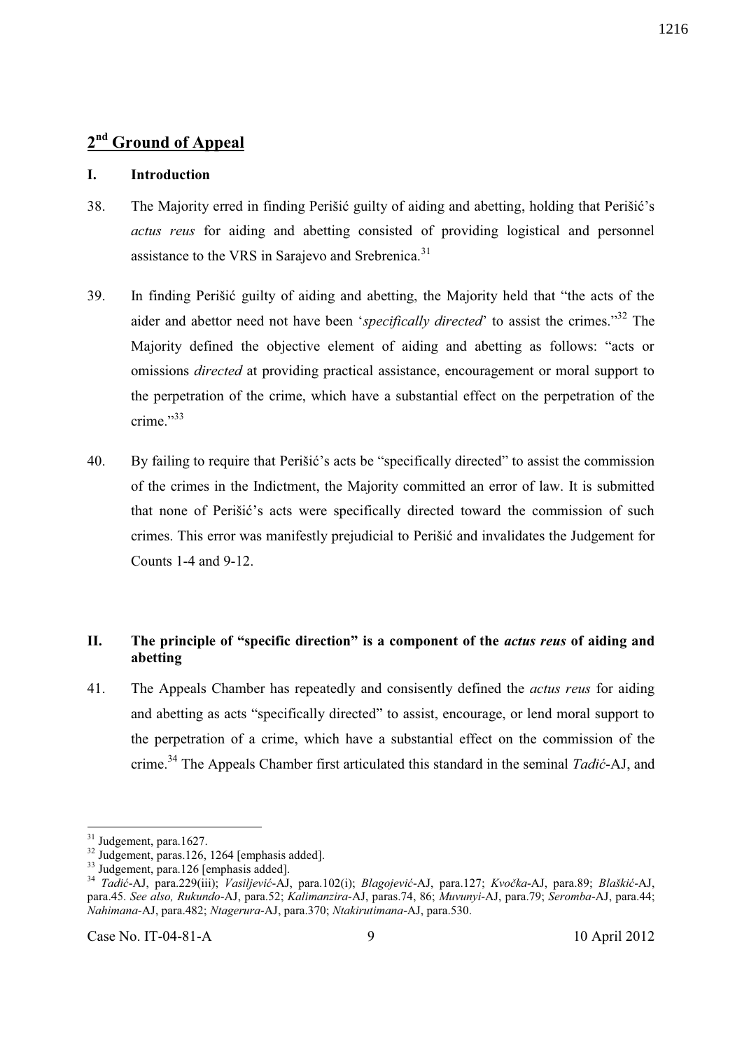## 2nd Ground of Appeal

### I. Introduction

38. The Majority erred in finding Perišić guilty of aiding and abetting, holding that Perišić's *actus reus* for aiding and abetting consisted of providing logistical and personnel assistance to the VRS in Sarajevo and Srebrenica.[31]

39. In finding Perišić guilty of aiding and abetting, the Majority held that "the acts of the aider and abettor need not have been '*specifically directed*' to assist the crimes."[32] The Majority defined the objective element of aiding and abetting as follows: "acts or omissions *directed* at providing practical assistance, encouragement or moral support to the perpetration of the crime, which have a substantial effect on the perpetration of the crime."[33]

40. By failing to require that Perišić's acts be "specifically directed" to assist the commission of the crimes in the Indictment, the Majority committed an error of law. It is submitted that none of Perišić's acts were specifically directed toward the commission of such crimes. This error was manifestly prejudicial to Perišić and invalidates the Judgement for Counts 1-4 and 9-12.

### II. The principle of "specific direction" is a component of the *actus reus* of aiding and abetting

41. The Appeals Chamber has repeatedly and consisently defined the *actus reus* for aiding and abetting as acts "specifically directed" to assist, encourage, or lend moral support to the perpetration of a crime, which have a substantial effect on the commission of the crime.[34] The Appeals Chamber first articulated this standard in the seminal *Tadić*-AJ, and

---

[31] Judgement, para.1627.

[32] Judgement, paras.126, 1264 [emphasis added].

[33] Judgement, para.126 [emphasis added].

[34] *Tadić*-AJ, para.229(iii); *Vasiljević*-AJ, para.102(i); *Blagojević*-AJ, para.127; *Kvočka*-AJ, para.89; *Blaškić*-AJ, para.45. *See also, Rukundo*-AJ, para.52; *Kalimanzira*-AJ, paras.74, 86; *Muvunyi*-AJ, para.79; *Seromba*-AJ, para.44; *Nahimana*-AJ, para.482; *Ntagerura*-AJ, para.370; *Ntakirutimana*-AJ, para.530.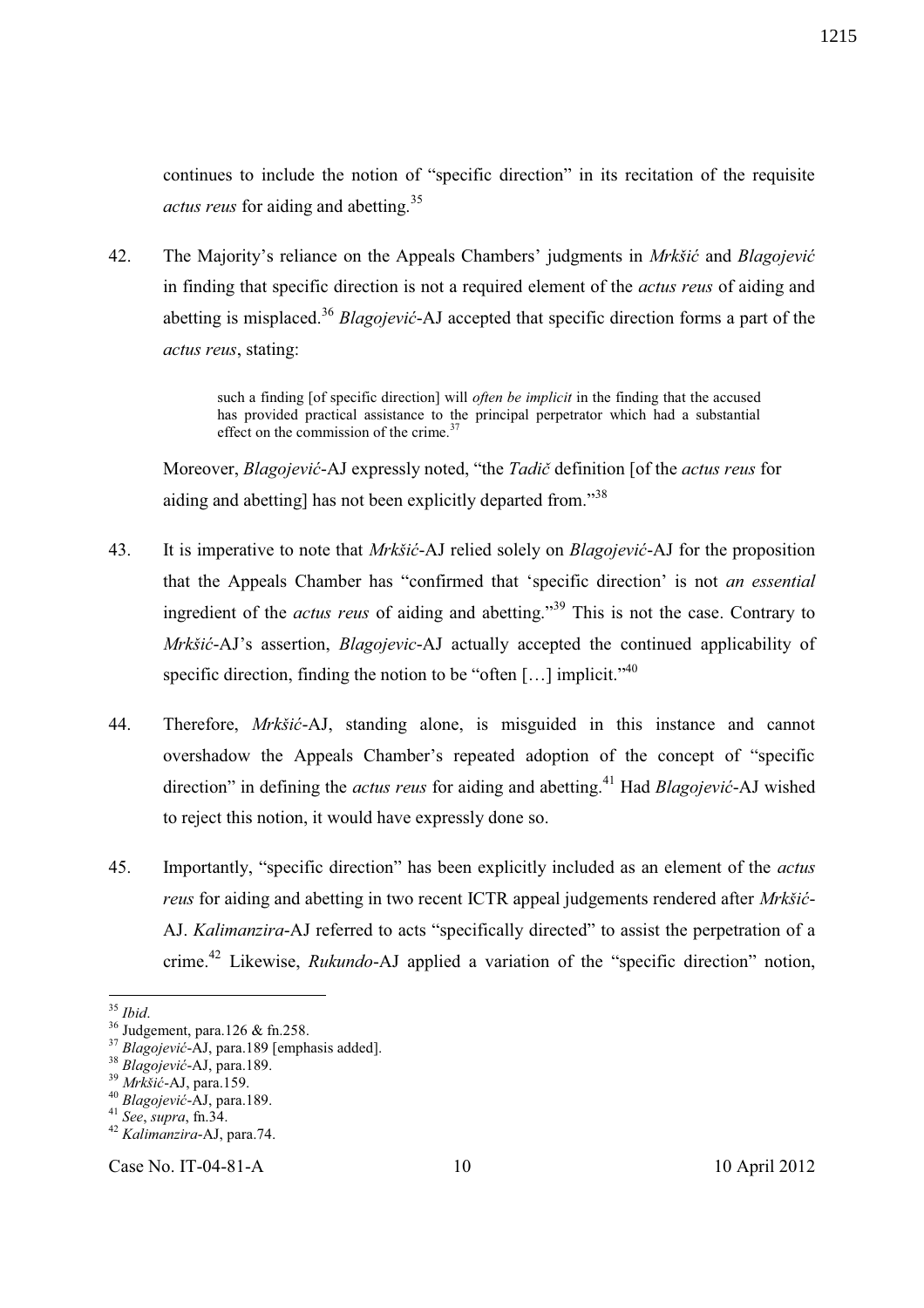continues to include the notion of "specific direction" in its recitation of the requisite *actus reus* for aiding and abetting.[35]

42. The Majority's reliance on the Appeals Chambers' judgments in *Mrkšić* and *Blagojević* in finding that specific direction is not a required element of the *actus reus* of aiding and abetting is misplaced.[36] *Blagojević*-AJ accepted that specific direction forms a part of the *actus reus*, stating:

> such a finding [of specific direction] will *often be implicit* in the finding that the accused has provided practical assistance to the principal perpetrator which had a substantial effect on the commission of the crime.[37]

Moreover, *Blagojević*-AJ expressly noted, "the *Tadič* definition [of the *actus reus* for aiding and abetting] has not been explicitly departed from."[38]

43. It is imperative to note that *Mrkšić*-AJ relied solely on *Blagojević*-AJ for the proposition that the Appeals Chamber has "confirmed that 'specific direction' is not *an essential* ingredient of the *actus reus* of aiding and abetting."[39] This is not the case. Contrary to *Mrkšić*-AJ's assertion, *Blagojevic*-AJ actually accepted the continued applicability of specific direction, finding the notion to be "often […] implicit."[40]

44. Therefore, *Mrkšić*-AJ, standing alone, is misguided in this instance and cannot overshadow the Appeals Chamber's repeated adoption of the concept of "specific direction" in defining the *actus reus* for aiding and abetting.[41] Had *Blagojević*-AJ wished to reject this notion, it would have expressly done so.

45. Importantly, "specific direction" has been explicitly included as an element of the *actus reus* for aiding and abetting in two recent ICTR appeal judgements rendered after *Mrkšić*-AJ. *Kalimanzira*-AJ referred to acts "specifically directed" to assist the perpetration of a crime.[42] Likewise, *Rukundo*-AJ applied a variation of the "specific direction" notion,

---

[35] *Ibid*.
[36] Judgement, para.126 & fn.258.
[37] *Blagojević*-AJ, para.189 [emphasis added].
[38] *Blagojević*-AJ, para.189.
[39] *Mrkšić*-AJ, para.159.
[40] *Blagojević*-AJ, para.189.
[41] *See*, *supra*, fn.34.
[42] *Kalimanzira*-AJ, para.74.

Case No. IT-04-81-A 10 April 2012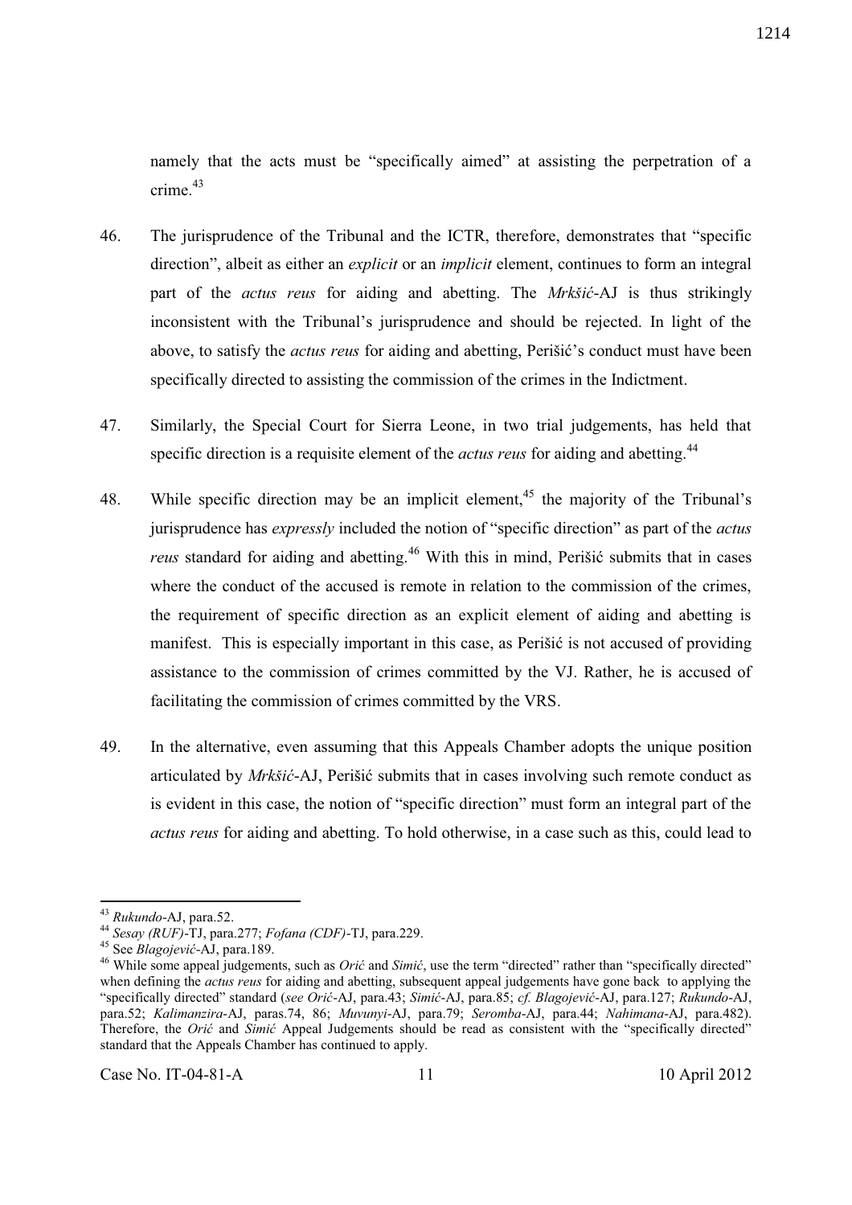namely that the acts must be "specifically aimed" at assisting the perpetration of a crime.[43]

46. The jurisprudence of the Tribunal and the ICTR, therefore, demonstrates that "specific direction", albeit as either an *explicit* or an *implicit* element, continues to form an integral part of the *actus reus* for aiding and abetting. The *Mrkšić*-AJ is thus strikingly inconsistent with the Tribunal's jurisprudence and should be rejected. In light of the above, to satisfy the *actus reus* for aiding and abetting, Perišić's conduct must have been specifically directed to assisting the commission of the crimes in the Indictment.

47. Similarly, the Special Court for Sierra Leone, in two trial judgements, has held that specific direction is a requisite element of the *actus reus* for aiding and abetting.[44]

48. While specific direction may be an implicit element,[45] the majority of the Tribunal's jurisprudence has *expressly* included the notion of "specific direction" as part of the *actus reus* standard for aiding and abetting.[46] With this in mind, Perišić submits that in cases where the conduct of the accused is remote in relation to the commission of the crimes, the requirement of specific direction as an explicit element of aiding and abetting is manifest. This is especially important in this case, as Perišić is not accused of providing assistance to the commission of crimes committed by the VJ. Rather, he is accused of facilitating the commission of crimes committed by the VRS.

49. In the alternative, even assuming that this Appeals Chamber adopts the unique position articulated by *Mrkšić*-AJ, Perišić submits that in cases involving such remote conduct as is evident in this case, the notion of "specific direction" must form an integral part of the *actus reus* for aiding and abetting. To hold otherwise, in a case such as this, could lead to

---

[43] *Rukundo*-AJ, para.52.

[44] *Sesay (RUF)*-TJ, para.277; *Fofana (CDF)*-TJ, para.229.

[45] See *Blagojević*-AJ, para.189.

[46] While some appeal judgements, such as *Orić* and *Simić*, use the term "directed" rather than "specifically directed" when defining the *actus reus* for aiding and abetting, subsequent appeal judgements have gone back to applying the "specifically directed" standard (*see Orić*-AJ, para.43; *Simić*-AJ, para.85; *cf. Blagojević*-AJ, para.127; *Rukundo*-AJ, para.52; *Kalimanzira*-AJ, paras.74, 86; *Muvunyi*-AJ, para.79; *Seromba*-AJ, para.44; *Nahimana*-AJ, para.482). Therefore, the *Orić* and *Simić* Appeal Judgements should be read as consistent with the "specifically directed" standard that the Appeals Chamber has continued to apply.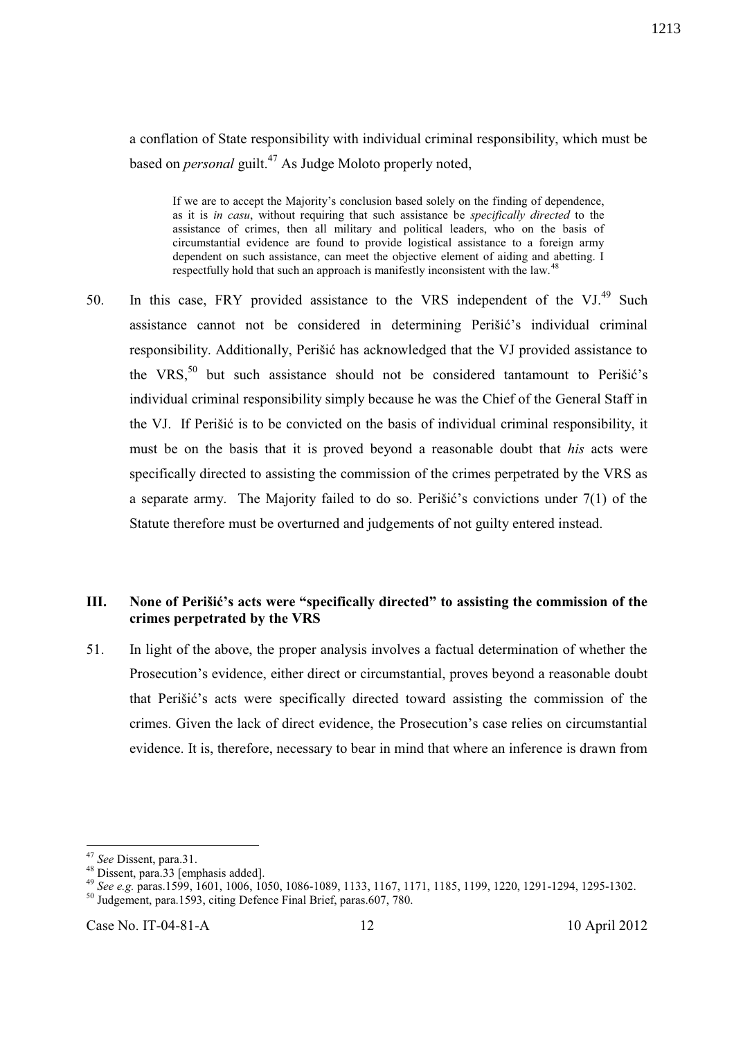a conflation of State responsibility with individual criminal responsibility, which must be based on *personal* guilt.[47] As Judge Moloto properly noted,

> If we are to accept the Majority's conclusion based solely on the finding of dependence, as it is *in casu*, without requiring that such assistance be *specifically directed* to the assistance of crimes, then all military and political leaders, who on the basis of circumstantial evidence are found to provide logistical assistance to a foreign army dependent on such assistance, can meet the objective element of aiding and abetting. I respectfully hold that such an approach is manifestly inconsistent with the law.[48]

50. In this case, FRY provided assistance to the VRS independent of the VJ.[49] Such assistance cannot not be considered in determining Perišić's individual criminal responsibility. Additionally, Perišić has acknowledged that the VJ provided assistance to the VRS,[50] but such assistance should not be considered tantamount to Perišić's individual criminal responsibility simply because he was the Chief of the General Staff in the VJ. If Perišić is to be convicted on the basis of individual criminal responsibility, it must be on the basis that it is proved beyond a reasonable doubt that *his* acts were specifically directed to assisting the commission of the crimes perpetrated by the VRS as a separate army. The Majority failed to do so. Perišić's convictions under 7(1) of the Statute therefore must be overturned and judgements of not guilty entered instead.

## III. None of Perišić's acts were "specifically directed" to assisting the commission of the crimes perpetrated by the VRS

51. In light of the above, the proper analysis involves a factual determination of whether the Prosecution's evidence, either direct or circumstantial, proves beyond a reasonable doubt that Perišić's acts were specifically directed toward assisting the commission of the crimes. Given the lack of direct evidence, the Prosecution's case relies on circumstantial evidence. It is, therefore, necessary to bear in mind that where an inference is drawn from

---

[47] *See* Dissent, para.31.

[48] Dissent, para.33 [emphasis added].

[49] *See e.g.* paras.1599, 1601, 1006, 1050, 1086-1089, 1133, 1167, 1171, 1185, 1199, 1220, 1291-1294, 1295-1302.

[50] Judgement, para.1593, citing Defence Final Brief, paras.607, 780.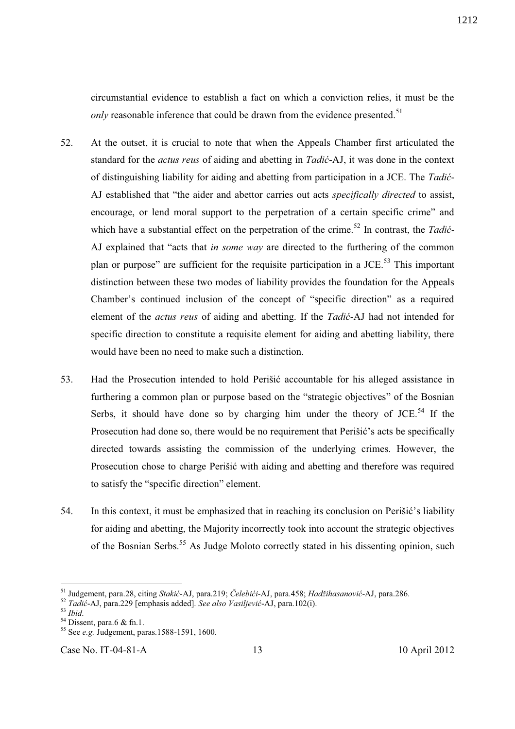circumstantial evidence to establish a fact on which a conviction relies, it must be the *only* reasonable inference that could be drawn from the evidence presented.[51]

52. At the outset, it is crucial to note that when the Appeals Chamber first articulated the standard for the *actus reus* of aiding and abetting in *Tadić*-AJ, it was done in the context of distinguishing liability for aiding and abetting from participation in a JCE. The *Tadić*-AJ established that "the aider and abettor carries out acts *specifically directed* to assist, encourage, or lend moral support to the perpetration of a certain specific crime" and which have a substantial effect on the perpetration of the crime.[52] In contrast, the *Tadić*-AJ explained that "acts that *in some way* are directed to the furthering of the common plan or purpose" are sufficient for the requisite participation in a JCE.[53] This important distinction between these two modes of liability provides the foundation for the Appeals Chamber's continued inclusion of the concept of "specific direction" as a required element of the *actus reus* of aiding and abetting. If the *Tadić*-AJ had not intended for specific direction to constitute a requisite element for aiding and abetting liability, there would have been no need to make such a distinction.

53. Had the Prosecution intended to hold Perišić accountable for his alleged assistance in furthering a common plan or purpose based on the "strategic objectives" of the Bosnian Serbs, it should have done so by charging him under the theory of JCE.[54] If the Prosecution had done so, there would be no requirement that Perišić's acts be specifically directed towards assisting the commission of the underlying crimes. However, the Prosecution chose to charge Perišić with aiding and abetting and therefore was required to satisfy the "specific direction" element.

54. In this context, it must be emphasized that in reaching its conclusion on Perišić's liability for aiding and abetting, the Majority incorrectly took into account the strategic objectives of the Bosnian Serbs.[55] As Judge Moloto correctly stated in his dissenting opinion, such

---

[51] Judgement, para.28, citing *Stakić*-AJ, para.219; *Čelebići*-AJ, para.458; *Hadžihasanović*-AJ, para.286.

[52] *Tadić*-AJ, para.229 [emphasis added]. *See also Vasiljević*-AJ, para.102(i).

[53] *Ibid*.

[54] Dissent, para.6 & fn.1.

[55] See *e.g.* Judgement, paras.1588-1591, 1600.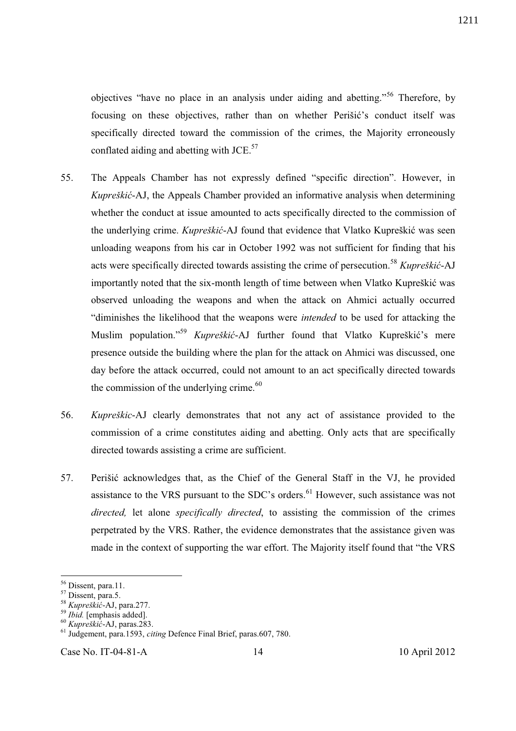objectives "have no place in an analysis under aiding and abetting."[56] Therefore, by focusing on these objectives, rather than on whether Perišić's conduct itself was specifically directed toward the commission of the crimes, the Majority erroneously conflated aiding and abetting with JCE.[57]

55. The Appeals Chamber has not expressly defined "specific direction". However, in *Kupreškić*-AJ, the Appeals Chamber provided an informative analysis when determining whether the conduct at issue amounted to acts specifically directed to the commission of the underlying crime. *Kupreškić*-AJ found that evidence that Vlatko Kupreškić was seen unloading weapons from his car in October 1992 was not sufficient for finding that his acts were specifically directed towards assisting the crime of persecution.[58] *Kupreškić*-AJ importantly noted that the six-month length of time between when Vlatko Kupreškić was observed unloading the weapons and when the attack on Ahmici actually occurred "diminishes the likelihood that the weapons were *intended* to be used for attacking the Muslim population."[59] *Kupreškić*-AJ further found that Vlatko Kupreškić's mere presence outside the building where the plan for the attack on Ahmici was discussed, one day before the attack occurred, could not amount to an act specifically directed towards the commission of the underlying crime.[60]

56. *Kupreškic*-AJ clearly demonstrates that not any act of assistance provided to the commission of a crime constitutes aiding and abetting. Only acts that are specifically directed towards assisting a crime are sufficient.

57. Perišić acknowledges that, as the Chief of the General Staff in the VJ, he provided assistance to the VRS pursuant to the SDC's orders.[61] However, such assistance was not *directed,* let alone *specifically directed*, to assisting the commission of the crimes perpetrated by the VRS. Rather, the evidence demonstrates that the assistance given was made in the context of supporting the war effort. The Majority itself found that "the VRS

---

[56] Dissent, para.11.
[57] Dissent, para.5.
[58] *Kupreškić*-AJ, para.277.
[59] *Ibid.* [emphasis added].
[60] *Kupreškić*-AJ, paras.283.
[61] Judgement, para.1593, *citing* Defence Final Brief, paras.607, 780.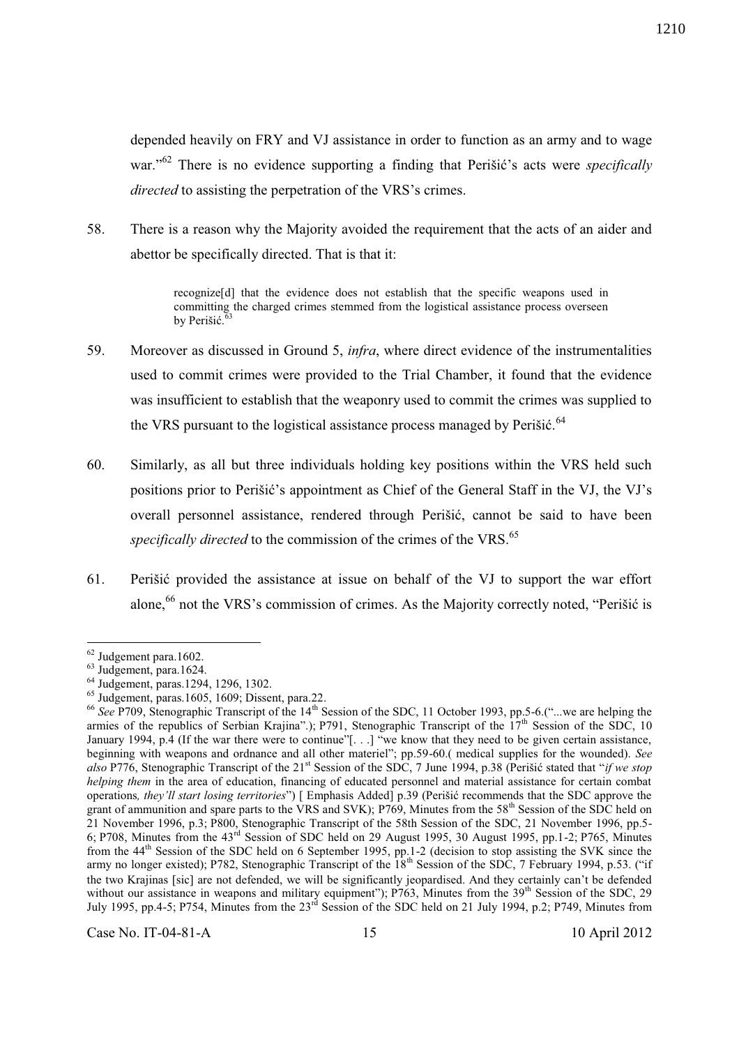depended heavily on FRY and VJ assistance in order to function as an army and to wage war."[62] There is no evidence supporting a finding that Perišić's acts were *specifically directed* to assisting the perpetration of the VRS's crimes.

58. There is a reason why the Majority avoided the requirement that the acts of an aider and abettor be specifically directed. That is that it:

> recognize[d] that the evidence does not establish that the specific weapons used in committing the charged crimes stemmed from the logistical assistance process overseen by Perišić.[63]

59. Moreover as discussed in Ground 5, *infra*, where direct evidence of the instrumentalities used to commit crimes were provided to the Trial Chamber, it found that the evidence was insufficient to establish that the weaponry used to commit the crimes was supplied to the VRS pursuant to the logistical assistance process managed by Perišić.[64]

60. Similarly, as all but three individuals holding key positions within the VRS held such positions prior to Perišić's appointment as Chief of the General Staff in the VJ, the VJ's overall personnel assistance, rendered through Perišić, cannot be said to have been *specifically directed* to the commission of the crimes of the VRS.[65]

61. Perišić provided the assistance at issue on behalf of the VJ to support the war effort alone,[66] not the VRS's commission of crimes. As the Majority correctly noted, "Perišić is

---

[62] Judgement para.1602.

[63] Judgement, para.1624.

[64] Judgement, paras.1294, 1296, 1302.

[65] Judgement, paras.1605, 1609; Dissent, para.22.

[66] *See* P709, Stenographic Transcript of the 14th Session of the SDC, 11 October 1993, pp.5-6.("...we are helping the armies of the republics of Serbian Krajina".); P791, Stenographic Transcript of the 17th Session of the SDC, 10 January 1994, p.4 (If the war there were to continue"[. . .] "we know that they need to be given certain assistance, beginning with weapons and ordnance and all other materiel"; pp.59-60.( medical supplies for the wounded). *See also* P776, Stenographic Transcript of the 21st Session of the SDC, 7 June 1994, p.38 (Perišić stated that "*if we stop helping them* in the area of education, financing of educated personnel and material assistance for certain combat operations*, they'll start losing territories*") [ Emphasis Added] p.39 (Perišić recommends that the SDC approve the grant of ammunition and spare parts to the VRS and SVK); P769, Minutes from the 58th Session of the SDC held on 21 November 1996, p.3; P800, Stenographic Transcript of the 58th Session of the SDC, 21 November 1996, pp.5-6; P708, Minutes from the 43rd Session of SDC held on 29 August 1995, 30 August 1995, pp.1-2; P765, Minutes from the 44th Session of the SDC held on 6 September 1995, pp.1-2 (decision to stop assisting the SVK since the army no longer existed); P782, Stenographic Transcript of the 18th Session of the SDC, 7 February 1994, p.53. ("if the two Krajinas [sic] are not defended, we will be significantly jeopardised. And they certainly can't be defended without our assistance in weapons and military equipment"); P763, Minutes from the 39th Session of the SDC, 29 July 1995, pp.4-5; P754, Minutes from the 23rd Session of the SDC held on 21 July 1994, p.2; P749, Minutes from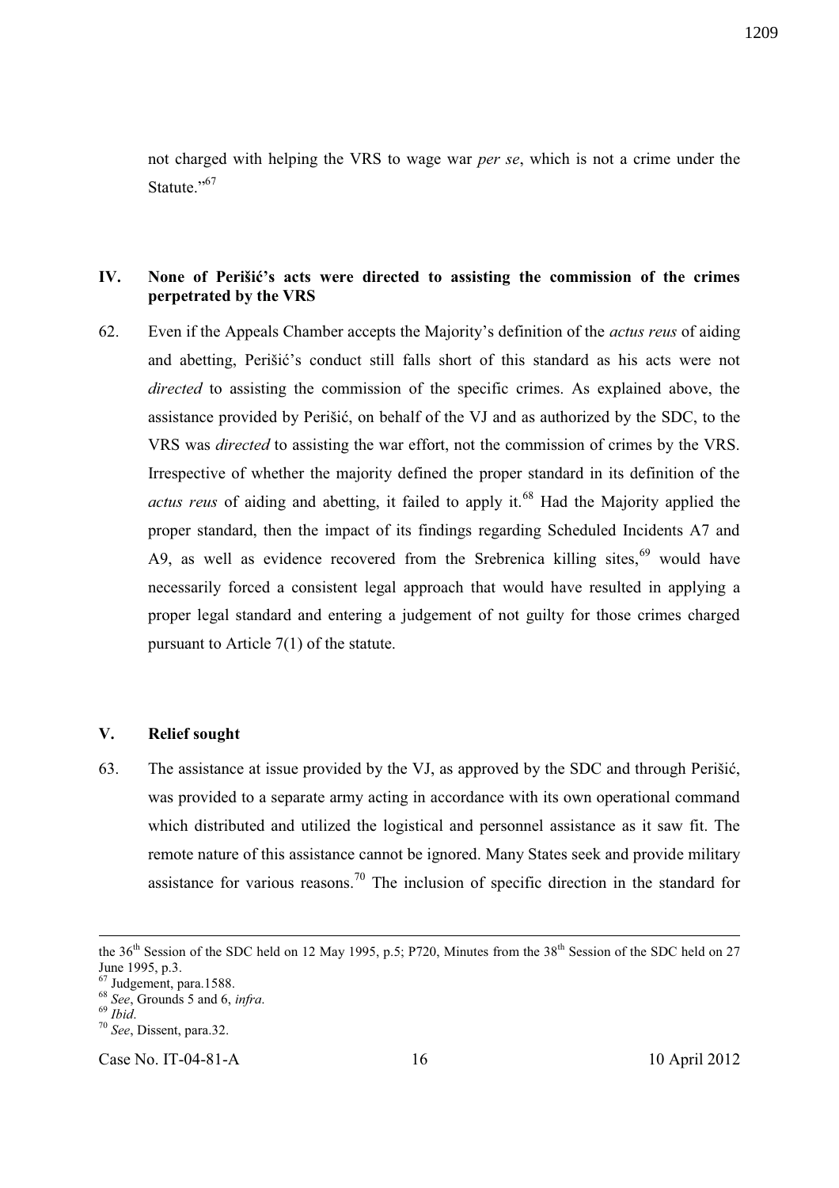not charged with helping the VRS to wage war *per se*, which is not a crime under the Statute."[67]

## IV. None of Perišić's acts were directed to assisting the commission of the crimes perpetrated by the VRS

62. Even if the Appeals Chamber accepts the Majority's definition of the *actus reus* of aiding and abetting, Perišić's conduct still falls short of this standard as his acts were not *directed* to assisting the commission of the specific crimes. As explained above, the assistance provided by Perišić, on behalf of the VJ and as authorized by the SDC, to the VRS was *directed* to assisting the war effort, not the commission of crimes by the VRS. Irrespective of whether the majority defined the proper standard in its definition of the *actus reus* of aiding and abetting, it failed to apply it.[68] Had the Majority applied the proper standard, then the impact of its findings regarding Scheduled Incidents A7 and A9, as well as evidence recovered from the Srebrenica killing sites,[69] would have necessarily forced a consistent legal approach that would have resulted in applying a proper legal standard and entering a judgement of not guilty for those crimes charged pursuant to Article 7(1) of the statute.

## V. Relief sought

63. The assistance at issue provided by the VJ, as approved by the SDC and through Perišić, was provided to a separate army acting in accordance with its own operational command which distributed and utilized the logistical and personnel assistance as it saw fit. The remote nature of this assistance cannot be ignored. Many States seek and provide military assistance for various reasons.[70] The inclusion of specific direction in the standard for

---

the 36th Session of the SDC held on 12 May 1995, p.5; P720, Minutes from the 38th Session of the SDC held on 27 June 1995, p.3.

[67] Judgement, para.1588.

[68] *See*, Grounds 5 and 6, *infra*.

[69] *Ibid*.

[70] *See*, Dissent, para.32.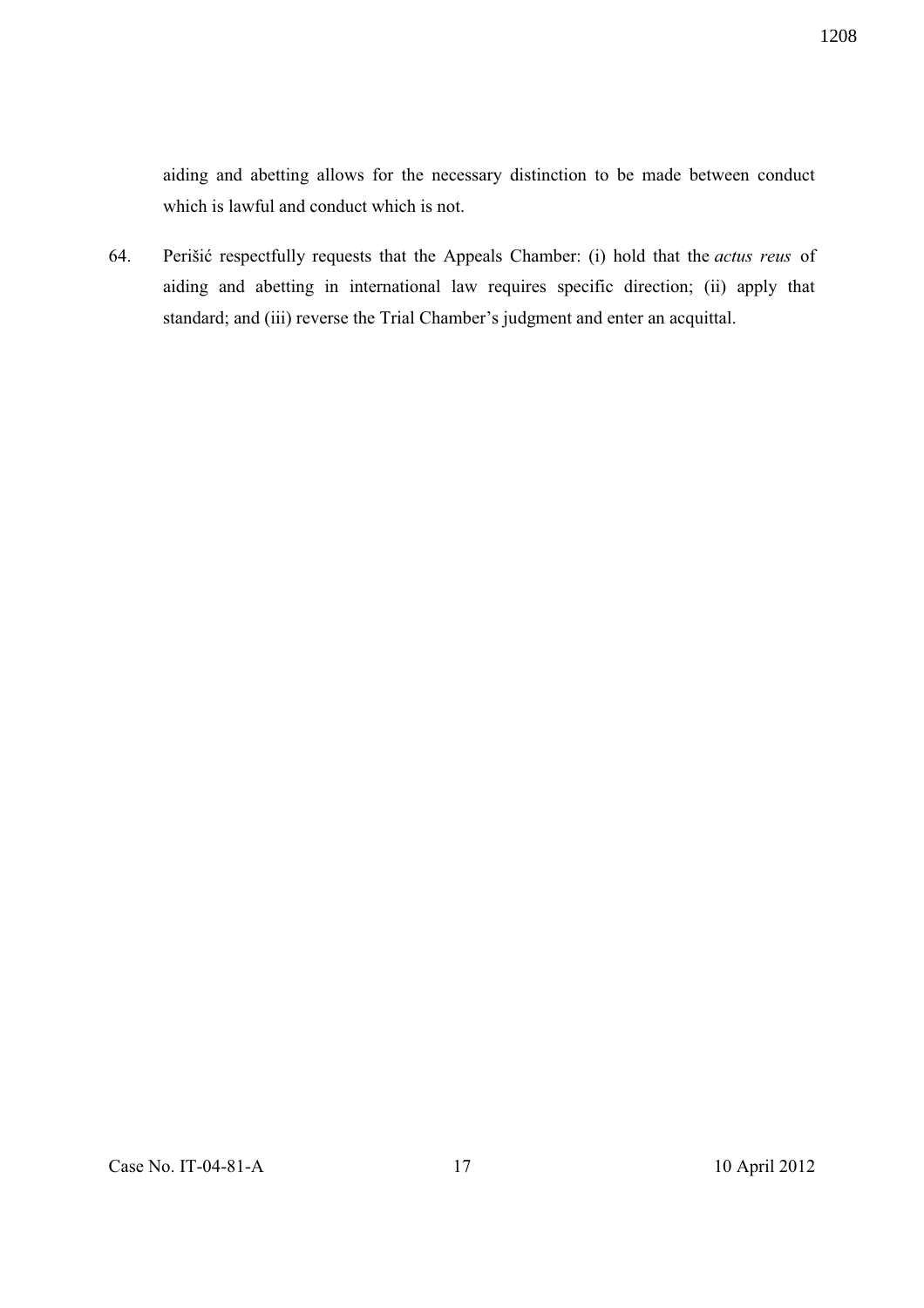aiding and abetting allows for the necessary distinction to be made between conduct which is lawful and conduct which is not.

64. Perišić respectfully requests that the Appeals Chamber: (i) hold that the *actus reus* of aiding and abetting in international law requires specific direction; (ii) apply that standard; and (iii) reverse the Trial Chamber's judgment and enter an acquittal.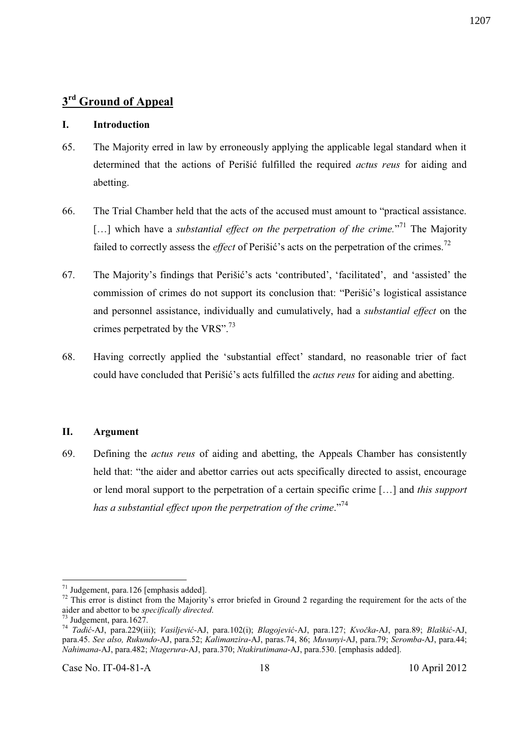## 3rd Ground of Appeal

### I. Introduction

65. The Majority erred in law by erroneously applying the applicable legal standard when it determined that the actions of Perišić fulfilled the required *actus reus* for aiding and abetting.

66. The Trial Chamber held that the acts of the accused must amount to "practical assistance. […] which have a *substantial effect on the perpetration of the crime.*"[71] The Majority failed to correctly assess the *effect* of Perišić's acts on the perpetration of the crimes.[72]

67. The Majority's findings that Perišić's acts 'contributed', 'facilitated', and 'assisted' the commission of crimes do not support its conclusion that: "Perišić's logistical assistance and personnel assistance, individually and cumulatively, had a *substantial effect* on the crimes perpetrated by the VRS".[73]

68. Having correctly applied the 'substantial effect' standard, no reasonable trier of fact could have concluded that Perišić's acts fulfilled the *actus reus* for aiding and abetting.

### II. Argument

69. Defining the *actus reus* of aiding and abetting, the Appeals Chamber has consistently held that: "the aider and abettor carries out acts specifically directed to assist, encourage or lend moral support to the perpetration of a certain specific crime […] and *this support has a substantial effect upon the perpetration of the crime*."[74]

---

[71] Judgement, para.126 [emphasis added].

[72] This error is distinct from the Majority's error briefed in Ground 2 regarding the requirement for the acts of the aider and abettor to be *specifically directed*.

[73] Judgement, para.1627.

[74] *Tadić*-AJ, para.229(iii); *Vasiljević*-AJ, para.102(i); *Blagojević*-AJ, para.127; *Kvočka*-AJ, para.89; *Blaškić*-AJ, para.45. *See also, Rukundo*-AJ, para.52; *Kalimanzira*-AJ, paras.74, 86; *Muvunyi*-AJ, para.79; *Seromba*-AJ, para.44; *Nahimana*-AJ, para.482; *Ntagerura*-AJ, para.370; *Ntakirutimana*-AJ, para.530. [emphasis added].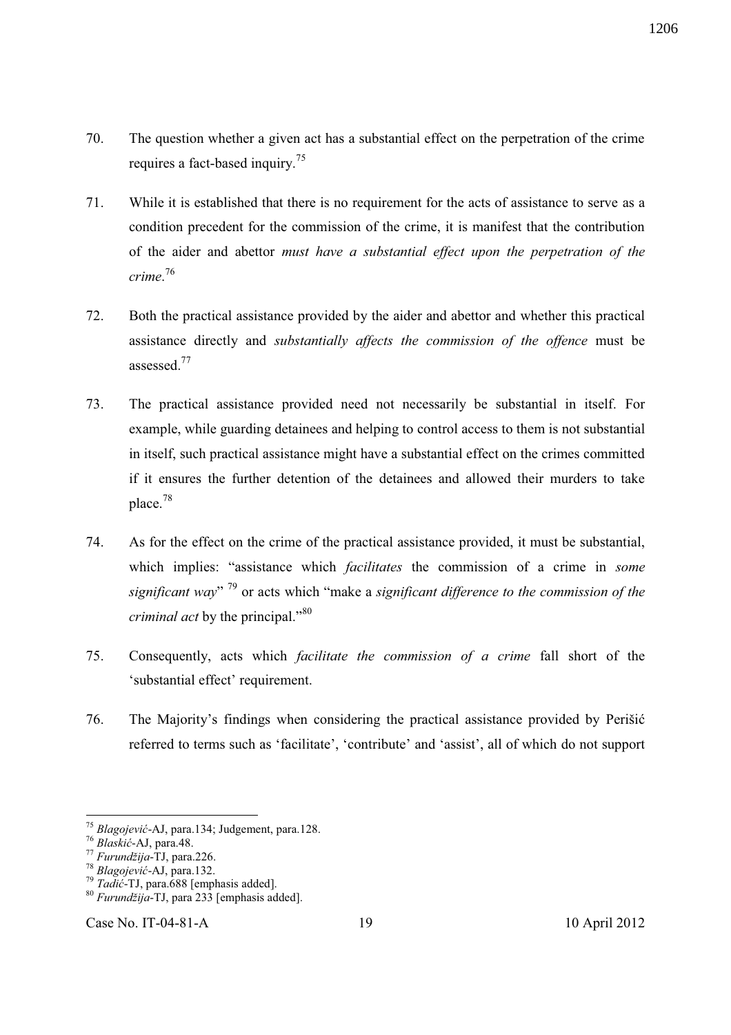70. The question whether a given act has a substantial effect on the perpetration of the crime requires a fact-based inquiry.[75]

71. While it is established that there is no requirement for the acts of assistance to serve as a condition precedent for the commission of the crime, it is manifest that the contribution of the aider and abettor *must have a substantial effect upon the perpetration of the crime*.[76]

72. Both the practical assistance provided by the aider and abettor and whether this practical assistance directly and *substantially affects the commission of the offence* must be assessed.[77]

73. The practical assistance provided need not necessarily be substantial in itself. For example, while guarding detainees and helping to control access to them is not substantial in itself, such practical assistance might have a substantial effect on the crimes committed if it ensures the further detention of the detainees and allowed their murders to take place.[78]

74. As for the effect on the crime of the practical assistance provided, it must be substantial, which implies: "assistance which *facilitates* the commission of a crime in *some significant way*" [79] or acts which "make a *significant difference to the commission of the criminal act* by the principal."[80]

75. Consequently, acts which *facilitate the commission of a crime* fall short of the 'substantial effect' requirement.

76. The Majority's findings when considering the practical assistance provided by Perišić referred to terms such as 'facilitate', 'contribute' and 'assist', all of which do not support

---

[75] *Blagojević*-AJ, para.134; Judgement, para.128.

[76] *Blaskić*-AJ, para.48.

[77] *Furundžija*-TJ, para.226.

[78] *Blagojević*-AJ, para.132.

[79] *Tadić*-TJ, para.688 [emphasis added].

[80] *Furundžija*-TJ, para 233 [emphasis added].

Case No. IT-04-81-A 19 10 April 2012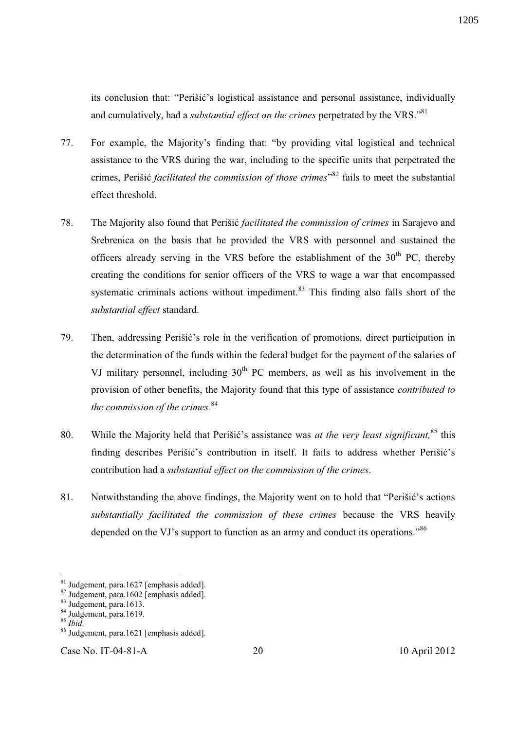its conclusion that: "Perišić's logistical assistance and personal assistance, individually and cumulatively, had a *substantial effect on the crimes* perpetrated by the VRS."[81]

77. For example, the Majority's finding that: "by providing vital logistical and technical assistance to the VRS during the war, including to the specific units that perpetrated the crimes, Perišić *facilitated the commission of those crimes*"[82] fails to meet the substantial effect threshold.

78. The Majority also found that Perišić *facilitated the commission of crimes* in Sarajevo and Srebrenica on the basis that he provided the VRS with personnel and sustained the officers already serving in the VRS before the establishment of the 30th PC, thereby creating the conditions for senior officers of the VRS to wage a war that encompassed systematic criminals actions without impediment.[83] This finding also falls short of the *substantial effect* standard.

79. Then, addressing Perišić's role in the verification of promotions, direct participation in the determination of the funds within the federal budget for the payment of the salaries of VJ military personnel, including 30th PC members, as well as his involvement in the provision of other benefits, the Majority found that this type of assistance *contributed to the commission of the crimes.*[84]

80. While the Majority held that Perišić's assistance was *at the very least significant,*[85] this finding describes Perišić's contribution in itself. It fails to address whether Perišić's contribution had a *substantial effect on the commission of the crimes*.

81. Notwithstanding the above findings, the Majority went on to hold that "Perišić's actions *substantially facilitated the commission of these crimes* because the VRS heavily depended on the VJ's support to function as an army and conduct its operations."[86]

---

[81] Judgement, para.1627 [emphasis added].
[82] Judgement, para.1602 [emphasis added].
[83] Judgement, para.1613.
[84] Judgement, para.1619.
[85] *Ibid*.
[86] Judgement, para.1621 [emphasis added].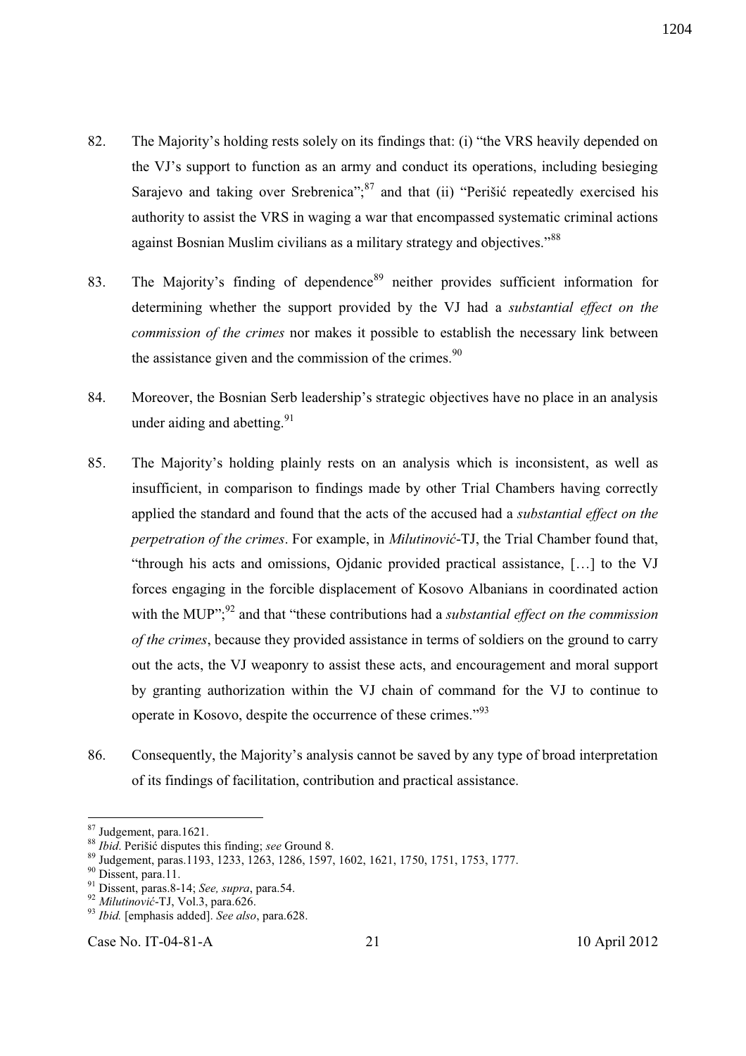82. The Majority's holding rests solely on its findings that: (i) "the VRS heavily depended on the VJ's support to function as an army and conduct its operations, including besieging Sarajevo and taking over Srebrenica";[87] and that (ii) "Perišić repeatedly exercised his authority to assist the VRS in waging a war that encompassed systematic criminal actions against Bosnian Muslim civilians as a military strategy and objectives."[88]

83. The Majority's finding of dependence[89] neither provides sufficient information for determining whether the support provided by the VJ had a *substantial effect on the commission of the crimes* nor makes it possible to establish the necessary link between the assistance given and the commission of the crimes.[90]

84. Moreover, the Bosnian Serb leadership's strategic objectives have no place in an analysis under aiding and abetting.[91]

85. The Majority's holding plainly rests on an analysis which is inconsistent, as well as insufficient, in comparison to findings made by other Trial Chambers having correctly applied the standard and found that the acts of the accused had a *substantial effect on the perpetration of the crimes*. For example, in *Milutinović*-TJ, the Trial Chamber found that, "through his acts and omissions, Ojdanic provided practical assistance, […] to the VJ forces engaging in the forcible displacement of Kosovo Albanians in coordinated action with the MUP";[92] and that "these contributions had a *substantial effect on the commission of the crimes*, because they provided assistance in terms of soldiers on the ground to carry out the acts, the VJ weaponry to assist these acts, and encouragement and moral support by granting authorization within the VJ chain of command for the VJ to continue to operate in Kosovo, despite the occurrence of these crimes."[93]

86. Consequently, the Majority's analysis cannot be saved by any type of broad interpretation of its findings of facilitation, contribution and practical assistance.

---

[87] Judgement, para.1621.

[88] *Ibid*. Perišić disputes this finding; *see* Ground 8.

[89] Judgement, paras.1193, 1233, 1263, 1286, 1597, 1602, 1621, 1750, 1751, 1753, 1777.

[90] Dissent, para.11.

[91] Dissent, paras.8-14; *See, supra*, para.54.

[92] *Milutinović*-TJ, Vol.3, para.626.

[93] *Ibid.* [emphasis added]. *See also*, para.628.

Case No. IT-04-81-A 21 10 April 2012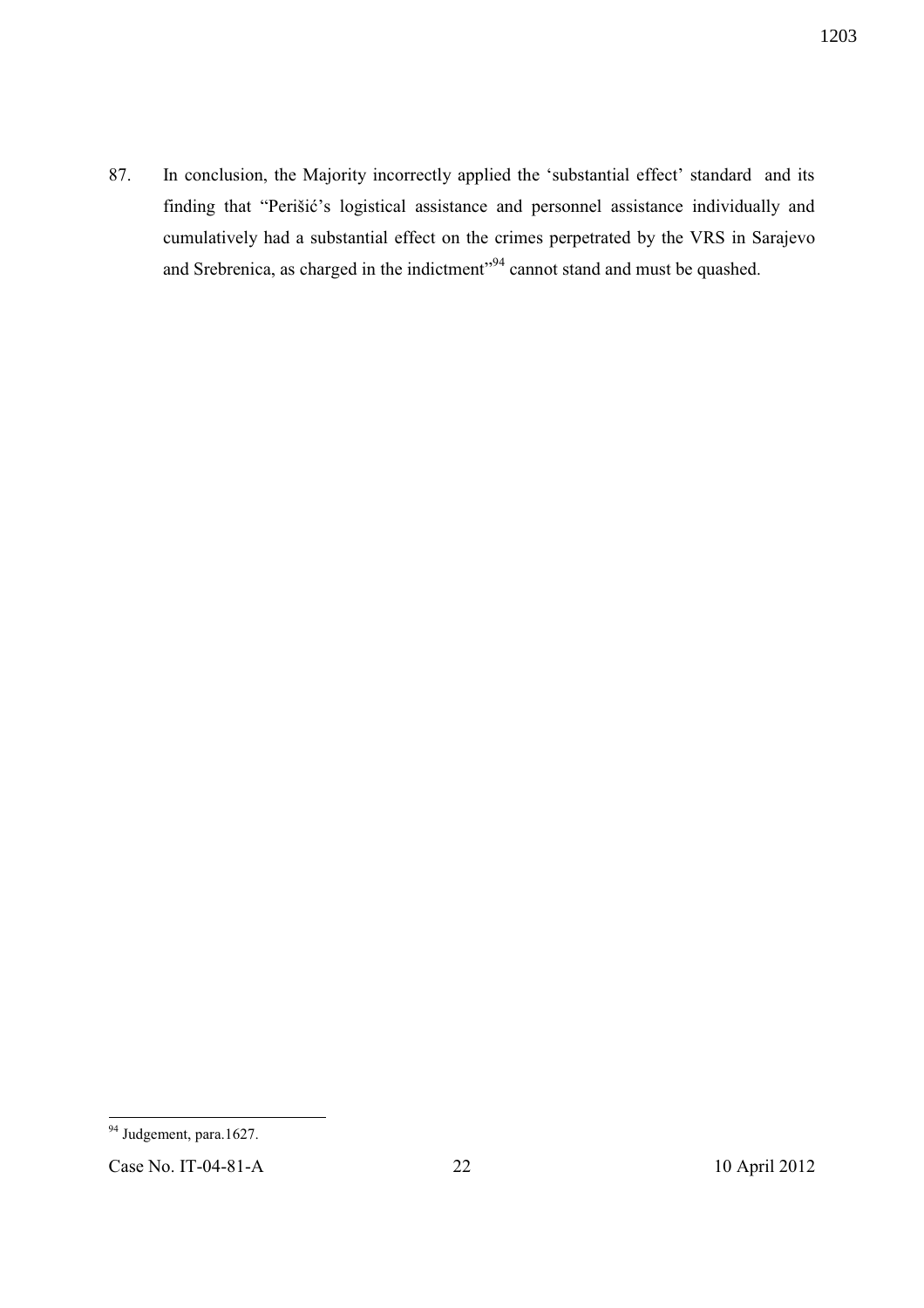87. In conclusion, the Majority incorrectly applied the 'substantial effect' standard and its finding that "Perišić's logistical assistance and personnel assistance individually and cumulatively had a substantial effect on the crimes perpetrated by the VRS in Sarajevo and Srebrenica, as charged in the indictment"[94] cannot stand and must be quashed.

---

[94] Judgement, para.1627.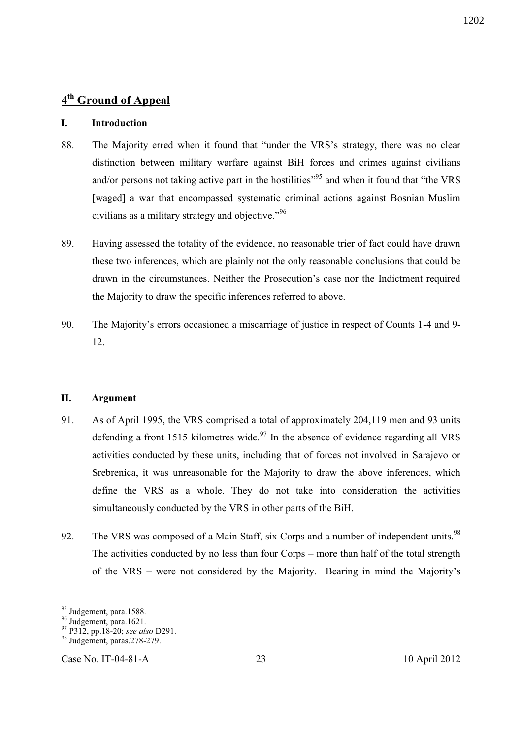## 4th Ground of Appeal

### I. Introduction

88. The Majority erred when it found that "under the VRS's strategy, there was no clear distinction between military warfare against BiH forces and crimes against civilians and/or persons not taking active part in the hostilities"[95] and when it found that "the VRS [waged] a war that encompassed systematic criminal actions against Bosnian Muslim civilians as a military strategy and objective."[96]

89. Having assessed the totality of the evidence, no reasonable trier of fact could have drawn these two inferences, which are plainly not the only reasonable conclusions that could be drawn in the circumstances. Neither the Prosecution's case nor the Indictment required the Majority to draw the specific inferences referred to above.

90. The Majority's errors occasioned a miscarriage of justice in respect of Counts 1-4 and 9-12.

### II. Argument

91. As of April 1995, the VRS comprised a total of approximately 204,119 men and 93 units defending a front 1515 kilometres wide.[97] In the absence of evidence regarding all VRS activities conducted by these units, including that of forces not involved in Sarajevo or Srebrenica, it was unreasonable for the Majority to draw the above inferences, which define the VRS as a whole. They do not take into consideration the activities simultaneously conducted by the VRS in other parts of the BiH.

92. The VRS was composed of a Main Staff, six Corps and a number of independent units.[98] The activities conducted by no less than four Corps – more than half of the total strength of the VRS – were not considered by the Majority. Bearing in mind the Majority's

---

[95] Judgement, para.1588.

[96] Judgement, para.1621.

[97] P312, pp.18-20; *see also* D291.

[98] Judgement, paras.278-279.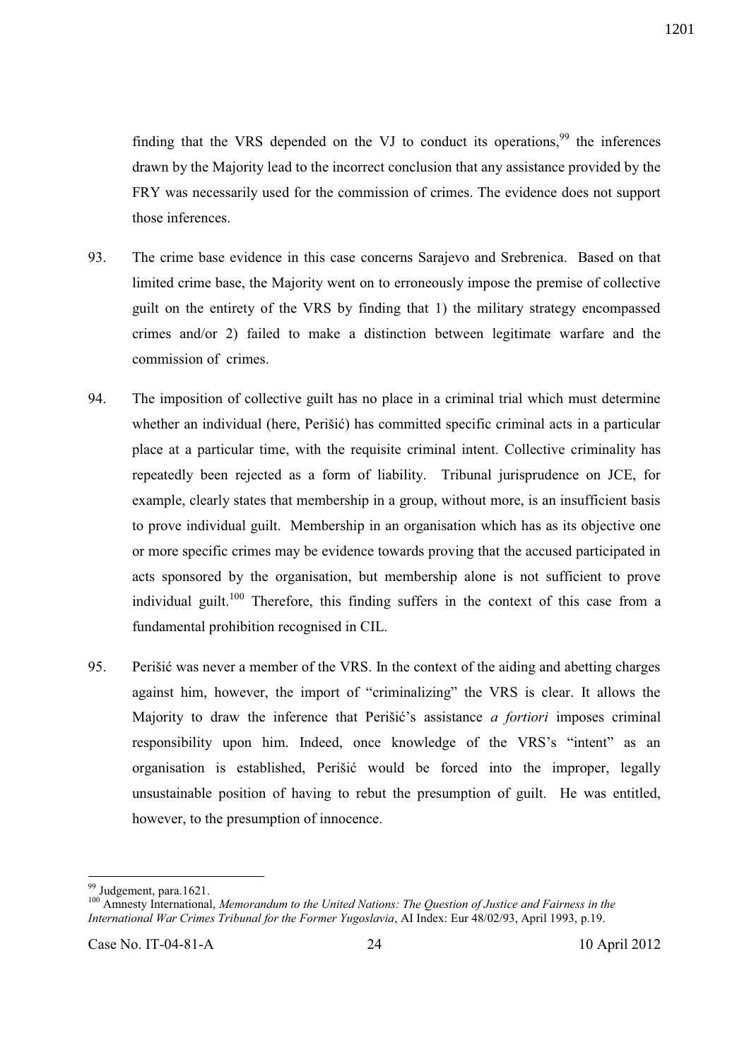finding that the VRS depended on the VJ to conduct its operations,[99] the inferences drawn by the Majority lead to the incorrect conclusion that any assistance provided by the FRY was necessarily used for the commission of crimes. The evidence does not support those inferences.

93. The crime base evidence in this case concerns Sarajevo and Srebrenica. Based on that limited crime base, the Majority went on to erroneously impose the premise of collective guilt on the entirety of the VRS by finding that 1) the military strategy encompassed crimes and/or 2) failed to make a distinction between legitimate warfare and the commission of crimes.

94. The imposition of collective guilt has no place in a criminal trial which must determine whether an individual (here, Perišić) has committed specific criminal acts in a particular place at a particular time, with the requisite criminal intent. Collective criminality has repeatedly been rejected as a form of liability. Tribunal jurisprudence on JCE, for example, clearly states that membership in a group, without more, is an insufficient basis to prove individual guilt. Membership in an organisation which has as its objective one or more specific crimes may be evidence towards proving that the accused participated in acts sponsored by the organisation, but membership alone is not sufficient to prove individual guilt.[100] Therefore, this finding suffers in the context of this case from a fundamental prohibition recognised in CIL.

95. Perišić was never a member of the VRS. In the context of the aiding and abetting charges against him, however, the import of "criminalizing" the VRS is clear. It allows the Majority to draw the inference that Perišić's assistance *a fortiori* imposes criminal responsibility upon him. Indeed, once knowledge of the VRS's "intent" as an organisation is established, Perišić would be forced into the improper, legally unsustainable position of having to rebut the presumption of guilt. He was entitled, however, to the presumption of innocence.

---

[99] Judgement, para.1621.

[100] Amnesty International, *Memorandum to the United Nations: The Question of Justice and Fairness in the International War Crimes Tribunal for the Former Yugoslavia*, AI Index: Eur 48/02/93, April 1993, p.19.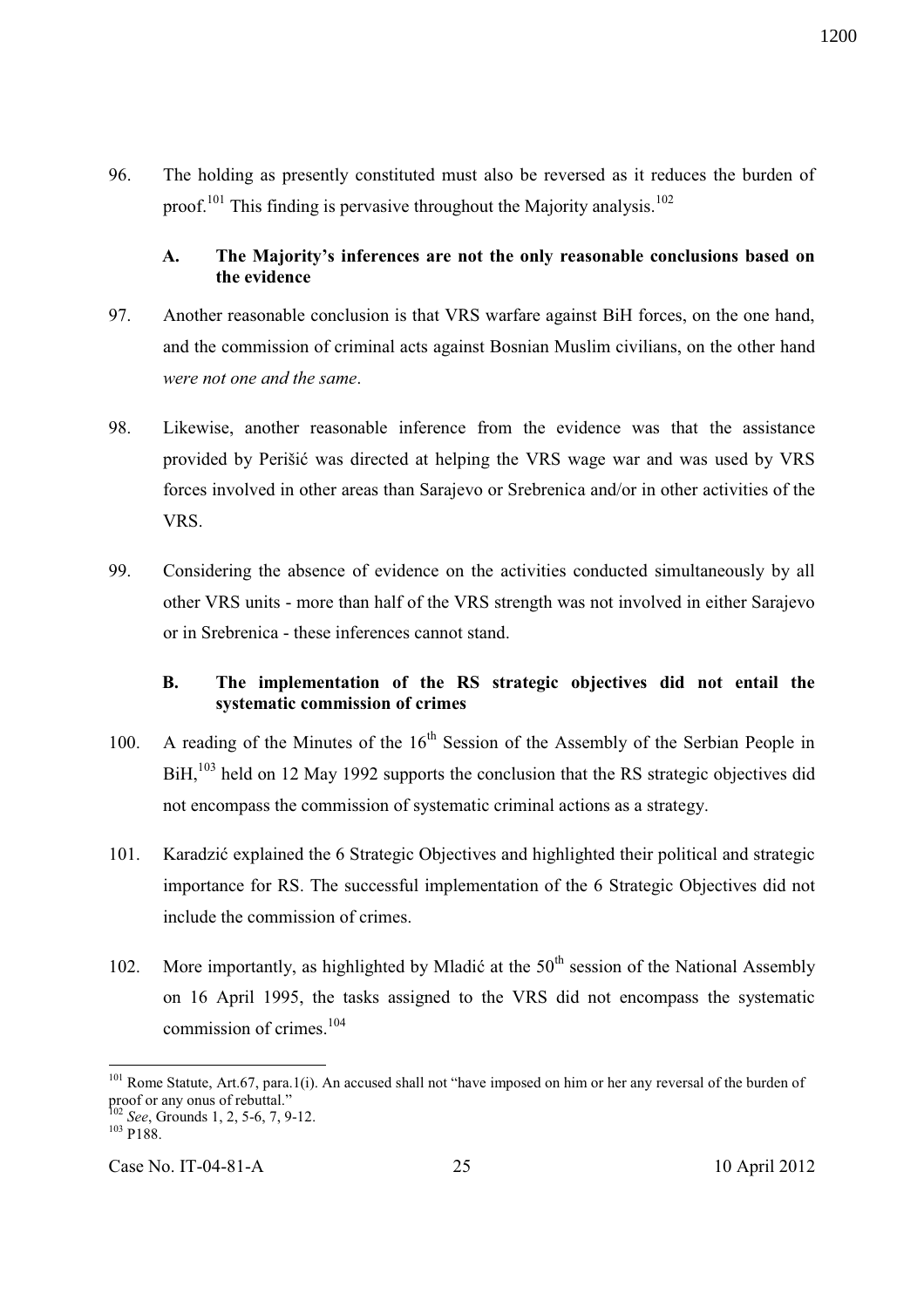96. The holding as presently constituted must also be reversed as it reduces the burden of proof.[101] This finding is pervasive throughout the Majority analysis.[102]

### A. The Majority's inferences are not the only reasonable conclusions based on the evidence

97. Another reasonable conclusion is that VRS warfare against BiH forces, on the one hand, and the commission of criminal acts against Bosnian Muslim civilians, on the other hand *were not one and the same*.

98. Likewise, another reasonable inference from the evidence was that the assistance provided by Perišić was directed at helping the VRS wage war and was used by VRS forces involved in other areas than Sarajevo or Srebrenica and/or in other activities of the VRS.

99. Considering the absence of evidence on the activities conducted simultaneously by all other VRS units - more than half of the VRS strength was not involved in either Sarajevo or in Srebrenica - these inferences cannot stand.

### B. The implementation of the RS strategic objectives did not entail the systematic commission of crimes

100. A reading of the Minutes of the 16th Session of the Assembly of the Serbian People in BiH,[103] held on 12 May 1992 supports the conclusion that the RS strategic objectives did not encompass the commission of systematic criminal actions as a strategy.

101. Karadzić explained the 6 Strategic Objectives and highlighted their political and strategic importance for RS. The successful implementation of the 6 Strategic Objectives did not include the commission of crimes.

102. More importantly, as highlighted by Mladić at the 50th session of the National Assembly on 16 April 1995, the tasks assigned to the VRS did not encompass the systematic commission of crimes.[104]

---

[101] Rome Statute, Art.67, para.1(i). An accused shall not "have imposed on him or her any reversal of the burden of proof or any onus of rebuttal."

[102] *See*, Grounds 1, 2, 5-6, 7, 9-12.

[103] P188.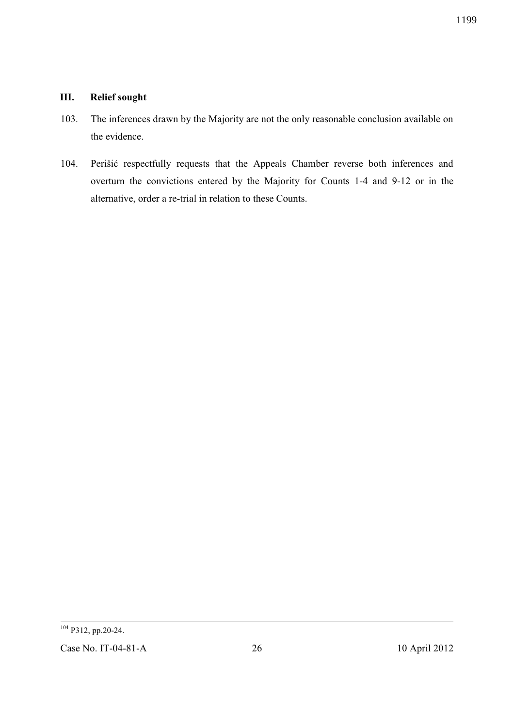## III. Relief sought

103. The inferences drawn by the Majority are not the only reasonable conclusion available on the evidence.

104. Perišić respectfully requests that the Appeals Chamber reverse both inferences and overturn the convictions entered by the Majority for Counts 1-4 and 9-12 or in the alternative, order a re-trial in relation to these Counts.

---

[104] P312, pp.20-24.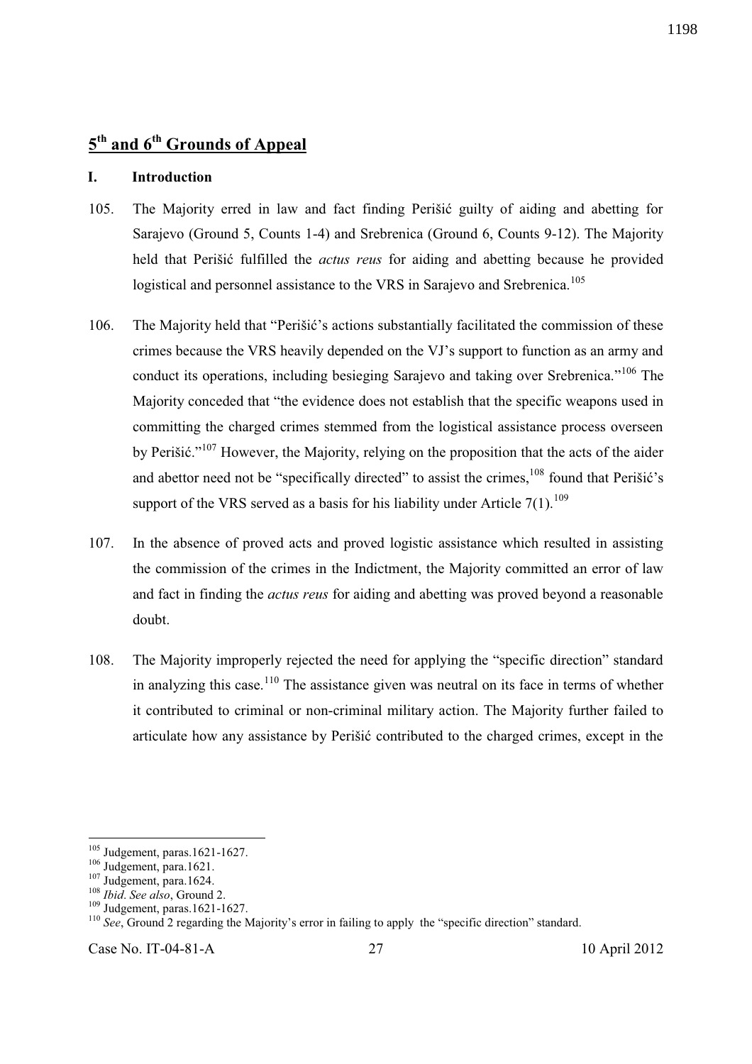## 5th and 6th Grounds of Appeal

### I. Introduction

105. The Majority erred in law and fact finding Perišić guilty of aiding and abetting for Sarajevo (Ground 5, Counts 1-4) and Srebrenica (Ground 6, Counts 9-12). The Majority held that Perišić fulfilled the *actus reus* for aiding and abetting because he provided logistical and personnel assistance to the VRS in Sarajevo and Srebrenica.[105]

106. The Majority held that "Perišić's actions substantially facilitated the commission of these crimes because the VRS heavily depended on the VJ's support to function as an army and conduct its operations, including besieging Sarajevo and taking over Srebrenica."[106] The Majority conceded that "the evidence does not establish that the specific weapons used in committing the charged crimes stemmed from the logistical assistance process overseen by Perišić."[107] However, the Majority, relying on the proposition that the acts of the aider and abettor need not be "specifically directed" to assist the crimes,[108] found that Perišić's support of the VRS served as a basis for his liability under Article 7(1).[109]

107. In the absence of proved acts and proved logistic assistance which resulted in assisting the commission of the crimes in the Indictment, the Majority committed an error of law and fact in finding the *actus reus* for aiding and abetting was proved beyond a reasonable doubt.

108. The Majority improperly rejected the need for applying the "specific direction" standard in analyzing this case.[110] The assistance given was neutral on its face in terms of whether it contributed to criminal or non-criminal military action. The Majority further failed to articulate how any assistance by Perišić contributed to the charged crimes, except in the

---

[105] Judgement, paras.1621-1627.

[106] Judgement, para.1621.

[107] Judgement, para.1624.

[108] *Ibid*. *See also*, Ground 2.

[109] Judgement, paras.1621-1627.

[110] *See*, Ground 2 regarding the Majority's error in failing to apply the "specific direction" standard.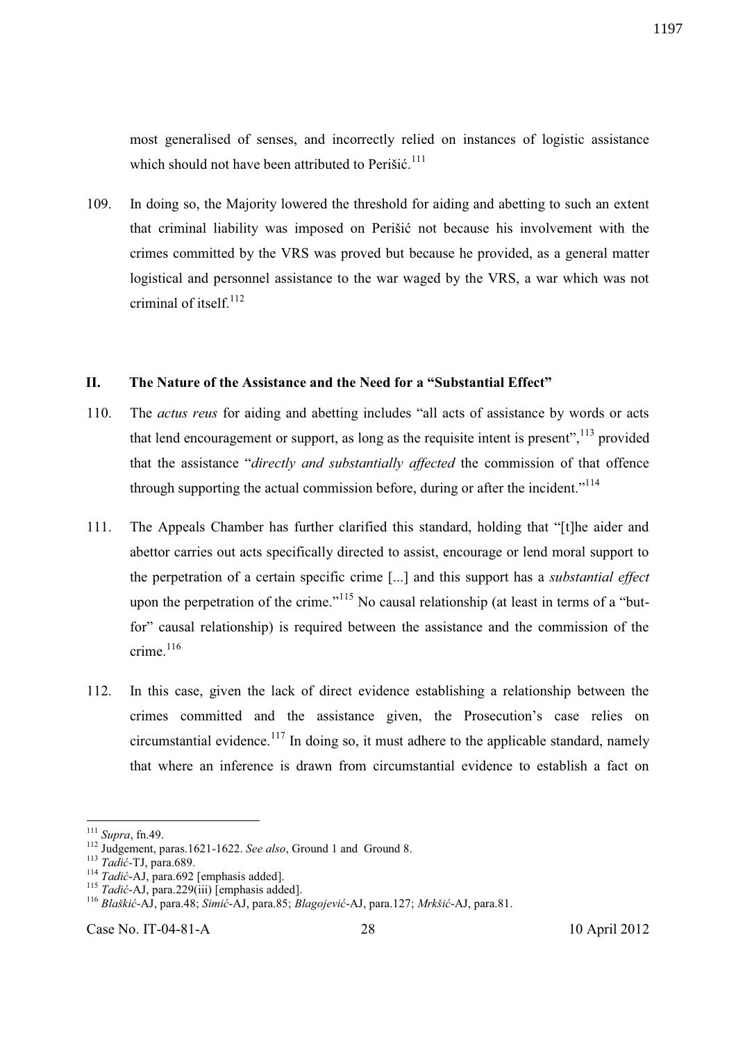most generalised of senses, and incorrectly relied on instances of logistic assistance which should not have been attributed to Perišić.[111]

109. In doing so, the Majority lowered the threshold for aiding and abetting to such an extent that criminal liability was imposed on Perišić not because his involvement with the crimes committed by the VRS was proved but because he provided, as a general matter logistical and personnel assistance to the war waged by the VRS, a war which was not criminal of itself.[112]

## II. The Nature of the Assistance and the Need for a "Substantial Effect"

110. The *actus reus* for aiding and abetting includes "all acts of assistance by words or acts that lend encouragement or support, as long as the requisite intent is present",[113] provided that the assistance "*directly and substantially affected* the commission of that offence through supporting the actual commission before, during or after the incident."[114]

111. The Appeals Chamber has further clarified this standard, holding that "[t]he aider and abettor carries out acts specifically directed to assist, encourage or lend moral support to the perpetration of a certain specific crime [...] and this support has a *substantial effect* upon the perpetration of the crime."[115] No causal relationship (at least in terms of a "but-for" causal relationship) is required between the assistance and the commission of the crime.[116]

112. In this case, given the lack of direct evidence establishing a relationship between the crimes committed and the assistance given, the Prosecution's case relies on circumstantial evidence.[117] In doing so, it must adhere to the applicable standard, namely that where an inference is drawn from circumstantial evidence to establish a fact on

---

[111] *Supra*, fn.49.
[112] Judgement, paras.1621-1622. *See also*, Ground 1 and Ground 8.
[113] *Tadić*-TJ, para.689.
[114] *Tadić*-AJ, para.692 [emphasis added].
[115] *Tadić*-AJ, para.229(iii) [emphasis added].
[116] *Blaškić*-AJ, para.48; *Simić*-AJ, para.85; *Blagojević*-AJ, para.127; *Mrkšić*-AJ, para.81.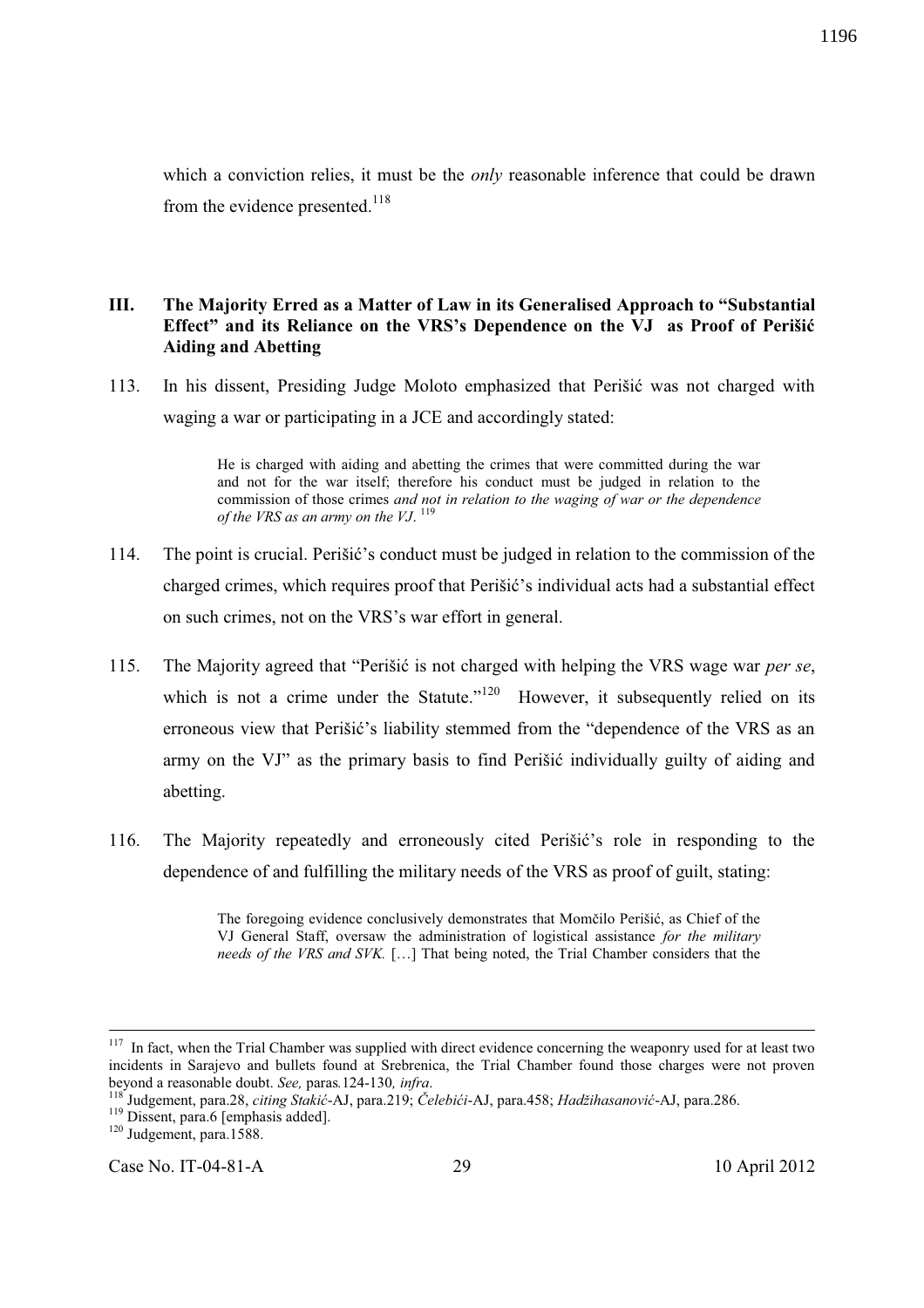which a conviction relies, it must be the *only* reasonable inference that could be drawn from the evidence presented.[118]

## III. The Majority Erred as a Matter of Law in its Generalised Approach to "Substantial Effect" and its Reliance on the VRS's Dependence on the VJ as Proof of Perišić Aiding and Abetting

113. In his dissent, Presiding Judge Moloto emphasized that Perišić was not charged with waging a war or participating in a JCE and accordingly stated:

> He is charged with aiding and abetting the crimes that were committed during the war and not for the war itself; therefore his conduct must be judged in relation to the commission of those crimes *and not in relation to the waging of war or the dependence of the VRS as an army on the VJ*.[119]

114. The point is crucial. Perišić's conduct must be judged in relation to the commission of the charged crimes, which requires proof that Perišić's individual acts had a substantial effect on such crimes, not on the VRS's war effort in general.

115. The Majority agreed that "Perišić is not charged with helping the VRS wage war *per se*, which is not a crime under the Statute."[120] However, it subsequently relied on its erroneous view that Perišić's liability stemmed from the "dependence of the VRS as an army on the VJ" as the primary basis to find Perišić individually guilty of aiding and abetting.

116. The Majority repeatedly and erroneously cited Perišić's role in responding to the dependence of and fulfilling the military needs of the VRS as proof of guilt, stating:

> The foregoing evidence conclusively demonstrates that Momčilo Perišić, as Chief of the VJ General Staff, oversaw the administration of logistical assistance *for the military needs of the VRS and SVK.* […] That being noted, the Trial Chamber considers that the

---

[117] In fact, when the Trial Chamber was supplied with direct evidence concerning the weaponry used for at least two incidents in Sarajevo and bullets found at Srebrenica, the Trial Chamber found those charges were not proven beyond a reasonable doubt. *See,* paras*.*124-130*, infra*.

[118] Judgement, para.28, *citing Stakić*-AJ, para.219; *Čelebići*-AJ, para.458; *Hadžihasanović*-AJ, para.286.

[119] Dissent, para.6 [emphasis added].

[120] Judgement, para.1588.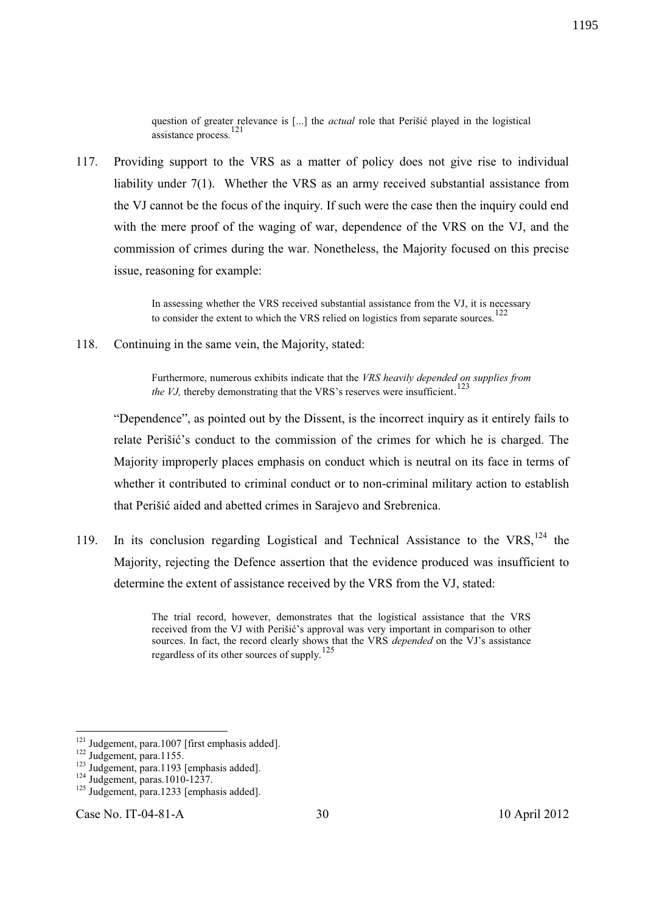> question of greater relevance is [...] the *actual* role that Perišić played in the logistical assistance process.[121]

117. Providing support to the VRS as a matter of policy does not give rise to individual liability under 7(1). Whether the VRS as an army received substantial assistance from the VJ cannot be the focus of the inquiry. If such were the case then the inquiry could end with the mere proof of the waging of war, dependence of the VRS on the VJ, and the commission of crimes during the war. Nonetheless, the Majority focused on this precise issue, reasoning for example:

> In assessing whether the VRS received substantial assistance from the VJ, it is necessary to consider the extent to which the VRS relied on logistics from separate sources.[122]

118. Continuing in the same vein, the Majority, stated:

> Furthermore, numerous exhibits indicate that the *VRS heavily depended on supplies from the VJ,* thereby demonstrating that the VRS's reserves were insufficient.[123]

"Dependence", as pointed out by the Dissent, is the incorrect inquiry as it entirely fails to relate Perišić's conduct to the commission of the crimes for which he is charged. The Majority improperly places emphasis on conduct which is neutral on its face in terms of whether it contributed to criminal conduct or to non-criminal military action to establish that Perišić aided and abetted crimes in Sarajevo and Srebrenica.

119. In its conclusion regarding Logistical and Technical Assistance to the VRS,[124] the Majority, rejecting the Defence assertion that the evidence produced was insufficient to determine the extent of assistance received by the VRS from the VJ, stated:

> The trial record, however, demonstrates that the logistical assistance that the VRS received from the VJ with Perišić's approval was very important in comparison to other sources. In fact, the record clearly shows that the VRS *depended* on the VJ's assistance regardless of its other sources of supply.[125]

---

[121] Judgement, para.1007 [first emphasis added].
[122] Judgement, para.1155.
[123] Judgement, para.1193 [emphasis added].
[124] Judgement, paras.1010-1237.
[125] Judgement, para.1233 [emphasis added].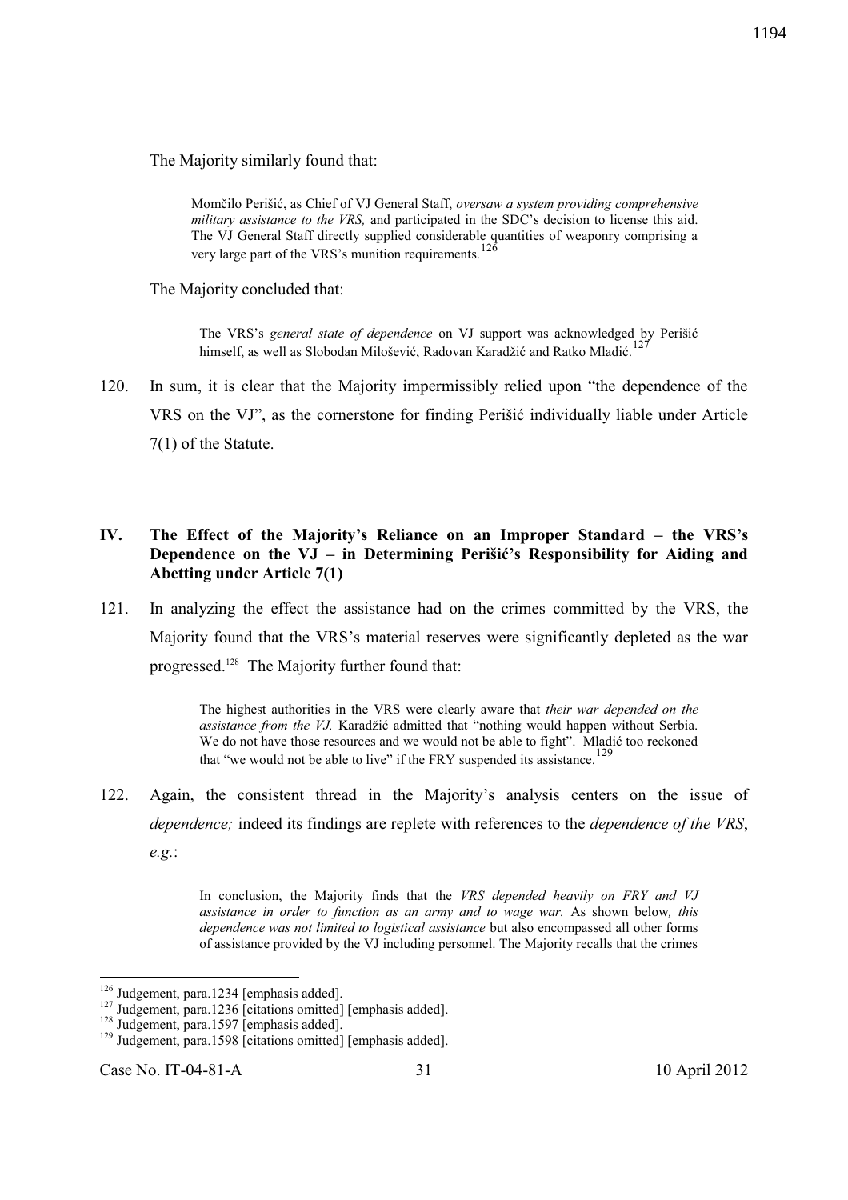The Majority similarly found that:

> Momčilo Perišić, as Chief of VJ General Staff, *oversaw a system providing comprehensive military assistance to the VRS,* and participated in the SDC's decision to license this aid. The VJ General Staff directly supplied considerable quantities of weaponry comprising a very large part of the VRS's munition requirements.[126]

The Majority concluded that:

> The VRS's *general state of dependence* on VJ support was acknowledged by Perišić himself, as well as Slobodan Milošević, Radovan Karadžić and Ratko Mladić.[127]

120. In sum, it is clear that the Majority impermissibly relied upon "the dependence of the VRS on the VJ", as the cornerstone for finding Perišić individually liable under Article 7(1) of the Statute.

## IV. The Effect of the Majority's Reliance on an Improper Standard – the VRS's Dependence on the VJ – in Determining Perišić's Responsibility for Aiding and Abetting under Article 7(1)

121. In analyzing the effect the assistance had on the crimes committed by the VRS, the Majority found that the VRS's material reserves were significantly depleted as the war progressed.[128] The Majority further found that:

> The highest authorities in the VRS were clearly aware that *their war depended on the assistance from the VJ.* Karadžić admitted that "nothing would happen without Serbia. We do not have those resources and we would not be able to fight". Mladić too reckoned that "we would not be able to live" if the FRY suspended its assistance.[129]

122. Again, the consistent thread in the Majority's analysis centers on the issue of *dependence;* indeed its findings are replete with references to the *dependence of the VRS*, *e.g.*:

> In conclusion, the Majority finds that the *VRS depended heavily on FRY and VJ assistance in order to function as an army and to wage war.* As shown below*, this dependence was not limited to logistical assistance* but also encompassed all other forms of assistance provided by the VJ including personnel. The Majority recalls that the crimes

---

[126] Judgement, para.1234 [emphasis added].

[127] Judgement, para.1236 [citations omitted] [emphasis added].

[128] Judgement, para.1597 [emphasis added].

[129] Judgement, para.1598 [citations omitted] [emphasis added].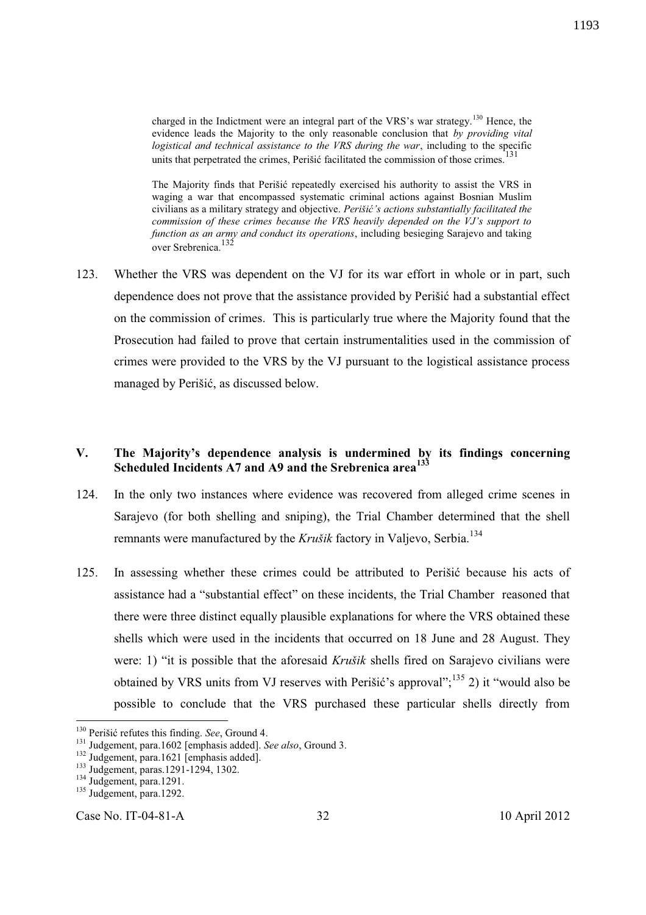> charged in the Indictment were an integral part of the VRS's war strategy.[130] Hence, the evidence leads the Majority to the only reasonable conclusion that *by providing vital logistical and technical assistance to the VRS during the war*, including to the specific units that perpetrated the crimes, Perišić facilitated the commission of those crimes.[131]
>
> The Majority finds that Perišić repeatedly exercised his authority to assist the VRS in waging a war that encompassed systematic criminal actions against Bosnian Muslim civilians as a military strategy and objective. *Perišić's actions substantially facilitated the commission of these crimes because the VRS heavily depended on the VJ's support to function as an army and conduct its operations*, including besieging Sarajevo and taking over Srebrenica.[132]

123. Whether the VRS was dependent on the VJ for its war effort in whole or in part, such dependence does not prove that the assistance provided by Perišić had a substantial effect on the commission of crimes. This is particularly true where the Majority found that the Prosecution had failed to prove that certain instrumentalities used in the commission of crimes were provided to the VRS by the VJ pursuant to the logistical assistance process managed by Perišić, as discussed below.

## V. The Majority's dependence analysis is undermined by its findings concerning Scheduled Incidents A7 and A9 and the Srebrenica area[133]

124. In the only two instances where evidence was recovered from alleged crime scenes in Sarajevo (for both shelling and sniping), the Trial Chamber determined that the shell remnants were manufactured by the *Krušik* factory in Valjevo, Serbia.[134]

125. In assessing whether these crimes could be attributed to Perišić because his acts of assistance had a "substantial effect" on these incidents, the Trial Chamber reasoned that there were three distinct equally plausible explanations for where the VRS obtained these shells which were used in the incidents that occurred on 18 June and 28 August. They were: 1) "it is possible that the aforesaid *Krušik* shells fired on Sarajevo civilians were obtained by VRS units from VJ reserves with Perišić's approval";[135] 2) it "would also be possible to conclude that the VRS purchased these particular shells directly from

---

[130] Perišić refutes this finding. *See*, Ground 4.

[131] Judgement, para.1602 [emphasis added]. *See also*, Ground 3.

[132] Judgement, para.1621 [emphasis added].

[133] Judgement, paras.1291-1294, 1302.

[134] Judgement, para.1291.

[135] Judgement, para.1292.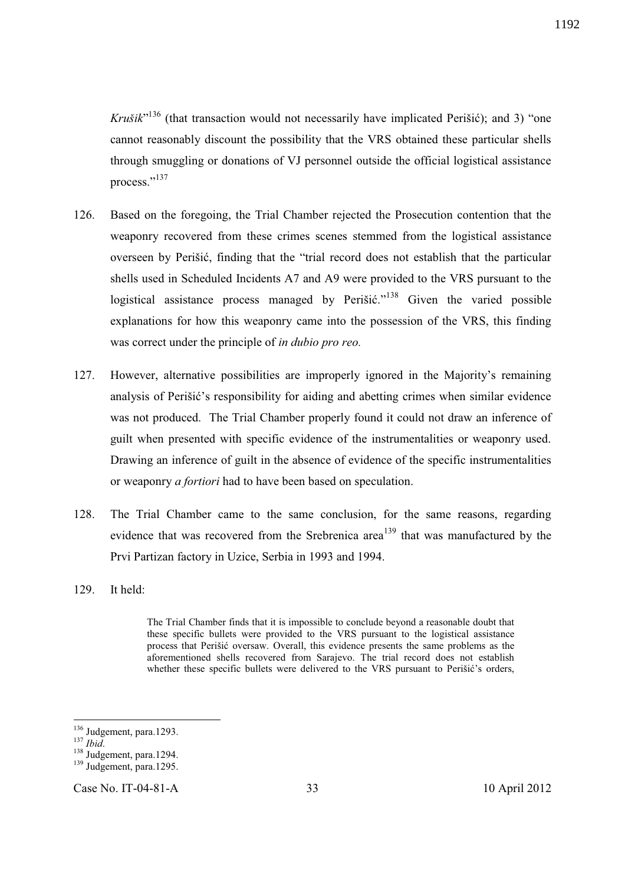*Krušik*"[136] (that transaction would not necessarily have implicated Perišić); and 3) "one cannot reasonably discount the possibility that the VRS obtained these particular shells through smuggling or donations of VJ personnel outside the official logistical assistance process."[137]

126. Based on the foregoing, the Trial Chamber rejected the Prosecution contention that the weaponry recovered from these crimes scenes stemmed from the logistical assistance overseen by Perišić, finding that the "trial record does not establish that the particular shells used in Scheduled Incidents A7 and A9 were provided to the VRS pursuant to the logistical assistance process managed by Perišić."[138] Given the varied possible explanations for how this weaponry came into the possession of the VRS, this finding was correct under the principle of *in dubio pro reo.*

127. However, alternative possibilities are improperly ignored in the Majority's remaining analysis of Perišić's responsibility for aiding and abetting crimes when similar evidence was not produced. The Trial Chamber properly found it could not draw an inference of guilt when presented with specific evidence of the instrumentalities or weaponry used. Drawing an inference of guilt in the absence of evidence of the specific instrumentalities or weaponry *a fortiori* had to have been based on speculation.

128. The Trial Chamber came to the same conclusion, for the same reasons, regarding evidence that was recovered from the Srebrenica area[139] that was manufactured by the Prvi Partizan factory in Uzice, Serbia in 1993 and 1994.

129. It held:

> The Trial Chamber finds that it is impossible to conclude beyond a reasonable doubt that these specific bullets were provided to the VRS pursuant to the logistical assistance process that Perišić oversaw. Overall, this evidence presents the same problems as the aforementioned shells recovered from Sarajevo. The trial record does not establish whether these specific bullets were delivered to the VRS pursuant to Perišić's orders,

---

[136] Judgement, para.1293.
[137] *Ibid*.
[138] Judgement, para.1294.
[139] Judgement, para.1295.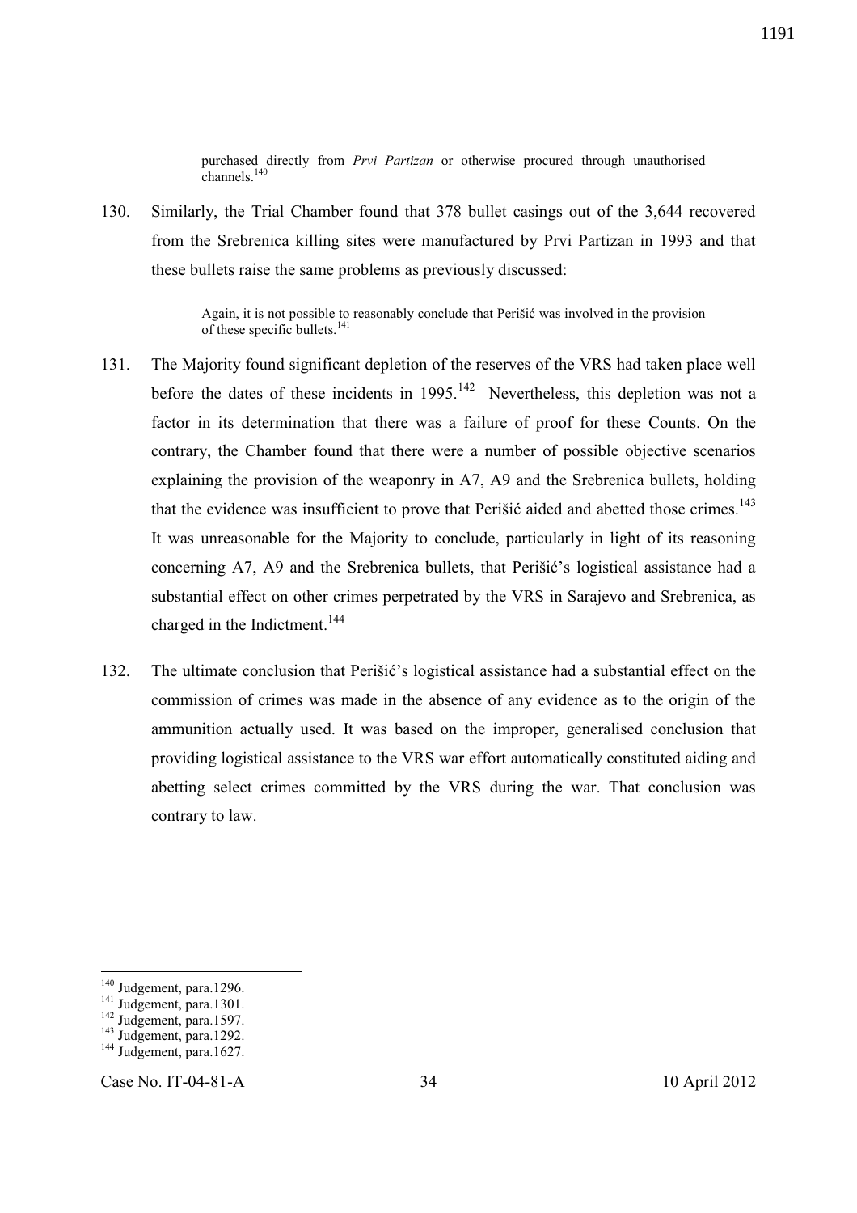> purchased directly from *Prvi Partizan* or otherwise procured through unauthorised channels.[140]

130. Similarly, the Trial Chamber found that 378 bullet casings out of the 3,644 recovered from the Srebrenica killing sites were manufactured by Prvi Partizan in 1993 and that these bullets raise the same problems as previously discussed:

> Again, it is not possible to reasonably conclude that Perišić was involved in the provision of these specific bullets.[141]

131. The Majority found significant depletion of the reserves of the VRS had taken place well before the dates of these incidents in 1995.[142] Nevertheless, this depletion was not a factor in its determination that there was a failure of proof for these Counts. On the contrary, the Chamber found that there were a number of possible objective scenarios explaining the provision of the weaponry in A7, A9 and the Srebrenica bullets, holding that the evidence was insufficient to prove that Perišić aided and abetted those crimes.[143] It was unreasonable for the Majority to conclude, particularly in light of its reasoning concerning A7, A9 and the Srebrenica bullets, that Perišić's logistical assistance had a substantial effect on other crimes perpetrated by the VRS in Sarajevo and Srebrenica, as charged in the Indictment.[144]

132. The ultimate conclusion that Perišić's logistical assistance had a substantial effect on the commission of crimes was made in the absence of any evidence as to the origin of the ammunition actually used. It was based on the improper, generalised conclusion that providing logistical assistance to the VRS war effort automatically constituted aiding and abetting select crimes committed by the VRS during the war. That conclusion was contrary to law.

---

[140] Judgement, para.1296.
[141] Judgement, para.1301.
[142] Judgement, para.1597.
[143] Judgement, para.1292.
[144] Judgement, para.1627.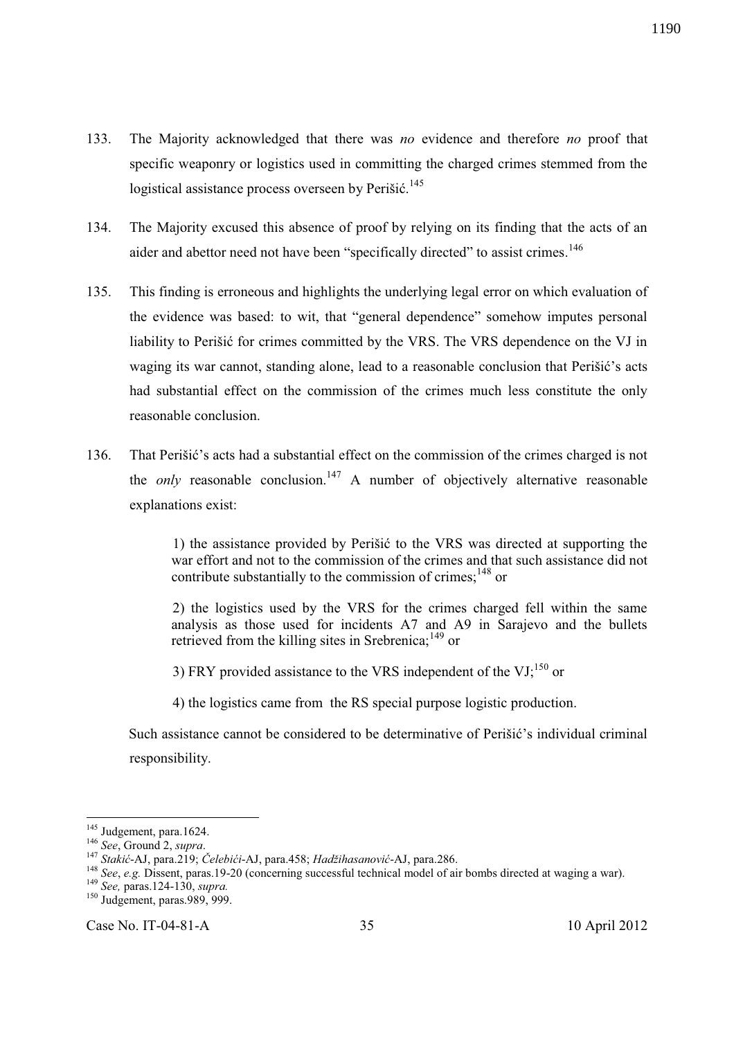133. The Majority acknowledged that there was *no* evidence and therefore *no* proof that specific weaponry or logistics used in committing the charged crimes stemmed from the logistical assistance process overseen by Perišić.[145]

134. The Majority excused this absence of proof by relying on its finding that the acts of an aider and abettor need not have been "specifically directed" to assist crimes.[146]

135. This finding is erroneous and highlights the underlying legal error on which evaluation of the evidence was based: to wit, that "general dependence" somehow imputes personal liability to Perišić for crimes committed by the VRS. The VRS dependence on the VJ in waging its war cannot, standing alone, lead to a reasonable conclusion that Perišić's acts had substantial effect on the commission of the crimes much less constitute the only reasonable conclusion.

136. That Perišić's acts had a substantial effect on the commission of the crimes charged is not the *only* reasonable conclusion.[147] A number of objectively alternative reasonable explanations exist:

> 1) the assistance provided by Perišić to the VRS was directed at supporting the war effort and not to the commission of the crimes and that such assistance did not contribute substantially to the commission of crimes;[148] or
>
> 2) the logistics used by the VRS for the crimes charged fell within the same analysis as those used for incidents A7 and A9 in Sarajevo and the bullets retrieved from the killing sites in Srebrenica;[149] or
>
> 3) FRY provided assistance to the VRS independent of the VJ;[150] or
>
> 4) the logistics came from the RS special purpose logistic production.

Such assistance cannot be considered to be determinative of Perišić's individual criminal responsibility.

---

[145] Judgement, para.1624.

[146] *See*, Ground 2, *supra*.

[147] *Stakić*-AJ, para.219; *Čelebići*-AJ, para.458; *Hadžihasanović*-AJ, para.286.

[148] *See*, *e.g.* Dissent, paras.19-20 (concerning successful technical model of air bombs directed at waging a war).

[149] *See,* paras.124-130, *supra.*

[150] Judgement, paras.989, 999.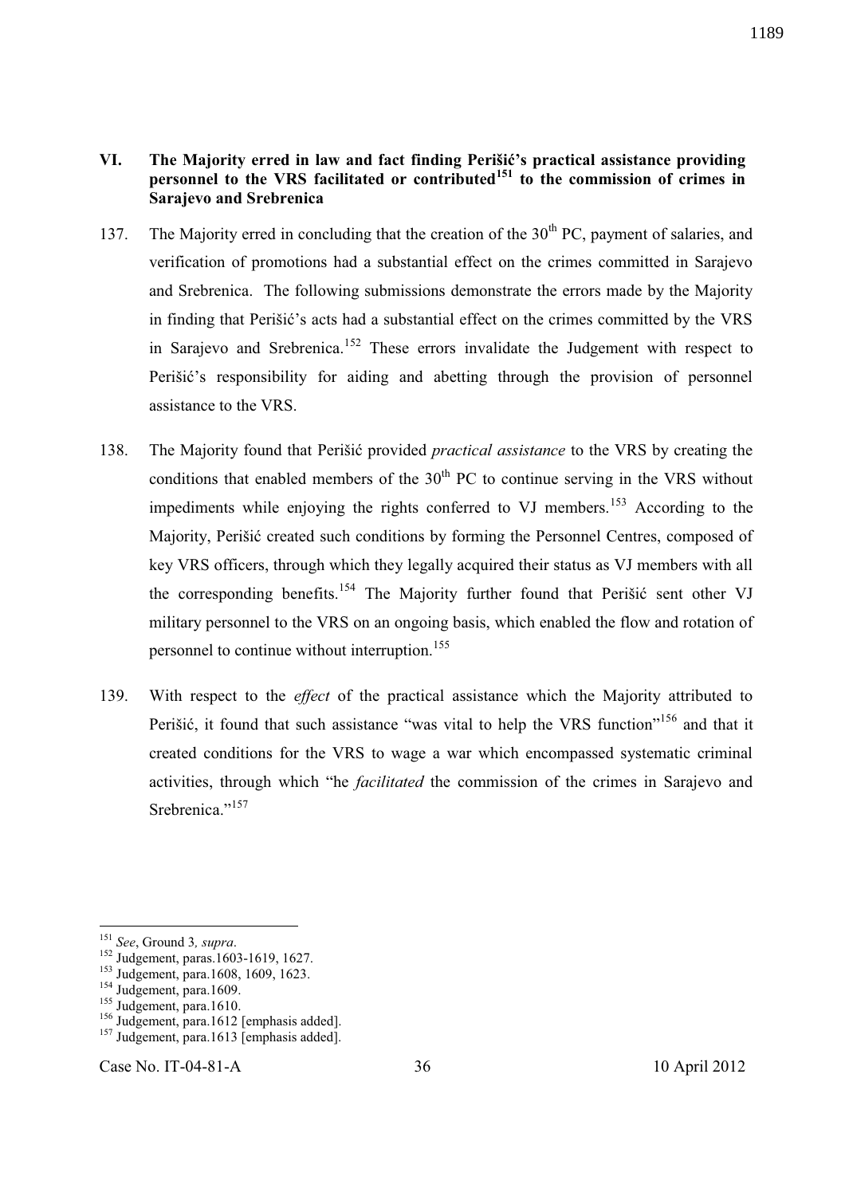## VI. The Majority erred in law and fact finding Perišić's practical assistance providing personnel to the VRS facilitated or contributed[151] to the commission of crimes in Sarajevo and Srebrenica

137. The Majority erred in concluding that the creation of the 30th PC, payment of salaries, and verification of promotions had a substantial effect on the crimes committed in Sarajevo and Srebrenica. The following submissions demonstrate the errors made by the Majority in finding that Perišić's acts had a substantial effect on the crimes committed by the VRS in Sarajevo and Srebrenica.[152] These errors invalidate the Judgement with respect to Perišić's responsibility for aiding and abetting through the provision of personnel assistance to the VRS.

138. The Majority found that Perišić provided *practical assistance* to the VRS by creating the conditions that enabled members of the 30th PC to continue serving in the VRS without impediments while enjoying the rights conferred to VJ members.[153] According to the Majority, Perišić created such conditions by forming the Personnel Centres, composed of key VRS officers, through which they legally acquired their status as VJ members with all the corresponding benefits.[154] The Majority further found that Perišić sent other VJ military personnel to the VRS on an ongoing basis, which enabled the flow and rotation of personnel to continue without interruption.[155]

139. With respect to the *effect* of the practical assistance which the Majority attributed to Perišić, it found that such assistance "was vital to help the VRS function"[156] and that it created conditions for the VRS to wage a war which encompassed systematic criminal activities, through which "he *facilitated* the commission of the crimes in Sarajevo and Srebrenica."[157]

---

[151] *See*, Ground 3*, supra*.
[152] Judgement, paras.1603-1619, 1627.
[153] Judgement, para.1608, 1609, 1623.
[154] Judgement, para.1609.
[155] Judgement, para.1610.
[156] Judgement, para.1612 [emphasis added].
[157] Judgement, para.1613 [emphasis added].

Case No. IT-04-81-A 10 April 2012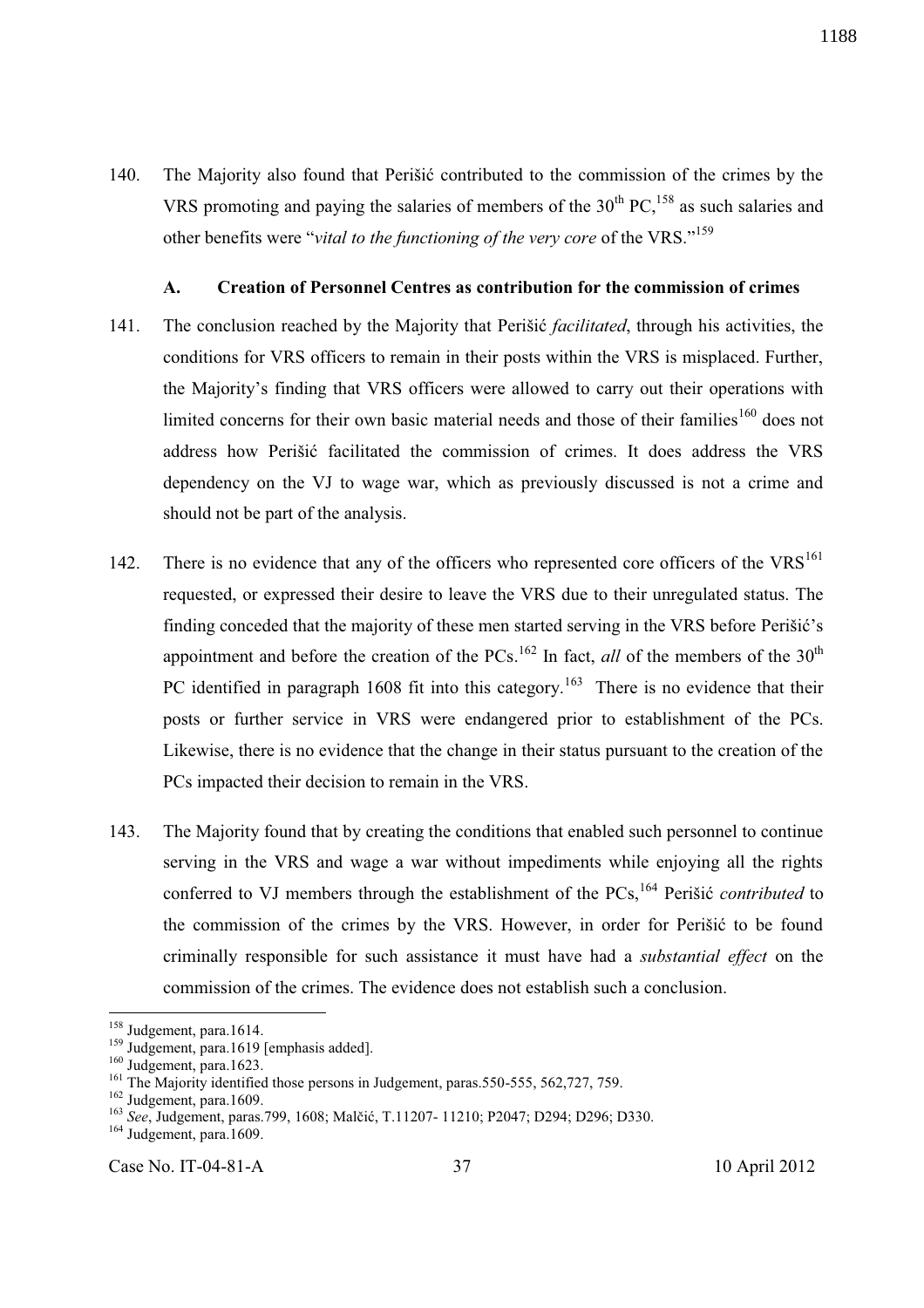140. The Majority also found that Perišić contributed to the commission of the crimes by the VRS promoting and paying the salaries of members of the 30th PC,[158] as such salaries and other benefits were "*vital to the functioning of the very core* of the VRS."[159]

### A. Creation of Personnel Centres as contribution for the commission of crimes

141. The conclusion reached by the Majority that Perišić *facilitated*, through his activities, the conditions for VRS officers to remain in their posts within the VRS is misplaced. Further, the Majority's finding that VRS officers were allowed to carry out their operations with limited concerns for their own basic material needs and those of their families[160] does not address how Perišić facilitated the commission of crimes. It does address the VRS dependency on the VJ to wage war, which as previously discussed is not a crime and should not be part of the analysis.

142. There is no evidence that any of the officers who represented core officers of the VRS[161] requested, or expressed their desire to leave the VRS due to their unregulated status. The finding conceded that the majority of these men started serving in the VRS before Perišić's appointment and before the creation of the PCs.[162] In fact, *all* of the members of the 30th PC identified in paragraph 1608 fit into this category.[163] There is no evidence that their posts or further service in VRS were endangered prior to establishment of the PCs. Likewise, there is no evidence that the change in their status pursuant to the creation of the PCs impacted their decision to remain in the VRS.

143. The Majority found that by creating the conditions that enabled such personnel to continue serving in the VRS and wage a war without impediments while enjoying all the rights conferred to VJ members through the establishment of the PCs,[164] Perišić *contributed* to the commission of the crimes by the VRS. However, in order for Perišić to be found criminally responsible for such assistance it must have had a *substantial effect* on the commission of the crimes. The evidence does not establish such a conclusion.

---

[158] Judgement, para.1614.

[159] Judgement, para.1619 [emphasis added].

[160] Judgement, para.1623.

[161] The Majority identified those persons in Judgement, paras.550-555, 562,727, 759.

[162] Judgement, para.1609.

[163] *See*, Judgement, paras.799, 1608; Malčić, T.11207- 11210; P2047; D294; D296; D330.

[164] Judgement, para.1609.

Case No. IT-04-81-A 10 April 2012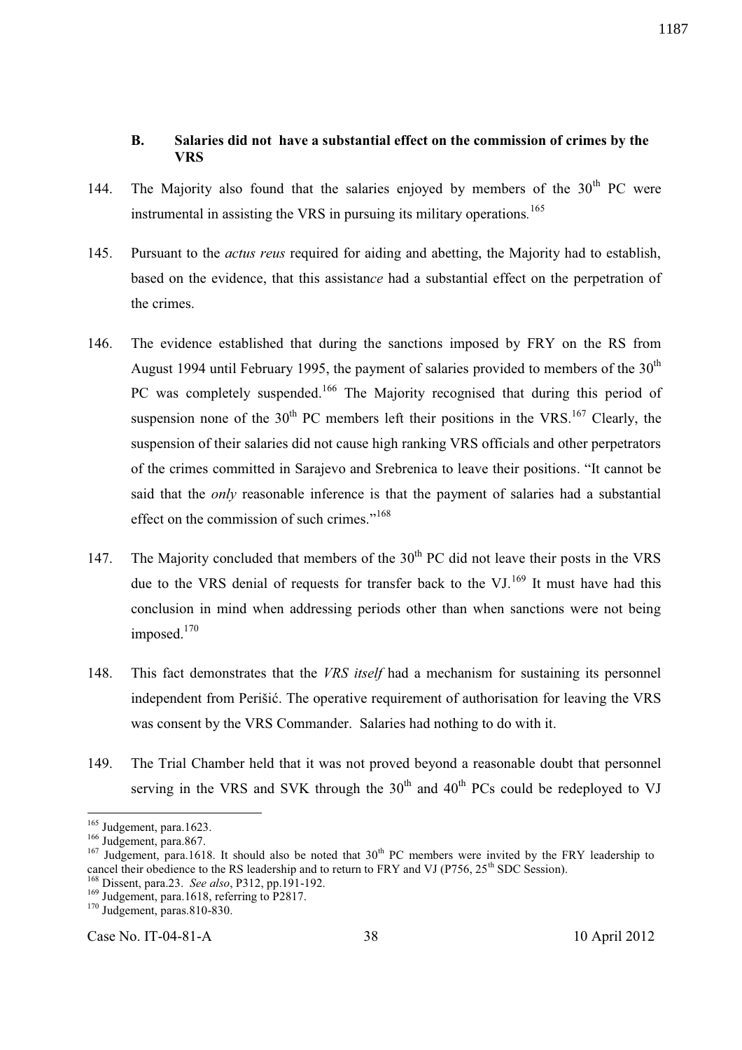## B. Salaries did not have a substantial effect on the commission of crimes by the VRS

144. The Majority also found that the salaries enjoyed by members of the 30th PC were instrumental in assisting the VRS in pursuing its military operations.[165]

145. Pursuant to the *actus reus* required for aiding and abetting, the Majority had to establish, based on the evidence, that this assistan*ce* had a substantial effect on the perpetration of the crimes.

146. The evidence established that during the sanctions imposed by FRY on the RS from August 1994 until February 1995, the payment of salaries provided to members of the 30th PC was completely suspended.[166] The Majority recognised that during this period of suspension none of the 30th PC members left their positions in the VRS.[167] Clearly, the suspension of their salaries did not cause high ranking VRS officials and other perpetrators of the crimes committed in Sarajevo and Srebrenica to leave their positions. "It cannot be said that the *only* reasonable inference is that the payment of salaries had a substantial effect on the commission of such crimes."[168]

147. The Majority concluded that members of the 30th PC did not leave their posts in the VRS due to the VRS denial of requests for transfer back to the VJ.[169] It must have had this conclusion in mind when addressing periods other than when sanctions were not being imposed.[170]

148. This fact demonstrates that the *VRS itself* had a mechanism for sustaining its personnel independent from Perišić. The operative requirement of authorisation for leaving the VRS was consent by the VRS Commander. Salaries had nothing to do with it.

149. The Trial Chamber held that it was not proved beyond a reasonable doubt that personnel serving in the VRS and SVK through the 30th and 40th PCs could be redeployed to VJ

---

[165] Judgement, para.1623.

[166] Judgement, para.867.

[167] Judgement, para.1618. It should also be noted that 30th PC members were invited by the FRY leadership to cancel their obedience to the RS leadership and to return to FRY and VJ (P756, 25th SDC Session).

[168] Dissent, para.23. *See also*, P312, pp.191-192.

[169] Judgement, para.1618, referring to P2817.

[170] Judgement, paras.810-830.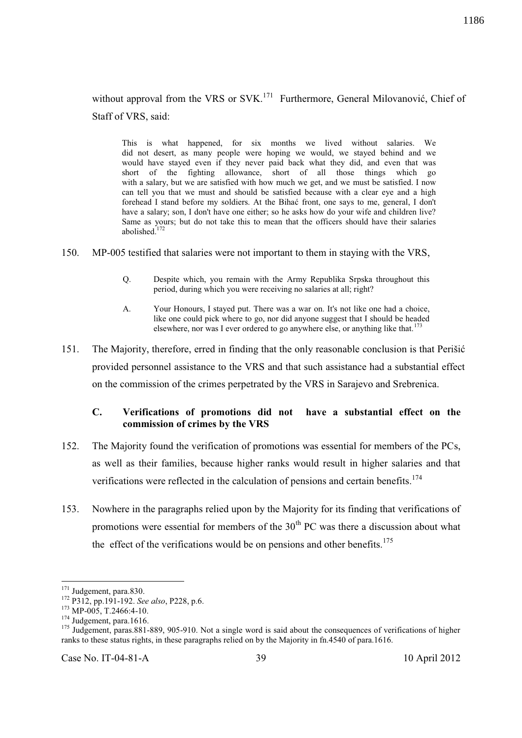without approval from the VRS or SVK.[171] Furthermore, General Milovanović, Chief of Staff of VRS, said:

> This is what happened, for six months we lived without salaries. We did not desert, as many people were hoping we would, we stayed behind and we would have stayed even if they never paid back what they did, and even that was short of the fighting allowance, short of all those things which go with a salary, but we are satisfied with how much we get, and we must be satisfied. I now can tell you that we must and should be satisfied because with a clear eye and a high forehead I stand before my soldiers. At the Bihać front, one says to me, general, I don't have a salary; son, I don't have one either; so he asks how do your wife and children live? Same as yours; but do not take this to mean that the officers should have their salaries abolished.[172]

150. MP-005 testified that salaries were not important to them in staying with the VRS,

> Q. Despite which, you remain with the Army Republika Srpska throughout this period, during which you were receiving no salaries at all; right?
>
> A. Your Honours, I stayed put. There was a war on. It's not like one had a choice, like one could pick where to go, nor did anyone suggest that I should be headed elsewhere, nor was I ever ordered to go anywhere else, or anything like that.[173]

151. The Majority, therefore, erred in finding that the only reasonable conclusion is that Perišić provided personnel assistance to the VRS and that such assistance had a substantial effect on the commission of the crimes perpetrated by the VRS in Sarajevo and Srebrenica.

### C. Verifications of promotions did not have a substantial effect on the commission of crimes by the VRS

152. The Majority found the verification of promotions was essential for members of the PCs, as well as their families, because higher ranks would result in higher salaries and that verifications were reflected in the calculation of pensions and certain benefits.[174]

153. Nowhere in the paragraphs relied upon by the Majority for its finding that verifications of promotions were essential for members of the 30th PC was there a discussion about what the effect of the verifications would be on pensions and other benefits.[175]

---

[171] Judgement, para.830.

[172] P312, pp.191-192. *See also*, P228, p.6.

[173] MP-005, T.2466:4-10.

[174] Judgement, para.1616.

[175] Judgement, paras.881-889, 905-910. Not a single word is said about the consequences of verifications of higher ranks to these status rights, in these paragraphs relied on by the Majority in fn.4540 of para.1616.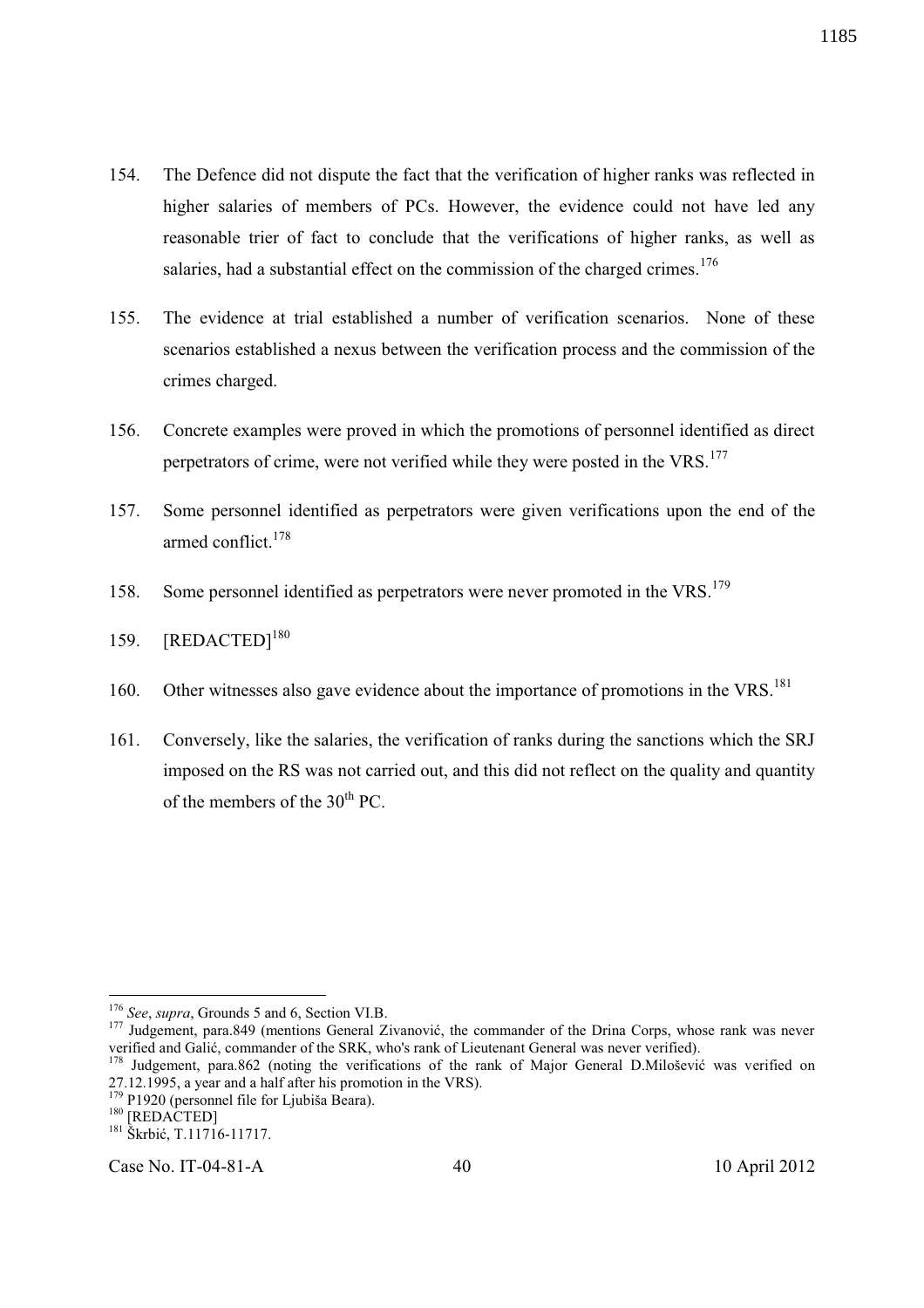154. The Defence did not dispute the fact that the verification of higher ranks was reflected in higher salaries of members of PCs. However, the evidence could not have led any reasonable trier of fact to conclude that the verifications of higher ranks, as well as salaries, had a substantial effect on the commission of the charged crimes.[176]

155. The evidence at trial established a number of verification scenarios. None of these scenarios established a nexus between the verification process and the commission of the crimes charged.

156. Concrete examples were proved in which the promotions of personnel identified as direct perpetrators of crime, were not verified while they were posted in the VRS.[177]

157. Some personnel identified as perpetrators were given verifications upon the end of the armed conflict.[178]

158. Some personnel identified as perpetrators were never promoted in the VRS.[179]

159. [REDACTED][180]

160. Other witnesses also gave evidence about the importance of promotions in the VRS.[181]

161. Conversely, like the salaries, the verification of ranks during the sanctions which the SRJ imposed on the RS was not carried out, and this did not reflect on the quality and quantity of the members of the 30th PC.

---

[176] *See*, *supra*, Grounds 5 and 6, Section VI.B.

[177] Judgement, para.849 (mentions General Zivanović, the commander of the Drina Corps, whose rank was never verified and Galić, commander of the SRK, who's rank of Lieutenant General was never verified).

[178] Judgement, para.862 (noting the verifications of the rank of Major General D.Milošević was verified on 27.12.1995, a year and a half after his promotion in the VRS).

[179] P1920 (personnel file for Ljubiša Beara).

[180] [REDACTED]

[181] Škrbić, T.11716-11717.

Case No. IT-04-81-A 40 10 April 2012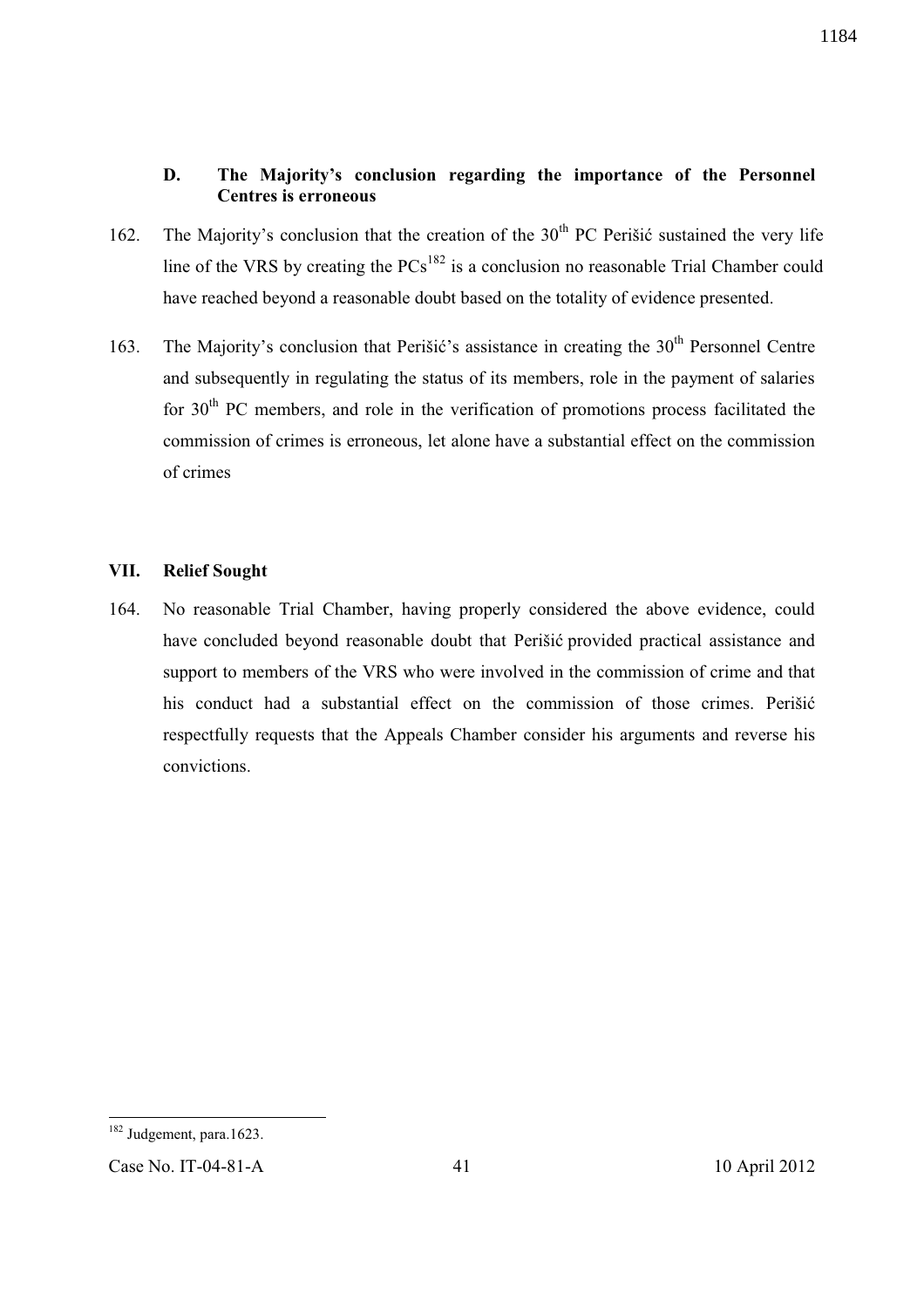### D. The Majority's conclusion regarding the importance of the Personnel Centres is erroneous

162. The Majority's conclusion that the creation of the 30th PC Perišić sustained the very life line of the VRS by creating the PCs[182] is a conclusion no reasonable Trial Chamber could have reached beyond a reasonable doubt based on the totality of evidence presented.

163. The Majority's conclusion that Perišić's assistance in creating the 30th Personnel Centre and subsequently in regulating the status of its members, role in the payment of salaries for 30th PC members, and role in the verification of promotions process facilitated the commission of crimes is erroneous, let alone have a substantial effect on the commission of crimes

## VII. Relief Sought

164. No reasonable Trial Chamber, having properly considered the above evidence, could have concluded beyond reasonable doubt that Perišić provided practical assistance and support to members of the VRS who were involved in the commission of crime and that his conduct had a substantial effect on the commission of those crimes. Perišić respectfully requests that the Appeals Chamber consider his arguments and reverse his convictions.

---

[182] Judgement, para.1623.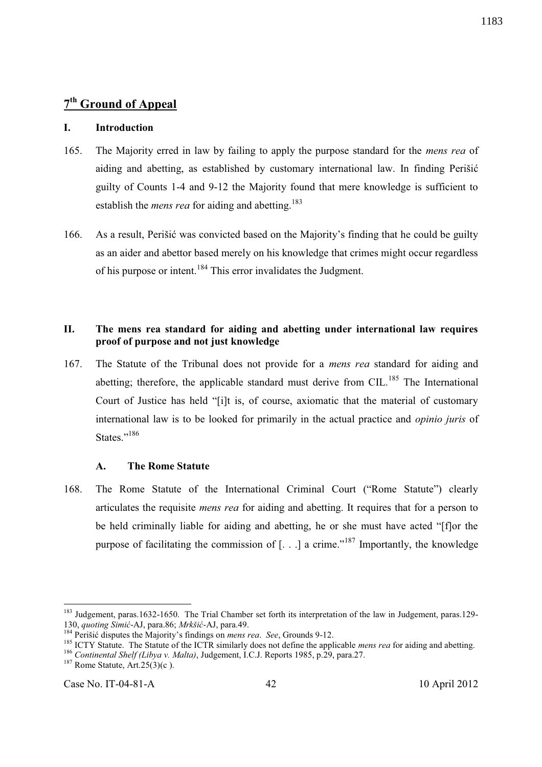## 7th Ground of Appeal

### I. Introduction

165. The Majority erred in law by failing to apply the purpose standard for the *mens rea* of aiding and abetting, as established by customary international law. In finding Perišić guilty of Counts 1-4 and 9-12 the Majority found that mere knowledge is sufficient to establish the *mens rea* for aiding and abetting.[183]

166. As a result, Perišić was convicted based on the Majority's finding that he could be guilty as an aider and abettor based merely on his knowledge that crimes might occur regardless of his purpose or intent.[184] This error invalidates the Judgment.

### II. The mens rea standard for aiding and abetting under international law requires proof of purpose and not just knowledge

167. The Statute of the Tribunal does not provide for a *mens rea* standard for aiding and abetting; therefore, the applicable standard must derive from CIL.[185] The International Court of Justice has held "[i]t is, of course, axiomatic that the material of customary international law is to be looked for primarily in the actual practice and *opinio juris* of States."[186]

#### A. The Rome Statute

168. The Rome Statute of the International Criminal Court ("Rome Statute") clearly articulates the requisite *mens rea* for aiding and abetting. It requires that for a person to be held criminally liable for aiding and abetting, he or she must have acted "[f]or the purpose of facilitating the commission of [. . .] a crime."[187] Importantly, the knowledge

---

[183] Judgement, paras.1632-1650. The Trial Chamber set forth its interpretation of the law in Judgement, paras.129-130, *quoting Simić*-AJ, para.86; *Mrkšić*-AJ, para.49.

[184] Perišić disputes the Majority's findings on *mens rea*. *See*, Grounds 9-12.

[185] ICTY Statute. The Statute of the ICTR similarly does not define the applicable *mens rea* for aiding and abetting.

[186] *Continental Shelf (Libya v. Malta)*, Judgement, I.C.J. Reports 1985, p.29, para.27.

[187] Rome Statute, Art.25(3)(c ).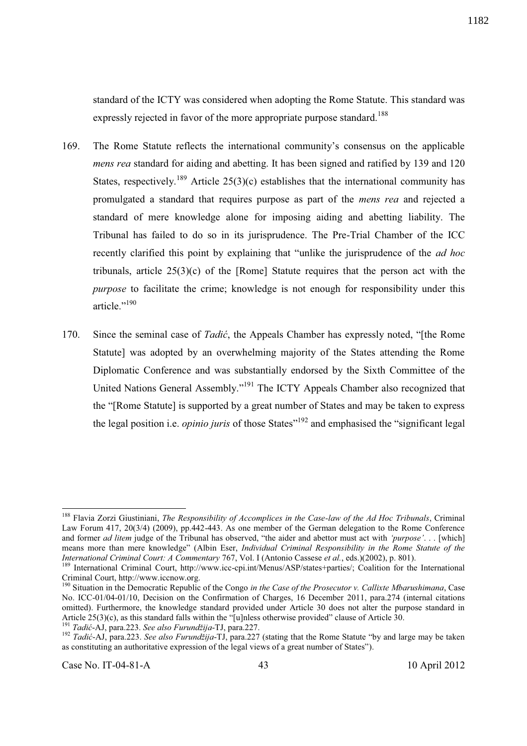standard of the ICTY was considered when adopting the Rome Statute. This standard was expressly rejected in favor of the more appropriate purpose standard.[188]

169. The Rome Statute reflects the international community's consensus on the applicable *mens rea* standard for aiding and abetting. It has been signed and ratified by 139 and 120 States, respectively.[189] Article 25(3)(c) establishes that the international community has promulgated a standard that requires purpose as part of the *mens rea* and rejected a standard of mere knowledge alone for imposing aiding and abetting liability. The Tribunal has failed to do so in its jurisprudence. The Pre-Trial Chamber of the ICC recently clarified this point by explaining that "unlike the jurisprudence of the *ad hoc* tribunals, article 25(3)(c) of the [Rome] Statute requires that the person act with the *purpose* to facilitate the crime; knowledge is not enough for responsibility under this article."[190]

170. Since the seminal case of *Tadić*, the Appeals Chamber has expressly noted, "[the Rome Statute] was adopted by an overwhelming majority of the States attending the Rome Diplomatic Conference and was substantially endorsed by the Sixth Committee of the United Nations General Assembly."[191] The ICTY Appeals Chamber also recognized that the "[Rome Statute] is supported by a great number of States and may be taken to express the legal position i.e. *opinio juris* of those States"[192] and emphasised the "significant legal

---

[188] Flavia Zorzi Giustiniani, *The Responsibility of Accomplices in the Case-law of the Ad Hoc Tribunals*, Criminal Law Forum 417, 20(3/4) (2009), pp.442-443. As one member of the German delegation to the Rome Conference and former *ad litem* judge of the Tribunal has observed, "the aider and abettor must act with *'purpose'*. . . [which] means more than mere knowledge" (Albin Eser, *Individual Criminal Responsibility in the Rome Statute of the International Criminal Court: A Commentary* 767, Vol. I (Antonio Cassese *et al.*, eds.)(2002), p. 801).

[189] International Criminal Court, http://www.icc-cpi.int/Menus/ASP/states+parties/; Coalition for the International Criminal Court, http://www.iccnow.org.

[190] Situation in the Democratic Republic of the Congo *in the Case of the Prosecutor v. Callixte Mbarushimana*, Case No. ICC-01/04-01/10, Decision on the Confirmation of Charges, 16 December 2011, para.274 (internal citations omitted). Furthermore, the knowledge standard provided under Article 30 does not alter the purpose standard in Article 25(3)(c), as this standard falls within the "[u]nless otherwise provided" clause of Article 30.

[191] *Tadić*-AJ, para.223. *See also Furundžija*-TJ, para.227.

[192] *Tadić*-AJ, para.223. *See also Furundžija*-TJ, para.227 (stating that the Rome Statute "by and large may be taken as constituting an authoritative expression of the legal views of a great number of States").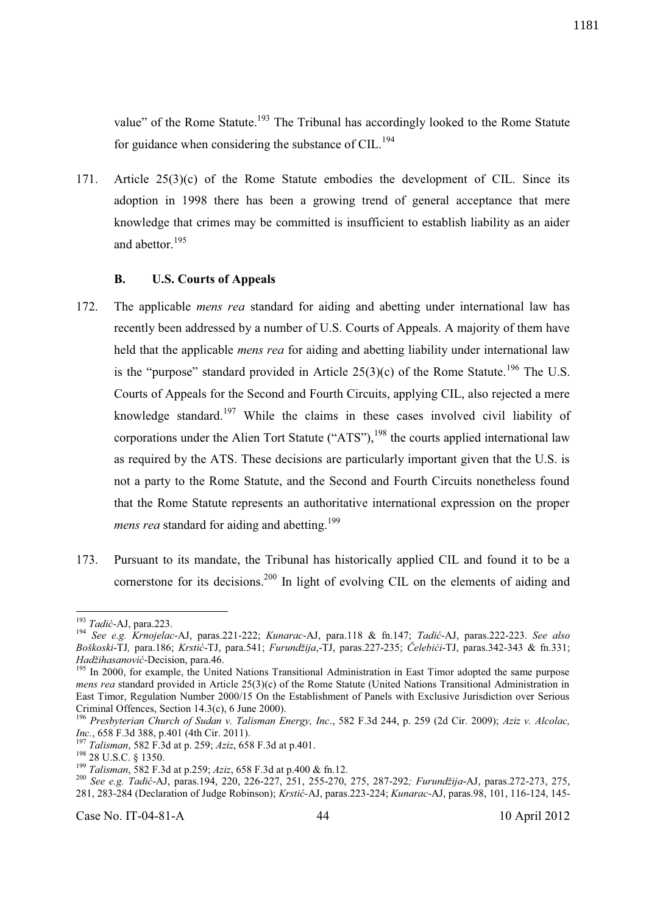value" of the Rome Statute.[193] The Tribunal has accordingly looked to the Rome Statute for guidance when considering the substance of CIL.[194]

171. Article 25(3)(c) of the Rome Statute embodies the development of CIL. Since its adoption in 1998 there has been a growing trend of general acceptance that mere knowledge that crimes may be committed is insufficient to establish liability as an aider and abettor.[195]

### B. U.S. Courts of Appeals

172. The applicable *mens rea* standard for aiding and abetting under international law has recently been addressed by a number of U.S. Courts of Appeals. A majority of them have held that the applicable *mens rea* for aiding and abetting liability under international law is the "purpose" standard provided in Article 25(3)(c) of the Rome Statute.[196] The U.S. Courts of Appeals for the Second and Fourth Circuits, applying CIL, also rejected a mere knowledge standard.[197] While the claims in these cases involved civil liability of corporations under the Alien Tort Statute ("ATS"),[198] the courts applied international law as required by the ATS. These decisions are particularly important given that the U.S. is not a party to the Rome Statute, and the Second and Fourth Circuits nonetheless found that the Rome Statute represents an authoritative international expression on the proper *mens rea* standard for aiding and abetting.[199]

173. Pursuant to its mandate, the Tribunal has historically applied CIL and found it to be a cornerstone for its decisions.[200] In light of evolving CIL on the elements of aiding and

---

[193] *Tadić*-AJ, para.223.

[194] *See e.g. Krnojelac*-AJ, paras.221-222; *Kunarac*-AJ, para.118 & fn.147; *Tadić*-AJ, paras.222-223. *See also Boškoski*-TJ, para.186; *Krstić*-TJ, para.541; *Furundžija*,-TJ, paras.227-235; *Čelebići*-TJ, paras.342-343 & fn.331; *Hadžihasanović*-Decision, para.46.

[195] In 2000, for example, the United Nations Transitional Administration in East Timor adopted the same purpose *mens rea* standard provided in Article 25(3)(c) of the Rome Statute (United Nations Transitional Administration in East Timor, Regulation Number 2000/15 On the Establishment of Panels with Exclusive Jurisdiction over Serious Criminal Offences, Section 14.3(c), 6 June 2000).

[196] *Presbyterian Church of Sudan v. Talisman Energy, Inc*., 582 F.3d 244, p. 259 (2d Cir. 2009); *Aziz v. Alcolac, Inc.*, 658 F.3d 388, p.401 (4th Cir. 2011).

[197] *Talisman*, 582 F.3d at p. 259; *Aziz*, 658 F.3d at p.401.

[198] 28 U.S.C. § 1350.

[199] *Talisman*, 582 F.3d at p.259; *Aziz*, 658 F.3d at p.400 & fn.12.

[200] *See e.g. Tadić*-AJ, paras.194, 220, 226-227, 251, 255-270, 275, 287-292*; Furundžija*-AJ, paras.272-273, 275, 281, 283-284 (Declaration of Judge Robinson); *Krstić*-AJ, paras.223-224; *Kunarac*-AJ, paras.98, 101, 116-124, 145-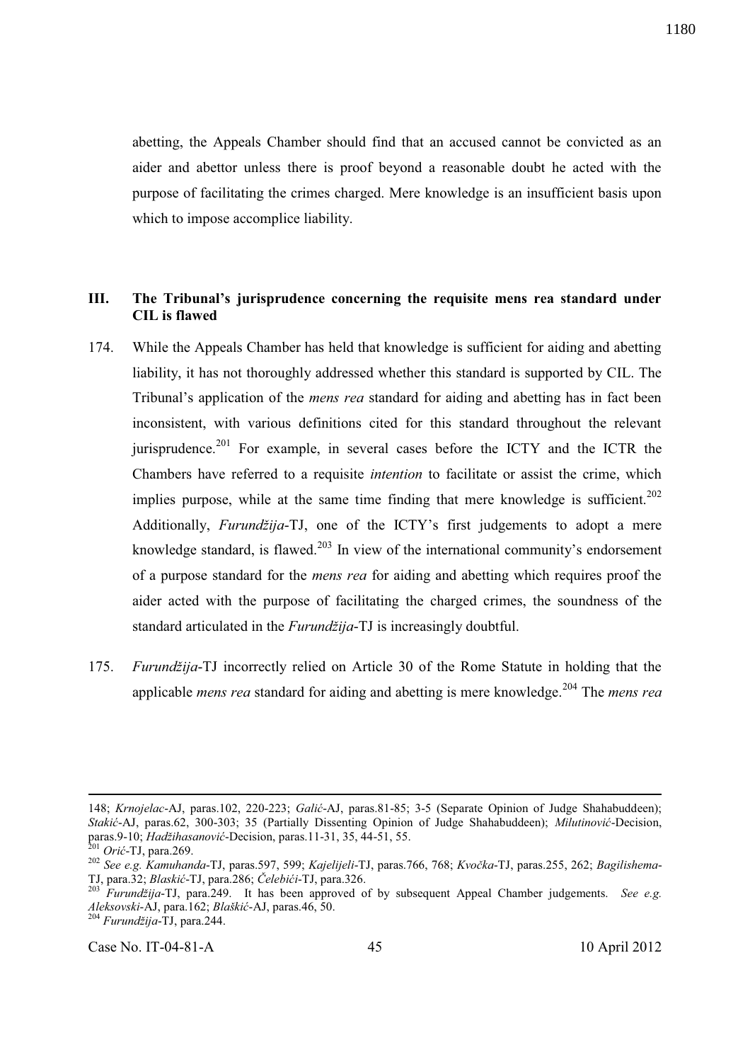abetting, the Appeals Chamber should find that an accused cannot be convicted as an aider and abettor unless there is proof beyond a reasonable doubt he acted with the purpose of facilitating the crimes charged. Mere knowledge is an insufficient basis upon which to impose accomplice liability.

### III. The Tribunal's jurisprudence concerning the requisite mens rea standard under CIL is flawed

174. While the Appeals Chamber has held that knowledge is sufficient for aiding and abetting liability, it has not thoroughly addressed whether this standard is supported by CIL. The Tribunal's application of the *mens rea* standard for aiding and abetting has in fact been inconsistent, with various definitions cited for this standard throughout the relevant jurisprudence.[201] For example, in several cases before the ICTY and the ICTR the Chambers have referred to a requisite *intention* to facilitate or assist the crime, which implies purpose, while at the same time finding that mere knowledge is sufficient.[202] Additionally, *Furundžija*-TJ, one of the ICTY's first judgements to adopt a mere knowledge standard, is flawed.[203] In view of the international community's endorsement of a purpose standard for the *mens rea* for aiding and abetting which requires proof the aider acted with the purpose of facilitating the charged crimes, the soundness of the standard articulated in the *Furundžija*-TJ is increasingly doubtful.

175. *Furundžija*-TJ incorrectly relied on Article 30 of the Rome Statute in holding that the applicable *mens rea* standard for aiding and abetting is mere knowledge.[204] The *mens rea*

---

148; *Krnojelac*-AJ, paras.102, 220-223; *Galić*-AJ, paras.81-85; 3-5 (Separate Opinion of Judge Shahabuddeen); *Stakić*-AJ, paras.62, 300-303; 35 (Partially Dissenting Opinion of Judge Shahabuddeen); *Milutinović*-Decision, paras.9-10; *Hadžihasanović*-Decision, paras.11-31, 35, 44-51, 55.

[201] *Orić*-TJ, para.269.

[202] *See e.g. Kamuhanda*-TJ, paras.597, 599; *Kajelijeli*-TJ, paras.766, 768; *Kvočka*-TJ, paras.255, 262; *Bagilishema*-TJ, para.32; *Blaskić*-TJ, para.286; *Čelebići*-TJ, para.326.

[203] *Furundžija*-TJ, para.249. It has been approved of by subsequent Appeal Chamber judgements. *See e.g. Aleksovski*-AJ, para.162; *Blaškić*-AJ, paras.46, 50.

[204] *Furundžija*-TJ, para.244.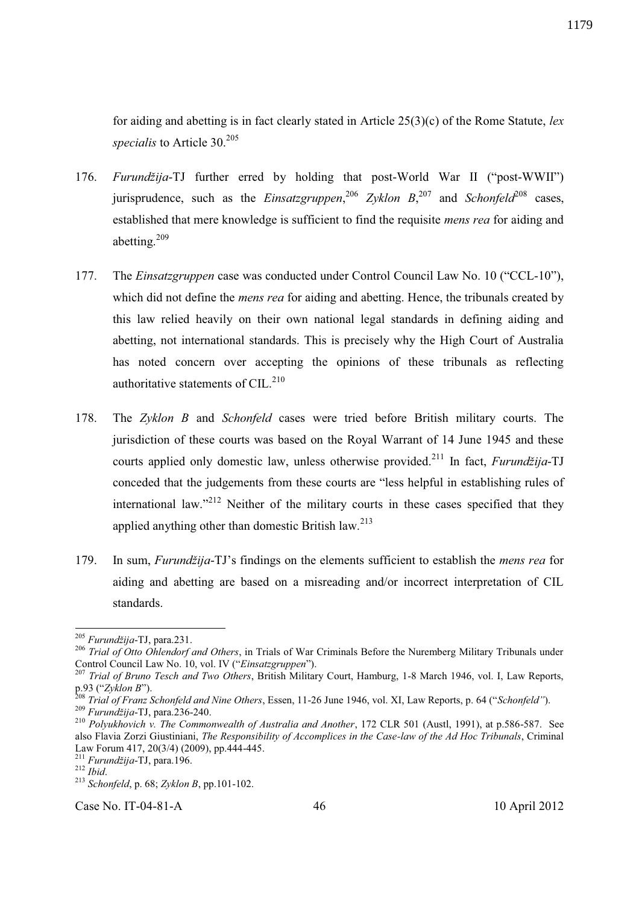for aiding and abetting is in fact clearly stated in Article 25(3)(c) of the Rome Statute, *lex specialis* to Article 30.[205]

176. *Furundžija*-TJ further erred by holding that post-World War II ("post-WWII") jurisprudence, such as the *Einsatzgruppen*,[206] *Zyklon B*,[207] and *Schonfeld*[208] cases, established that mere knowledge is sufficient to find the requisite *mens rea* for aiding and abetting.[209]

177. The *Einsatzgruppen* case was conducted under Control Council Law No. 10 ("CCL-10"), which did not define the *mens rea* for aiding and abetting. Hence, the tribunals created by this law relied heavily on their own national legal standards in defining aiding and abetting, not international standards. This is precisely why the High Court of Australia has noted concern over accepting the opinions of these tribunals as reflecting authoritative statements of CIL.[210]

178. The *Zyklon B* and *Schonfeld* cases were tried before British military courts. The jurisdiction of these courts was based on the Royal Warrant of 14 June 1945 and these courts applied only domestic law, unless otherwise provided.[211] In fact, *Furundžija*-TJ conceded that the judgements from these courts are "less helpful in establishing rules of international law."[212] Neither of the military courts in these cases specified that they applied anything other than domestic British law.[213]

179. In sum, *Furundžija*-TJ's findings on the elements sufficient to establish the *mens rea* for aiding and abetting are based on a misreading and/or incorrect interpretation of CIL standards.

---

[205] *Furundžija*-TJ, para.231.

[206] *Trial of Otto Ohlendorf and Others*, in Trials of War Criminals Before the Nuremberg Military Tribunals under Control Council Law No. 10, vol. IV ("*Einsatzgruppen*").

[207] *Trial of Bruno Tesch and Two Others*, British Military Court, Hamburg, 1-8 March 1946, vol. I, Law Reports, p.93 ("*Zyklon B*").

[208] *Trial of Franz Schonfeld and Nine Others*, Essen, 11-26 June 1946, vol. XI, Law Reports, p. 64 ("*Schonfeld*").

[209] *Furundžija*-TJ, para.236-240.

[210] *Polyukhovich v. The Commonwealth of Australia and Another*, 172 CLR 501 (Austl, 1991), at p.586-587. See also Flavia Zorzi Giustiniani, *The Responsibility of Accomplices in the Case-law of the Ad Hoc Tribunals*, Criminal Law Forum 417, 20(3/4) (2009), pp.444-445.

[211] *Furundžija*-TJ, para.196.

[212] *Ibid*.

[213] *Schonfeld*, p. 68; *Zyklon B*, pp.101-102.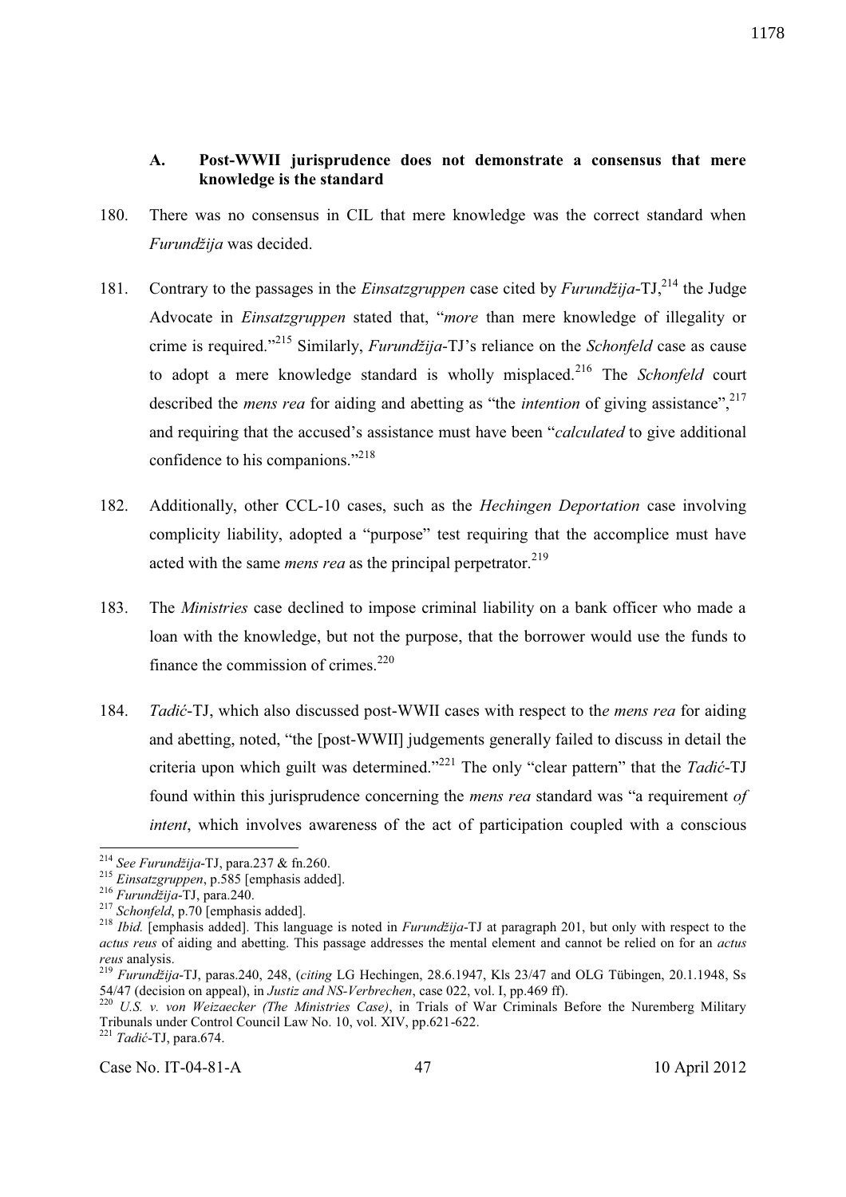### A. Post-WWII jurisprudence does not demonstrate a consensus that mere knowledge is the standard

180. There was no consensus in CIL that mere knowledge was the correct standard when *Furundžija* was decided.

181. Contrary to the passages in the *Einsatzgruppen* case cited by *Furundžija*-TJ,[214] the Judge Advocate in *Einsatzgruppen* stated that, "*more* than mere knowledge of illegality or crime is required."[215] Similarly, *Furundžija*-TJ's reliance on the *Schonfeld* case as cause to adopt a mere knowledge standard is wholly misplaced.[216] The *Schonfeld* court described the *mens rea* for aiding and abetting as "the *intention* of giving assistance",[217] and requiring that the accused's assistance must have been "*calculated* to give additional confidence to his companions."[218]

182. Additionally, other CCL-10 cases, such as the *Hechingen Deportation* case involving complicity liability, adopted a "purpose" test requiring that the accomplice must have acted with the same *mens rea* as the principal perpetrator.[219]

183. The *Ministries* case declined to impose criminal liability on a bank officer who made a loan with the knowledge, but not the purpose, that the borrower would use the funds to finance the commission of crimes.[220]

184. *Tadić*-TJ, which also discussed post-WWII cases with respect to the *mens rea* for aiding and abetting, noted, "the [post-WWII] judgements generally failed to discuss in detail the criteria upon which guilt was determined."[221] The only "clear pattern" that the *Tadić*-TJ found within this jurisprudence concerning the *mens rea* standard was "a requirement *of intent*, which involves awareness of the act of participation coupled with a conscious

---

[214] *See Furundžija*-TJ, para.237 & fn.260.

[215] *Einsatzgruppen*, p.585 [emphasis added].

[216] *Furundžija*-TJ, para.240.

[217] *Schonfeld*, p.70 [emphasis added].

[218] *Ibid.* [emphasis added]. This language is noted in *Furundžija*-TJ at paragraph 201, but only with respect to the *actus reus* of aiding and abetting. This passage addresses the mental element and cannot be relied on for an *actus reus* analysis.

[219] *Furundžija*-TJ, paras.240, 248, (*citing* LG Hechingen, 28.6.1947, Kls 23/47 and OLG Tübingen, 20.1.1948, Ss 54/47 (decision on appeal), in *Justiz and NS-Verbrechen*, case 022, vol. I, pp.469 ff).

[220] *U.S. v. von Weizaecker (The Ministries Case)*, in Trials of War Criminals Before the Nuremberg Military Tribunals under Control Council Law No. 10, vol. XIV, pp.621-622.

[221] *Tadić*-TJ, para.674.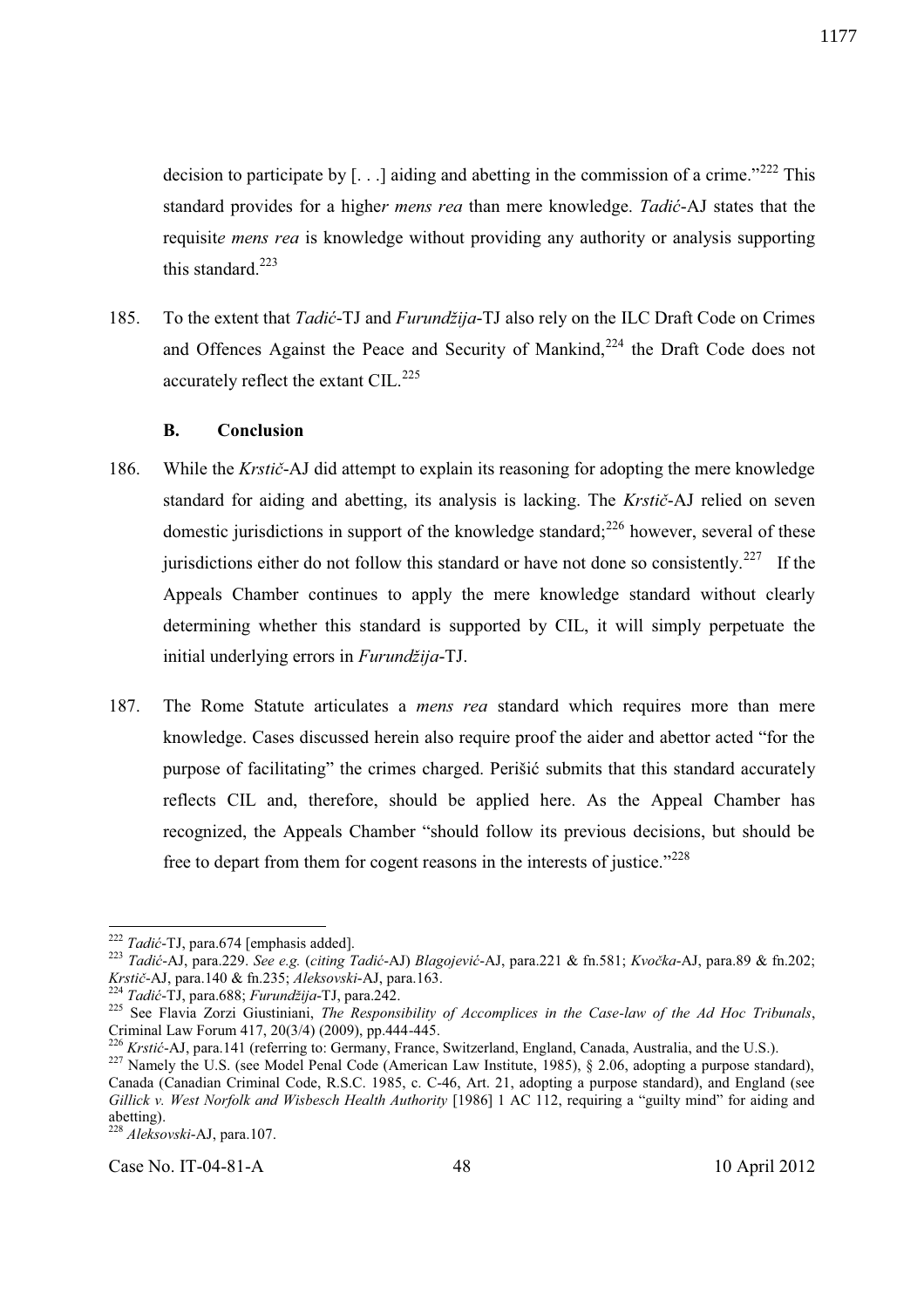decision to participate by [. . .] aiding and abetting in the commission of a crime."[222] This standard provides for a higher *mens rea* than mere knowledge. *Tadić*-AJ states that the requisite *mens rea* is knowledge without providing any authority or analysis supporting this standard.[223]

185. To the extent that *Tadić*-TJ and *Furundžija*-TJ also rely on the ILC Draft Code on Crimes and Offences Against the Peace and Security of Mankind,[224] the Draft Code does not accurately reflect the extant CIL.[225]

**B. Conclusion**

186. While the *Krstič*-AJ did attempt to explain its reasoning for adopting the mere knowledge standard for aiding and abetting, its analysis is lacking. The *Krstič*-AJ relied on seven domestic jurisdictions in support of the knowledge standard;[226] however, several of these jurisdictions either do not follow this standard or have not done so consistently.[227] If the Appeals Chamber continues to apply the mere knowledge standard without clearly determining whether this standard is supported by CIL, it will simply perpetuate the initial underlying errors in *Furundžija*-TJ.

187. The Rome Statute articulates a *mens rea* standard which requires more than mere knowledge. Cases discussed herein also require proof the aider and abettor acted "for the purpose of facilitating" the crimes charged. Perišić submits that this standard accurately reflects CIL and, therefore, should be applied here. As the Appeal Chamber has recognized, the Appeals Chamber "should follow its previous decisions, but should be free to depart from them for cogent reasons in the interests of justice."[228]

---

[222] *Tadić*-TJ, para.674 [emphasis added].

[223] *Tadić*-AJ, para.229. *See e.g.* (*citing Tadić*-AJ) *Blagojević*-AJ, para.221 & fn.581; *Kvočka*-AJ, para.89 & fn.202; *Krstič*-AJ, para.140 & fn.235; *Aleksovski*-AJ, para.163.

[224] *Tadić*-TJ, para.688; *Furundžija*-TJ, para.242.

[225] See Flavia Zorzi Giustiniani, *The Responsibility of Accomplices in the Case-law of the Ad Hoc Tribunals*, Criminal Law Forum 417, 20(3/4) (2009), pp.444-445.

[226] *Krstić*-AJ, para.141 (referring to: Germany, France, Switzerland, England, Canada, Australia, and the U.S.).

[227] Namely the U.S. (see Model Penal Code (American Law Institute, 1985), § 2.06, adopting a purpose standard), Canada (Canadian Criminal Code, R.S.C. 1985, c. C-46, Art. 21, adopting a purpose standard), and England (see *Gillick v. West Norfolk and Wisbesch Health Authority* [1986] 1 AC 112, requiring a "guilty mind" for aiding and abetting).

[228] *Aleksovski*-AJ, para.107.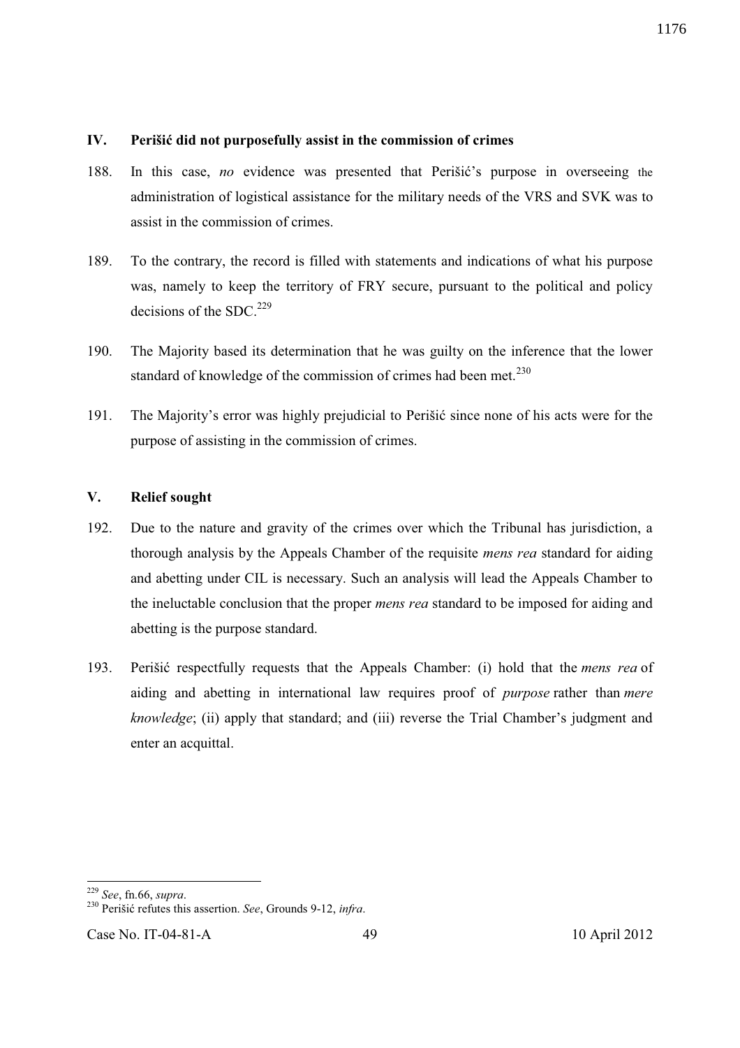## IV. Perišić did not purposefully assist in the commission of crimes

188. In this case, *no* evidence was presented that Perišić's purpose in overseeing the administration of logistical assistance for the military needs of the VRS and SVK was to assist in the commission of crimes.

189. To the contrary, the record is filled with statements and indications of what his purpose was, namely to keep the territory of FRY secure, pursuant to the political and policy decisions of the SDC.[229]

190. The Majority based its determination that he was guilty on the inference that the lower standard of knowledge of the commission of crimes had been met.[230]

191. The Majority's error was highly prejudicial to Perišić since none of his acts were for the purpose of assisting in the commission of crimes.

## V. Relief sought

192. Due to the nature and gravity of the crimes over which the Tribunal has jurisdiction, a thorough analysis by the Appeals Chamber of the requisite *mens rea* standard for aiding and abetting under CIL is necessary. Such an analysis will lead the Appeals Chamber to the ineluctable conclusion that the proper *mens rea* standard to be imposed for aiding and abetting is the purpose standard.

193. Perišić respectfully requests that the Appeals Chamber: (i) hold that the *mens rea* of aiding and abetting in international law requires proof of *purpose* rather than *mere knowledge*; (ii) apply that standard; and (iii) reverse the Trial Chamber's judgment and enter an acquittal.

---

[229] *See*, fn.66, *supra*.

[230] Perišić refutes this assertion. *See*, Grounds 9-12, *infra*.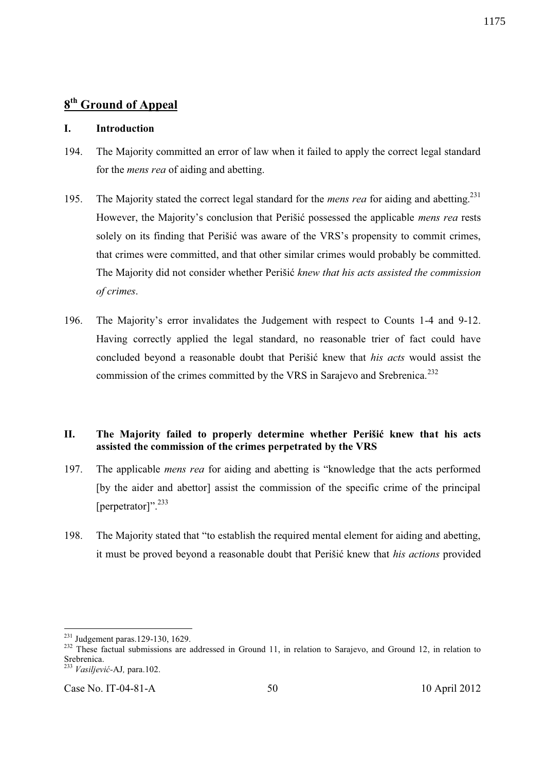## 8th Ground of Appeal

### I. Introduction

194. The Majority committed an error of law when it failed to apply the correct legal standard for the *mens rea* of aiding and abetting.

195. The Majority stated the correct legal standard for the *mens rea* for aiding and abetting.[231] However, the Majority's conclusion that Perišić possessed the applicable *mens rea* rests solely on its finding that Perišić was aware of the VRS's propensity to commit crimes, that crimes were committed, and that other similar crimes would probably be committed. The Majority did not consider whether Perišić *knew that his acts assisted the commission of crimes*.

196. The Majority's error invalidates the Judgement with respect to Counts 1-4 and 9-12. Having correctly applied the legal standard, no reasonable trier of fact could have concluded beyond a reasonable doubt that Perišić knew that *his acts* would assist the commission of the crimes committed by the VRS in Sarajevo and Srebrenica.[232]

### II. The Majority failed to properly determine whether Perišić knew that his acts assisted the commission of the crimes perpetrated by the VRS

197. The applicable *mens rea* for aiding and abetting is "knowledge that the acts performed [by the aider and abettor] assist the commission of the specific crime of the principal [perpetrator]".[233]

198. The Majority stated that "to establish the required mental element for aiding and abetting, it must be proved beyond a reasonable doubt that Perišić knew that *his actions* provided

---

[231] Judgement paras.129-130, 1629.

[232] These factual submissions are addressed in Ground 11, in relation to Sarajevo, and Ground 12, in relation to Srebrenica.

[233] *Vasiljević*-AJ, para.102.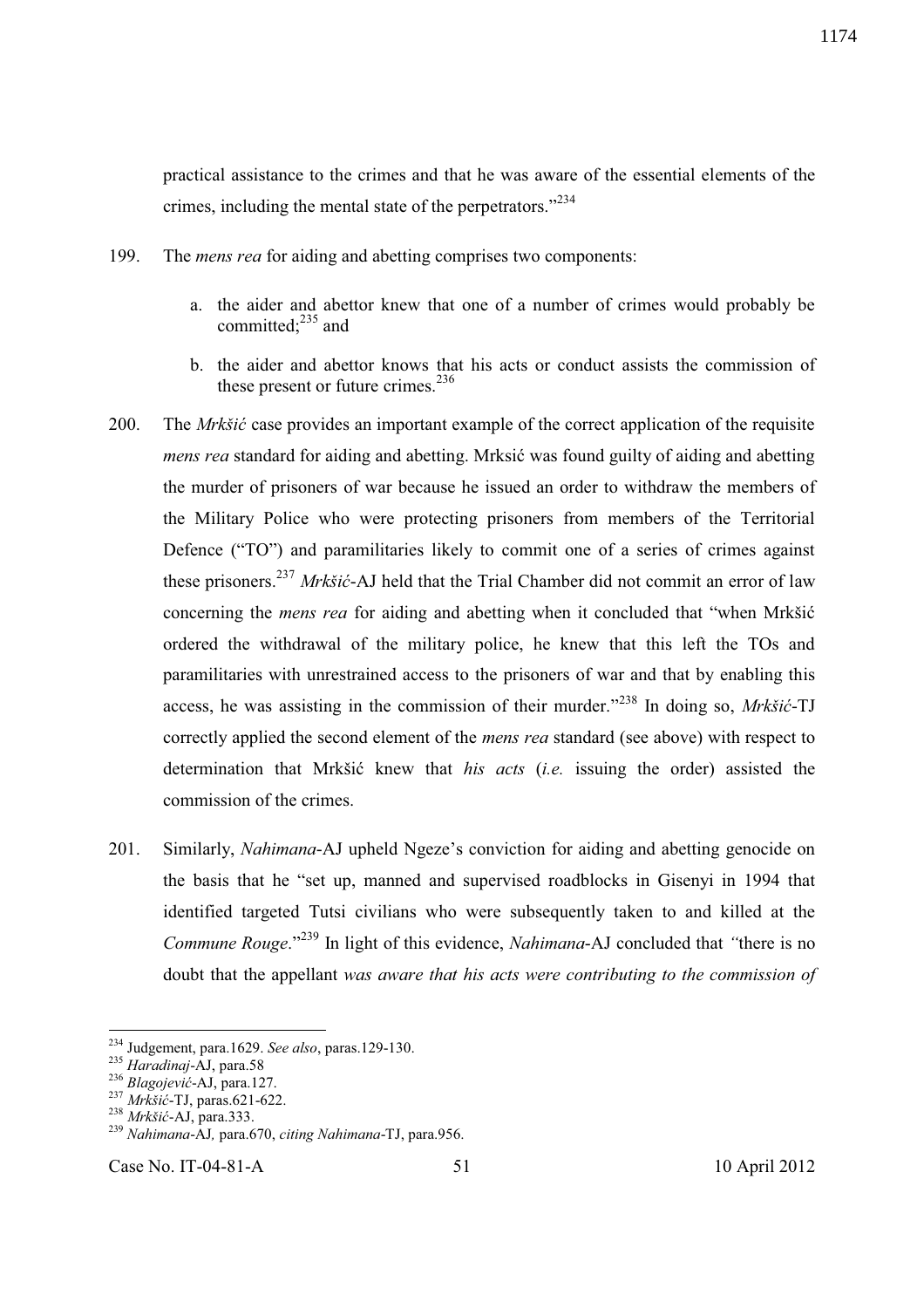practical assistance to the crimes and that he was aware of the essential elements of the crimes, including the mental state of the perpetrators."[234]

199. The *mens rea* for aiding and abetting comprises two components:

   a. the aider and abettor knew that one of a number of crimes would probably be committed;[235] and

   b. the aider and abettor knows that his acts or conduct assists the commission of these present or future crimes.[236]

200. The *Mrkšić* case provides an important example of the correct application of the requisite *mens rea* standard for aiding and abetting. Mrksić was found guilty of aiding and abetting the murder of prisoners of war because he issued an order to withdraw the members of the Military Police who were protecting prisoners from members of the Territorial Defence ("TO") and paramilitaries likely to commit one of a series of crimes against these prisoners.[237] *Mrkšić*-AJ held that the Trial Chamber did not commit an error of law concerning the *mens rea* for aiding and abetting when it concluded that "when Mrkšić ordered the withdrawal of the military police, he knew that this left the TOs and paramilitaries with unrestrained access to the prisoners of war and that by enabling this access, he was assisting in the commission of their murder."[238] In doing so, *Mrkšić*-TJ correctly applied the second element of the *mens rea* standard (see above) with respect to determination that Mrkšić knew that *his acts* (*i.e.* issuing the order) assisted the commission of the crimes.

201. Similarly, *Nahimana*-AJ upheld Ngeze's conviction for aiding and abetting genocide on the basis that he "set up, manned and supervised roadblocks in Gisenyi in 1994 that identified targeted Tutsi civilians who were subsequently taken to and killed at the *Commune Rouge*."[239] In light of this evidence, *Nahimana*-AJ concluded that *"*there is no doubt that the appellant *was aware that his acts were contributing to the commission of*

---

[234] Judgement, para.1629. *See also*, paras.129-130.

[235] *Haradinaj*-AJ, para.58

[236] *Blagojević*-AJ, para.127.

[237] *Mrkšić*-TJ, paras.621-622.

[238] *Mrkšić*-AJ, para.333.

[239] *Nahimana*-AJ*,* para.670, *citing Nahimana*-TJ, para.956.

Case No. IT-04-81-A 51 10 April 2012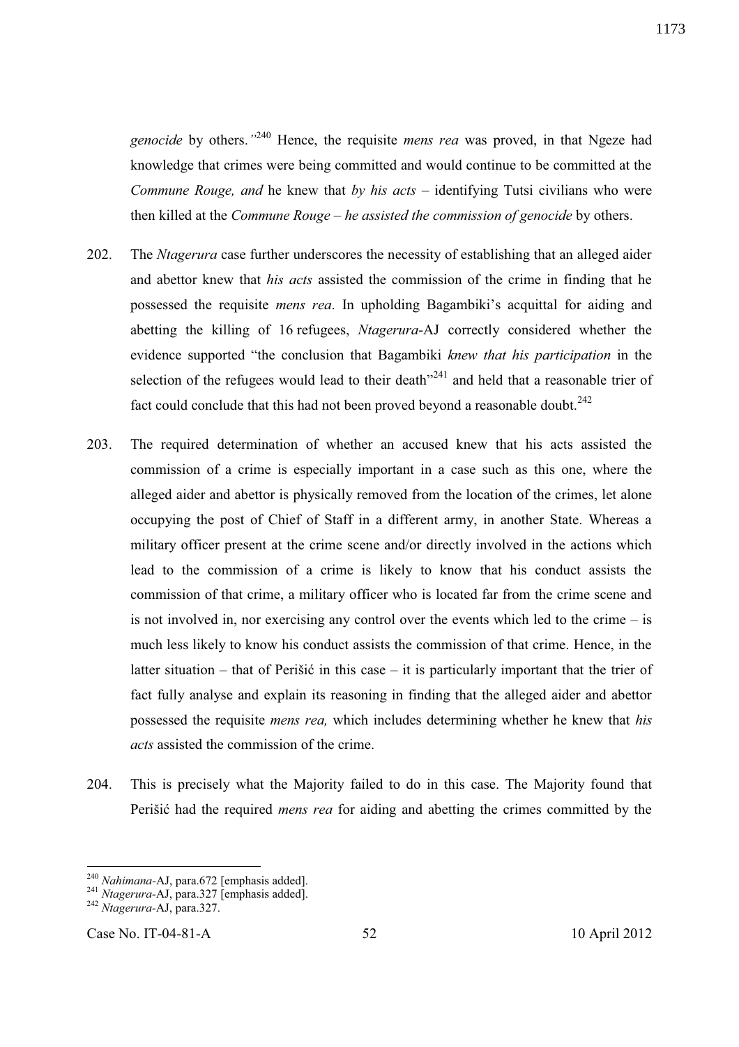*genocide* by others.*"*[240] Hence, the requisite *mens rea* was proved, in that Ngeze had knowledge that crimes were being committed and would continue to be committed at the *Commune Rouge, and* he knew that *by his acts* – identifying Tutsi civilians who were then killed at the *Commune Rouge* – *he assisted the commission of genocide* by others.

202. The *Ntagerura* case further underscores the necessity of establishing that an alleged aider and abettor knew that *his acts* assisted the commission of the crime in finding that he possessed the requisite *mens rea*. In upholding Bagambiki's acquittal for aiding and abetting the killing of 16 refugees, *Ntagerura*-AJ correctly considered whether the evidence supported "the conclusion that Bagambiki *knew that his participation* in the selection of the refugees would lead to their death"[241] and held that a reasonable trier of fact could conclude that this had not been proved beyond a reasonable doubt.[242]

203. The required determination of whether an accused knew that his acts assisted the commission of a crime is especially important in a case such as this one, where the alleged aider and abettor is physically removed from the location of the crimes, let alone occupying the post of Chief of Staff in a different army, in another State. Whereas a military officer present at the crime scene and/or directly involved in the actions which lead to the commission of a crime is likely to know that his conduct assists the commission of that crime, a military officer who is located far from the crime scene and is not involved in, nor exercising any control over the events which led to the crime – is much less likely to know his conduct assists the commission of that crime. Hence, in the latter situation – that of Perišić in this case – it is particularly important that the trier of fact fully analyse and explain its reasoning in finding that the alleged aider and abettor possessed the requisite *mens rea,* which includes determining whether he knew that *his acts* assisted the commission of the crime.

204. This is precisely what the Majority failed to do in this case. The Majority found that Perišić had the required *mens rea* for aiding and abetting the crimes committed by the

---

[240] *Nahimana*-AJ, para.672 [emphasis added].
[241] *Ntagerura*-AJ, para.327 [emphasis added].
[242] *Ntagerura*-AJ, para.327.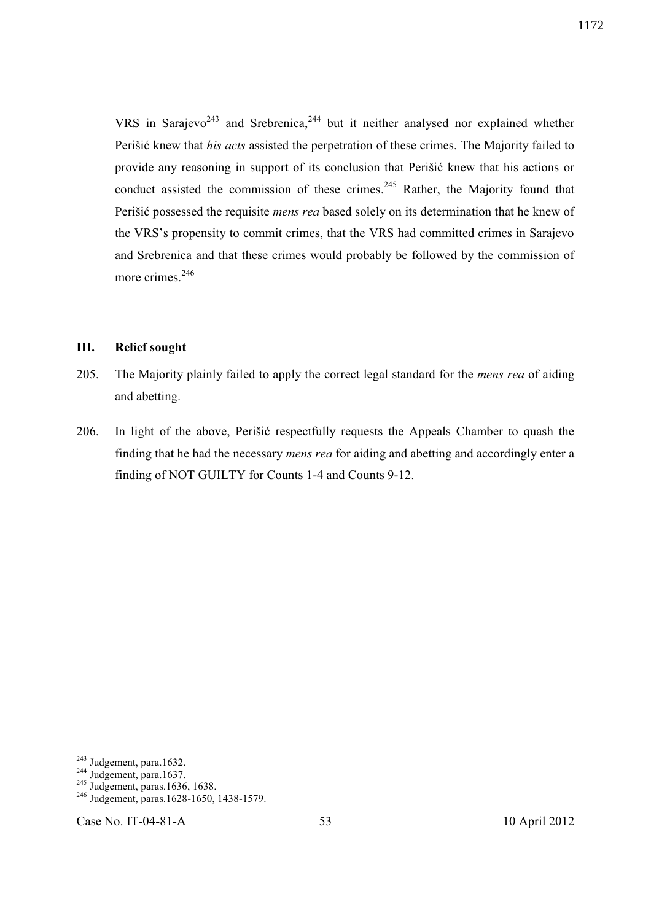VRS in Sarajevo[243] and Srebrenica,[244] but it neither analysed nor explained whether Perišić knew that *his acts* assisted the perpetration of these crimes. The Majority failed to provide any reasoning in support of its conclusion that Perišić knew that his actions or conduct assisted the commission of these crimes.[245] Rather, the Majority found that Perišić possessed the requisite *mens rea* based solely on its determination that he knew of the VRS's propensity to commit crimes, that the VRS had committed crimes in Sarajevo and Srebrenica and that these crimes would probably be followed by the commission of more crimes.[246]

## III. Relief sought

205. The Majority plainly failed to apply the correct legal standard for the *mens rea* of aiding and abetting.

206. In light of the above, Perišić respectfully requests the Appeals Chamber to quash the finding that he had the necessary *mens rea* for aiding and abetting and accordingly enter a finding of NOT GUILTY for Counts 1-4 and Counts 9-12.

---

[243] Judgement, para.1632.
[244] Judgement, para.1637.
[245] Judgement, paras.1636, 1638.
[246] Judgement, paras.1628-1650, 1438-1579.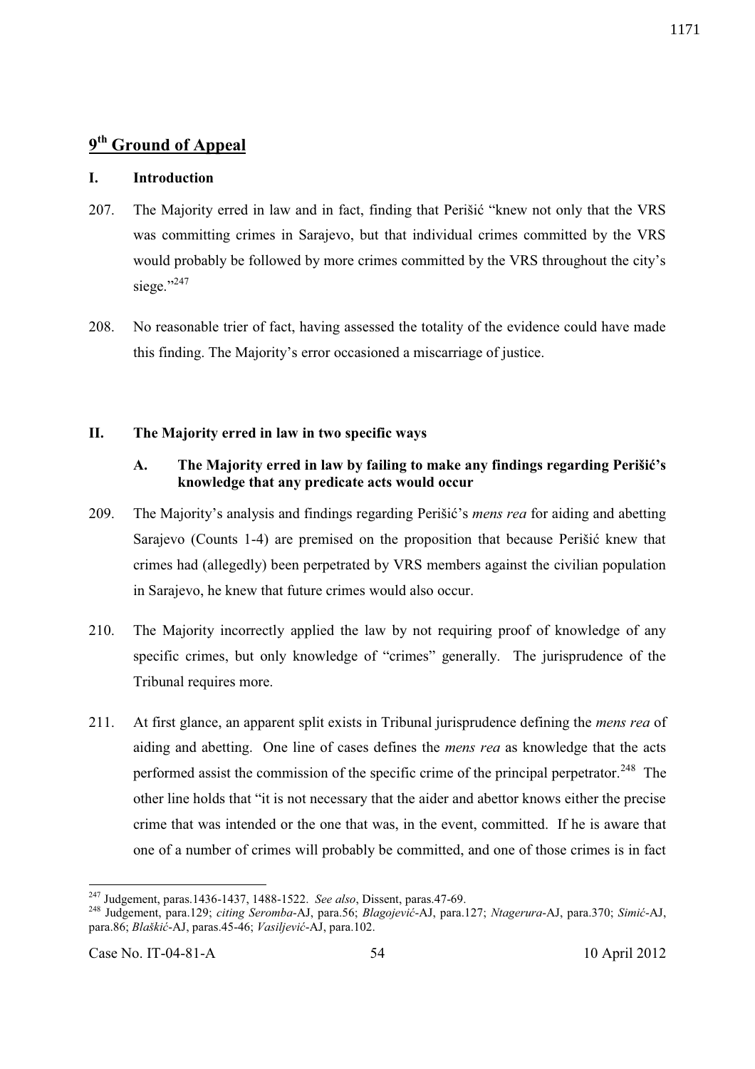# 9th Ground of Appeal

## I. Introduction

207. The Majority erred in law and in fact, finding that Perišić "knew not only that the VRS was committing crimes in Sarajevo, but that individual crimes committed by the VRS would probably be followed by more crimes committed by the VRS throughout the city's siege."[247]

208. No reasonable trier of fact, having assessed the totality of the evidence could have made this finding. The Majority's error occasioned a miscarriage of justice.

## II. The Majority erred in law in two specific ways

### A. The Majority erred in law by failing to make any findings regarding Perišić's knowledge that any predicate acts would occur

209. The Majority's analysis and findings regarding Perišić's *mens rea* for aiding and abetting Sarajevo (Counts 1-4) are premised on the proposition that because Perišić knew that crimes had (allegedly) been perpetrated by VRS members against the civilian population in Sarajevo, he knew that future crimes would also occur.

210. The Majority incorrectly applied the law by not requiring proof of knowledge of any specific crimes, but only knowledge of "crimes" generally. The jurisprudence of the Tribunal requires more.

211. At first glance, an apparent split exists in Tribunal jurisprudence defining the *mens rea* of aiding and abetting. One line of cases defines the *mens rea* as knowledge that the acts performed assist the commission of the specific crime of the principal perpetrator.[248] The other line holds that "it is not necessary that the aider and abettor knows either the precise crime that was intended or the one that was, in the event, committed. If he is aware that one of a number of crimes will probably be committed, and one of those crimes is in fact

---

[247] Judgement, paras.1436-1437, 1488-1522. *See also*, Dissent, paras.47-69.

[248] Judgement, para.129; *citing Seromba*-AJ, para.56; *Blagojević*-AJ, para.127; *Ntagerura*-AJ, para.370; *Simić*-AJ, para.86; *Blaškić*-AJ, paras.45-46; *Vasiljević*-AJ, para.102.

Case No. IT-04-81-A 54 10 April 2012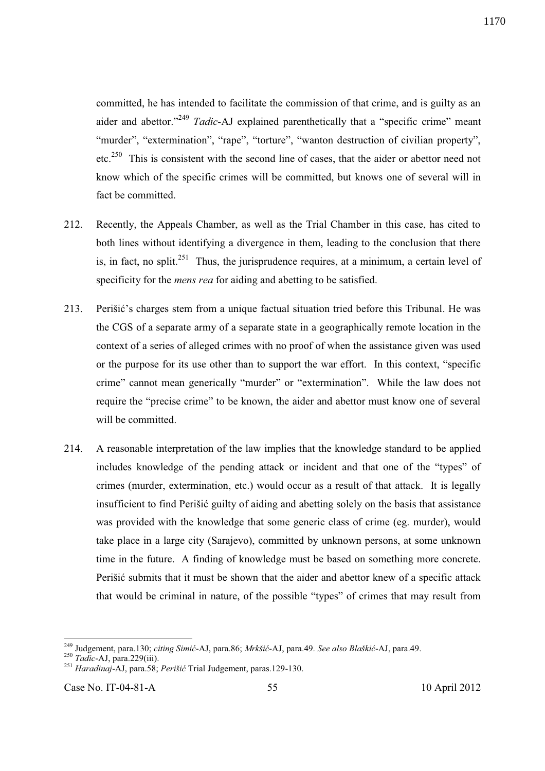committed, he has intended to facilitate the commission of that crime, and is guilty as an aider and abettor."[249] *Tadic*-AJ explained parenthetically that a "specific crime" meant "murder", "extermination", "rape", "torture", "wanton destruction of civilian property", etc.[250] This is consistent with the second line of cases, that the aider or abettor need not know which of the specific crimes will be committed, but knows one of several will in fact be committed.

212. Recently, the Appeals Chamber, as well as the Trial Chamber in this case, has cited to both lines without identifying a divergence in them, leading to the conclusion that there is, in fact, no split.[251] Thus, the jurisprudence requires, at a minimum, a certain level of specificity for the *mens rea* for aiding and abetting to be satisfied.

213. Perišić's charges stem from a unique factual situation tried before this Tribunal. He was the CGS of a separate army of a separate state in a geographically remote location in the context of a series of alleged crimes with no proof of when the assistance given was used or the purpose for its use other than to support the war effort. In this context, "specific crime" cannot mean generically "murder" or "extermination". While the law does not require the "precise crime" to be known, the aider and abettor must know one of several will be committed.

214. A reasonable interpretation of the law implies that the knowledge standard to be applied includes knowledge of the pending attack or incident and that one of the "types" of crimes (murder, extermination, etc.) would occur as a result of that attack. It is legally insufficient to find Perišić guilty of aiding and abetting solely on the basis that assistance was provided with the knowledge that some generic class of crime (eg. murder), would take place in a large city (Sarajevo), committed by unknown persons, at some unknown time in the future. A finding of knowledge must be based on something more concrete. Perišić submits that it must be shown that the aider and abettor knew of a specific attack that would be criminal in nature, of the possible "types" of crimes that may result from

---

[249] Judgement, para.130; *citing Simić*-AJ, para.86; *Mrkšić*-AJ, para.49. *See also Blaškić*-AJ, para.49.

[250] *Tadic*-AJ, para.229(iii).

[251] *Haradinaj*-AJ, para.58; *Perišić* Trial Judgement, paras.129-130.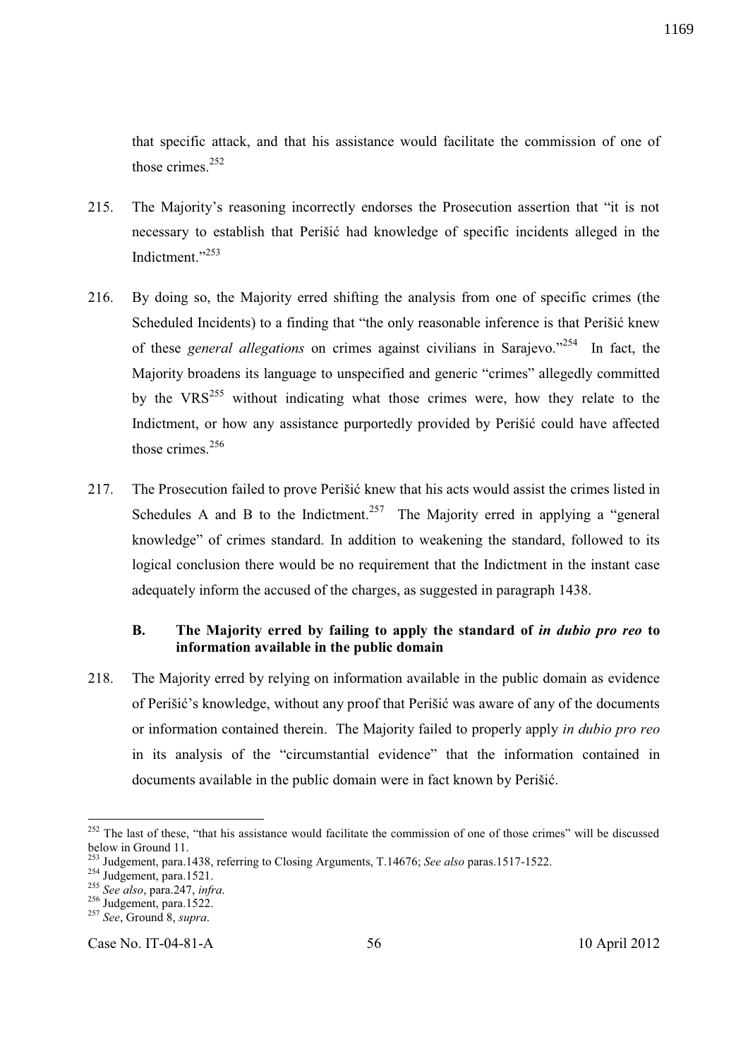that specific attack, and that his assistance would facilitate the commission of one of those crimes.[252]

215. The Majority's reasoning incorrectly endorses the Prosecution assertion that "it is not necessary to establish that Perišić had knowledge of specific incidents alleged in the Indictment."[253]

216. By doing so, the Majority erred shifting the analysis from one of specific crimes (the Scheduled Incidents) to a finding that "the only reasonable inference is that Perišić knew of these *general allegations* on crimes against civilians in Sarajevo."[254] In fact, the Majority broadens its language to unspecified and generic "crimes" allegedly committed by the VRS[255] without indicating what those crimes were, how they relate to the Indictment, or how any assistance purportedly provided by Perišić could have affected those crimes.[256]

217. The Prosecution failed to prove Perišić knew that his acts would assist the crimes listed in Schedules A and B to the Indictment.[257] The Majority erred in applying a "general knowledge" of crimes standard. In addition to weakening the standard, followed to its logical conclusion there would be no requirement that the Indictment in the instant case adequately inform the accused of the charges, as suggested in paragraph 1438.

### B. The Majority erred by failing to apply the standard of *in dubio pro reo* to information available in the public domain

218. The Majority erred by relying on information available in the public domain as evidence of Perišić's knowledge, without any proof that Perišić was aware of any of the documents or information contained therein. The Majority failed to properly apply *in dubio pro reo* in its analysis of the "circumstantial evidence" that the information contained in documents available in the public domain were in fact known by Perišić.

---

[252] The last of these, "that his assistance would facilitate the commission of one of those crimes" will be discussed below in Ground 11.

[253] Judgement, para.1438, referring to Closing Arguments, T.14676; *See also* paras.1517-1522.

[254] Judgement, para.1521.

[255] *See also*, para.247, *infra*.

[256] Judgement, para.1522.

[257] *See*, Ground 8, *supra*.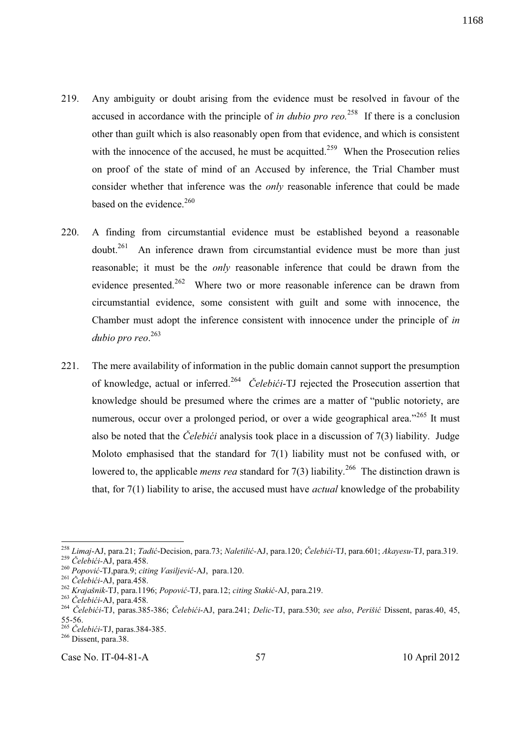219. Any ambiguity or doubt arising from the evidence must be resolved in favour of the accused in accordance with the principle of *in dubio pro reo.*[258] If there is a conclusion other than guilt which is also reasonably open from that evidence, and which is consistent with the innocence of the accused, he must be acquitted.[259] When the Prosecution relies on proof of the state of mind of an Accused by inference, the Trial Chamber must consider whether that inference was the *only* reasonable inference that could be made based on the evidence.[260]

220. A finding from circumstantial evidence must be established beyond a reasonable doubt.[261] An inference drawn from circumstantial evidence must be more than just reasonable; it must be the *only* reasonable inference that could be drawn from the evidence presented.[262] Where two or more reasonable inference can be drawn from circumstantial evidence, some consistent with guilt and some with innocence, the Chamber must adopt the inference consistent with innocence under the principle of *in dubio pro reo*.[263]

221. The mere availability of information in the public domain cannot support the presumption of knowledge, actual or inferred.[264] *Čelebići*-TJ rejected the Prosecution assertion that knowledge should be presumed where the crimes are a matter of "public notoriety, are numerous, occur over a prolonged period, or over a wide geographical area."[265] It must also be noted that the *Čelebići* analysis took place in a discussion of 7(3) liability. Judge Moloto emphasised that the standard for 7(1) liability must not be confused with, or lowered to, the applicable *mens rea* standard for 7(3) liability.[266] The distinction drawn is that, for 7(1) liability to arise, the accused must have *actual* knowledge of the probability

---

[258] *Limaj*-AJ, para.21; *Tadić*-Decision, para.73; *Naletilić*-AJ, para.120; *Čelebići*-TJ, para.601; *Akayesu*-TJ, para.319.
[259] *Čelebići*-AJ, para.458.
[260] *Popović*-TJ,para.9; *citing Vasiljević*-AJ, para.120.
[261] *Čelebići*-AJ, para.458.
[262] *Krajašnik*-TJ, para.1196; *Popović*-TJ, para.12; *citing Stakić*-AJ, para.219.
[263] *Čelebići*-AJ, para.458.
[264] *Čelebići*-TJ, paras.385-386; *Čelebići*-AJ, para.241; *Delic*-TJ, para.530; *see also*, *Perišić* Dissent, paras.40, 45, 55-56.
[265] *Čelebići*-TJ, paras.384-385.
[266] Dissent, para.38.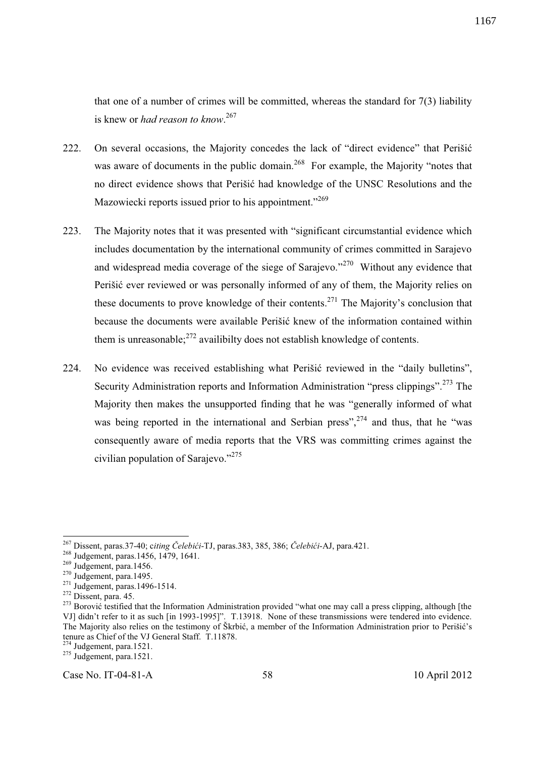that one of a number of crimes will be committed, whereas the standard for 7(3) liability is knew or *had reason to know*.[267]

222. On several occasions, the Majority concedes the lack of "direct evidence" that Perišić was aware of documents in the public domain.[268] For example, the Majority "notes that no direct evidence shows that Perišić had knowledge of the UNSC Resolutions and the Mazowiecki reports issued prior to his appointment."[269]

223. The Majority notes that it was presented with "significant circumstantial evidence which includes documentation by the international community of crimes committed in Sarajevo and widespread media coverage of the siege of Sarajevo."[270] Without any evidence that Perišić ever reviewed or was personally informed of any of them, the Majority relies on these documents to prove knowledge of their contents.[271] The Majority's conclusion that because the documents were available Perišić knew of the information contained within them is unreasonable;[272] availibilty does not establish knowledge of contents.

224. No evidence was received establishing what Perišić reviewed in the "daily bulletins", Security Administration reports and Information Administration "press clippings".[273] The Majority then makes the unsupported finding that he was "generally informed of what was being reported in the international and Serbian press",[274] and thus, that he "was consequently aware of media reports that the VRS was committing crimes against the civilian population of Sarajevo."[275]

---

[267] Dissent, paras.37-40; c*iting Čelebići*-TJ, paras.383, 385, 386; *Čelebići*-AJ, para.421.

[268] Judgement, paras.1456, 1479, 1641.

[269] Judgement, para.1456.

[270] Judgement, para.1495.

[271] Judgement, paras.1496-1514.

[272] Dissent, para. 45.

[273] Borović testified that the Information Administration provided "what one may call a press clipping, although [the VJ] didn't refer to it as such [in 1993-1995]". T.13918. None of these transmissions were tendered into evidence. The Majority also relies on the testimony of Škrbić, a member of the Information Administration prior to Perišić's tenure as Chief of the VJ General Staff. T.11878.

[274] Judgement, para.1521.

[275] Judgement, para.1521.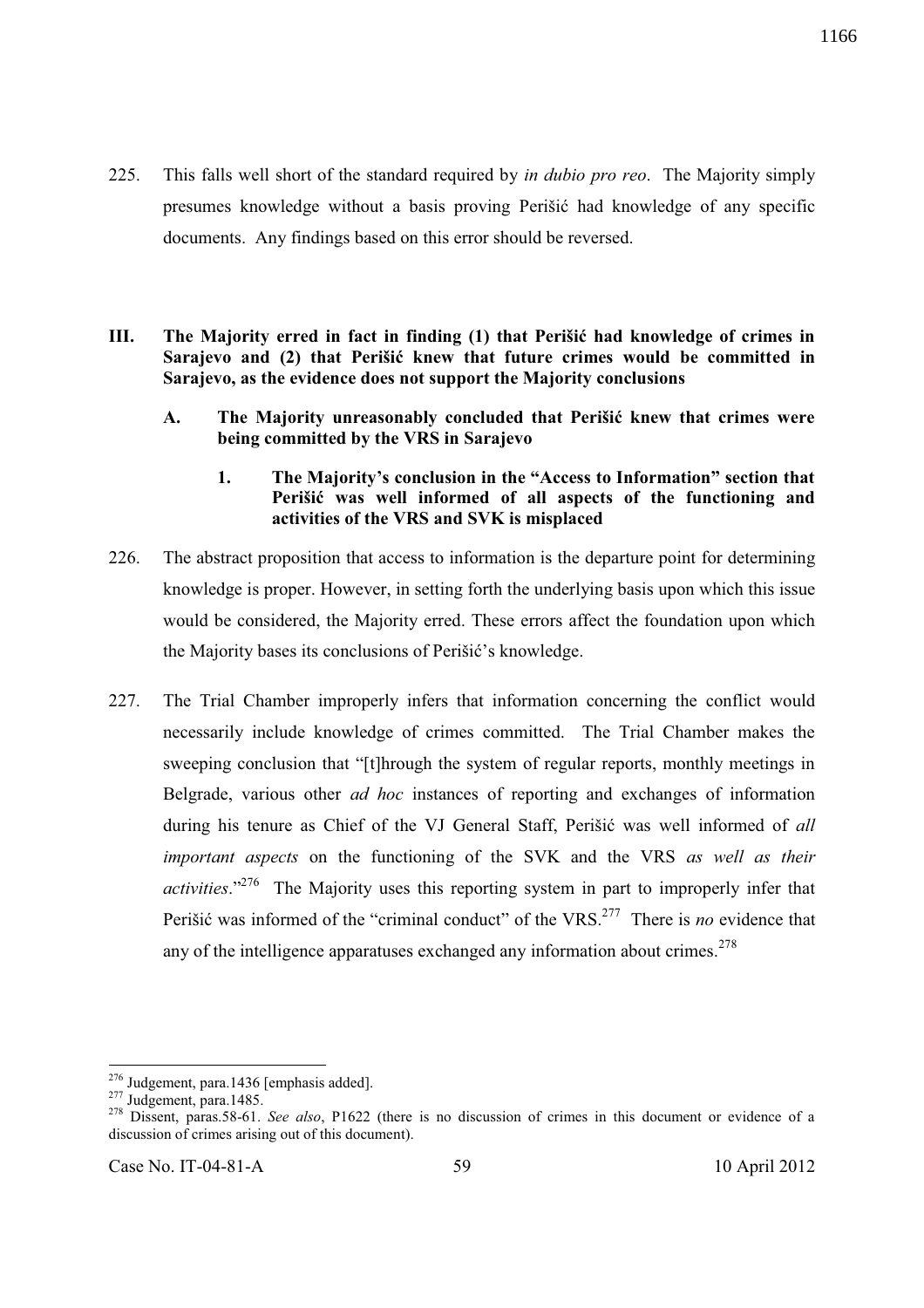225. This falls well short of the standard required by *in dubio pro reo*. The Majority simply presumes knowledge without a basis proving Perišić had knowledge of any specific documents. Any findings based on this error should be reversed.

## III. The Majority erred in fact in finding (1) that Perišić had knowledge of crimes in Sarajevo and (2) that Perišić knew that future crimes would be committed in Sarajevo, as the evidence does not support the Majority conclusions

### A. The Majority unreasonably concluded that Perišić knew that crimes were being committed by the VRS in Sarajevo

#### 1. The Majority's conclusion in the "Access to Information" section that Perišić was well informed of all aspects of the functioning and activities of the VRS and SVK is misplaced

226. The abstract proposition that access to information is the departure point for determining knowledge is proper. However, in setting forth the underlying basis upon which this issue would be considered, the Majority erred. These errors affect the foundation upon which the Majority bases its conclusions of Perišić's knowledge.

227. The Trial Chamber improperly infers that information concerning the conflict would necessarily include knowledge of crimes committed. The Trial Chamber makes the sweeping conclusion that "[t]hrough the system of regular reports, monthly meetings in Belgrade, various other *ad hoc* instances of reporting and exchanges of information during his tenure as Chief of the VJ General Staff, Perišić was well informed of *all important aspects* on the functioning of the SVK and the VRS *as well as their activities*."[276] The Majority uses this reporting system in part to improperly infer that Perišić was informed of the "criminal conduct" of the VRS.[277] There is *no* evidence that any of the intelligence apparatuses exchanged any information about crimes.[278]

---

[276] Judgement, para.1436 [emphasis added].

[277] Judgement, para.1485.

[278] Dissent, paras.58-61. *See also*, P1622 (there is no discussion of crimes in this document or evidence of a discussion of crimes arising out of this document).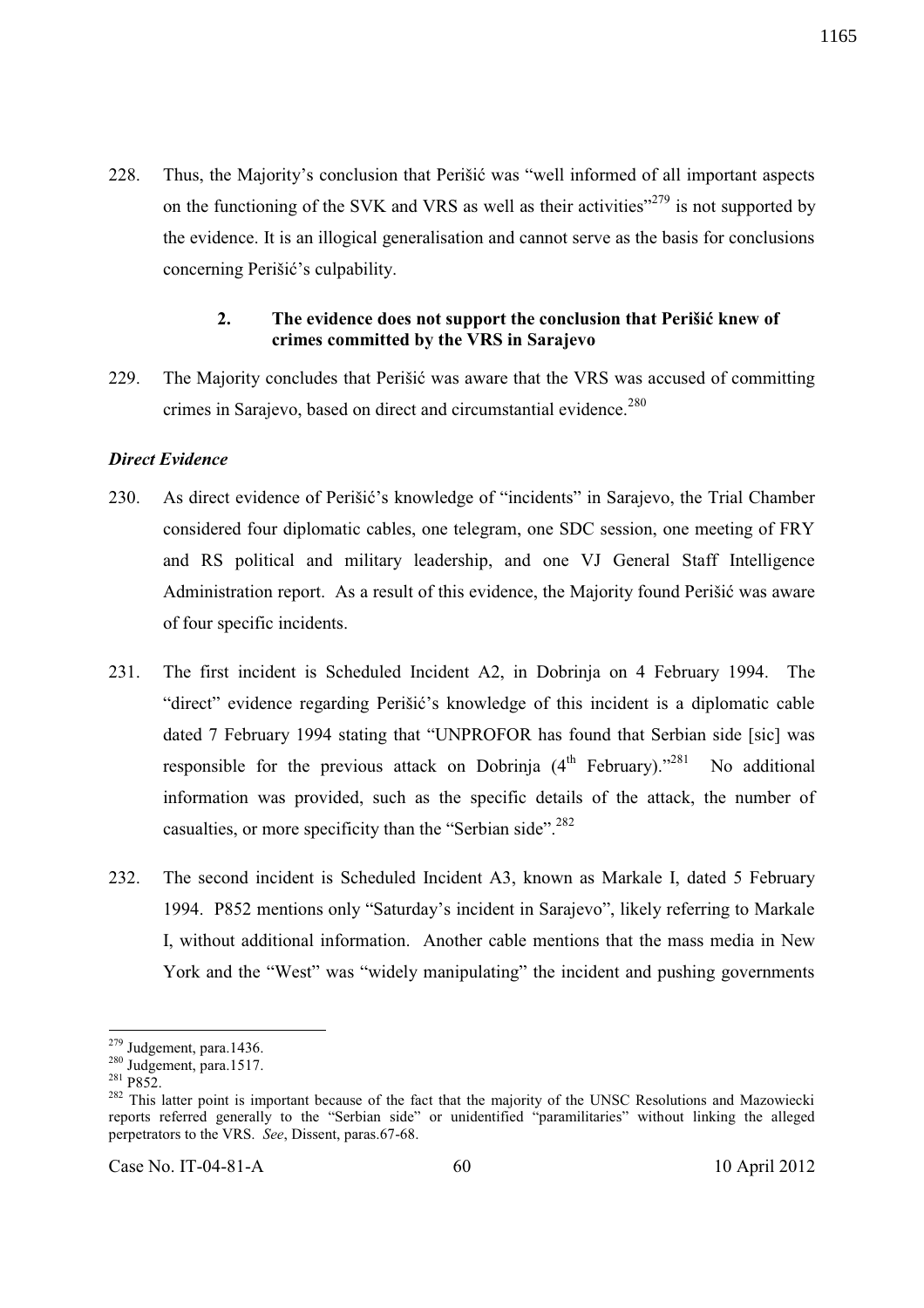228. Thus, the Majority's conclusion that Perišić was "well informed of all important aspects on the functioning of the SVK and VRS as well as their activities"[279] is not supported by the evidence. It is an illogical generalisation and cannot serve as the basis for conclusions concerning Perišić's culpability.

### 2. The evidence does not support the conclusion that Perišić knew of crimes committed by the VRS in Sarajevo

229. The Majority concludes that Perišić was aware that the VRS was accused of committing crimes in Sarajevo, based on direct and circumstantial evidence.[280]

#### *Direct Evidence*

230. As direct evidence of Perišić's knowledge of "incidents" in Sarajevo, the Trial Chamber considered four diplomatic cables, one telegram, one SDC session, one meeting of FRY and RS political and military leadership, and one VJ General Staff Intelligence Administration report. As a result of this evidence, the Majority found Perišić was aware of four specific incidents.

231. The first incident is Scheduled Incident A2, in Dobrinja on 4 February 1994. The "direct" evidence regarding Perišić's knowledge of this incident is a diplomatic cable dated 7 February 1994 stating that "UNPROFOR has found that Serbian side [sic] was responsible for the previous attack on Dobrinja (4th February)."[281] No additional information was provided, such as the specific details of the attack, the number of casualties, or more specificity than the "Serbian side".[282]

232. The second incident is Scheduled Incident A3, known as Markale I, dated 5 February 1994. P852 mentions only "Saturday's incident in Sarajevo", likely referring to Markale I, without additional information. Another cable mentions that the mass media in New York and the "West" was "widely manipulating" the incident and pushing governments

---

[279] Judgement, para.1436.

[280] Judgement, para.1517.

[281] P852.

[282] This latter point is important because of the fact that the majority of the UNSC Resolutions and Mazowiecki reports referred generally to the "Serbian side" or unidentified "paramilitaries" without linking the alleged perpetrators to the VRS. *See*, Dissent, paras.67-68.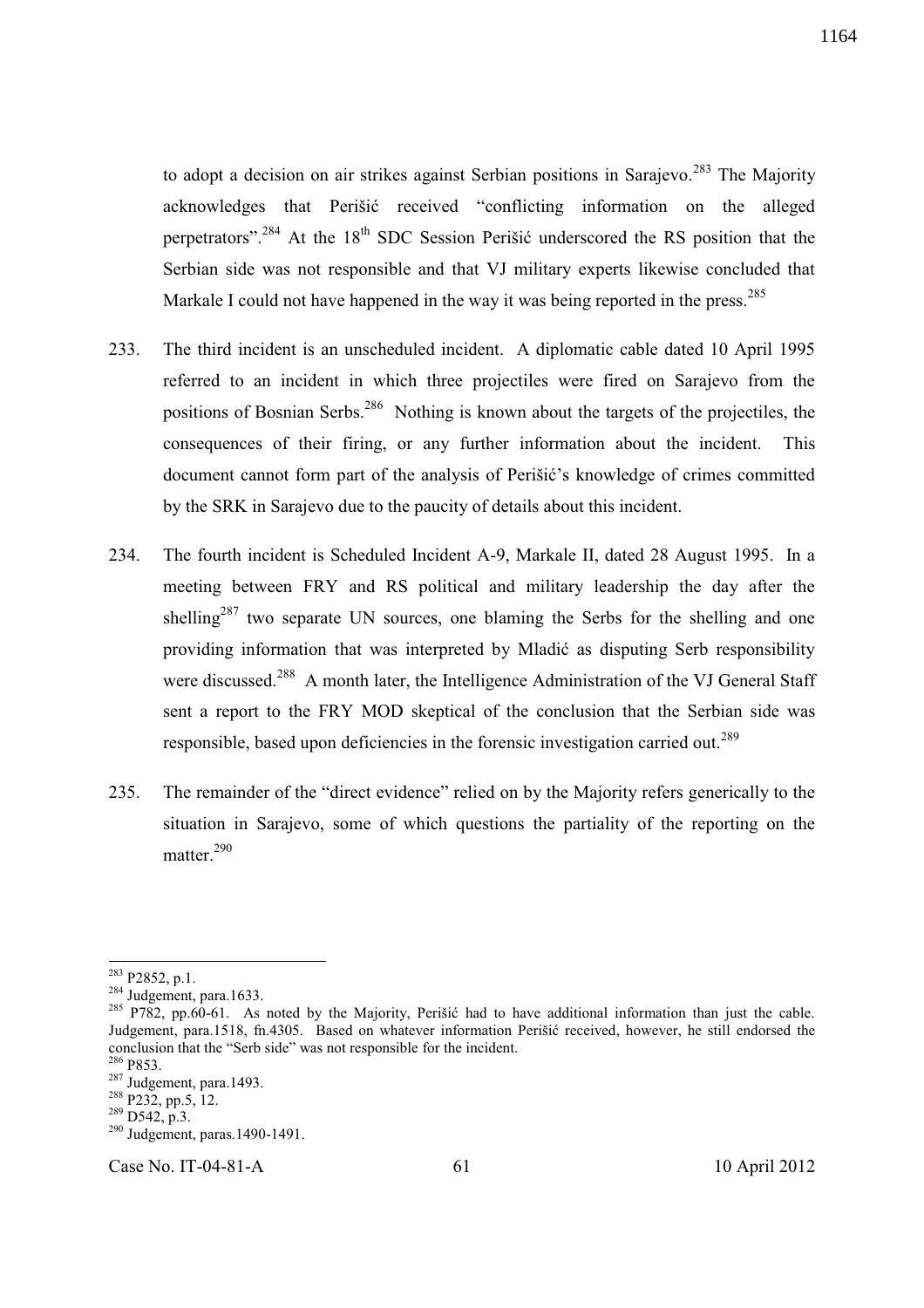to adopt a decision on air strikes against Serbian positions in Sarajevo.[283] The Majority acknowledges that Perišić received "conflicting information on the alleged perpetrators".[284] At the 18th SDC Session Perišić underscored the RS position that the Serbian side was not responsible and that VJ military experts likewise concluded that Markale I could not have happened in the way it was being reported in the press.[285]

233. The third incident is an unscheduled incident. A diplomatic cable dated 10 April 1995 referred to an incident in which three projectiles were fired on Sarajevo from the positions of Bosnian Serbs.[286] Nothing is known about the targets of the projectiles, the consequences of their firing, or any further information about the incident. This document cannot form part of the analysis of Perišić's knowledge of crimes committed by the SRK in Sarajevo due to the paucity of details about this incident.

234. The fourth incident is Scheduled Incident A-9, Markale II, dated 28 August 1995. In a meeting between FRY and RS political and military leadership the day after the shelling[287] two separate UN sources, one blaming the Serbs for the shelling and one providing information that was interpreted by Mladić as disputing Serb responsibility were discussed.[288] A month later, the Intelligence Administration of the VJ General Staff sent a report to the FRY MOD skeptical of the conclusion that the Serbian side was responsible, based upon deficiencies in the forensic investigation carried out.[289]

235. The remainder of the "direct evidence" relied on by the Majority refers generically to the situation in Sarajevo, some of which questions the partiality of the reporting on the matter.[290]

---

[283] P2852, p.1.

[284] Judgement, para.1633.

[285] P782, pp.60-61. As noted by the Majority, Perišić had to have additional information than just the cable. Judgement, para.1518, fn.4305. Based on whatever information Perišić received, however, he still endorsed the conclusion that the "Serb side" was not responsible for the incident.

[286] P853.

[287] Judgement, para.1493.

[288] P232, pp.5, 12.

[289] D542, p.3.

[290] Judgement, paras.1490-1491.

Case No. IT-04-81-A 10 April 2012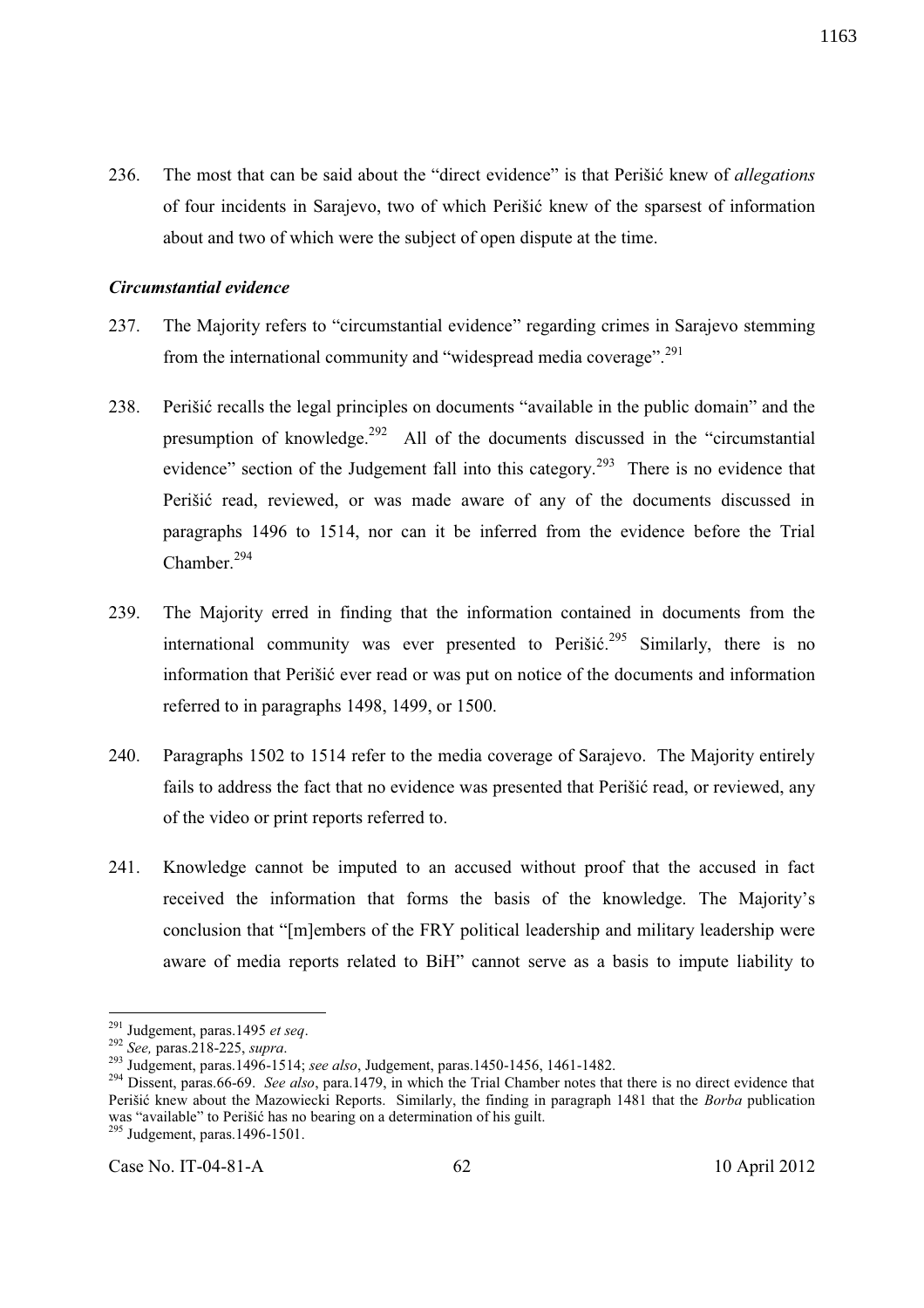236. The most that can be said about the "direct evidence" is that Perišić knew of *allegations* of four incidents in Sarajevo, two of which Perišić knew of the sparsest of information about and two of which were the subject of open dispute at the time.

### *Circumstantial evidence*

237. The Majority refers to "circumstantial evidence" regarding crimes in Sarajevo stemming from the international community and "widespread media coverage".[291]

238. Perišić recalls the legal principles on documents "available in the public domain" and the presumption of knowledge.[292] All of the documents discussed in the "circumstantial evidence" section of the Judgement fall into this category.[293] There is no evidence that Perišić read, reviewed, or was made aware of any of the documents discussed in paragraphs 1496 to 1514, nor can it be inferred from the evidence before the Trial Chamber.[294]

239. The Majority erred in finding that the information contained in documents from the international community was ever presented to Perišić.[295] Similarly, there is no information that Perišić ever read or was put on notice of the documents and information referred to in paragraphs 1498, 1499, or 1500.

240. Paragraphs 1502 to 1514 refer to the media coverage of Sarajevo. The Majority entirely fails to address the fact that no evidence was presented that Perišić read, or reviewed, any of the video or print reports referred to.

241. Knowledge cannot be imputed to an accused without proof that the accused in fact received the information that forms the basis of the knowledge. The Majority's conclusion that "[m]embers of the FRY political leadership and military leadership were aware of media reports related to BiH" cannot serve as a basis to impute liability to

---

[291] Judgement, paras.1495 *et seq*.

[292] *See,* paras.218-225, *supra*.

[293] Judgement, paras.1496-1514; *see also*, Judgement, paras.1450-1456, 1461-1482.

[294] Dissent, paras.66-69. *See also*, para.1479, in which the Trial Chamber notes that there is no direct evidence that Perišić knew about the Mazowiecki Reports. Similarly, the finding in paragraph 1481 that the *Borba* publication was "available" to Perišić has no bearing on a determination of his guilt.

[295] Judgement, paras.1496-1501.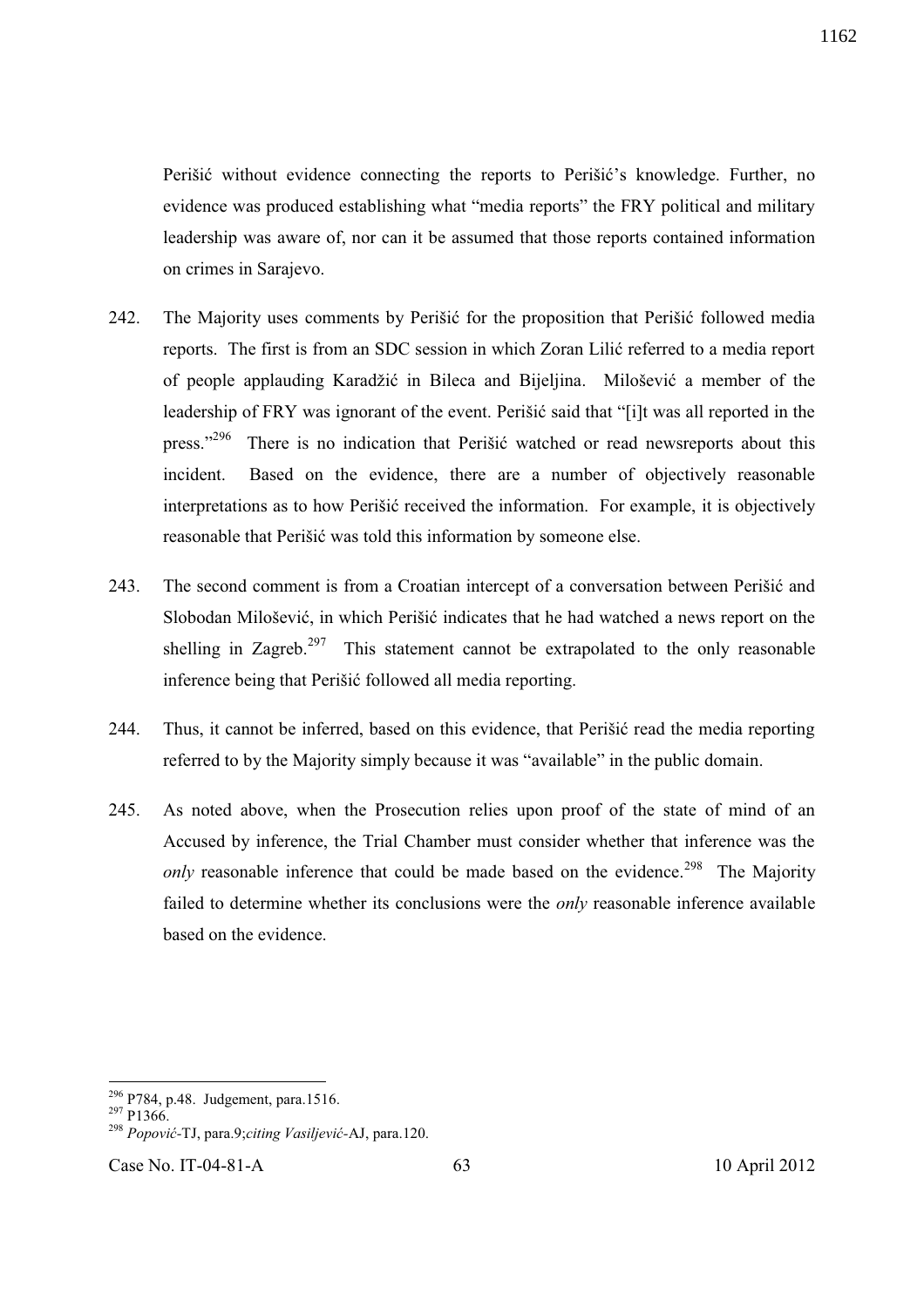Perišić without evidence connecting the reports to Perišić's knowledge. Further, no evidence was produced establishing what "media reports" the FRY political and military leadership was aware of, nor can it be assumed that those reports contained information on crimes in Sarajevo.

242. The Majority uses comments by Perišić for the proposition that Perišić followed media reports. The first is from an SDC session in which Zoran Lilić referred to a media report of people applauding Karadžić in Bileca and Bijeljina. Milošević a member of the leadership of FRY was ignorant of the event. Perišić said that "[i]t was all reported in the press."[296] There is no indication that Perišić watched or read newsreports about this incident. Based on the evidence, there are a number of objectively reasonable interpretations as to how Perišić received the information. For example, it is objectively reasonable that Perišić was told this information by someone else.

243. The second comment is from a Croatian intercept of a conversation between Perišić and Slobodan Milošević, in which Perišić indicates that he had watched a news report on the shelling in Zagreb.[297] This statement cannot be extrapolated to the only reasonable inference being that Perišić followed all media reporting.

244. Thus, it cannot be inferred, based on this evidence, that Perišić read the media reporting referred to by the Majority simply because it was "available" in the public domain.

245. As noted above, when the Prosecution relies upon proof of the state of mind of an Accused by inference, the Trial Chamber must consider whether that inference was the *only* reasonable inference that could be made based on the evidence.[298] The Majority failed to determine whether its conclusions were the *only* reasonable inference available based on the evidence.

---

[296] P784, p.48. Judgement, para.1516.

[297] P1366.

[298] *Popović*-TJ, para.9;*citing Vasiljević*-AJ, para.120.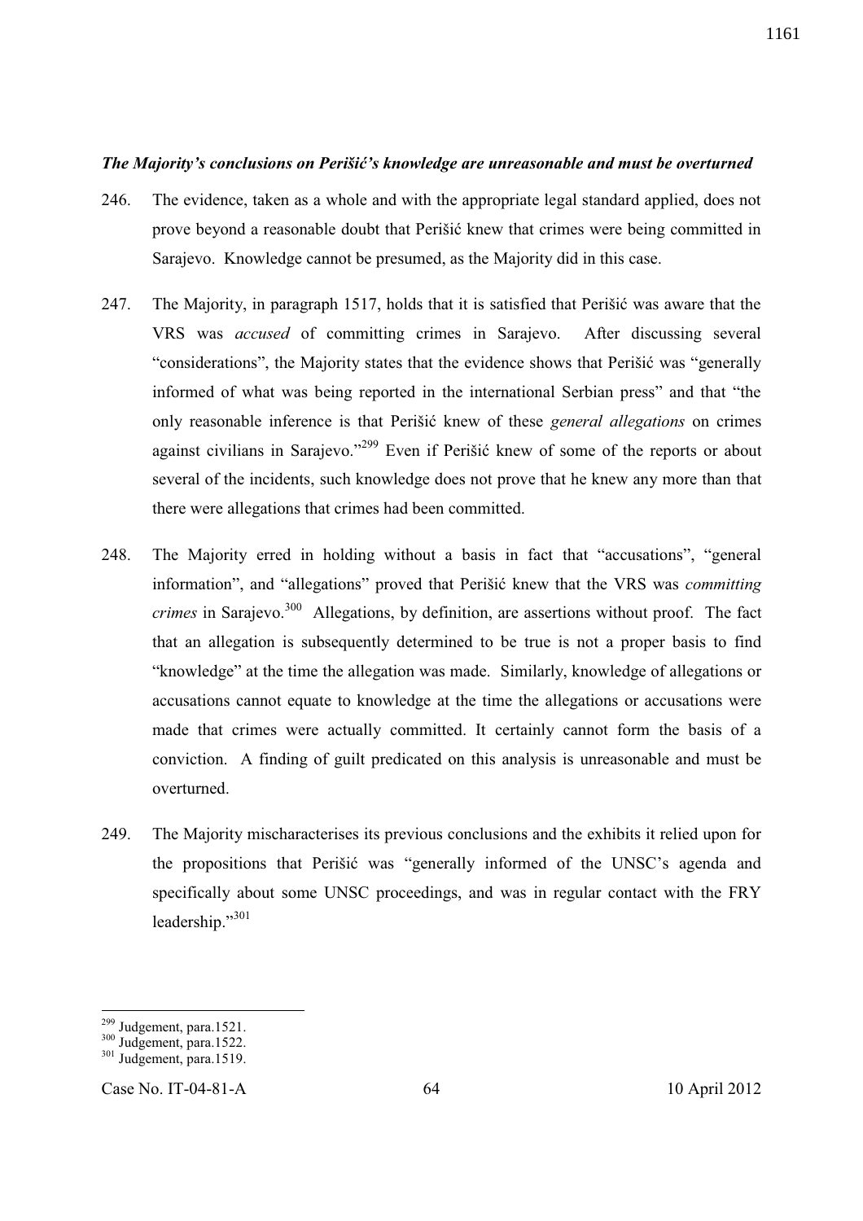***The Majority's conclusions on Perišić's knowledge are unreasonable and must be overturned***

246. The evidence, taken as a whole and with the appropriate legal standard applied, does not prove beyond a reasonable doubt that Perišić knew that crimes were being committed in Sarajevo. Knowledge cannot be presumed, as the Majority did in this case.

247. The Majority, in paragraph 1517, holds that it is satisfied that Perišić was aware that the VRS was *accused* of committing crimes in Sarajevo. After discussing several "considerations", the Majority states that the evidence shows that Perišić was "generally informed of what was being reported in the international Serbian press" and that "the only reasonable inference is that Perišić knew of these *general allegations* on crimes against civilians in Sarajevo."[299] Even if Perišić knew of some of the reports or about several of the incidents, such knowledge does not prove that he knew any more than that there were allegations that crimes had been committed.

248. The Majority erred in holding without a basis in fact that "accusations", "general information", and "allegations" proved that Perišić knew that the VRS was *committing crimes* in Sarajevo.[300] Allegations, by definition, are assertions without proof. The fact that an allegation is subsequently determined to be true is not a proper basis to find "knowledge" at the time the allegation was made. Similarly, knowledge of allegations or accusations cannot equate to knowledge at the time the allegations or accusations were made that crimes were actually committed. It certainly cannot form the basis of a conviction. A finding of guilt predicated on this analysis is unreasonable and must be overturned.

249. The Majority mischaracterises its previous conclusions and the exhibits it relied upon for the propositions that Perišić was "generally informed of the UNSC's agenda and specifically about some UNSC proceedings, and was in regular contact with the FRY leadership."[301]

---

[299] Judgement, para.1521.
[300] Judgement, para.1522.
[301] Judgement, para.1519.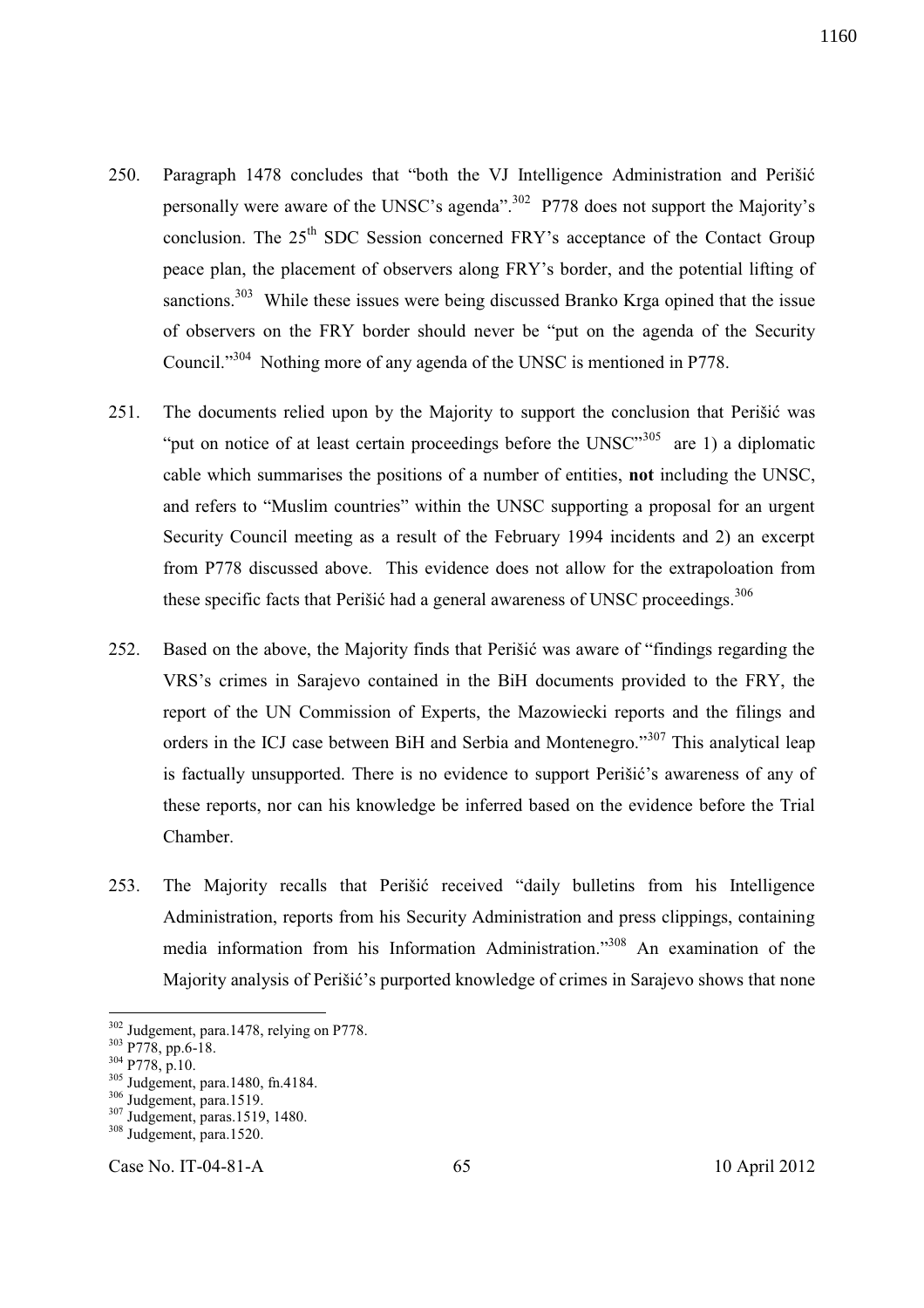250. Paragraph 1478 concludes that "both the VJ Intelligence Administration and Perišić personally were aware of the UNSC's agenda".[302] P778 does not support the Majority's conclusion. The 25th SDC Session concerned FRY's acceptance of the Contact Group peace plan, the placement of observers along FRY's border, and the potential lifting of sanctions.[303] While these issues were being discussed Branko Krga opined that the issue of observers on the FRY border should never be "put on the agenda of the Security Council."[304] Nothing more of any agenda of the UNSC is mentioned in P778.

251. The documents relied upon by the Majority to support the conclusion that Perišić was "put on notice of at least certain proceedings before the UNSC"[305] are 1) a diplomatic cable which summarises the positions of a number of entities, **not** including the UNSC, and refers to "Muslim countries" within the UNSC supporting a proposal for an urgent Security Council meeting as a result of the February 1994 incidents and 2) an excerpt from P778 discussed above. This evidence does not allow for the extrapoloation from these specific facts that Perišić had a general awareness of UNSC proceedings.[306]

252. Based on the above, the Majority finds that Perišić was aware of "findings regarding the VRS's crimes in Sarajevo contained in the BiH documents provided to the FRY, the report of the UN Commission of Experts, the Mazowiecki reports and the filings and orders in the ICJ case between BiH and Serbia and Montenegro."[307] This analytical leap is factually unsupported. There is no evidence to support Perišić's awareness of any of these reports, nor can his knowledge be inferred based on the evidence before the Trial Chamber.

253. The Majority recalls that Perišić received "daily bulletins from his Intelligence Administration, reports from his Security Administration and press clippings, containing media information from his Information Administration."[308] An examination of the Majority analysis of Perišić's purported knowledge of crimes in Sarajevo shows that none

---

[302] Judgement, para.1478, relying on P778.
[303] P778, pp.6-18.
[304] P778, p.10.
[305] Judgement, para.1480, fn.4184.
[306] Judgement, para.1519.
[307] Judgement, paras.1519, 1480.
[308] Judgement, para.1520.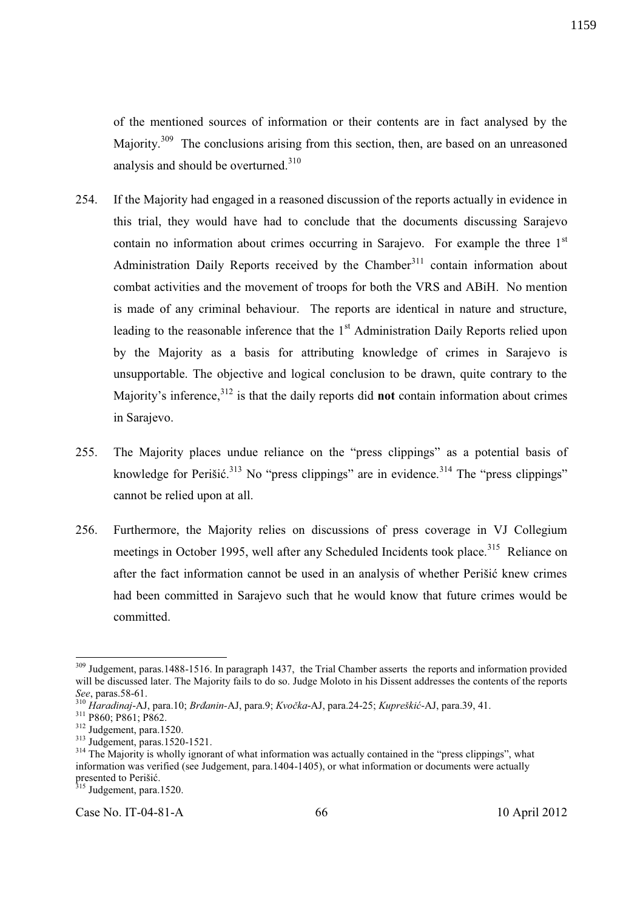of the mentioned sources of information or their contents are in fact analysed by the Majority.[309] The conclusions arising from this section, then, are based on an unreasoned analysis and should be overturned.[310]

254. If the Majority had engaged in a reasoned discussion of the reports actually in evidence in this trial, they would have had to conclude that the documents discussing Sarajevo contain no information about crimes occurring in Sarajevo. For example the three 1st Administration Daily Reports received by the Chamber[311] contain information about combat activities and the movement of troops for both the VRS and ABiH. No mention is made of any criminal behaviour. The reports are identical in nature and structure, leading to the reasonable inference that the 1st Administration Daily Reports relied upon by the Majority as a basis for attributing knowledge of crimes in Sarajevo is unsupportable. The objective and logical conclusion to be drawn, quite contrary to the Majority's inference,[312] is that the daily reports did **not** contain information about crimes in Sarajevo.

255. The Majority places undue reliance on the "press clippings" as a potential basis of knowledge for Perišić.[313] No "press clippings" are in evidence.[314] The "press clippings" cannot be relied upon at all.

256. Furthermore, the Majority relies on discussions of press coverage in VJ Collegium meetings in October 1995, well after any Scheduled Incidents took place.[315] Reliance on after the fact information cannot be used in an analysis of whether Perišić knew crimes had been committed in Sarajevo such that he would know that future crimes would be committed.

---

[309] Judgement, paras.1488-1516. In paragraph 1437, the Trial Chamber asserts the reports and information provided will be discussed later. The Majority fails to do so. Judge Moloto in his Dissent addresses the contents of the reports *See*, paras.58-61.

[310] *Haradinaj*-AJ, para.10; *Brđanin*-AJ, para.9; *Kvočka*-AJ, para.24-25; *Kupreškić*-AJ, para.39, 41.

[311] P860; P861; P862.

[312] Judgement, para.1520.

[313] Judgement, paras.1520-1521.

[314] The Majority is wholly ignorant of what information was actually contained in the "press clippings", what information was verified (see Judgement, para.1404-1405), or what information or documents were actually presented to Perišić.

[315] Judgement, para.1520.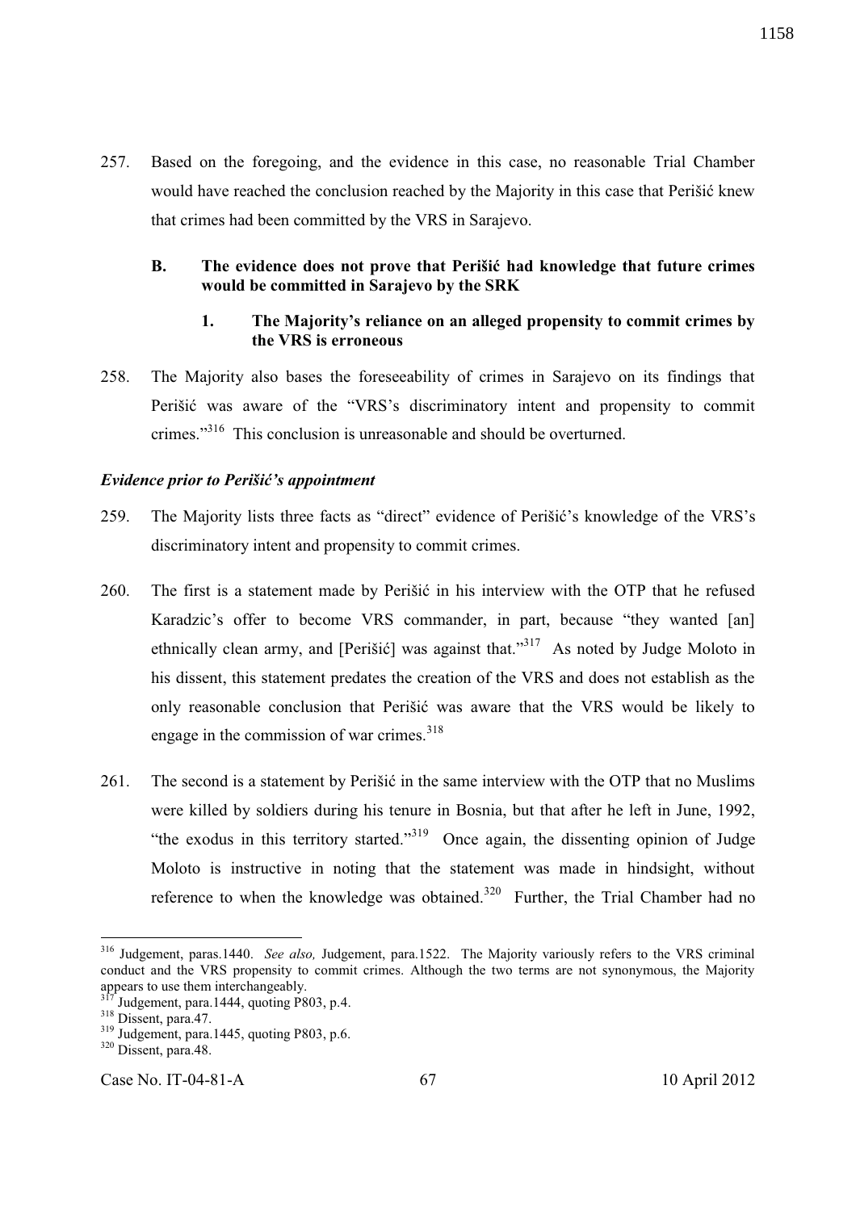257. Based on the foregoing, and the evidence in this case, no reasonable Trial Chamber would have reached the conclusion reached by the Majority in this case that Perišić knew that crimes had been committed by the VRS in Sarajevo.

### B. The evidence does not prove that Perišić had knowledge that future crimes would be committed in Sarajevo by the SRK

#### 1. The Majority's reliance on an alleged propensity to commit crimes by the VRS is erroneous

258. The Majority also bases the foreseeability of crimes in Sarajevo on its findings that Perišić was aware of the "VRS's discriminatory intent and propensity to commit crimes."[316] This conclusion is unreasonable and should be overturned.

***Evidence prior to Perišić's appointment***

259. The Majority lists three facts as "direct" evidence of Perišić's knowledge of the VRS's discriminatory intent and propensity to commit crimes.

260. The first is a statement made by Perišić in his interview with the OTP that he refused Karadzic's offer to become VRS commander, in part, because "they wanted [an] ethnically clean army, and [Perišić] was against that."[317] As noted by Judge Moloto in his dissent, this statement predates the creation of the VRS and does not establish as the only reasonable conclusion that Perišić was aware that the VRS would be likely to engage in the commission of war crimes.[318]

261. The second is a statement by Perišić in the same interview with the OTP that no Muslims were killed by soldiers during his tenure in Bosnia, but that after he left in June, 1992, "the exodus in this territory started."[319] Once again, the dissenting opinion of Judge Moloto is instructive in noting that the statement was made in hindsight, without reference to when the knowledge was obtained.[320] Further, the Trial Chamber had no

---

[316] Judgement, paras.1440. *See also,* Judgement, para.1522. The Majority variously refers to the VRS criminal conduct and the VRS propensity to commit crimes. Although the two terms are not synonymous, the Majority appears to use them interchangeably.

[317] Judgement, para.1444, quoting P803, p.4.

[318] Dissent, para.47.

[319] Judgement, para.1445, quoting P803, p.6.

[320] Dissent, para.48.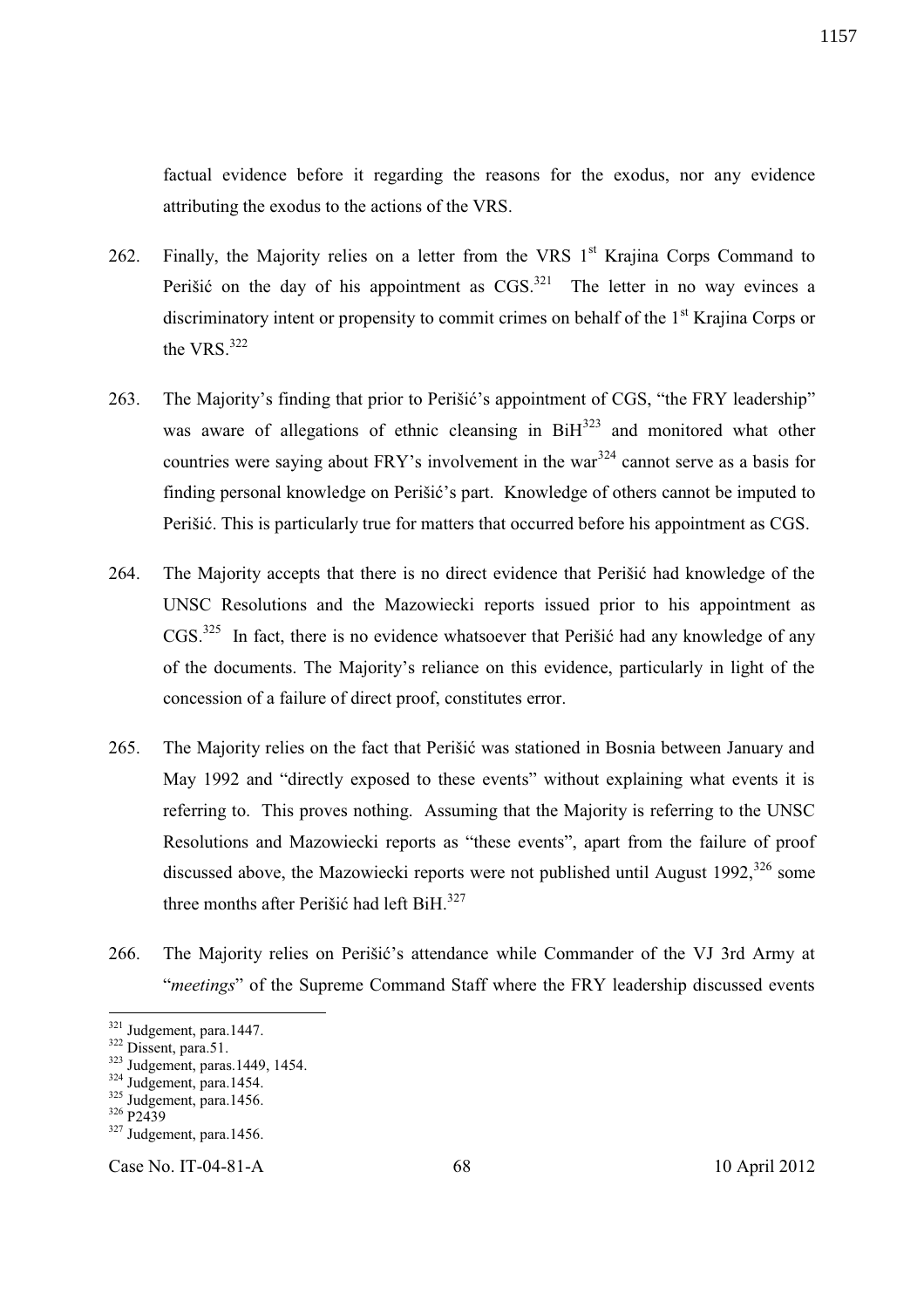factual evidence before it regarding the reasons for the exodus, nor any evidence attributing the exodus to the actions of the VRS.

262. Finally, the Majority relies on a letter from the VRS 1st Krajina Corps Command to Perišić on the day of his appointment as CGS.[321] The letter in no way evinces a discriminatory intent or propensity to commit crimes on behalf of the 1st Krajina Corps or the VRS.[322]

263. The Majority's finding that prior to Perišić's appointment of CGS, "the FRY leadership" was aware of allegations of ethnic cleansing in BiH[323] and monitored what other countries were saying about FRY's involvement in the war[324] cannot serve as a basis for finding personal knowledge on Perišić's part. Knowledge of others cannot be imputed to Perišić. This is particularly true for matters that occurred before his appointment as CGS.

264. The Majority accepts that there is no direct evidence that Perišić had knowledge of the UNSC Resolutions and the Mazowiecki reports issued prior to his appointment as CGS.[325] In fact, there is no evidence whatsoever that Perišić had any knowledge of any of the documents. The Majority's reliance on this evidence, particularly in light of the concession of a failure of direct proof, constitutes error.

265. The Majority relies on the fact that Perišić was stationed in Bosnia between January and May 1992 and "directly exposed to these events" without explaining what events it is referring to. This proves nothing. Assuming that the Majority is referring to the UNSC Resolutions and Mazowiecki reports as "these events", apart from the failure of proof discussed above, the Mazowiecki reports were not published until August 1992,[326] some three months after Perišić had left BiH.[327]

266. The Majority relies on Perišić's attendance while Commander of the VJ 3rd Army at "*meetings*" of the Supreme Command Staff where the FRY leadership discussed events

---

[321] Judgement, para.1447.
[322] Dissent, para.51.
[323] Judgement, paras.1449, 1454.
[324] Judgement, para.1454.
[325] Judgement, para.1456.
[326] P2439
[327] Judgement, para.1456.

Case No. IT-04-81-A 68 10 April 2012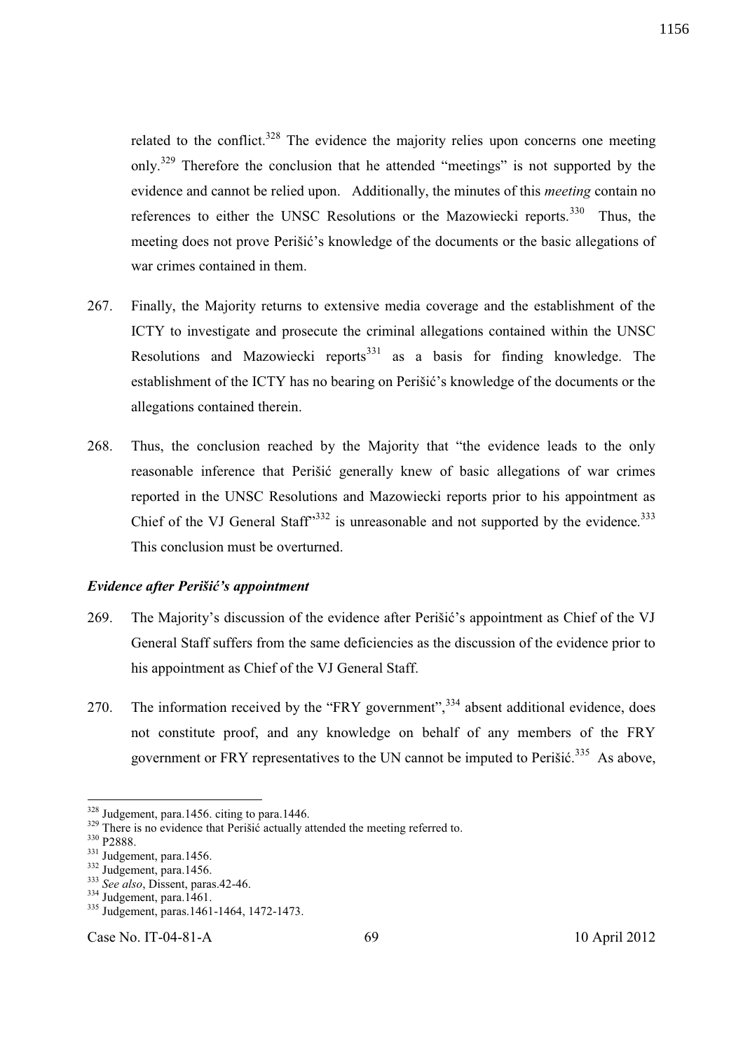related to the conflict.[328] The evidence the majority relies upon concerns one meeting only.[329] Therefore the conclusion that he attended "meetings" is not supported by the evidence and cannot be relied upon. Additionally, the minutes of this *meeting* contain no references to either the UNSC Resolutions or the Mazowiecki reports.[330] Thus, the meeting does not prove Perišić's knowledge of the documents or the basic allegations of war crimes contained in them.

267. Finally, the Majority returns to extensive media coverage and the establishment of the ICTY to investigate and prosecute the criminal allegations contained within the UNSC Resolutions and Mazowiecki reports[331] as a basis for finding knowledge. The establishment of the ICTY has no bearing on Perišić's knowledge of the documents or the allegations contained therein.

268. Thus, the conclusion reached by the Majority that "the evidence leads to the only reasonable inference that Perišić generally knew of basic allegations of war crimes reported in the UNSC Resolutions and Mazowiecki reports prior to his appointment as Chief of the VJ General Staff"[332] is unreasonable and not supported by the evidence.[333] This conclusion must be overturned.

### *Evidence after Perišić's appointment*

269. The Majority's discussion of the evidence after Perišić's appointment as Chief of the VJ General Staff suffers from the same deficiencies as the discussion of the evidence prior to his appointment as Chief of the VJ General Staff.

270. The information received by the "FRY government",[334] absent additional evidence, does not constitute proof, and any knowledge on behalf of any members of the FRY government or FRY representatives to the UN cannot be imputed to Perišić.[335] As above,

---

[328] Judgement, para.1456. citing to para.1446.
[329] There is no evidence that Perišić actually attended the meeting referred to.
[330] P2888.
[331] Judgement, para.1456.
[332] Judgement, para.1456.
[333] *See also*, Dissent, paras.42-46.
[334] Judgement, para.1461.
[335] Judgement, paras.1461-1464, 1472-1473.

Case No. IT-04-81-A 10 April 2012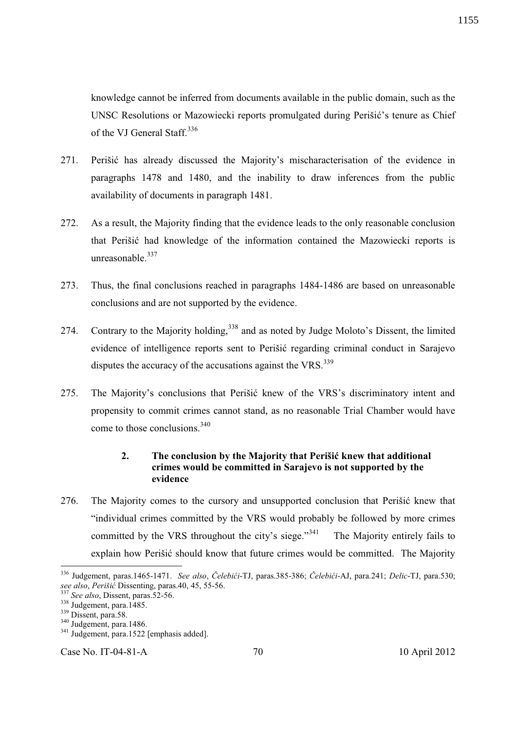knowledge cannot be inferred from documents available in the public domain, such as the UNSC Resolutions or Mazowiecki reports promulgated during Perišić's tenure as Chief of the VJ General Staff.[336]

271. Perišić has already discussed the Majority's mischaracterisation of the evidence in paragraphs 1478 and 1480, and the inability to draw inferences from the public availability of documents in paragraph 1481.

272. As a result, the Majority finding that the evidence leads to the only reasonable conclusion that Perišić had knowledge of the information contained the Mazowiecki reports is unreasonable.[337]

273. Thus, the final conclusions reached in paragraphs 1484-1486 are based on unreasonable conclusions and are not supported by the evidence.

274. Contrary to the Majority holding,[338] and as noted by Judge Moloto's Dissent, the limited evidence of intelligence reports sent to Perišić regarding criminal conduct in Sarajevo disputes the accuracy of the accusations against the VRS.[339]

275. The Majority's conclusions that Perišić knew of the VRS's discriminatory intent and propensity to commit crimes cannot stand, as no reasonable Trial Chamber would have come to those conclusions.[340]

### 2. The conclusion by the Majority that Perišić knew that additional crimes would be committed in Sarajevo is not supported by the evidence

276. The Majority comes to the cursory and unsupported conclusion that Perišić knew that "individual crimes committed by the VRS would probably be followed by more crimes committed by the VRS throughout the city's siege."[341] The Majority entirely fails to explain how Perišić should know that future crimes would be committed. The Majority

---

[336] Judgement, paras.1465-1471. *See also*, *Čelebići*-TJ, paras.385-386; *Čelebići*-AJ, para.241; *Delic*-TJ, para.530; *see also*, *Perišić* Dissenting, paras.40, 45, 55-56.

[337] *See also*, Dissent, paras.52-56.

[338] Judgement, para.1485.

[339] Dissent, para.58.

[340] Judgement, para.1486.

[341] Judgement, para.1522 [emphasis added].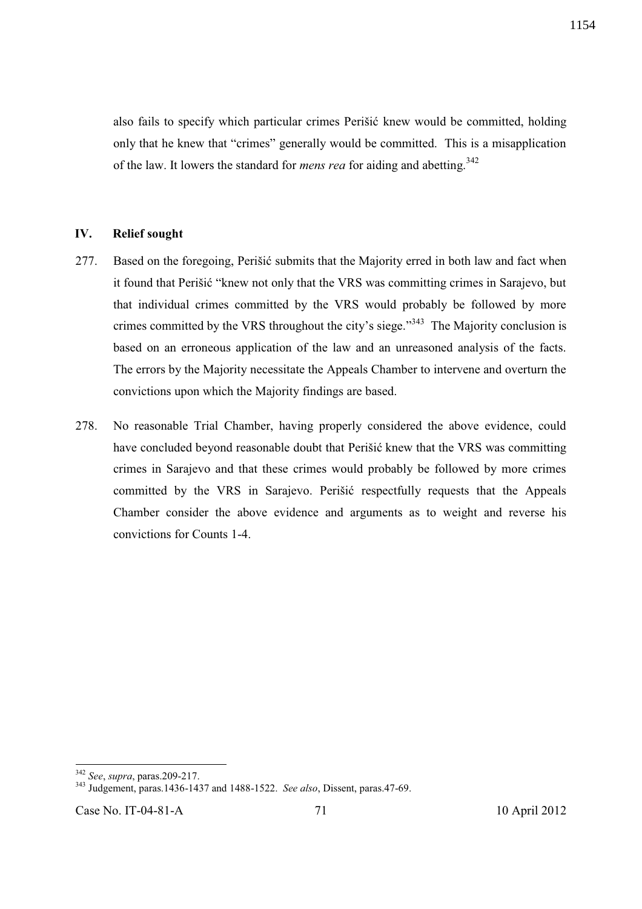also fails to specify which particular crimes Perišić knew would be committed, holding only that he knew that "crimes" generally would be committed. This is a misapplication of the law. It lowers the standard for *mens rea* for aiding and abetting.[342]

## IV. Relief sought

277. Based on the foregoing, Perišić submits that the Majority erred in both law and fact when it found that Perišić "knew not only that the VRS was committing crimes in Sarajevo, but that individual crimes committed by the VRS would probably be followed by more crimes committed by the VRS throughout the city's siege."[343] The Majority conclusion is based on an erroneous application of the law and an unreasoned analysis of the facts. The errors by the Majority necessitate the Appeals Chamber to intervene and overturn the convictions upon which the Majority findings are based.

278. No reasonable Trial Chamber, having properly considered the above evidence, could have concluded beyond reasonable doubt that Perišić knew that the VRS was committing crimes in Sarajevo and that these crimes would probably be followed by more crimes committed by the VRS in Sarajevo. Perišić respectfully requests that the Appeals Chamber consider the above evidence and arguments as to weight and reverse his convictions for Counts 1-4.

---

[342] *See*, *supra*, paras.209-217.

[343] Judgement, paras.1436-1437 and 1488-1522. *See also*, Dissent, paras.47-69.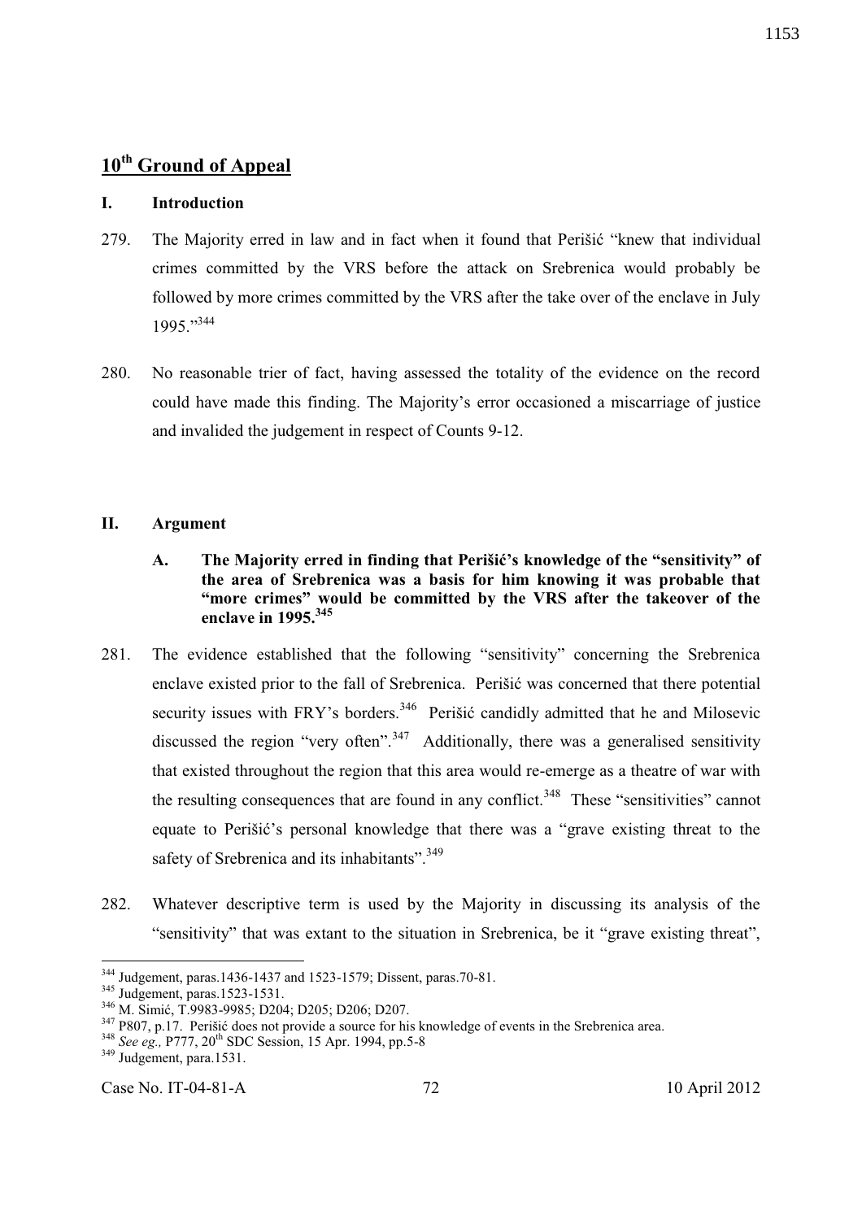## 10th Ground of Appeal

### I. Introduction

279. The Majority erred in law and in fact when it found that Perišić "knew that individual crimes committed by the VRS before the attack on Srebrenica would probably be followed by more crimes committed by the VRS after the take over of the enclave in July 1995."[344]

280. No reasonable trier of fact, having assessed the totality of the evidence on the record could have made this finding. The Majority's error occasioned a miscarriage of justice and invalided the judgement in respect of Counts 9-12.

### II. Argument

**A. The Majority erred in finding that Perišić's knowledge of the "sensitivity" of the area of Srebrenica was a basis for him knowing it was probable that "more crimes" would be committed by the VRS after the takeover of the enclave in 1995.[345]**

281. The evidence established that the following "sensitivity" concerning the Srebrenica enclave existed prior to the fall of Srebrenica. Perišić was concerned that there potential security issues with FRY's borders.[346] Perišić candidly admitted that he and Milosevic discussed the region "very often".[347] Additionally, there was a generalised sensitivity that existed throughout the region that this area would re-emerge as a theatre of war with the resulting consequences that are found in any conflict.[348] These "sensitivities" cannot equate to Perišić's personal knowledge that there was a "grave existing threat to the safety of Srebrenica and its inhabitants".[349]

282. Whatever descriptive term is used by the Majority in discussing its analysis of the "sensitivity" that was extant to the situation in Srebrenica, be it "grave existing threat",

---

[344] Judgement, paras.1436-1437 and 1523-1579; Dissent, paras.70-81.

[345] Judgement, paras.1523-1531.

[346] M. Simić, T.9983-9985; D204; D205; D206; D207.

[347] P807, p.17. Perišić does not provide a source for his knowledge of events in the Srebrenica area.

[348] *See eg.,* P777, 20th SDC Session, 15 Apr. 1994, pp.5-8

[349] Judgement, para.1531.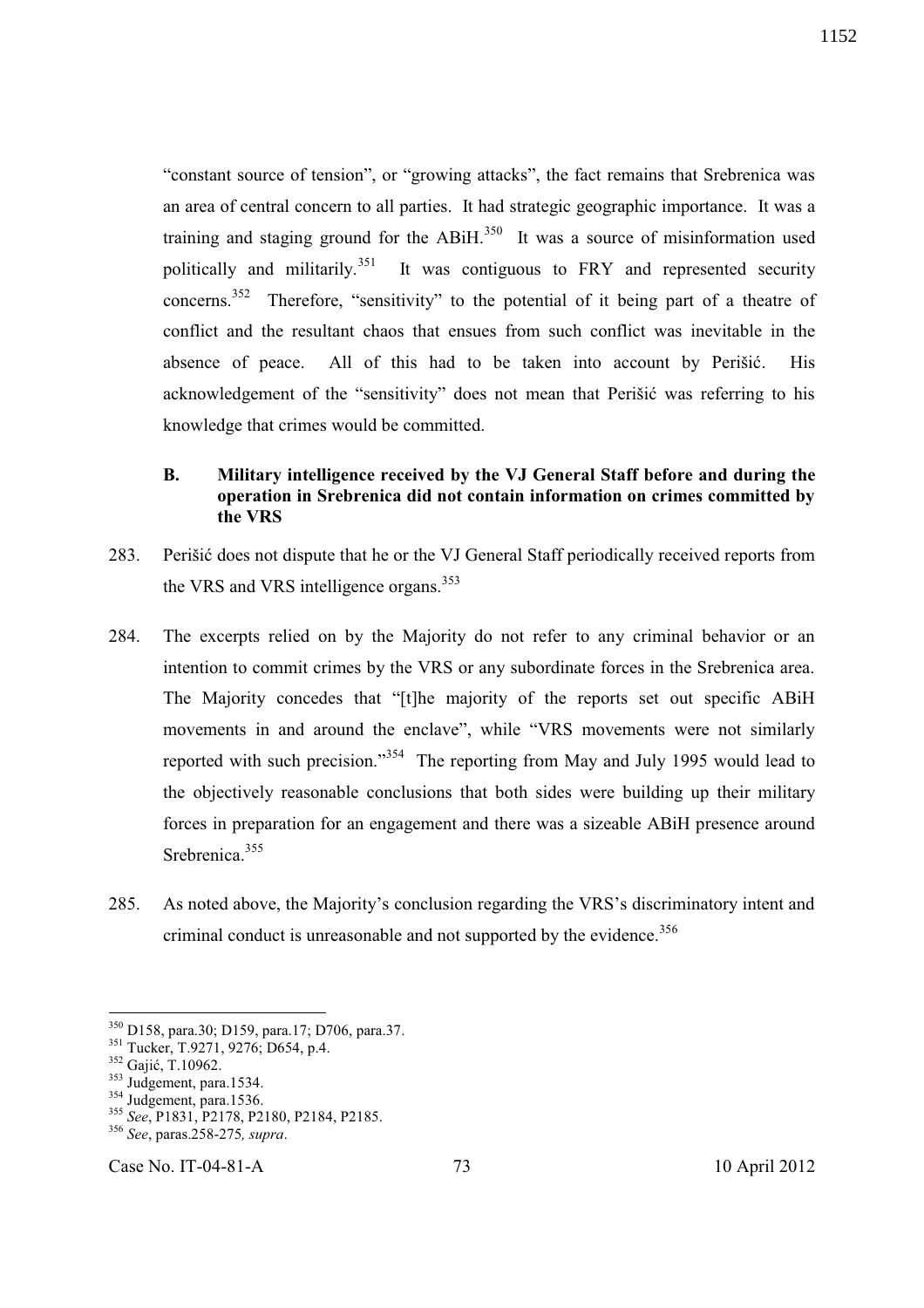"constant source of tension", or "growing attacks", the fact remains that Srebrenica was an area of central concern to all parties. It had strategic geographic importance. It was a training and staging ground for the ABiH.[350] It was a source of misinformation used politically and militarily.[351] It was contiguous to FRY and represented security concerns.[352] Therefore, "sensitivity" to the potential of it being part of a theatre of conflict and the resultant chaos that ensues from such conflict was inevitable in the absence of peace. All of this had to be taken into account by Perišić. His acknowledgement of the "sensitivity" does not mean that Perišić was referring to his knowledge that crimes would be committed.

### B. Military intelligence received by the VJ General Staff before and during the operation in Srebrenica did not contain information on crimes committed by the VRS

283. Perišić does not dispute that he or the VJ General Staff periodically received reports from the VRS and VRS intelligence organs.[353]

284. The excerpts relied on by the Majority do not refer to any criminal behavior or an intention to commit crimes by the VRS or any subordinate forces in the Srebrenica area. The Majority concedes that "[t]he majority of the reports set out specific ABiH movements in and around the enclave", while "VRS movements were not similarly reported with such precision."[354] The reporting from May and July 1995 would lead to the objectively reasonable conclusions that both sides were building up their military forces in preparation for an engagement and there was a sizeable ABiH presence around Srebrenica.[355]

285. As noted above, the Majority's conclusion regarding the VRS's discriminatory intent and criminal conduct is unreasonable and not supported by the evidence.[356]

---

[350] D158, para.30; D159, para.17; D706, para.37.
[351] Tucker, T.9271, 9276; D654, p.4.
[352] Gajić, T.10962.
[353] Judgement, para.1534.
[354] Judgement, para.1536.
[355] *See*, P1831, P2178, P2180, P2184, P2185.
[356] *See*, paras.258-275*, supra*.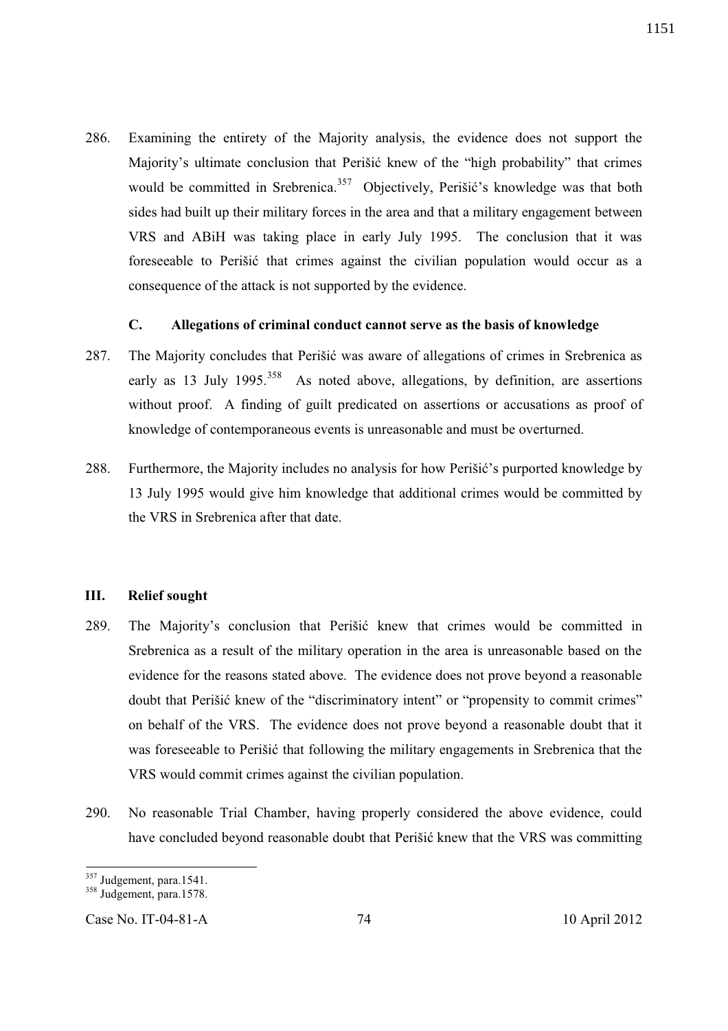286. Examining the entirety of the Majority analysis, the evidence does not support the Majority's ultimate conclusion that Perišić knew of the "high probability" that crimes would be committed in Srebrenica.[357] Objectively, Perišić's knowledge was that both sides had built up their military forces in the area and that a military engagement between VRS and ABiH was taking place in early July 1995. The conclusion that it was foreseeable to Perišić that crimes against the civilian population would occur as a consequence of the attack is not supported by the evidence.

### C. Allegations of criminal conduct cannot serve as the basis of knowledge

287. The Majority concludes that Perišić was aware of allegations of crimes in Srebrenica as early as 13 July 1995.[358] As noted above, allegations, by definition, are assertions without proof. A finding of guilt predicated on assertions or accusations as proof of knowledge of contemporaneous events is unreasonable and must be overturned.

288. Furthermore, the Majority includes no analysis for how Perišić's purported knowledge by 13 July 1995 would give him knowledge that additional crimes would be committed by the VRS in Srebrenica after that date.

## III. Relief sought

289. The Majority's conclusion that Perišić knew that crimes would be committed in Srebrenica as a result of the military operation in the area is unreasonable based on the evidence for the reasons stated above. The evidence does not prove beyond a reasonable doubt that Perišić knew of the "discriminatory intent" or "propensity to commit crimes" on behalf of the VRS. The evidence does not prove beyond a reasonable doubt that it was foreseeable to Perišić that following the military engagements in Srebrenica that the VRS would commit crimes against the civilian population.

290. No reasonable Trial Chamber, having properly considered the above evidence, could have concluded beyond reasonable doubt that Perišić knew that the VRS was committing

---

[357] Judgement, para.1541.

[358] Judgement, para.1578.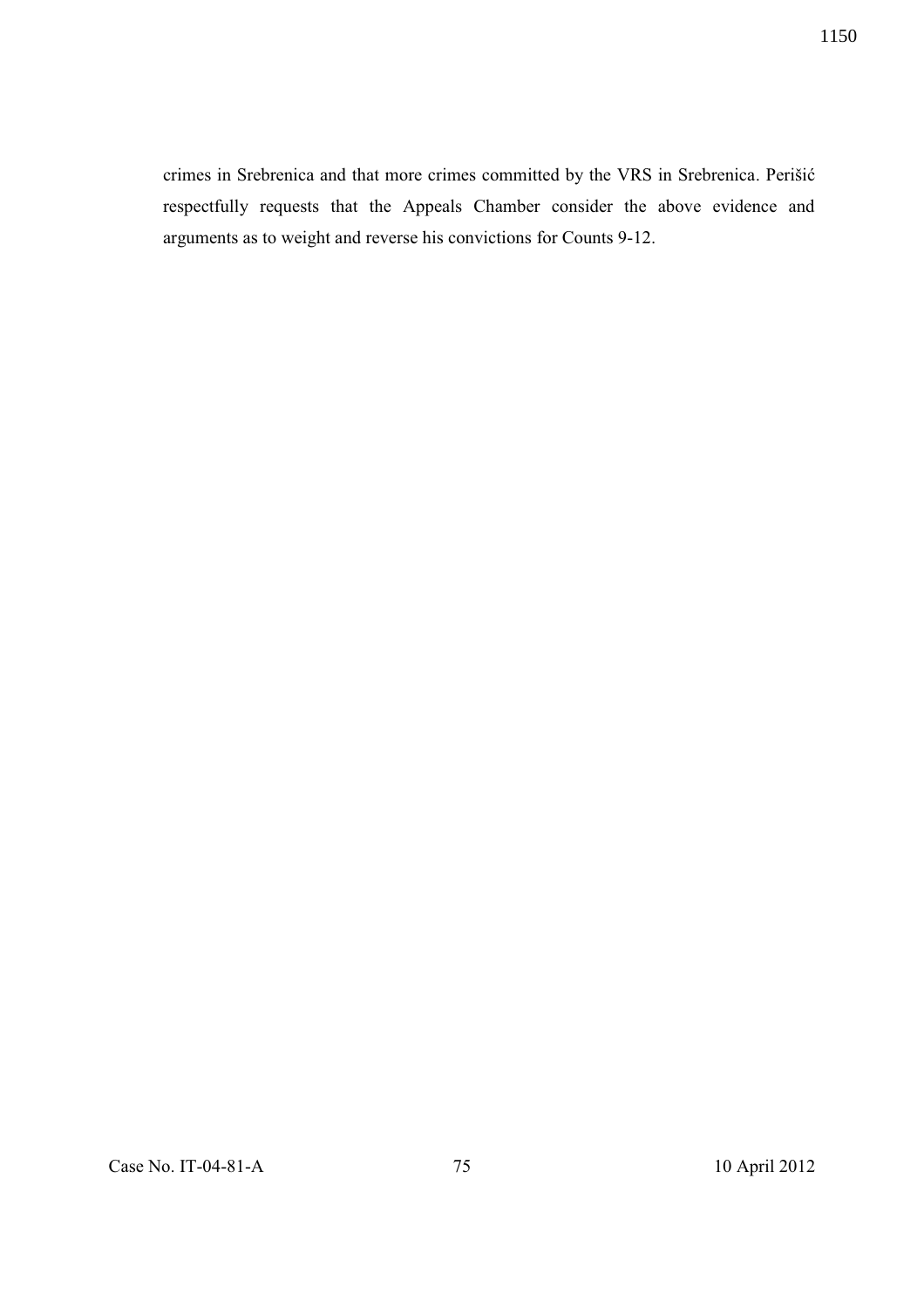crimes in Srebrenica and that more crimes committed by the VRS in Srebrenica. Perišić respectfully requests that the Appeals Chamber consider the above evidence and arguments as to weight and reverse his convictions for Counts 9-12.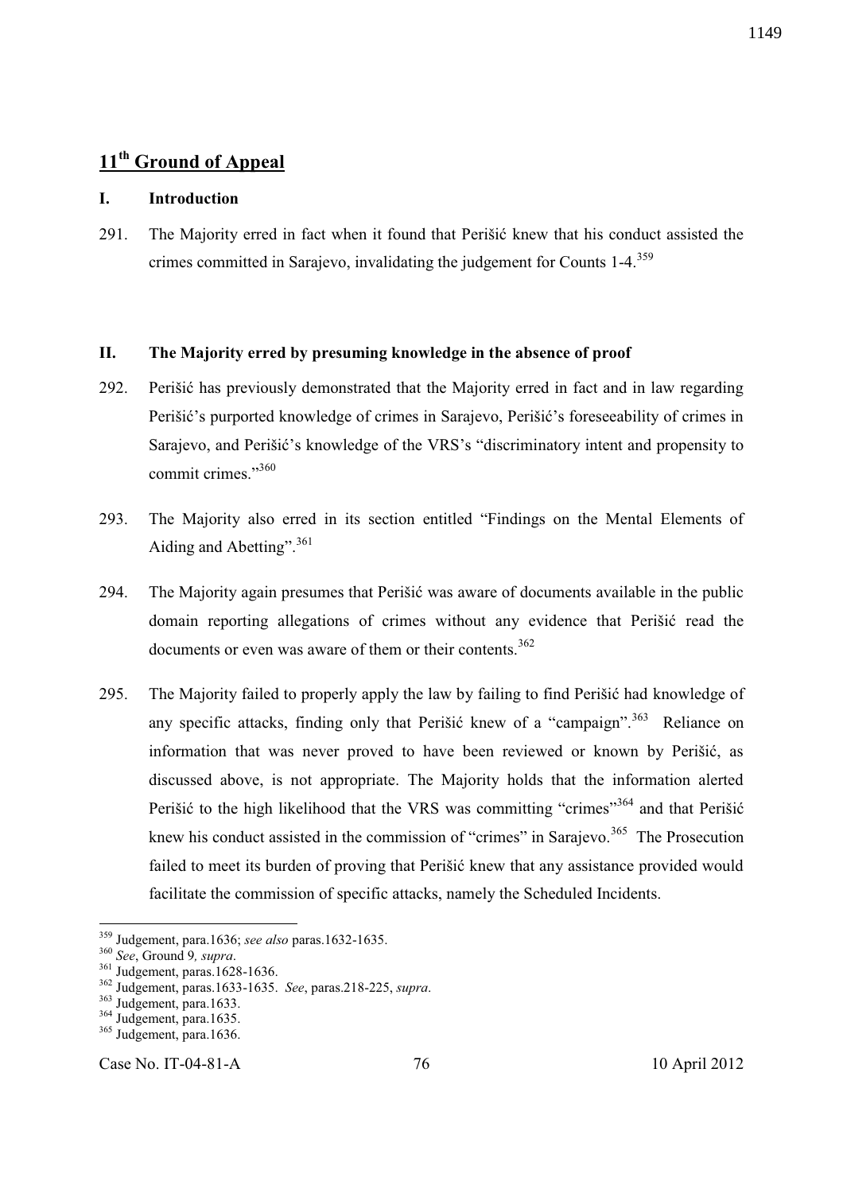# 11th Ground of Appeal

## I. Introduction

291. The Majority erred in fact when it found that Perišić knew that his conduct assisted the crimes committed in Sarajevo, invalidating the judgement for Counts 1-4.[359]

## II. The Majority erred by presuming knowledge in the absence of proof

292. Perišić has previously demonstrated that the Majority erred in fact and in law regarding Perišić's purported knowledge of crimes in Sarajevo, Perišić's foreseeability of crimes in Sarajevo, and Perišić's knowledge of the VRS's "discriminatory intent and propensity to commit crimes."[360]

293. The Majority also erred in its section entitled "Findings on the Mental Elements of Aiding and Abetting".[361]

294. The Majority again presumes that Perišić was aware of documents available in the public domain reporting allegations of crimes without any evidence that Perišić read the documents or even was aware of them or their contents.[362]

295. The Majority failed to properly apply the law by failing to find Perišić had knowledge of any specific attacks, finding only that Perišić knew of a "campaign".[363] Reliance on information that was never proved to have been reviewed or known by Perišić, as discussed above, is not appropriate. The Majority holds that the information alerted Perišić to the high likelihood that the VRS was committing "crimes"[364] and that Perišić knew his conduct assisted in the commission of "crimes" in Sarajevo.[365] The Prosecution failed to meet its burden of proving that Perišić knew that any assistance provided would facilitate the commission of specific attacks, namely the Scheduled Incidents.

---

[359] Judgement, para.1636; *see also* paras.1632-1635.

[360] *See*, Ground 9*, supra*.

[361] Judgement, paras.1628-1636.

[362] Judgement, paras.1633-1635. *See*, paras.218-225, *supra*.

[363] Judgement, para.1633.

[364] Judgement, para.1635.

[365] Judgement, para.1636.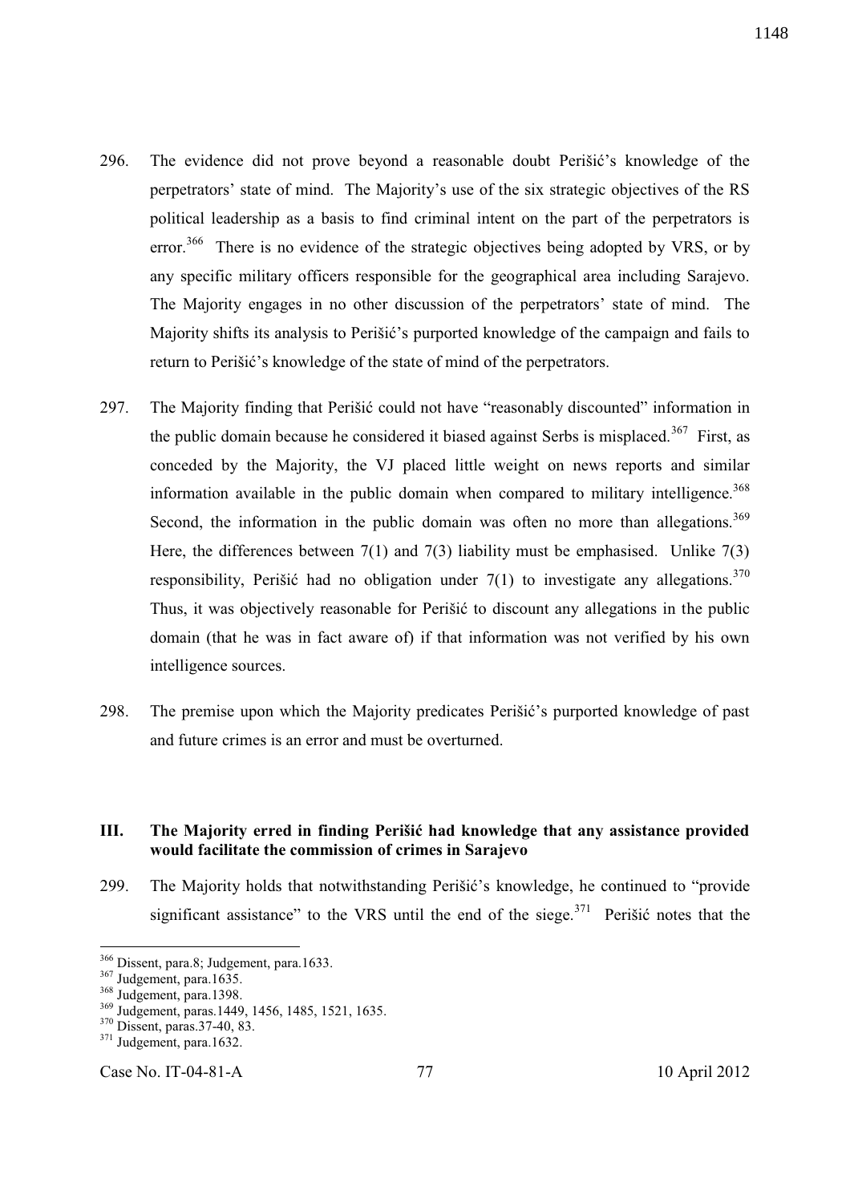296. The evidence did not prove beyond a reasonable doubt Perišić's knowledge of the perpetrators' state of mind. The Majority's use of the six strategic objectives of the RS political leadership as a basis to find criminal intent on the part of the perpetrators is error.[366] There is no evidence of the strategic objectives being adopted by VRS, or by any specific military officers responsible for the geographical area including Sarajevo. The Majority engages in no other discussion of the perpetrators' state of mind. The Majority shifts its analysis to Perišić's purported knowledge of the campaign and fails to return to Perišić's knowledge of the state of mind of the perpetrators.

297. The Majority finding that Perišić could not have "reasonably discounted" information in the public domain because he considered it biased against Serbs is misplaced.[367] First, as conceded by the Majority, the VJ placed little weight on news reports and similar information available in the public domain when compared to military intelligence.[368] Second, the information in the public domain was often no more than allegations.[369] Here, the differences between 7(1) and 7(3) liability must be emphasised. Unlike 7(3) responsibility, Perišić had no obligation under 7(1) to investigate any allegations.[370] Thus, it was objectively reasonable for Perišić to discount any allegations in the public domain (that he was in fact aware of) if that information was not verified by his own intelligence sources.

298. The premise upon which the Majority predicates Perišić's purported knowledge of past and future crimes is an error and must be overturned.

### III. The Majority erred in finding Perišić had knowledge that any assistance provided would facilitate the commission of crimes in Sarajevo

299. The Majority holds that notwithstanding Perišić's knowledge, he continued to "provide significant assistance" to the VRS until the end of the siege.[371] Perišić notes that the

---

[366] Dissent, para.8; Judgement, para.1633.

[367] Judgement, para.1635.

[368] Judgement, para.1398.

[369] Judgement, paras.1449, 1456, 1485, 1521, 1635.

[370] Dissent, paras.37-40, 83.

[371] Judgement, para.1632.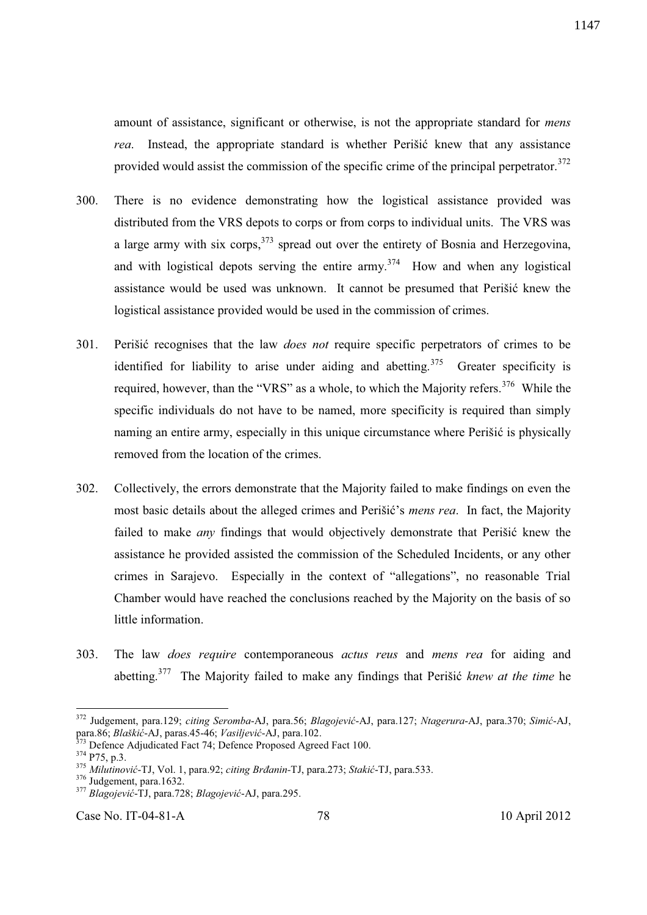amount of assistance, significant or otherwise, is not the appropriate standard for *mens rea*. Instead, the appropriate standard is whether Perišić knew that any assistance provided would assist the commission of the specific crime of the principal perpetrator.[372]

300. There is no evidence demonstrating how the logistical assistance provided was distributed from the VRS depots to corps or from corps to individual units. The VRS was a large army with six corps,[373] spread out over the entirety of Bosnia and Herzegovina, and with logistical depots serving the entire army.[374] How and when any logistical assistance would be used was unknown. It cannot be presumed that Perišić knew the logistical assistance provided would be used in the commission of crimes.

301. Perišić recognises that the law *does not* require specific perpetrators of crimes to be identified for liability to arise under aiding and abetting.[375] Greater specificity is required, however, than the "VRS" as a whole, to which the Majority refers.[376] While the specific individuals do not have to be named, more specificity is required than simply naming an entire army, especially in this unique circumstance where Perišić is physically removed from the location of the crimes.

302. Collectively, the errors demonstrate that the Majority failed to make findings on even the most basic details about the alleged crimes and Perišić's *mens rea*. In fact, the Majority failed to make *any* findings that would objectively demonstrate that Perišić knew the assistance he provided assisted the commission of the Scheduled Incidents, or any other crimes in Sarajevo. Especially in the context of "allegations", no reasonable Trial Chamber would have reached the conclusions reached by the Majority on the basis of so little information.

303. The law *does require* contemporaneous *actus reus* and *mens rea* for aiding and abetting.[377] The Majority failed to make any findings that Perišić *knew at the time* he

---

[372] Judgement, para.129; *citing Seromba*-AJ, para.56; *Blagojević*-AJ, para.127; *Ntagerura*-AJ, para.370; *Simić*-AJ, para.86; *Blaškić*-AJ, paras.45-46; *Vasiljević*-AJ, para.102.

[373] Defence Adjudicated Fact 74; Defence Proposed Agreed Fact 100.

[374] P75, p.3.

[375] *Milutinović*-TJ, Vol. 1, para.92; *citing Brđanin*-TJ, para.273; *Stakić*-TJ, para.533.

[376] Judgement, para.1632.

[377] *Blagojević*-TJ, para.728; *Blagojević*-AJ, para.295.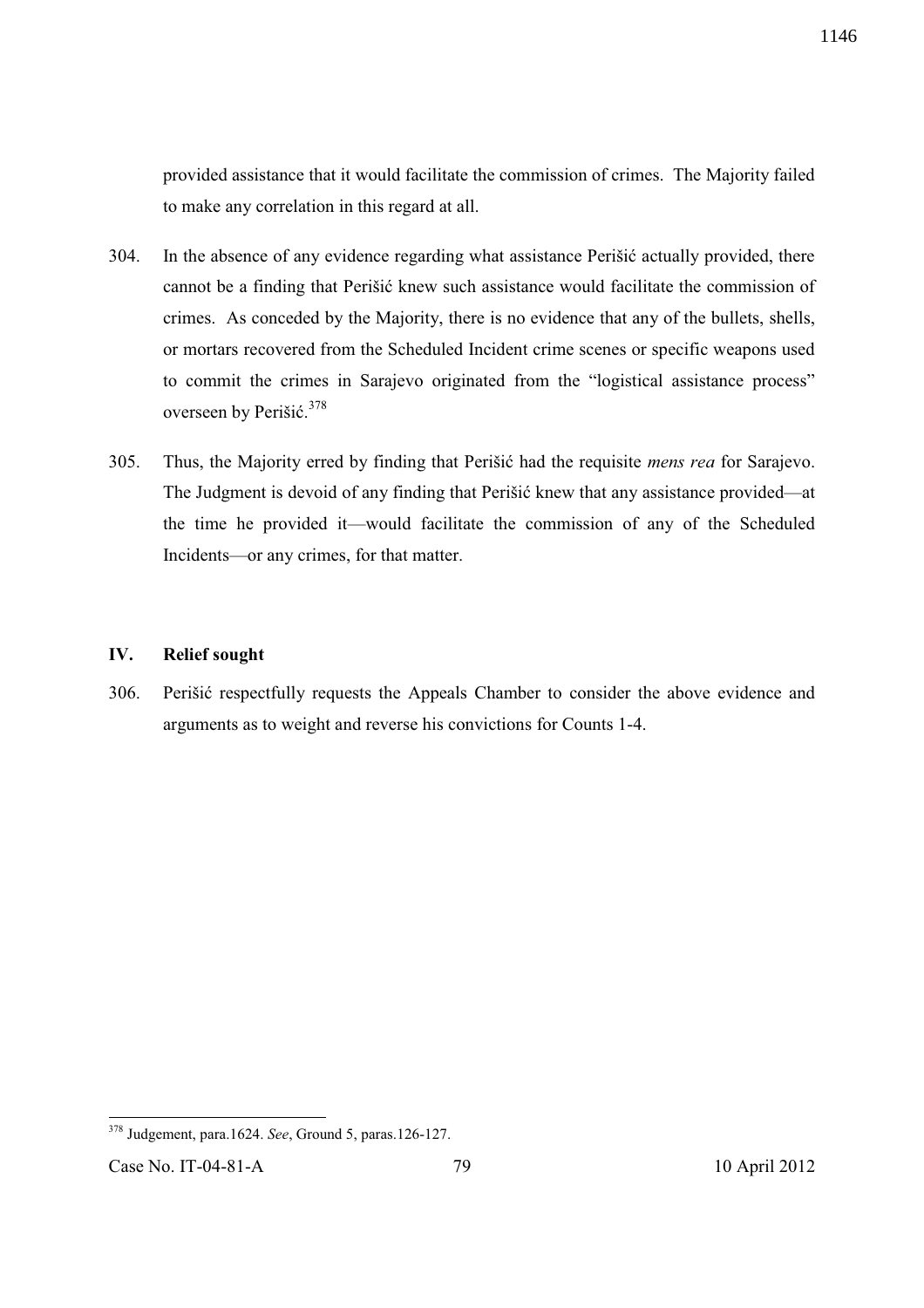provided assistance that it would facilitate the commission of crimes. The Majority failed to make any correlation in this regard at all.

304. In the absence of any evidence regarding what assistance Perišić actually provided, there cannot be a finding that Perišić knew such assistance would facilitate the commission of crimes. As conceded by the Majority, there is no evidence that any of the bullets, shells, or mortars recovered from the Scheduled Incident crime scenes or specific weapons used to commit the crimes in Sarajevo originated from the "logistical assistance process" overseen by Perišić.[378]

305. Thus, the Majority erred by finding that Perišić had the requisite *mens rea* for Sarajevo. The Judgment is devoid of any finding that Perišić knew that any assistance provided—at the time he provided it—would facilitate the commission of any of the Scheduled Incidents—or any crimes, for that matter.

## IV. Relief sought

306. Perišić respectfully requests the Appeals Chamber to consider the above evidence and arguments as to weight and reverse his convictions for Counts 1-4.

---

[378] Judgement, para.1624. *See*, Ground 5, paras.126-127.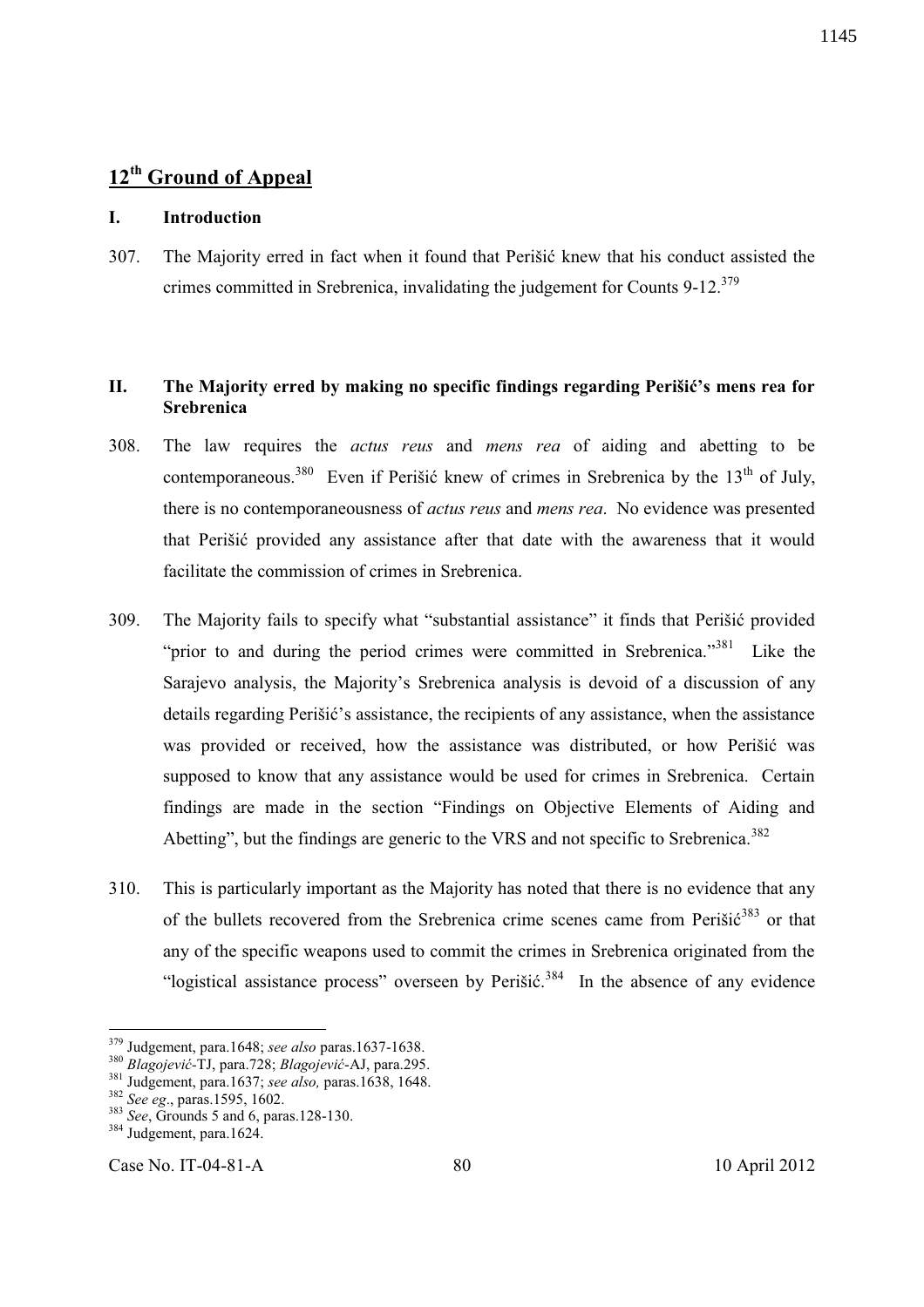## 12th Ground of Appeal

### I. Introduction

307. The Majority erred in fact when it found that Perišić knew that his conduct assisted the crimes committed in Srebrenica, invalidating the judgement for Counts 9-12.[379]

### II. The Majority erred by making no specific findings regarding Perišić's mens rea for Srebrenica

308. The law requires the *actus reus* and *mens rea* of aiding and abetting to be contemporaneous.[380] Even if Perišić knew of crimes in Srebrenica by the 13th of July, there is no contemporaneousness of *actus reus* and *mens rea*. No evidence was presented that Perišić provided any assistance after that date with the awareness that it would facilitate the commission of crimes in Srebrenica.

309. The Majority fails to specify what "substantial assistance" it finds that Perišić provided "prior to and during the period crimes were committed in Srebrenica."[381] Like the Sarajevo analysis, the Majority's Srebrenica analysis is devoid of a discussion of any details regarding Perišić's assistance, the recipients of any assistance, when the assistance was provided or received, how the assistance was distributed, or how Perišić was supposed to know that any assistance would be used for crimes in Srebrenica. Certain findings are made in the section "Findings on Objective Elements of Aiding and Abetting", but the findings are generic to the VRS and not specific to Srebrenica.[382]

310. This is particularly important as the Majority has noted that there is no evidence that any of the bullets recovered from the Srebrenica crime scenes came from Perišić[383] or that any of the specific weapons used to commit the crimes in Srebrenica originated from the "logistical assistance process" overseen by Perišić.[384] In the absence of any evidence

---

[379] Judgement, para.1648; *see also* paras.1637-1638.

[380] *Blagojević*-TJ, para.728; *Blagojević*-AJ, para.295.

[381] Judgement, para.1637; *see also,* paras.1638, 1648.

[382] *See eg*., paras.1595, 1602.

[383] *See*, Grounds 5 and 6, paras.128-130.

[384] Judgement, para.1624.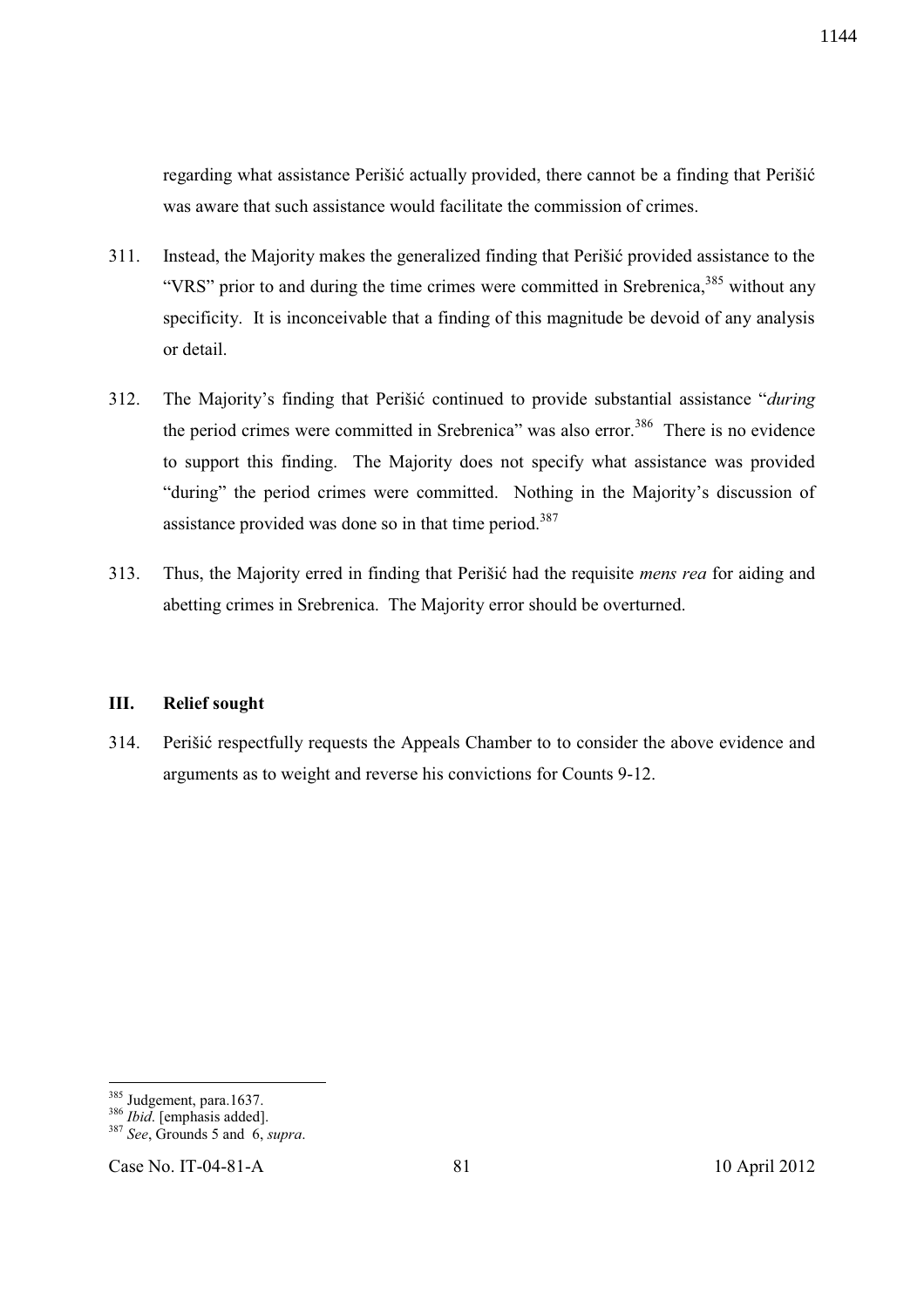regarding what assistance Perišić actually provided, there cannot be a finding that Perišić was aware that such assistance would facilitate the commission of crimes.

311. Instead, the Majority makes the generalized finding that Perišić provided assistance to the "VRS" prior to and during the time crimes were committed in Srebrenica,[385] without any specificity. It is inconceivable that a finding of this magnitude be devoid of any analysis or detail.

312. The Majority's finding that Perišić continued to provide substantial assistance "*during* the period crimes were committed in Srebrenica" was also error.[386] There is no evidence to support this finding. The Majority does not specify what assistance was provided "during" the period crimes were committed. Nothing in the Majority's discussion of assistance provided was done so in that time period.[387]

313. Thus, the Majority erred in finding that Perišić had the requisite *mens rea* for aiding and abetting crimes in Srebrenica. The Majority error should be overturned.

## III. Relief sought

314. Perišić respectfully requests the Appeals Chamber to to consider the above evidence and arguments as to weight and reverse his convictions for Counts 9-12.

---

[385] Judgement, para.1637.

[386] *Ibid*. [emphasis added].

[387] *See*, Grounds 5 and 6, *supra*.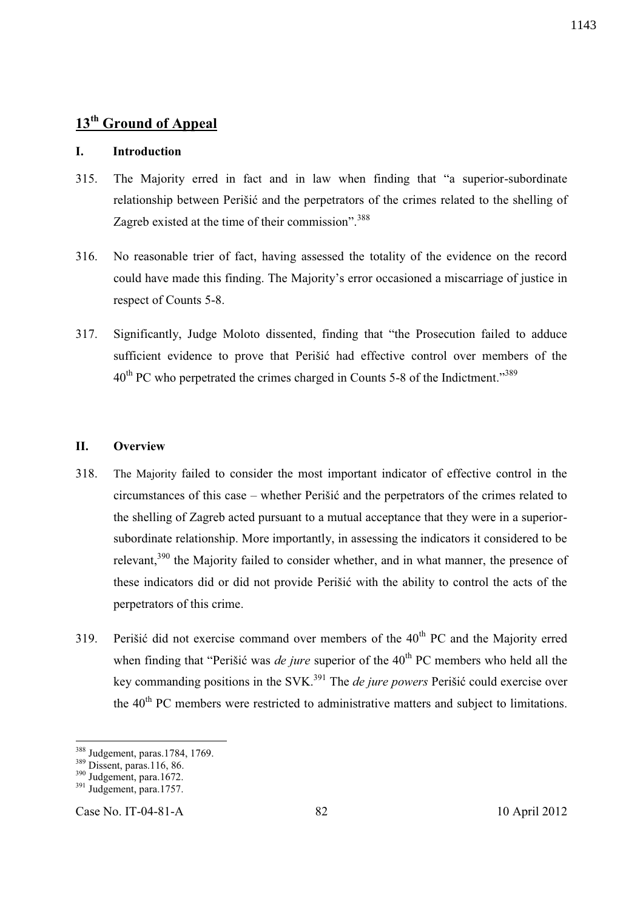## 13th Ground of Appeal

### I. Introduction

315. The Majority erred in fact and in law when finding that "a superior-subordinate relationship between Perišić and the perpetrators of the crimes related to the shelling of Zagreb existed at the time of their commission".[388]

316. No reasonable trier of fact, having assessed the totality of the evidence on the record could have made this finding. The Majority's error occasioned a miscarriage of justice in respect of Counts 5-8.

317. Significantly, Judge Moloto dissented, finding that "the Prosecution failed to adduce sufficient evidence to prove that Perišić had effective control over members of the 40th PC who perpetrated the crimes charged in Counts 5-8 of the Indictment."[389]

### II. Overview

318. The Majority failed to consider the most important indicator of effective control in the circumstances of this case – whether Perišić and the perpetrators of the crimes related to the shelling of Zagreb acted pursuant to a mutual acceptance that they were in a superior-subordinate relationship. More importantly, in assessing the indicators it considered to be relevant,[390] the Majority failed to consider whether, and in what manner, the presence of these indicators did or did not provide Perišić with the ability to control the acts of the perpetrators of this crime.

319. Perišić did not exercise command over members of the 40th PC and the Majority erred when finding that "Perišić was *de jure* superior of the 40th PC members who held all the key commanding positions in the SVK.[391] The *de jure powers* Perišić could exercise over the 40th PC members were restricted to administrative matters and subject to limitations.

---

[388] Judgement, paras.1784, 1769.
[389] Dissent, paras.116, 86.
[390] Judgement, para.1672.
[391] Judgement, para.1757.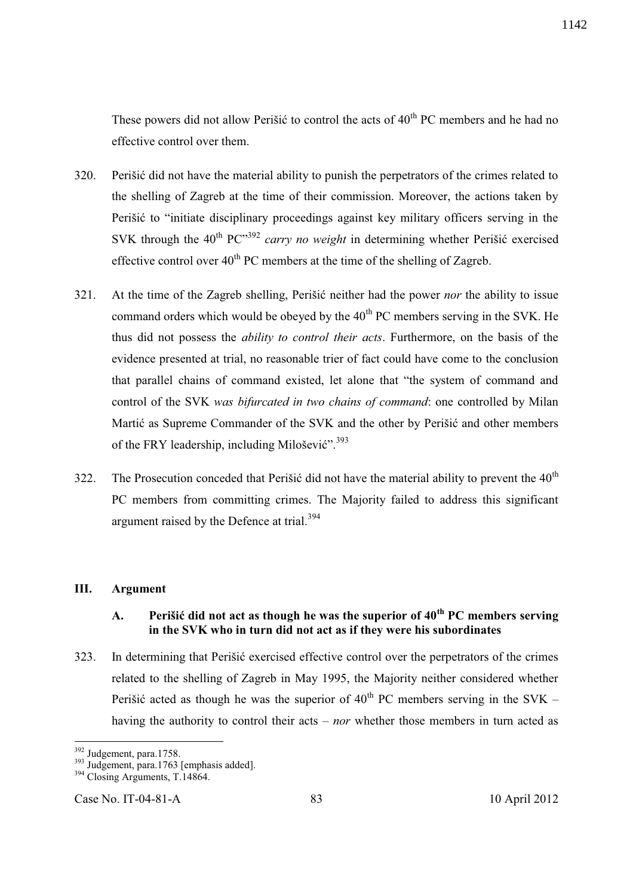These powers did not allow Perišić to control the acts of 40th PC members and he had no effective control over them.

320. Perišić did not have the material ability to punish the perpetrators of the crimes related to the shelling of Zagreb at the time of their commission. Moreover, the actions taken by Perišić to "initiate disciplinary proceedings against key military officers serving in the SVK through the 40th PC"[392] *carry no weight* in determining whether Perišić exercised effective control over 40th PC members at the time of the shelling of Zagreb.

321. At the time of the Zagreb shelling, Perišić neither had the power *nor* the ability to issue command orders which would be obeyed by the 40th PC members serving in the SVK. He thus did not possess the *ability to control their acts*. Furthermore, on the basis of the evidence presented at trial, no reasonable trier of fact could have come to the conclusion that parallel chains of command existed, let alone that "the system of command and control of the SVK *was bifurcated in two chains of command*: one controlled by Milan Martić as Supreme Commander of the SVK and the other by Perišić and other members of the FRY leadership, including Milošević".[393]

322. The Prosecution conceded that Perišić did not have the material ability to prevent the 40th PC members from committing crimes. The Majority failed to address this significant argument raised by the Defence at trial.[394]

## III. Argument

### A. Perišić did not act as though he was the superior of 40th PC members serving in the SVK who in turn did not act as if they were his subordinates

323. In determining that Perišić exercised effective control over the perpetrators of the crimes related to the shelling of Zagreb in May 1995, the Majority neither considered whether Perišić acted as though he was the superior of 40th PC members serving in the SVK – having the authority to control their acts – *nor* whether those members in turn acted as

---

[392] Judgement, para.1758.

[393] Judgement, para.1763 [emphasis added].

[394] Closing Arguments, T.14864.

Case No. IT-04-81-A 83 10 April 2012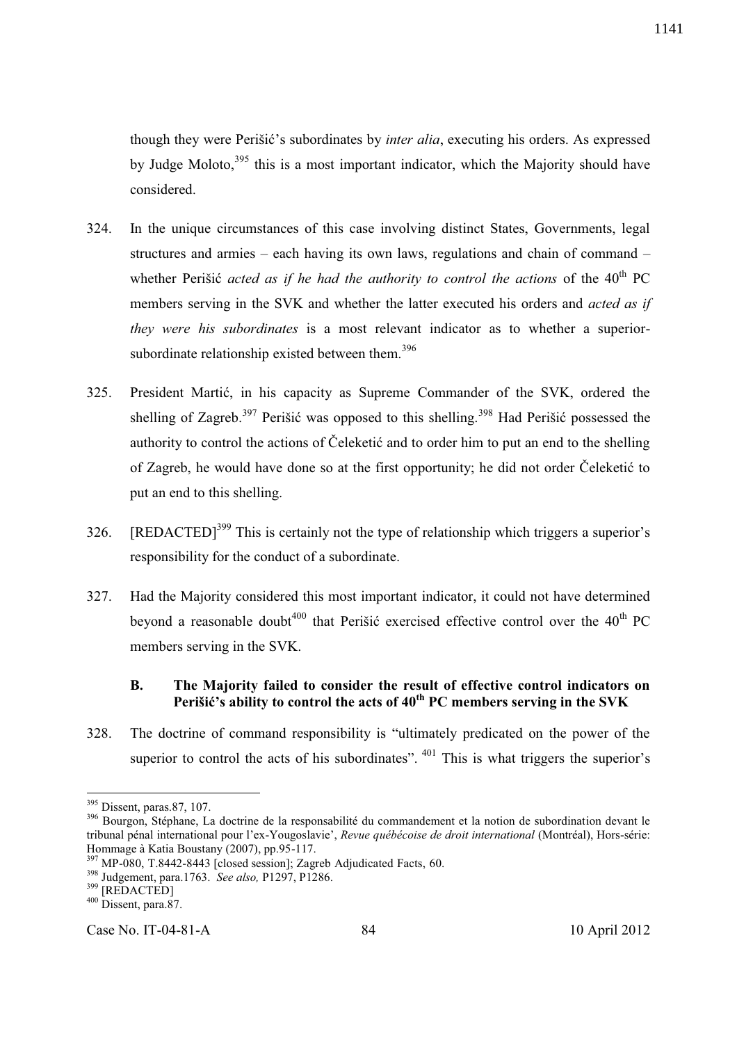though they were Perišić's subordinates by *inter alia*, executing his orders. As expressed by Judge Moloto,[395] this is a most important indicator, which the Majority should have considered.

324. In the unique circumstances of this case involving distinct States, Governments, legal structures and armies – each having its own laws, regulations and chain of command – whether Perišić *acted as if he had the authority to control the actions* of the 40th PC members serving in the SVK and whether the latter executed his orders and *acted as if they were his subordinates* is a most relevant indicator as to whether a superior-subordinate relationship existed between them.[396]

325. President Martić, in his capacity as Supreme Commander of the SVK, ordered the shelling of Zagreb.[397] Perišić was opposed to this shelling.[398] Had Perišić possessed the authority to control the actions of Čeleketić and to order him to put an end to the shelling of Zagreb, he would have done so at the first opportunity; he did not order Čeleketić to put an end to this shelling.

326. [REDACTED][399] This is certainly not the type of relationship which triggers a superior's responsibility for the conduct of a subordinate.

327. Had the Majority considered this most important indicator, it could not have determined beyond a reasonable doubt[400] that Perišić exercised effective control over the 40th PC members serving in the SVK.

### B. The Majority failed to consider the result of effective control indicators on Perišić's ability to control the acts of 40th PC members serving in the SVK

328. The doctrine of command responsibility is "ultimately predicated on the power of the superior to control the acts of his subordinates". [401] This is what triggers the superior's

---

[395] Dissent, paras.87, 107.

[396] Bourgon, Stéphane, La doctrine de la responsabilité du commandement et la notion de subordination devant le tribunal pénal international pour l'ex-Yougoslavie', *Revue québécoise de droit international* (Montréal), Hors-série: Hommage à Katia Boustany (2007), pp.95-117.

[397] MP-080, T.8442-8443 [closed session]; Zagreb Adjudicated Facts, 60.

[398] Judgement, para.1763. *See also,* P1297, P1286.

[399] [REDACTED]

[400] Dissent, para.87.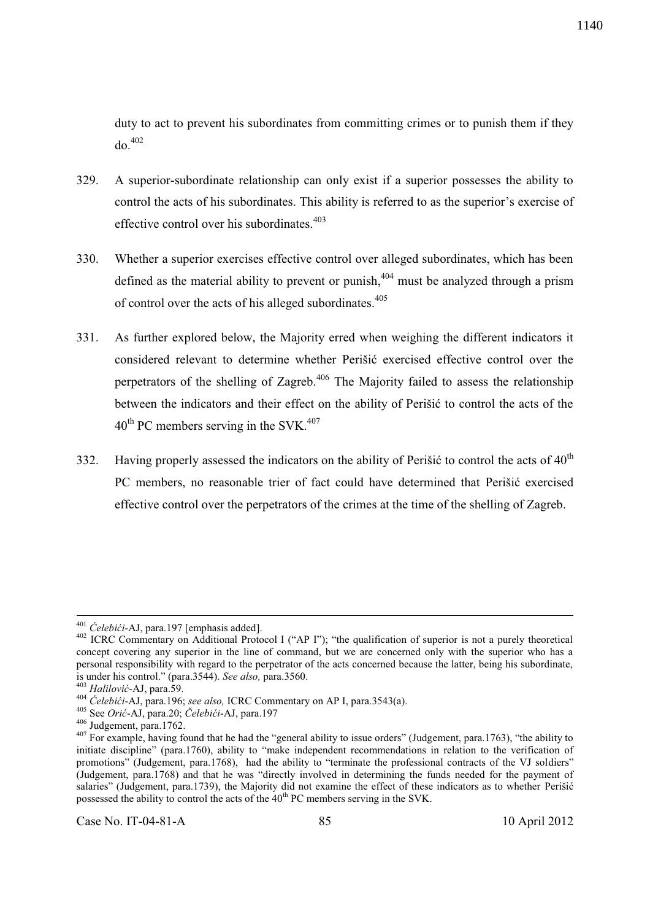duty to act to prevent his subordinates from committing crimes or to punish them if they do.[402]

329. A superior-subordinate relationship can only exist if a superior possesses the ability to control the acts of his subordinates. This ability is referred to as the superior's exercise of effective control over his subordinates.[403]

330. Whether a superior exercises effective control over alleged subordinates, which has been defined as the material ability to prevent or punish,[404] must be analyzed through a prism of control over the acts of his alleged subordinates.[405]

331. As further explored below, the Majority erred when weighing the different indicators it considered relevant to determine whether Perišić exercised effective control over the perpetrators of the shelling of Zagreb.[406] The Majority failed to assess the relationship between the indicators and their effect on the ability of Perišić to control the acts of the 40th PC members serving in the SVK.[407]

332. Having properly assessed the indicators on the ability of Perišić to control the acts of 40th PC members, no reasonable trier of fact could have determined that Perišić exercised effective control over the perpetrators of the crimes at the time of the shelling of Zagreb.

---

[401] *Čelebići*-AJ, para.197 [emphasis added].

[402] ICRC Commentary on Additional Protocol I ("AP I"); "the qualification of superior is not a purely theoretical concept covering any superior in the line of command, but we are concerned only with the superior who has a personal responsibility with regard to the perpetrator of the acts concerned because the latter, being his subordinate, is under his control." (para.3544). *See also,* para.3560.

[403] *Halilović*-AJ, para.59.

[404] *Čelebići*-AJ, para.196; *see also,* ICRC Commentary on AP I, para.3543(a).

[405] See *Orić*-AJ, para.20; *Čelebići*-AJ, para.197

[406] Judgement, para.1762.

[407] For example, having found that he had the "general ability to issue orders" (Judgement, para.1763), "the ability to initiate discipline" (para.1760), ability to "make independent recommendations in relation to the verification of promotions" (Judgement, para.1768), had the ability to "terminate the professional contracts of the VJ soldiers" (Judgement, para.1768) and that he was "directly involved in determining the funds needed for the payment of salaries" (Judgement, para.1739), the Majority did not examine the effect of these indicators as to whether Perišić possessed the ability to control the acts of the 40th PC members serving in the SVK.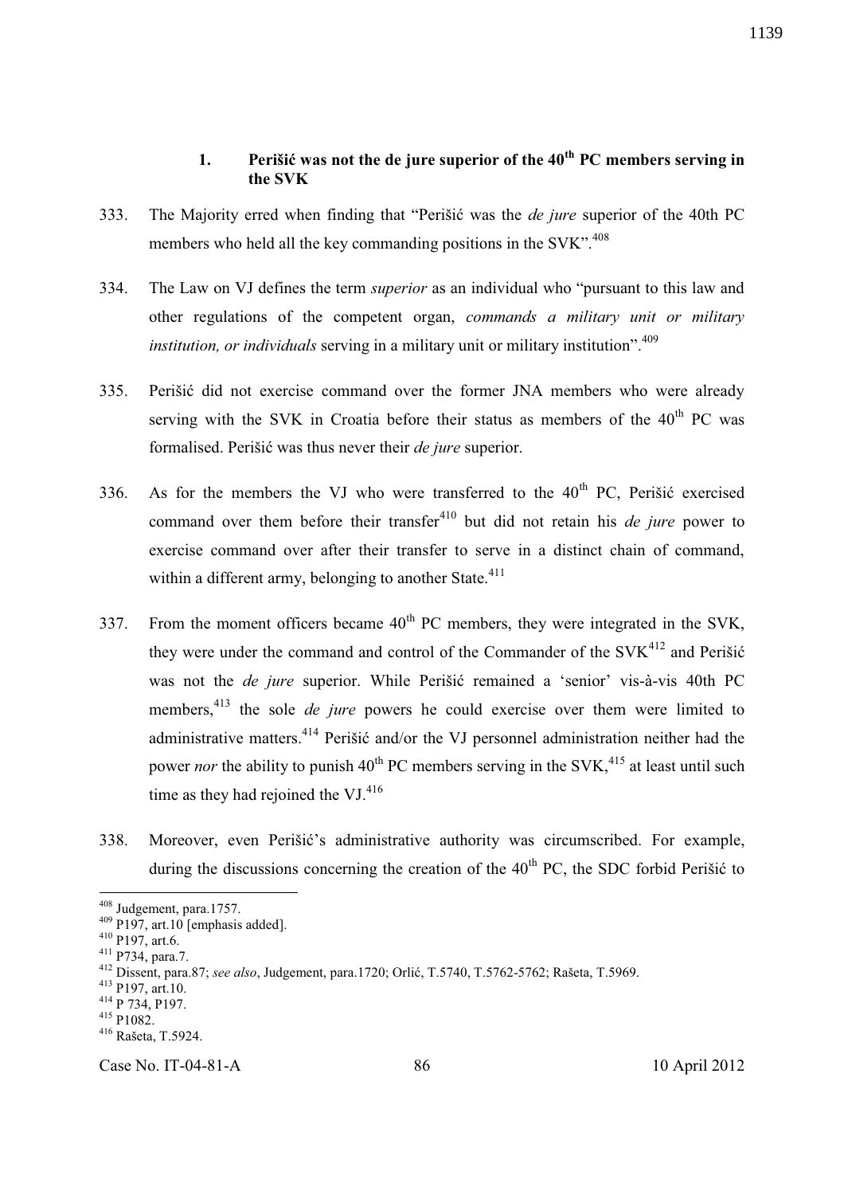### 1. Perišić was not the de jure superior of the 40th PC members serving in the SVK

333. The Majority erred when finding that "Perišić was the *de jure* superior of the 40th PC members who held all the key commanding positions in the SVK".[408]

334. The Law on VJ defines the term *superior* as an individual who "pursuant to this law and other regulations of the competent organ, *commands a military unit or military institution, or individuals* serving in a military unit or military institution".[409]

335. Perišić did not exercise command over the former JNA members who were already serving with the SVK in Croatia before their status as members of the 40th PC was formalised. Perišić was thus never their *de jure* superior.

336. As for the members the VJ who were transferred to the 40th PC, Perišić exercised command over them before their transfer[410] but did not retain his *de jure* power to exercise command over after their transfer to serve in a distinct chain of command, within a different army, belonging to another State.[411]

337. From the moment officers became 40th PC members, they were integrated in the SVK, they were under the command and control of the Commander of the SVK[412] and Perišić was not the *de jure* superior. While Perišić remained a 'senior' vis-à-vis 40th PC members,[413] the sole *de jure* powers he could exercise over them were limited to administrative matters.[414] Perišić and/or the VJ personnel administration neither had the power *nor* the ability to punish 40th PC members serving in the SVK,[415] at least until such time as they had rejoined the VJ.[416]

338. Moreover, even Perišić's administrative authority was circumscribed. For example, during the discussions concerning the creation of the 40th PC, the SDC forbid Perišić to

---

[408] Judgement, para.1757.
[409] P197, art.10 [emphasis added].
[410] P197, art.6.
[411] P734, para.7.
[412] Dissent, para.87; *see also*, Judgement, para.1720; Orlić, T.5740, T.5762-5762; Rašeta, T.5969.
[413] P197, art.10.
[414] P 734, P197.
[415] P1082.
[416] Rašeta, T.5924.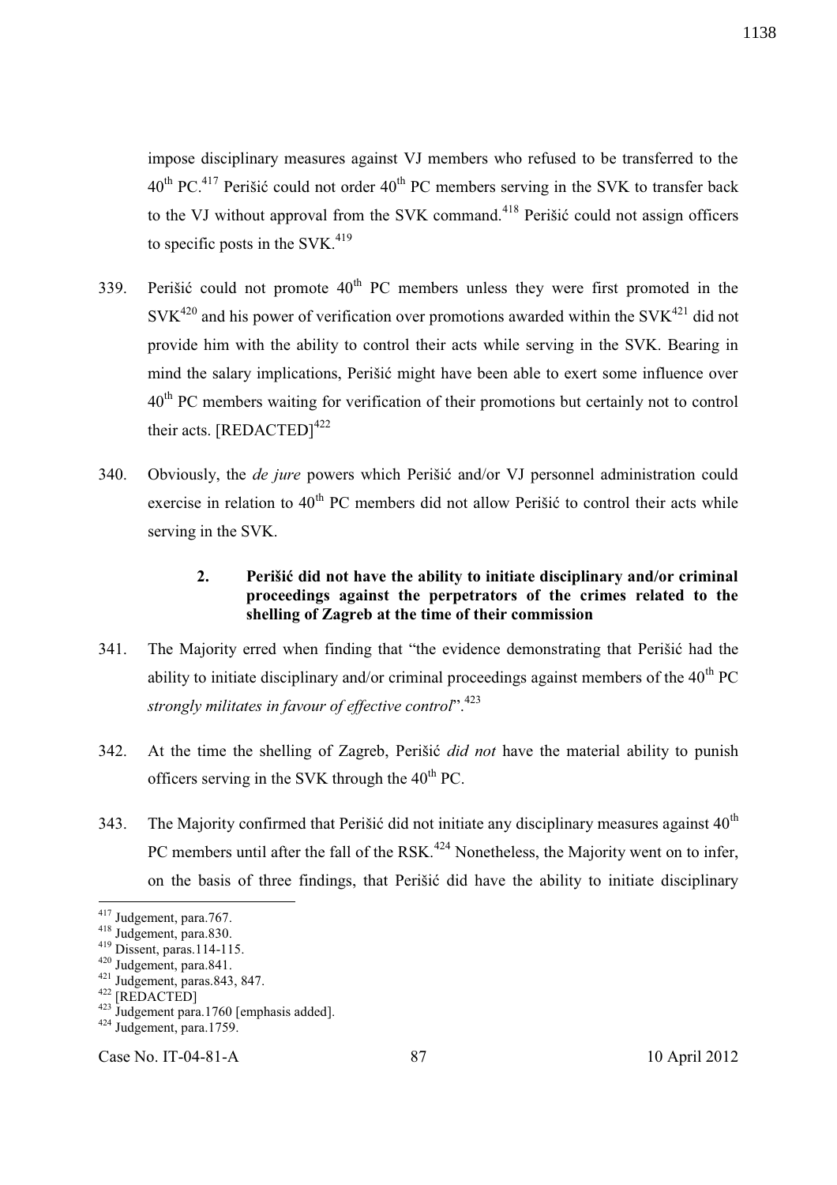impose disciplinary measures against VJ members who refused to be transferred to the 40th PC.[417] Perišić could not order 40th PC members serving in the SVK to transfer back to the VJ without approval from the SVK command.[418] Perišić could not assign officers to specific posts in the SVK.[419]

339. Perišić could not promote 40th PC members unless they were first promoted in the SVK[420] and his power of verification over promotions awarded within the SVK[421] did not provide him with the ability to control their acts while serving in the SVK. Bearing in mind the salary implications, Perišić might have been able to exert some influence over 40th PC members waiting for verification of their promotions but certainly not to control their acts. [REDACTED][422]

340. Obviously, the *de jure* powers which Perišić and/or VJ personnel administration could exercise in relation to 40th PC members did not allow Perišić to control their acts while serving in the SVK.

### 2. Perišić did not have the ability to initiate disciplinary and/or criminal proceedings against the perpetrators of the crimes related to the shelling of Zagreb at the time of their commission

341. The Majority erred when finding that "the evidence demonstrating that Perišić had the ability to initiate disciplinary and/or criminal proceedings against members of the 40th PC *strongly militates in favour of effective control*".[423]

342. At the time the shelling of Zagreb, Perišić *did not* have the material ability to punish officers serving in the SVK through the 40th PC.

343. The Majority confirmed that Perišić did not initiate any disciplinary measures against 40th PC members until after the fall of the RSK.[424] Nonetheless, the Majority went on to infer, on the basis of three findings, that Perišić did have the ability to initiate disciplinary

---

[417] Judgement, para.767.
[418] Judgement, para.830.
[419] Dissent, paras.114-115.
[420] Judgement, para.841.
[421] Judgement, paras.843, 847.
[422] [REDACTED]
[423] Judgement para.1760 [emphasis added].
[424] Judgement, para.1759.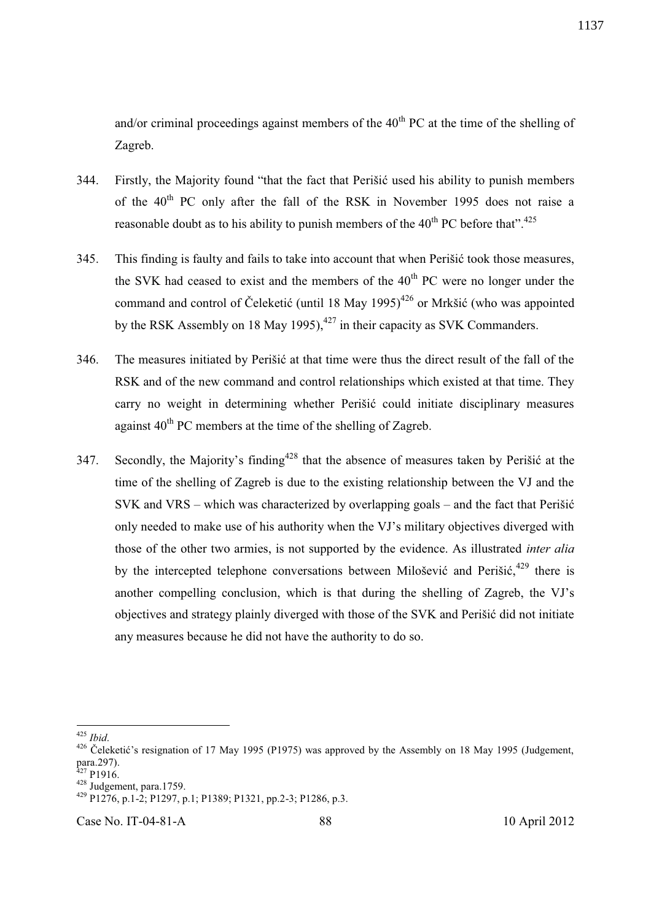and/or criminal proceedings against members of the 40th PC at the time of the shelling of Zagreb.

344. Firstly, the Majority found "that the fact that Perišić used his ability to punish members of the 40th PC only after the fall of the RSK in November 1995 does not raise a reasonable doubt as to his ability to punish members of the 40th PC before that".[425]

345. This finding is faulty and fails to take into account that when Perišić took those measures, the SVK had ceased to exist and the members of the 40th PC were no longer under the command and control of Čeleketić (until 18 May 1995)[426] or Mrkšić (who was appointed by the RSK Assembly on 18 May 1995),[427] in their capacity as SVK Commanders.

346. The measures initiated by Perišić at that time were thus the direct result of the fall of the RSK and of the new command and control relationships which existed at that time. They carry no weight in determining whether Perišić could initiate disciplinary measures against 40th PC members at the time of the shelling of Zagreb.

347. Secondly, the Majority's finding[428] that the absence of measures taken by Perišić at the time of the shelling of Zagreb is due to the existing relationship between the VJ and the SVK and VRS – which was characterized by overlapping goals – and the fact that Perišić only needed to make use of his authority when the VJ's military objectives diverged with those of the other two armies, is not supported by the evidence. As illustrated *inter alia* by the intercepted telephone conversations between Milošević and Perišić,[429] there is another compelling conclusion, which is that during the shelling of Zagreb, the VJ's objectives and strategy plainly diverged with those of the SVK and Perišić did not initiate any measures because he did not have the authority to do so.

---

[425] *Ibid*.

[426] Čeleketić's resignation of 17 May 1995 (P1975) was approved by the Assembly on 18 May 1995 (Judgement, para.297).

[427] P1916.

[428] Judgement, para.1759.

[429] P1276, p.1-2; P1297, p.1; P1389; P1321, pp.2-3; P1286, p.3.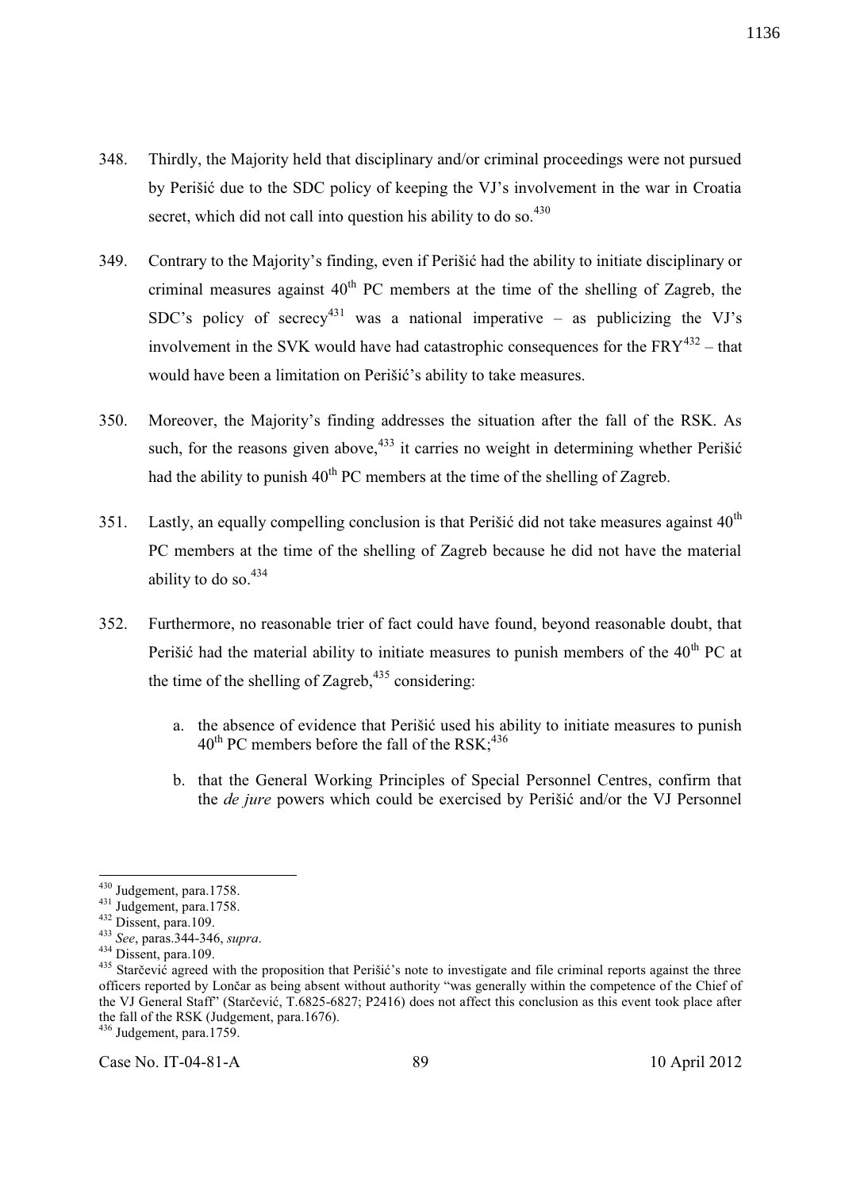348. Thirdly, the Majority held that disciplinary and/or criminal proceedings were not pursued by Perišić due to the SDC policy of keeping the VJ's involvement in the war in Croatia secret, which did not call into question his ability to do so.[430]

349. Contrary to the Majority's finding, even if Perišić had the ability to initiate disciplinary or criminal measures against 40th PC members at the time of the shelling of Zagreb, the SDC's policy of secrecy[431] was a national imperative – as publicizing the VJ's involvement in the SVK would have had catastrophic consequences for the FRY[432] – that would have been a limitation on Perišić's ability to take measures.

350. Moreover, the Majority's finding addresses the situation after the fall of the RSK. As such, for the reasons given above,[433] it carries no weight in determining whether Perišić had the ability to punish 40th PC members at the time of the shelling of Zagreb.

351. Lastly, an equally compelling conclusion is that Perišić did not take measures against 40th PC members at the time of the shelling of Zagreb because he did not have the material ability to do so.[434]

352. Furthermore, no reasonable trier of fact could have found, beyond reasonable doubt, that Perišić had the material ability to initiate measures to punish members of the 40th PC at the time of the shelling of Zagreb,[435] considering:

   a. the absence of evidence that Perišić used his ability to initiate measures to punish 40th PC members before the fall of the RSK;[436]

   b. that the General Working Principles of Special Personnel Centres, confirm that the *de jure* powers which could be exercised by Perišić and/or the VJ Personnel

---

[430] Judgement, para.1758.
[431] Judgement, para.1758.
[432] Dissent, para.109.
[433] *See*, paras.344-346, *supra*.
[434] Dissent, para.109.
[435] Starčević agreed with the proposition that Perišić's note to investigate and file criminal reports against the three officers reported by Lončar as being absent without authority "was generally within the competence of the Chief of the VJ General Staff" (Starčević, T.6825-6827; P2416) does not affect this conclusion as this event took place after the fall of the RSK (Judgement, para.1676).
[436] Judgement, para.1759.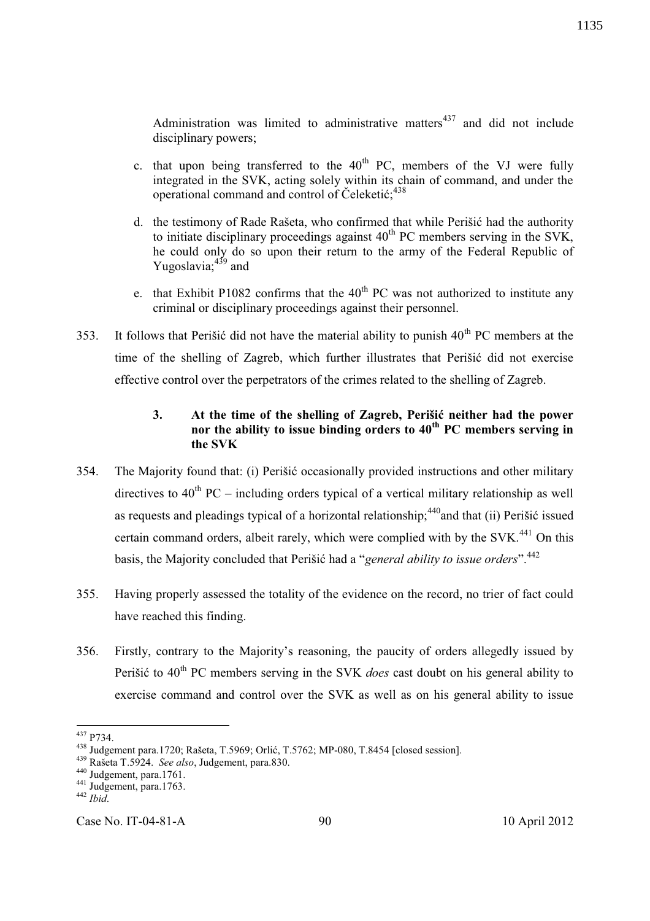Administration was limited to administrative matters[437] and did not include disciplinary powers;

c. that upon being transferred to the 40[th] PC, members of the VJ were fully integrated in the SVK, acting solely within its chain of command, and under the operational command and control of Čeleketić;[438]

d. the testimony of Rade Rašeta, who confirmed that while Perišić had the authority to initiate disciplinary proceedings against 40[th] PC members serving in the SVK, he could only do so upon their return to the army of the Federal Republic of Yugoslavia;[439] and

e. that Exhibit P1082 confirms that the 40[th] PC was not authorized to institute any criminal or disciplinary proceedings against their personnel.

353. It follows that Perišić did not have the material ability to punish 40[th] PC members at the time of the shelling of Zagreb, which further illustrates that Perišić did not exercise effective control over the perpetrators of the crimes related to the shelling of Zagreb.

### 3. At the time of the shelling of Zagreb, Perišić neither had the power nor the ability to issue binding orders to 40[th] PC members serving in the SVK

354. The Majority found that: (i) Perišić occasionally provided instructions and other military directives to 40[th] PC – including orders typical of a vertical military relationship as well as requests and pleadings typical of a horizontal relationship;[440] and that (ii) Perišić issued certain command orders, albeit rarely, which were complied with by the SVK.[441] On this basis, the Majority concluded that Perišić had a "*general ability to issue orders*".[442]

355. Having properly assessed the totality of the evidence on the record, no trier of fact could have reached this finding.

356. Firstly, contrary to the Majority's reasoning, the paucity of orders allegedly issued by Perišić to 40[th] PC members serving in the SVK *does* cast doubt on his general ability to exercise command and control over the SVK as well as on his general ability to issue

---

[437] P734.

[438] Judgement para.1720; Rašeta, T.5969; Orlić, T.5762; MP-080, T.8454 [closed session].

[439] Rašeta T.5924. *See also*, Judgement, para.830.

[440] Judgement, para.1761.

[441] Judgement, para.1763.

[442] *Ibid*.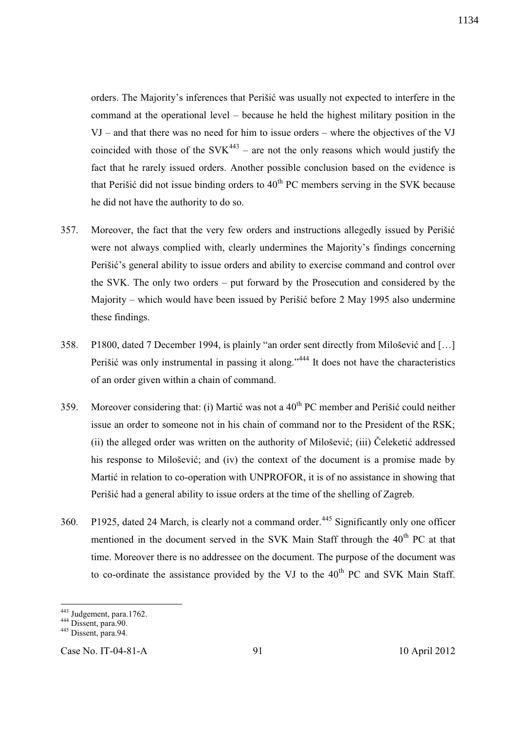orders. The Majority's inferences that Perišić was usually not expected to interfere in the command at the operational level – because he held the highest military position in the VJ – and that there was no need for him to issue orders – where the objectives of the VJ coincided with those of the SVK[443] – are not the only reasons which would justify the fact that he rarely issued orders. Another possible conclusion based on the evidence is that Perišić did not issue binding orders to 40th PC members serving in the SVK because he did not have the authority to do so.

357. Moreover, the fact that the very few orders and instructions allegedly issued by Perišić were not always complied with, clearly undermines the Majority's findings concerning Perišić's general ability to issue orders and ability to exercise command and control over the SVK. The only two orders – put forward by the Prosecution and considered by the Majority – which would have been issued by Perišić before 2 May 1995 also undermine these findings.

358. P1800, dated 7 December 1994, is plainly "an order sent directly from Milošević and […] Perišić was only instrumental in passing it along."[444] It does not have the characteristics of an order given within a chain of command.

359. Moreover considering that: (i) Martić was not a 40th PC member and Perišić could neither issue an order to someone not in his chain of command nor to the President of the RSK; (ii) the alleged order was written on the authority of Milošević; (iii) Čeleketić addressed his response to Milošević; and (iv) the context of the document is a promise made by Martić in relation to co-operation with UNPROFOR, it is of no assistance in showing that Perišić had a general ability to issue orders at the time of the shelling of Zagreb.

360. P1925, dated 24 March, is clearly not a command order.[445] Significantly only one officer mentioned in the document served in the SVK Main Staff through the 40th PC at that time. Moreover there is no addressee on the document. The purpose of the document was to co-ordinate the assistance provided by the VJ to the 40th PC and SVK Main Staff.

---

[443] Judgement, para.1762.

[444] Dissent, para.90.

[445] Dissent, para.94.

Case No. IT-04-81-A 91 10 April 2012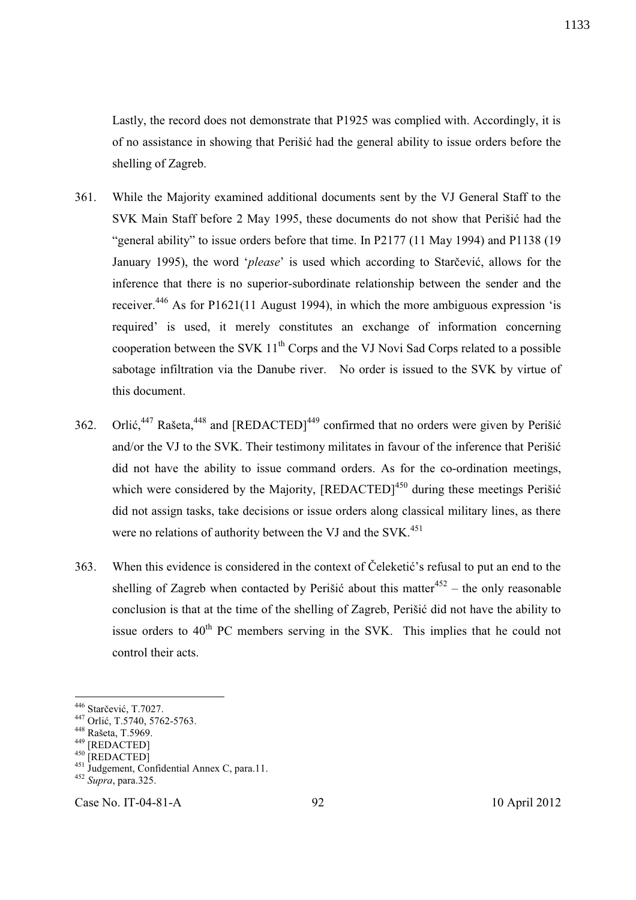Lastly, the record does not demonstrate that P1925 was complied with. Accordingly, it is of no assistance in showing that Perišić had the general ability to issue orders before the shelling of Zagreb.

361. While the Majority examined additional documents sent by the VJ General Staff to the SVK Main Staff before 2 May 1995, these documents do not show that Perišić had the "general ability" to issue orders before that time. In P2177 (11 May 1994) and P1138 (19 January 1995), the word '*please*' is used which according to Starčević, allows for the inference that there is no superior-subordinate relationship between the sender and the receiver.[446] As for P1621(11 August 1994), in which the more ambiguous expression 'is required' is used, it merely constitutes an exchange of information concerning cooperation between the SVK 11th Corps and the VJ Novi Sad Corps related to a possible sabotage infiltration via the Danube river. No order is issued to the SVK by virtue of this document.

362. Orlić,[447] Rašeta,[448] and [REDACTED][449] confirmed that no orders were given by Perišić and/or the VJ to the SVK. Their testimony militates in favour of the inference that Perišić did not have the ability to issue command orders. As for the co-ordination meetings, which were considered by the Majority, [REDACTED][450] during these meetings Perišić did not assign tasks, take decisions or issue orders along classical military lines, as there were no relations of authority between the VJ and the SVK.[451]

363. When this evidence is considered in the context of Čeleketić's refusal to put an end to the shelling of Zagreb when contacted by Perišić about this matter[452] – the only reasonable conclusion is that at the time of the shelling of Zagreb, Perišić did not have the ability to issue orders to 40th PC members serving in the SVK. This implies that he could not control their acts.

---

[446] Starčević, T.7027.
[447] Orlić, T.5740, 5762-5763.
[448] Rašeta, T.5969.
[449] [REDACTED]
[450] [REDACTED]
[451] Judgement, Confidential Annex C, para.11.
[452] *Supra*, para.325.

Case No. IT-04-81-A 10 April 2012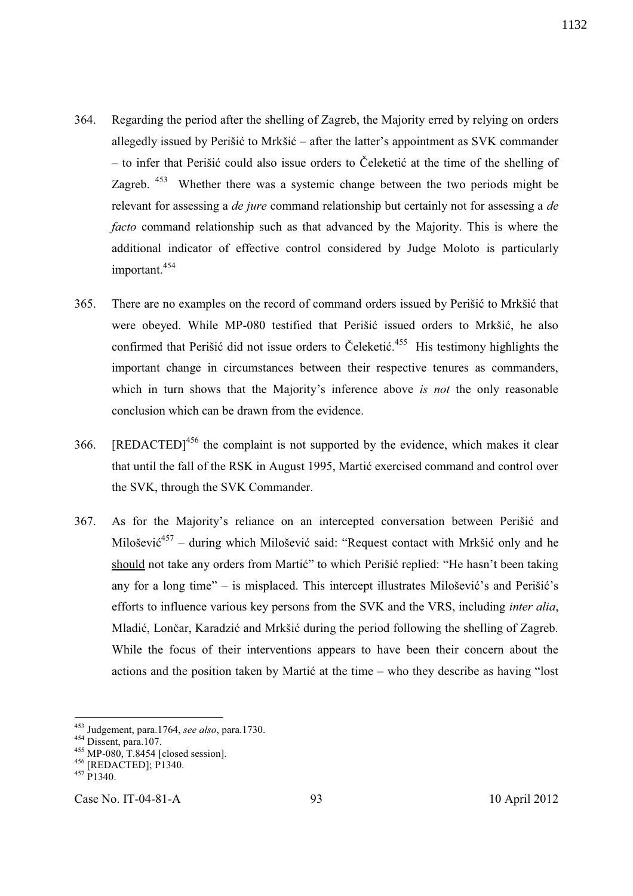364. Regarding the period after the shelling of Zagreb, the Majority erred by relying on orders allegedly issued by Perišić to Mrkšić – after the latter's appointment as SVK commander – to infer that Perišić could also issue orders to Čeleketić at the time of the shelling of Zagreb.[453] Whether there was a systemic change between the two periods might be relevant for assessing a *de jure* command relationship but certainly not for assessing a *de facto* command relationship such as that advanced by the Majority. This is where the additional indicator of effective control considered by Judge Moloto is particularly important.[454]

365. There are no examples on the record of command orders issued by Perišić to Mrkšić that were obeyed. While MP-080 testified that Perišić issued orders to Mrkšić, he also confirmed that Perišić did not issue orders to Čeleketić.[455] His testimony highlights the important change in circumstances between their respective tenures as commanders, which in turn shows that the Majority's inference above *is not* the only reasonable conclusion which can be drawn from the evidence.

366. [REDACTED][456] the complaint is not supported by the evidence, which makes it clear that until the fall of the RSK in August 1995, Martić exercised command and control over the SVK, through the SVK Commander.

367. As for the Majority's reliance on an intercepted conversation between Perišić and Milošević[457] – during which Milošević said: "Request contact with Mrkšić only and he <u>should</u> not take any orders from Martić" to which Perišić replied: "He hasn't been taking any for a long time" – is misplaced. This intercept illustrates Milošević's and Perišić's efforts to influence various key persons from the SVK and the VRS, including *inter alia*, Mladić, Lončar, Karadzić and Mrkšić during the period following the shelling of Zagreb. While the focus of their interventions appears to have been their concern about the actions and the position taken by Martić at the time – who they describe as having "lost

---

[453] Judgement, para.1764, *see also*, para.1730.
[454] Dissent, para.107.
[455] MP-080, T.8454 [closed session].
[456] [REDACTED]; P1340.
[457] P1340.

Case No. IT-04-81-A 93 10 April 2012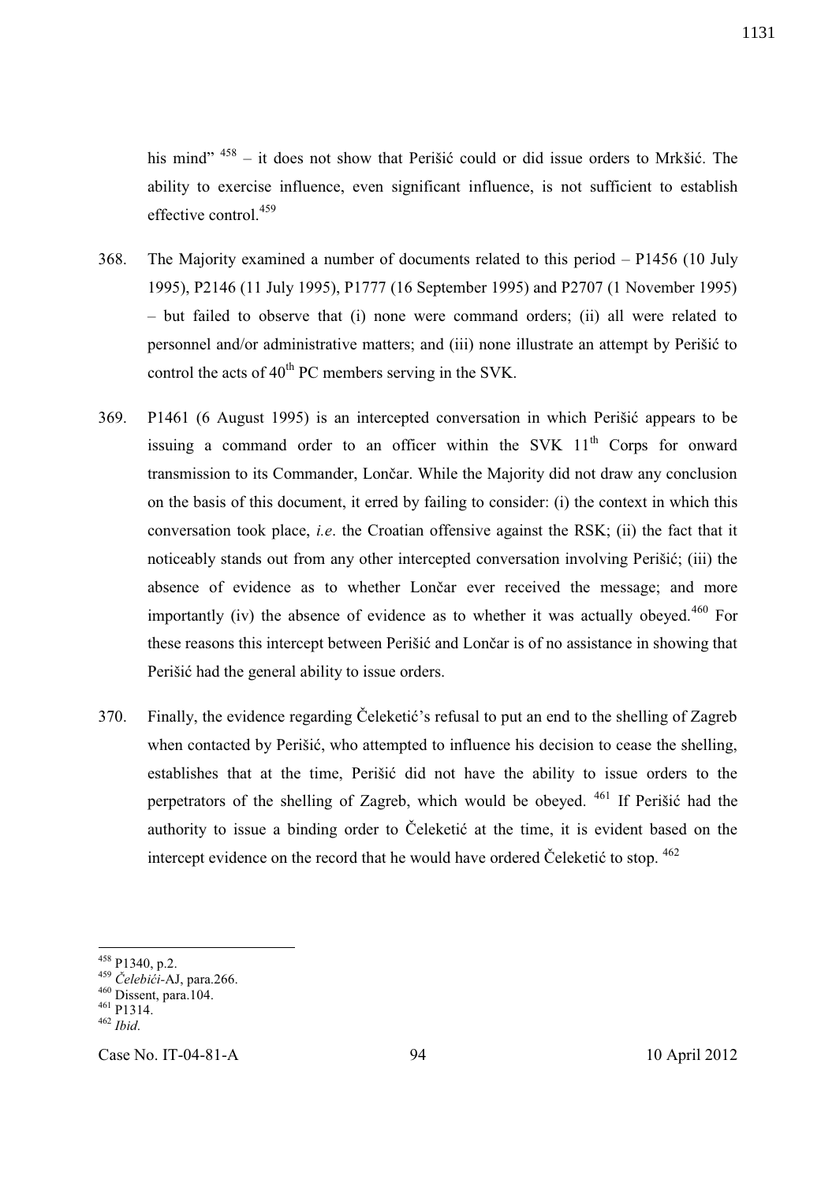his mind" [458] – it does not show that Perišić could or did issue orders to Mrkšić. The ability to exercise influence, even significant influence, is not sufficient to establish effective control.[459]

368. The Majority examined a number of documents related to this period – P1456 (10 July 1995), P2146 (11 July 1995), P1777 (16 September 1995) and P2707 (1 November 1995) – but failed to observe that (i) none were command orders; (ii) all were related to personnel and/or administrative matters; and (iii) none illustrate an attempt by Perišić to control the acts of 40th PC members serving in the SVK.

369. P1461 (6 August 1995) is an intercepted conversation in which Perišić appears to be issuing a command order to an officer within the SVK 11th Corps for onward transmission to its Commander, Lončar. While the Majority did not draw any conclusion on the basis of this document, it erred by failing to consider: (i) the context in which this conversation took place, *i.e*. the Croatian offensive against the RSK; (ii) the fact that it noticeably stands out from any other intercepted conversation involving Perišić; (iii) the absence of evidence as to whether Lončar ever received the message; and more importantly (iv) the absence of evidence as to whether it was actually obeyed.[460] For these reasons this intercept between Perišić and Lončar is of no assistance in showing that Perišić had the general ability to issue orders.

370. Finally, the evidence regarding Čeleketić's refusal to put an end to the shelling of Zagreb when contacted by Perišić, who attempted to influence his decision to cease the shelling, establishes that at the time, Perišić did not have the ability to issue orders to the perpetrators of the shelling of Zagreb, which would be obeyed. [461] If Perišić had the authority to issue a binding order to Čeleketić at the time, it is evident based on the intercept evidence on the record that he would have ordered Čeleketić to stop. [462]

---

[458] P1340, p.2.

[459] *Čelebići*-AJ, para.266.

[460] Dissent, para.104.

[461] P1314.

[462] *Ibid*.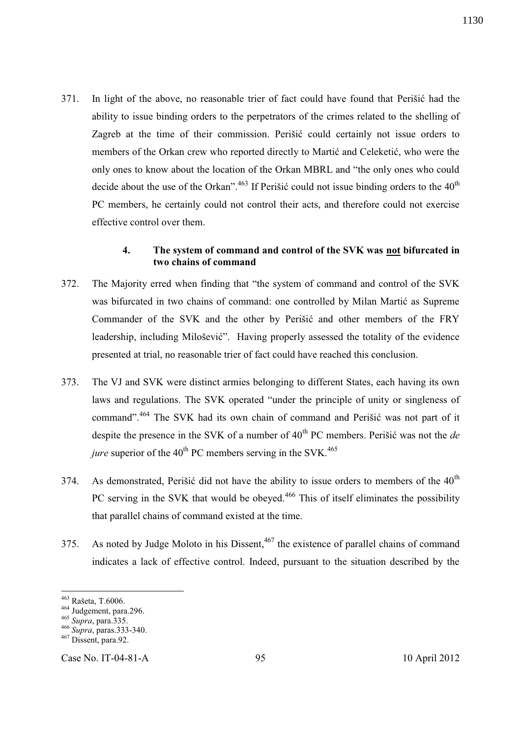371. In light of the above, no reasonable trier of fact could have found that Perišić had the ability to issue binding orders to the perpetrators of the crimes related to the shelling of Zagreb at the time of their commission. Perišić could certainly not issue orders to members of the Orkan crew who reported directly to Martić and Celeketić, who were the only ones to know about the location of the Orkan MBRL and "the only ones who could decide about the use of the Orkan".[463] If Perišić could not issue binding orders to the 40th PC members, he certainly could not control their acts, and therefore could not exercise effective control over them.

### 4. The system of command and control of the SVK was <u>not</u> bifurcated in two chains of command

372. The Majority erred when finding that "the system of command and control of the SVK was bifurcated in two chains of command: one controlled by Milan Martić as Supreme Commander of the SVK and the other by Perišić and other members of the FRY leadership, including Milošević". Having properly assessed the totality of the evidence presented at trial, no reasonable trier of fact could have reached this conclusion.

373. The VJ and SVK were distinct armies belonging to different States, each having its own laws and regulations. The SVK operated "under the principle of unity or singleness of command".[464] The SVK had its own chain of command and Perišić was not part of it despite the presence in the SVK of a number of 40th PC members. Perišić was not the *de jure* superior of the 40th PC members serving in the SVK.[465]

374. As demonstrated, Perišić did not have the ability to issue orders to members of the 40th PC serving in the SVK that would be obeyed.[466] This of itself eliminates the possibility that parallel chains of command existed at the time.

375. As noted by Judge Moloto in his Dissent,[467] the existence of parallel chains of command indicates a lack of effective control. Indeed, pursuant to the situation described by the

---

[463] Rašeta, T.6006.
[464] Judgement, para.296.
[465] *Supra*, para.335.
[466] *Supra*, paras.333-340.
[467] Dissent, para.92.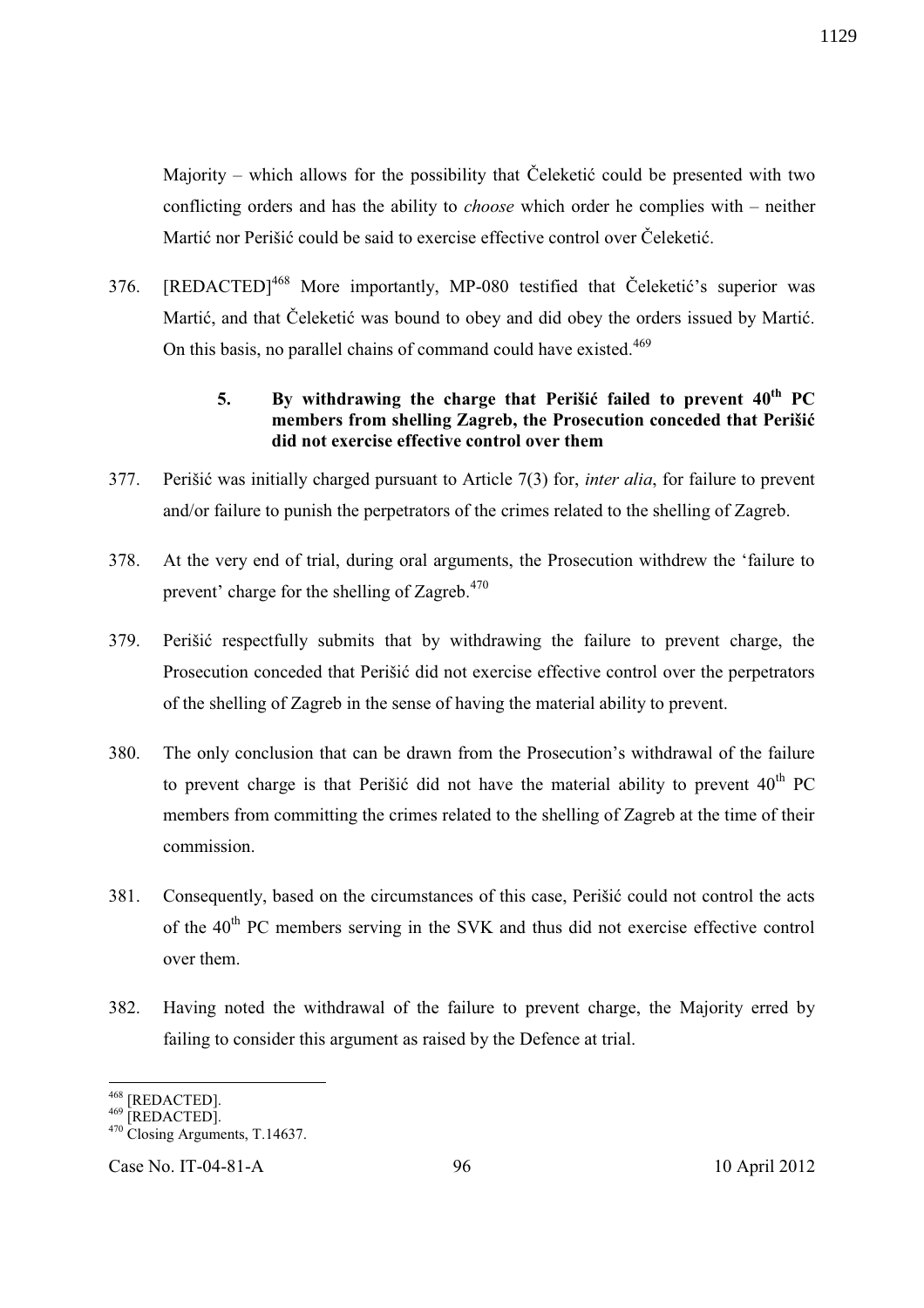Majority – which allows for the possibility that Čeleketić could be presented with two conflicting orders and has the ability to *choose* which order he complies with – neither Martić nor Perišić could be said to exercise effective control over Čeleketić.

376. [REDACTED][468] More importantly, MP-080 testified that Čeleketić's superior was Martić, and that Čeleketić was bound to obey and did obey the orders issued by Martić. On this basis, no parallel chains of command could have existed.[469]

### 5. By withdrawing the charge that Perišić failed to prevent 40th PC members from shelling Zagreb, the Prosecution conceded that Perišić did not exercise effective control over them

377. Perišić was initially charged pursuant to Article 7(3) for, *inter alia*, for failure to prevent and/or failure to punish the perpetrators of the crimes related to the shelling of Zagreb.

378. At the very end of trial, during oral arguments, the Prosecution withdrew the 'failure to prevent' charge for the shelling of Zagreb.[470]

379. Perišić respectfully submits that by withdrawing the failure to prevent charge, the Prosecution conceded that Perišić did not exercise effective control over the perpetrators of the shelling of Zagreb in the sense of having the material ability to prevent.

380. The only conclusion that can be drawn from the Prosecution's withdrawal of the failure to prevent charge is that Perišić did not have the material ability to prevent 40th PC members from committing the crimes related to the shelling of Zagreb at the time of their commission.

381. Consequently, based on the circumstances of this case, Perišić could not control the acts of the 40th PC members serving in the SVK and thus did not exercise effective control over them.

382. Having noted the withdrawal of the failure to prevent charge, the Majority erred by failing to consider this argument as raised by the Defence at trial.

---

[468] [REDACTED].
[469] [REDACTED].
[470] Closing Arguments, T.14637.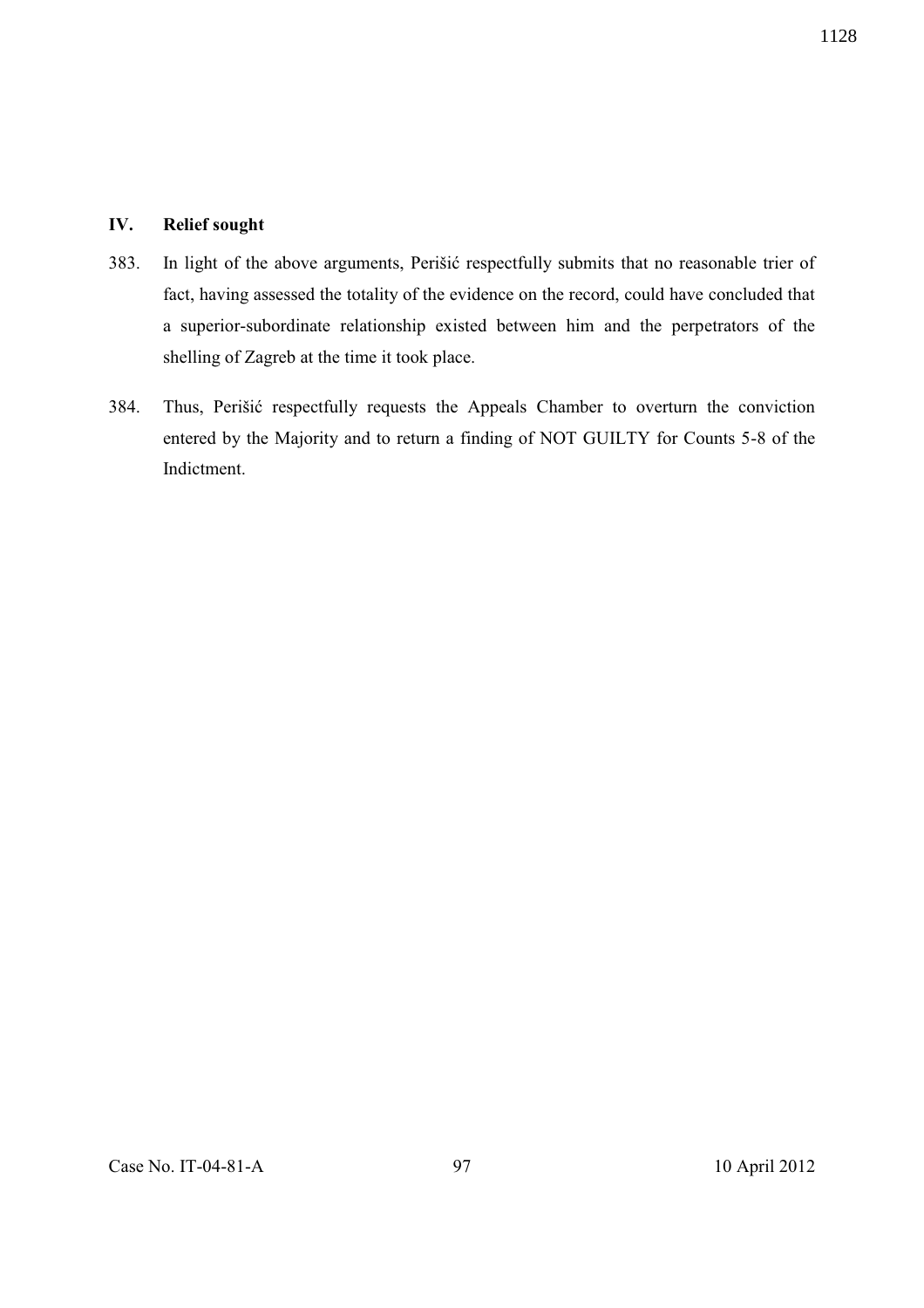## IV. Relief sought

383. In light of the above arguments, Perišić respectfully submits that no reasonable trier of fact, having assessed the totality of the evidence on the record, could have concluded that a superior-subordinate relationship existed between him and the perpetrators of the shelling of Zagreb at the time it took place.

384. Thus, Perišić respectfully requests the Appeals Chamber to overturn the conviction entered by the Majority and to return a finding of NOT GUILTY for Counts 5-8 of the Indictment.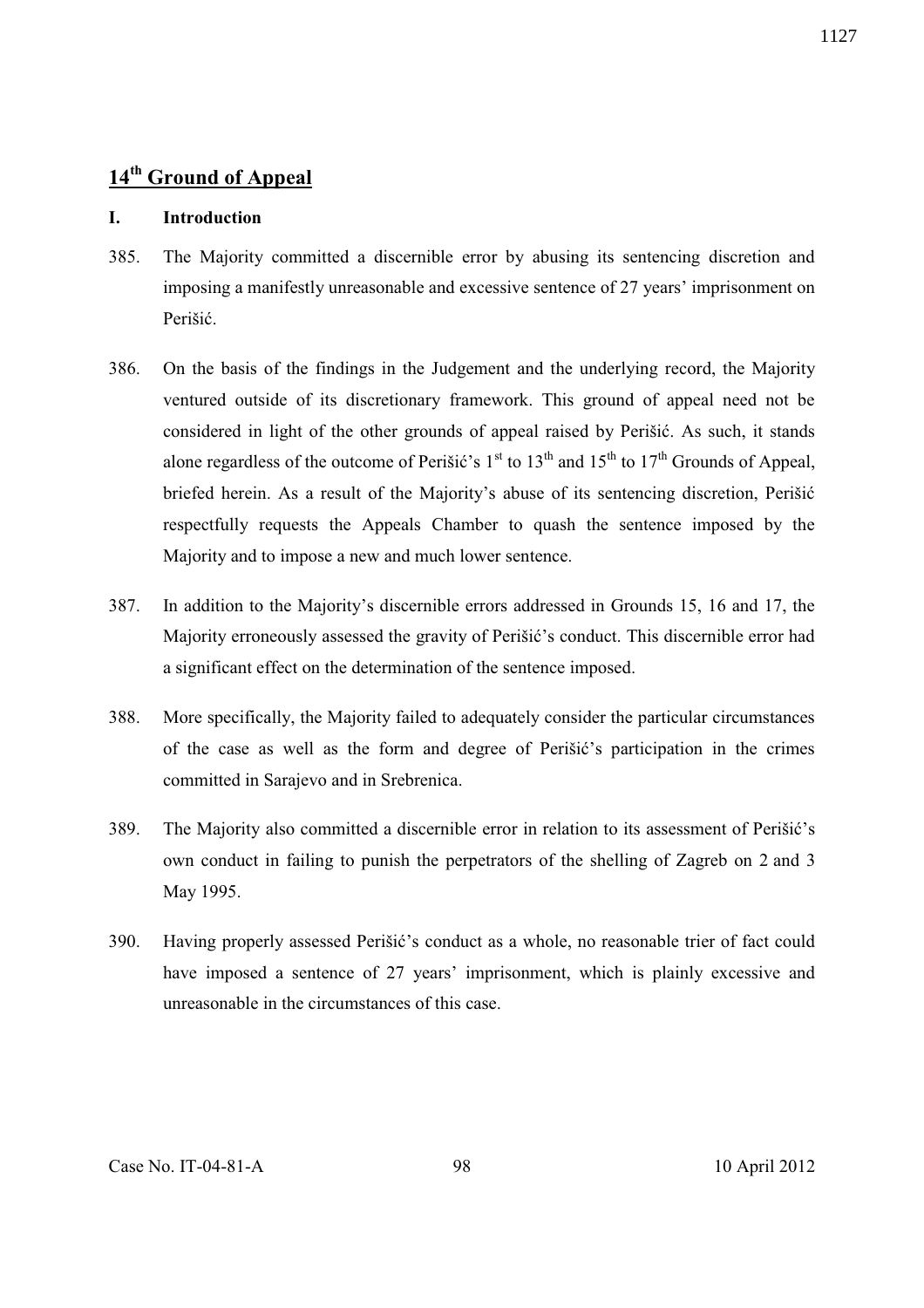## 14th Ground of Appeal

### I. Introduction

385. The Majority committed a discernible error by abusing its sentencing discretion and imposing a manifestly unreasonable and excessive sentence of 27 years' imprisonment on Perišić.

386. On the basis of the findings in the Judgement and the underlying record, the Majority ventured outside of its discretionary framework. This ground of appeal need not be considered in light of the other grounds of appeal raised by Perišić. As such, it stands alone regardless of the outcome of Perišić's 1st to 13th and 15th to 17th Grounds of Appeal, briefed herein. As a result of the Majority's abuse of its sentencing discretion, Perišić respectfully requests the Appeals Chamber to quash the sentence imposed by the Majority and to impose a new and much lower sentence.

387. In addition to the Majority's discernible errors addressed in Grounds 15, 16 and 17, the Majority erroneously assessed the gravity of Perišić's conduct. This discernible error had a significant effect on the determination of the sentence imposed.

388. More specifically, the Majority failed to adequately consider the particular circumstances of the case as well as the form and degree of Perišić's participation in the crimes committed in Sarajevo and in Srebrenica.

389. The Majority also committed a discernible error in relation to its assessment of Perišić's own conduct in failing to punish the perpetrators of the shelling of Zagreb on 2 and 3 May 1995.

390. Having properly assessed Perišić's conduct as a whole, no reasonable trier of fact could have imposed a sentence of 27 years' imprisonment, which is plainly excessive and unreasonable in the circumstances of this case.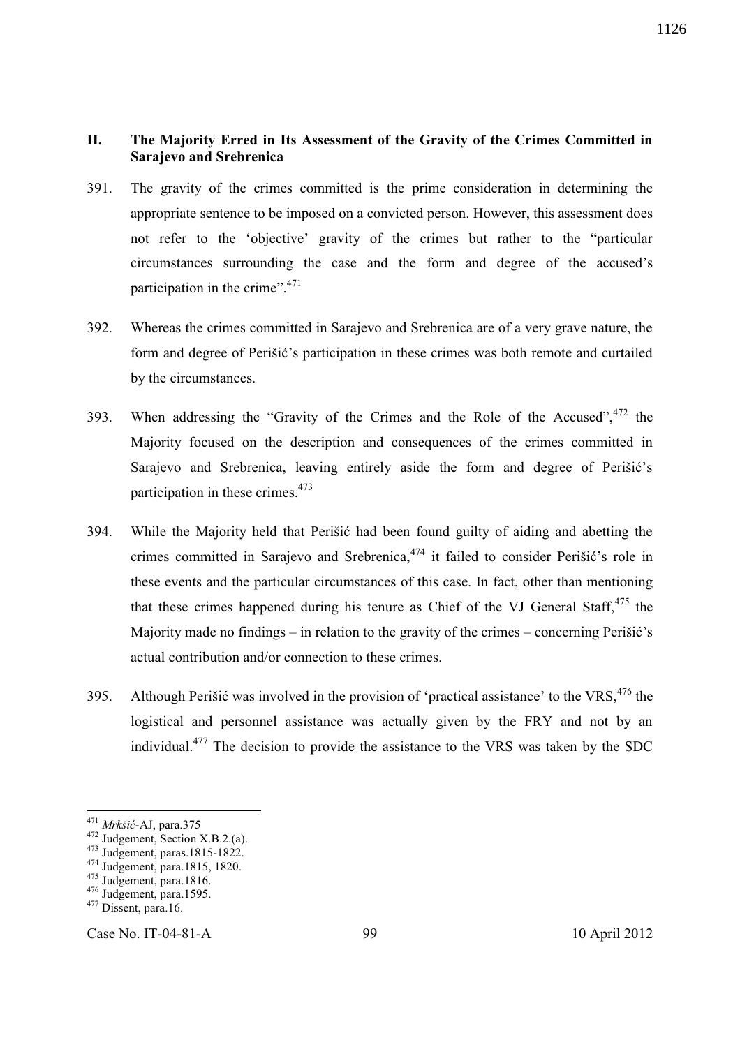## II. The Majority Erred in Its Assessment of the Gravity of the Crimes Committed in Sarajevo and Srebrenica

391. The gravity of the crimes committed is the prime consideration in determining the appropriate sentence to be imposed on a convicted person. However, this assessment does not refer to the 'objective' gravity of the crimes but rather to the "particular circumstances surrounding the case and the form and degree of the accused's participation in the crime".[471]

392. Whereas the crimes committed in Sarajevo and Srebrenica are of a very grave nature, the form and degree of Perišić's participation in these crimes was both remote and curtailed by the circumstances.

393. When addressing the "Gravity of the Crimes and the Role of the Accused",[472] the Majority focused on the description and consequences of the crimes committed in Sarajevo and Srebrenica, leaving entirely aside the form and degree of Perišić's participation in these crimes.[473]

394. While the Majority held that Perišić had been found guilty of aiding and abetting the crimes committed in Sarajevo and Srebrenica,[474] it failed to consider Perišić's role in these events and the particular circumstances of this case. In fact, other than mentioning that these crimes happened during his tenure as Chief of the VJ General Staff,[475] the Majority made no findings – in relation to the gravity of the crimes – concerning Perišić's actual contribution and/or connection to these crimes.

395. Although Perišić was involved in the provision of 'practical assistance' to the VRS,[476] the logistical and personnel assistance was actually given by the FRY and not by an individual.[477] The decision to provide the assistance to the VRS was taken by the SDC

---

[471] *Mrkšić*-AJ, para.375
[472] Judgement, Section X.B.2.(a).
[473] Judgement, paras.1815-1822.
[474] Judgement, para.1815, 1820.
[475] Judgement, para.1816.
[476] Judgement, para.1595.
[477] Dissent, para.16.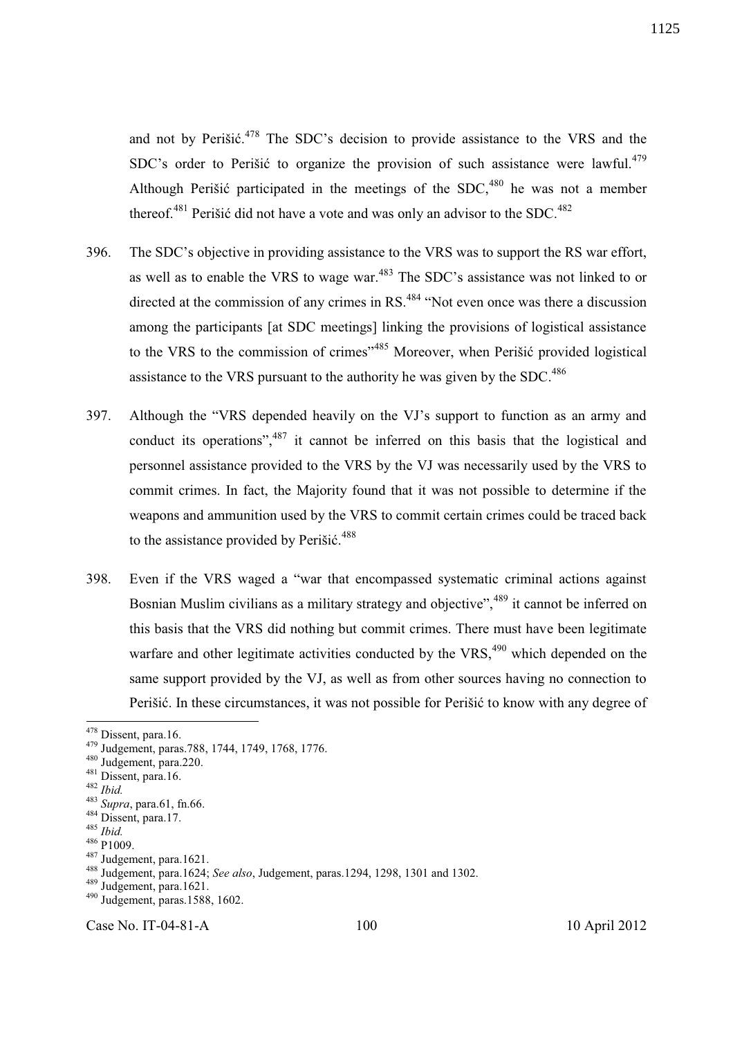and not by Perišić.[478] The SDC's decision to provide assistance to the VRS and the SDC's order to Perišić to organize the provision of such assistance were lawful.[479] Although Perišić participated in the meetings of the SDC,[480] he was not a member thereof.[481] Perišić did not have a vote and was only an advisor to the SDC.[482]

396. The SDC's objective in providing assistance to the VRS was to support the RS war effort, as well as to enable the VRS to wage war.[483] The SDC's assistance was not linked to or directed at the commission of any crimes in RS.[484] "Not even once was there a discussion among the participants [at SDC meetings] linking the provisions of logistical assistance to the VRS to the commission of crimes"[485] Moreover, when Perišić provided logistical assistance to the VRS pursuant to the authority he was given by the SDC.[486]

397. Although the "VRS depended heavily on the VJ's support to function as an army and conduct its operations",[487] it cannot be inferred on this basis that the logistical and personnel assistance provided to the VRS by the VJ was necessarily used by the VRS to commit crimes. In fact, the Majority found that it was not possible to determine if the weapons and ammunition used by the VRS to commit certain crimes could be traced back to the assistance provided by Perišić.[488]

398. Even if the VRS waged a "war that encompassed systematic criminal actions against Bosnian Muslim civilians as a military strategy and objective",[489] it cannot be inferred on this basis that the VRS did nothing but commit crimes. There must have been legitimate warfare and other legitimate activities conducted by the VRS,[490] which depended on the same support provided by the VJ, as well as from other sources having no connection to Perišić. In these circumstances, it was not possible for Perišić to know with any degree of

---

[478] Dissent, para.16.

[479] Judgement, paras.788, 1744, 1749, 1768, 1776.

[480] Judgement, para.220.

[481] Dissent, para.16.

[482] *Ibid.*

[483] *Supra*, para.61, fn.66.

[484] Dissent, para.17.

[485] *Ibid.*

[486] P1009.

[487] Judgement, para.1621.

[488] Judgement, para.1624; *See also*, Judgement, paras.1294, 1298, 1301 and 1302.

[489] Judgement, para.1621.

[490] Judgement, paras.1588, 1602.

Case No. IT-04-81-A 10 April 2012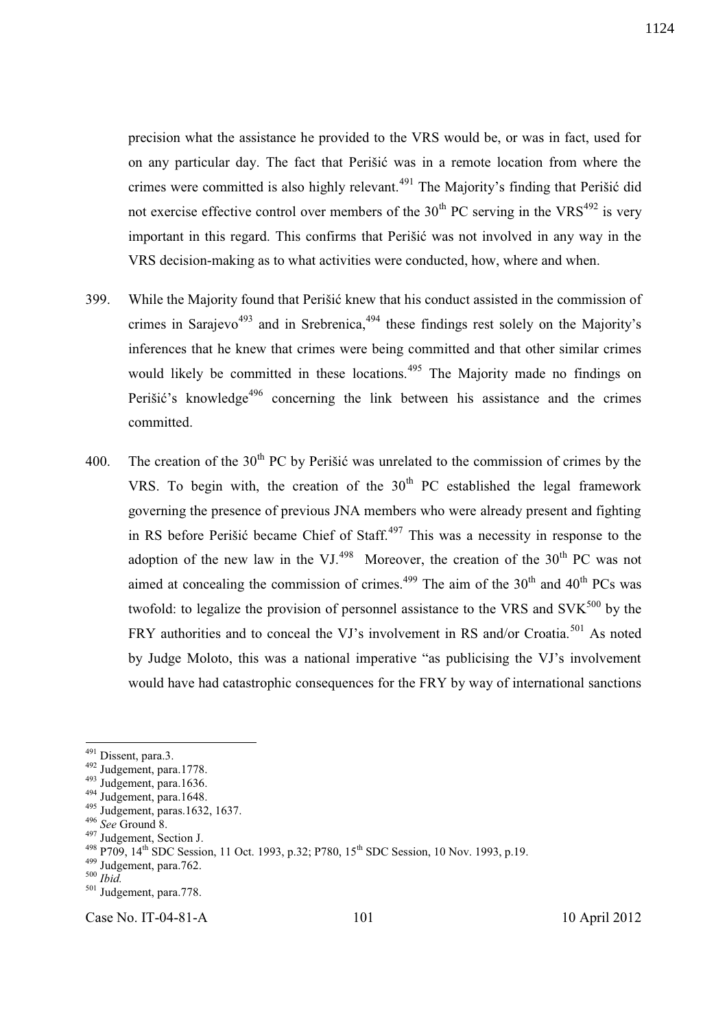precision what the assistance he provided to the VRS would be, or was in fact, used for on any particular day. The fact that Perišić was in a remote location from where the crimes were committed is also highly relevant.[491] The Majority's finding that Perišić did not exercise effective control over members of the 30th PC serving in the VRS[492] is very important in this regard. This confirms that Perišić was not involved in any way in the VRS decision-making as to what activities were conducted, how, where and when.

399. While the Majority found that Perišić knew that his conduct assisted in the commission of crimes in Sarajevo[493] and in Srebrenica,[494] these findings rest solely on the Majority's inferences that he knew that crimes were being committed and that other similar crimes would likely be committed in these locations.[495] The Majority made no findings on Perišić's knowledge[496] concerning the link between his assistance and the crimes committed.

400. The creation of the 30th PC by Perišić was unrelated to the commission of crimes by the VRS. To begin with, the creation of the 30th PC established the legal framework governing the presence of previous JNA members who were already present and fighting in RS before Perišić became Chief of Staff.[497] This was a necessity in response to the adoption of the new law in the VJ.[498] Moreover, the creation of the 30th PC was not aimed at concealing the commission of crimes.[499] The aim of the 30th and 40th PCs was twofold: to legalize the provision of personnel assistance to the VRS and SVK[500] by the FRY authorities and to conceal the VJ's involvement in RS and/or Croatia.[501] As noted by Judge Moloto, this was a national imperative "as publicising the VJ's involvement would have had catastrophic consequences for the FRY by way of international sanctions

---

[491] Dissent, para.3.
[492] Judgement, para.1778.
[493] Judgement, para.1636.
[494] Judgement, para.1648.
[495] Judgement, paras.1632, 1637.
[496] *See* Ground 8.
[497] Judgement, Section J.
[498] P709, 14th SDC Session, 11 Oct. 1993, p.32; P780, 15th SDC Session, 10 Nov. 1993, p.19.
[499] Judgement, para.762.
[500] *Ibid.*
[501] Judgement, para.778.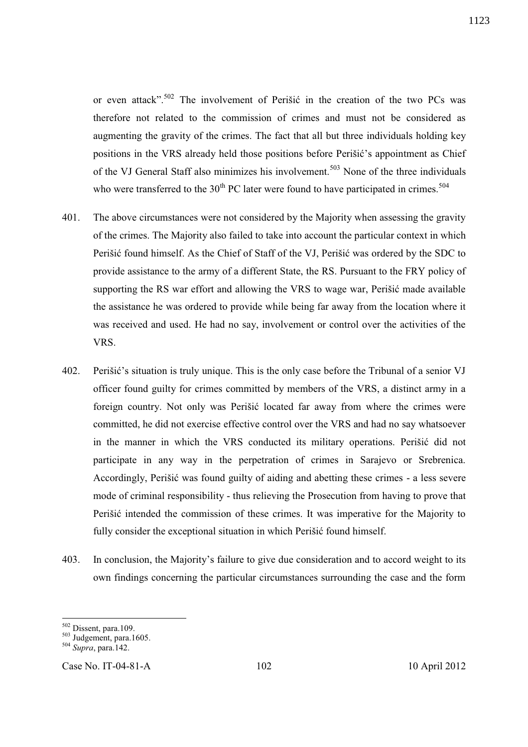or even attack".[502] The involvement of Perišić in the creation of the two PCs was therefore not related to the commission of crimes and must not be considered as augmenting the gravity of the crimes. The fact that all but three individuals holding key positions in the VRS already held those positions before Perišić's appointment as Chief of the VJ General Staff also minimizes his involvement.[503] None of the three individuals who were transferred to the 30[th] PC later were found to have participated in crimes.[504]

401. The above circumstances were not considered by the Majority when assessing the gravity of the crimes. The Majority also failed to take into account the particular context in which Perišić found himself. As the Chief of Staff of the VJ, Perišić was ordered by the SDC to provide assistance to the army of a different State, the RS. Pursuant to the FRY policy of supporting the RS war effort and allowing the VRS to wage war, Perišić made available the assistance he was ordered to provide while being far away from the location where it was received and used. He had no say, involvement or control over the activities of the VRS.

402. Perišić's situation is truly unique. This is the only case before the Tribunal of a senior VJ officer found guilty for crimes committed by members of the VRS, a distinct army in a foreign country. Not only was Perišić located far away from where the crimes were committed, he did not exercise effective control over the VRS and had no say whatsoever in the manner in which the VRS conducted its military operations. Perišić did not participate in any way in the perpetration of crimes in Sarajevo or Srebrenica. Accordingly, Perišić was found guilty of aiding and abetting these crimes - a less severe mode of criminal responsibility - thus relieving the Prosecution from having to prove that Perišić intended the commission of these crimes. It was imperative for the Majority to fully consider the exceptional situation in which Perišić found himself.

403. In conclusion, the Majority's failure to give due consideration and to accord weight to its own findings concerning the particular circumstances surrounding the case and the form

---

[502] Dissent, para.109.
[503] Judgement, para.1605.
[504] *Supra*, para.142.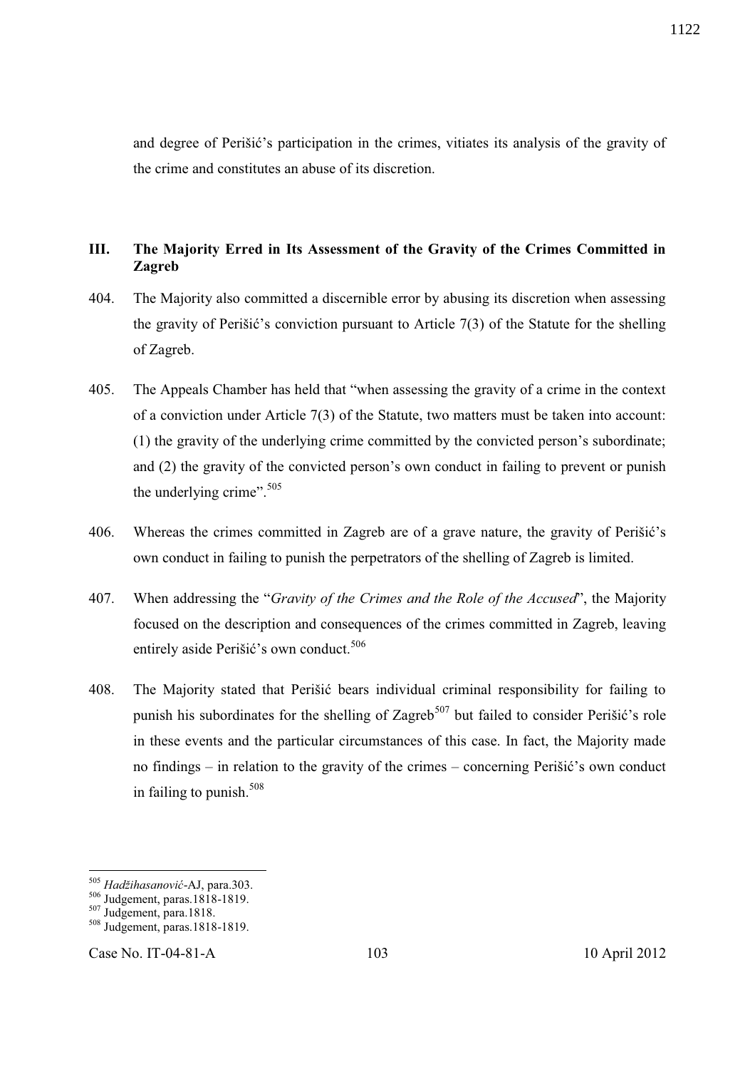and degree of Perišić's participation in the crimes, vitiates its analysis of the gravity of the crime and constitutes an abuse of its discretion.

## III. The Majority Erred in Its Assessment of the Gravity of the Crimes Committed in Zagreb

404. The Majority also committed a discernible error by abusing its discretion when assessing the gravity of Perišić's conviction pursuant to Article 7(3) of the Statute for the shelling of Zagreb.

405. The Appeals Chamber has held that "when assessing the gravity of a crime in the context of a conviction under Article 7(3) of the Statute, two matters must be taken into account: (1) the gravity of the underlying crime committed by the convicted person's subordinate; and (2) the gravity of the convicted person's own conduct in failing to prevent or punish the underlying crime".[505]

406. Whereas the crimes committed in Zagreb are of a grave nature, the gravity of Perišić's own conduct in failing to punish the perpetrators of the shelling of Zagreb is limited.

407. When addressing the "*Gravity of the Crimes and the Role of the Accused*", the Majority focused on the description and consequences of the crimes committed in Zagreb, leaving entirely aside Perišić's own conduct.[506]

408. The Majority stated that Perišić bears individual criminal responsibility for failing to punish his subordinates for the shelling of Zagreb[507] but failed to consider Perišić's role in these events and the particular circumstances of this case. In fact, the Majority made no findings – in relation to the gravity of the crimes – concerning Perišić's own conduct in failing to punish.[508]

---

[505] *Hadžihasanović*-AJ, para.303.

[506] Judgement, paras.1818-1819.

[507] Judgement, para.1818.

[508] Judgement, paras.1818-1819.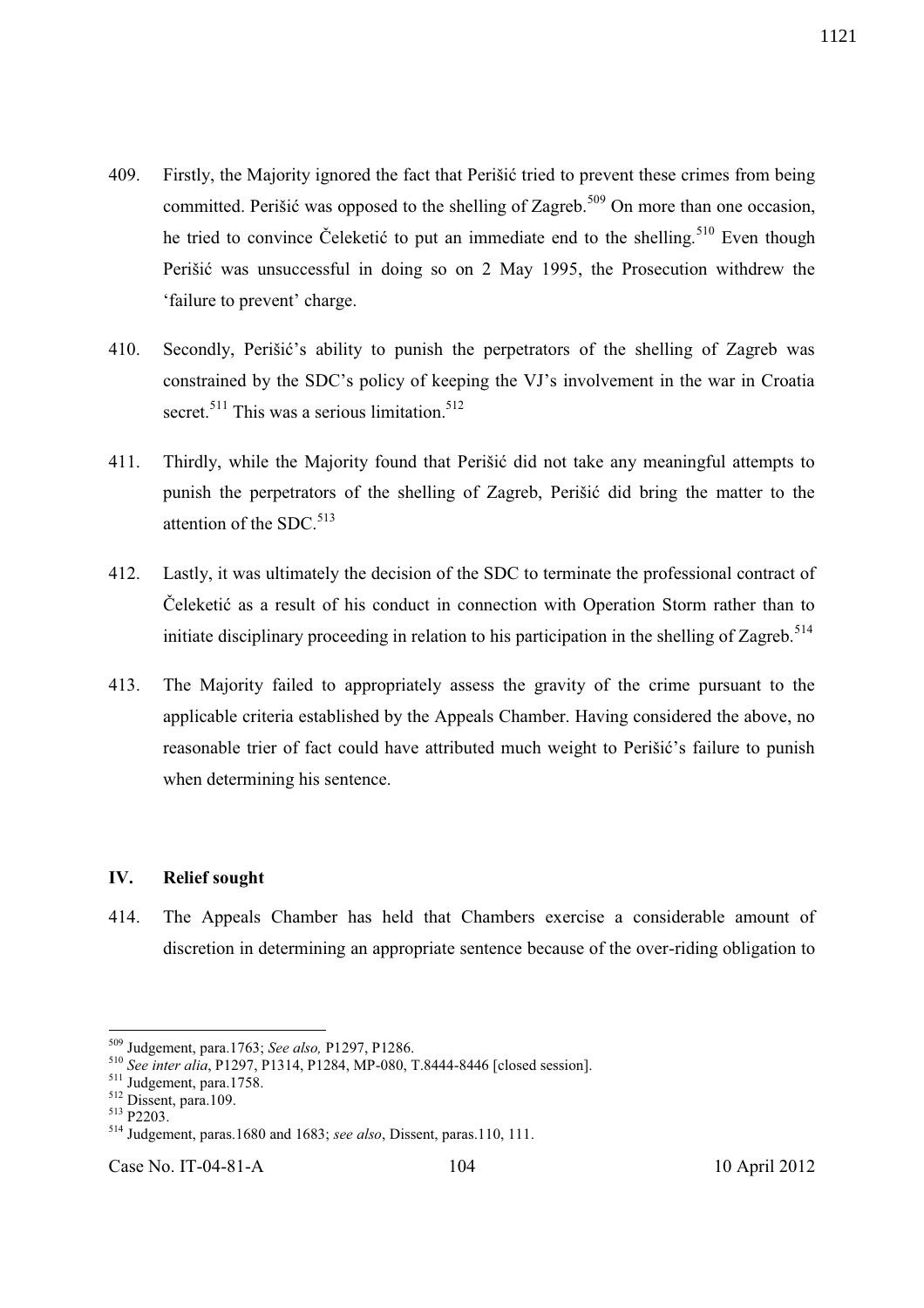409. Firstly, the Majority ignored the fact that Perišić tried to prevent these crimes from being committed. Perišić was opposed to the shelling of Zagreb.[509] On more than one occasion, he tried to convince Čeleketić to put an immediate end to the shelling.[510] Even though Perišić was unsuccessful in doing so on 2 May 1995, the Prosecution withdrew the 'failure to prevent' charge.

410. Secondly, Perišić's ability to punish the perpetrators of the shelling of Zagreb was constrained by the SDC's policy of keeping the VJ's involvement in the war in Croatia secret.[511] This was a serious limitation.[512]

411. Thirdly, while the Majority found that Perišić did not take any meaningful attempts to punish the perpetrators of the shelling of Zagreb, Perišić did bring the matter to the attention of the SDC.[513]

412. Lastly, it was ultimately the decision of the SDC to terminate the professional contract of Čeleketić as a result of his conduct in connection with Operation Storm rather than to initiate disciplinary proceeding in relation to his participation in the shelling of Zagreb.[514]

413. The Majority failed to appropriately assess the gravity of the crime pursuant to the applicable criteria established by the Appeals Chamber. Having considered the above, no reasonable trier of fact could have attributed much weight to Perišić's failure to punish when determining his sentence.

## IV. Relief sought

414. The Appeals Chamber has held that Chambers exercise a considerable amount of discretion in determining an appropriate sentence because of the over-riding obligation to

---

[509] Judgement, para.1763; *See also,* P1297, P1286.

[510] *See inter alia*, P1297, P1314, P1284, MP-080, T.8444-8446 [closed session].

[511] Judgement, para.1758.

[512] Dissent, para.109.

[513] P2203.

[514] Judgement, paras.1680 and 1683; *see also*, Dissent, paras.110, 111.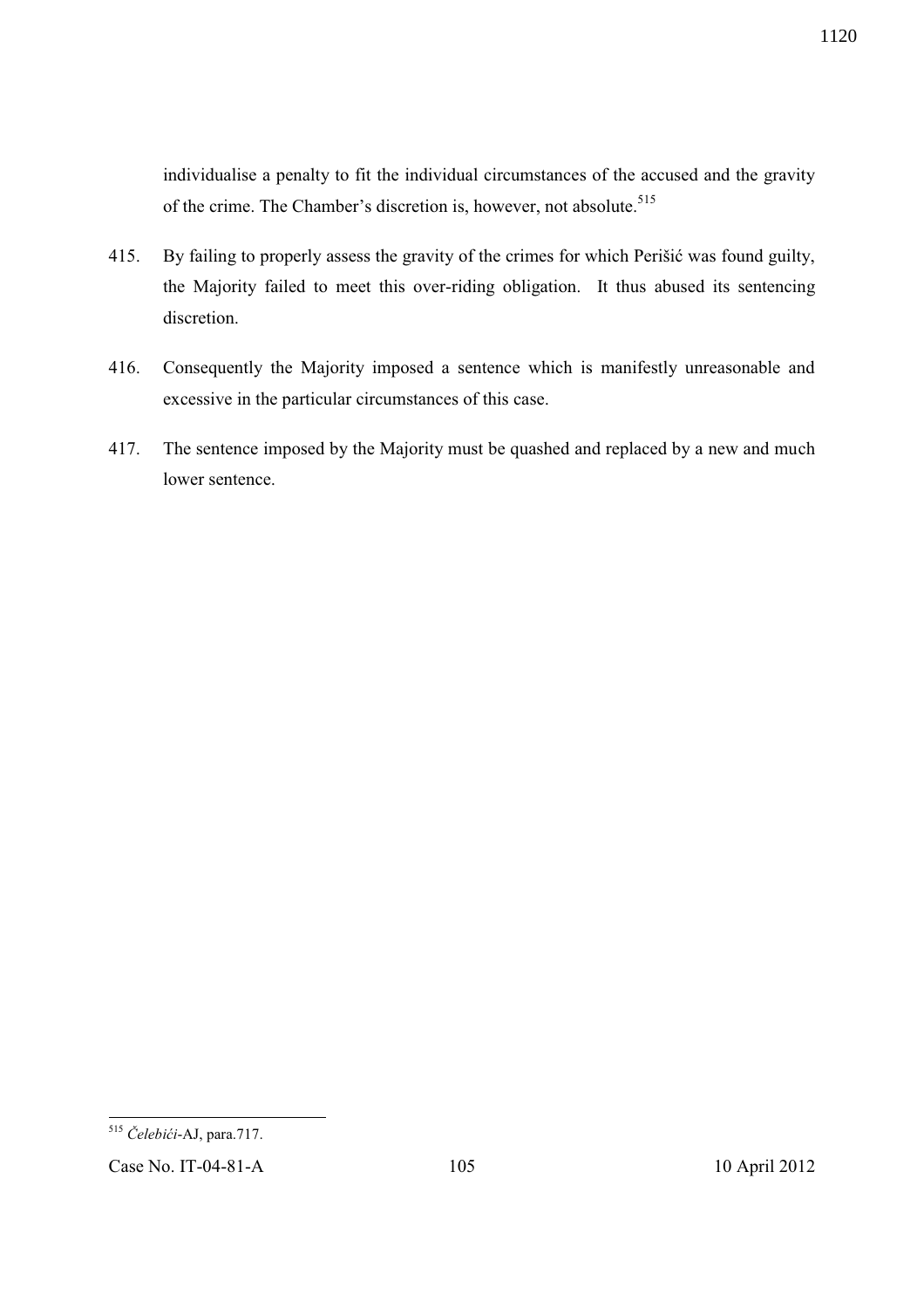individualise a penalty to fit the individual circumstances of the accused and the gravity of the crime. The Chamber's discretion is, however, not absolute.[515]

415. By failing to properly assess the gravity of the crimes for which Perišić was found guilty, the Majority failed to meet this over-riding obligation. It thus abused its sentencing discretion.

416. Consequently the Majority imposed a sentence which is manifestly unreasonable and excessive in the particular circumstances of this case.

417. The sentence imposed by the Majority must be quashed and replaced by a new and much lower sentence.

---

[515] *Čelebići*-AJ, para.717.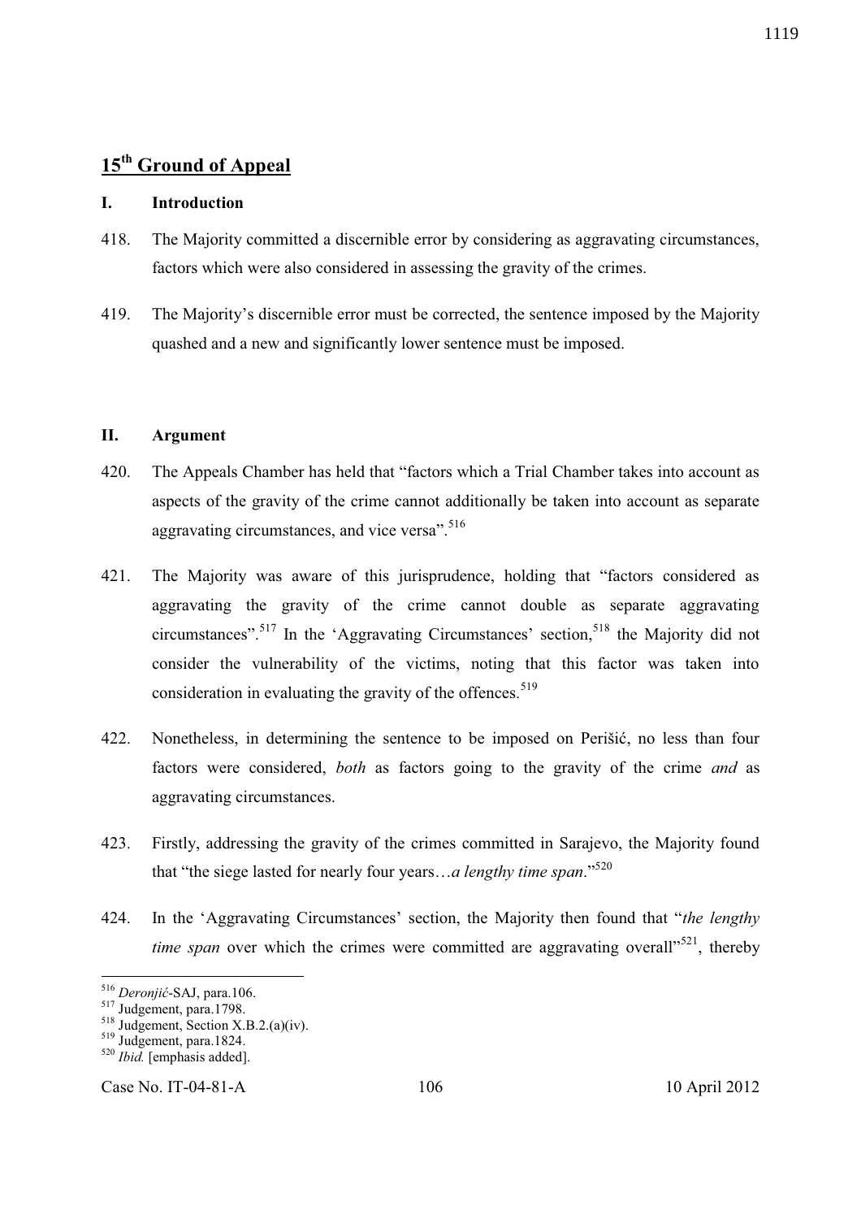## 15th Ground of Appeal

### I. Introduction

418. The Majority committed a discernible error by considering as aggravating circumstances, factors which were also considered in assessing the gravity of the crimes.

419. The Majority's discernible error must be corrected, the sentence imposed by the Majority quashed and a new and significantly lower sentence must be imposed.

### II. Argument

420. The Appeals Chamber has held that "factors which a Trial Chamber takes into account as aspects of the gravity of the crime cannot additionally be taken into account as separate aggravating circumstances, and vice versa".[516]

421. The Majority was aware of this jurisprudence, holding that "factors considered as aggravating the gravity of the crime cannot double as separate aggravating circumstances".[517] In the 'Aggravating Circumstances' section,[518] the Majority did not consider the vulnerability of the victims, noting that this factor was taken into consideration in evaluating the gravity of the offences.[519]

422. Nonetheless, in determining the sentence to be imposed on Perišić, no less than four factors were considered, *both* as factors going to the gravity of the crime *and* as aggravating circumstances.

423. Firstly, addressing the gravity of the crimes committed in Sarajevo, the Majority found that "the siege lasted for nearly four years…*a lengthy time span*."[520]

424. In the 'Aggravating Circumstances' section, the Majority then found that "*the lengthy time span* over which the crimes were committed are aggravating overall"[521], thereby

---

[516] *Deronjić*-SAJ, para.106.
[517] Judgement, para.1798.
[518] Judgement, Section X.B.2.(a)(iv).
[519] Judgement, para.1824.
[520] *Ibid.* [emphasis added].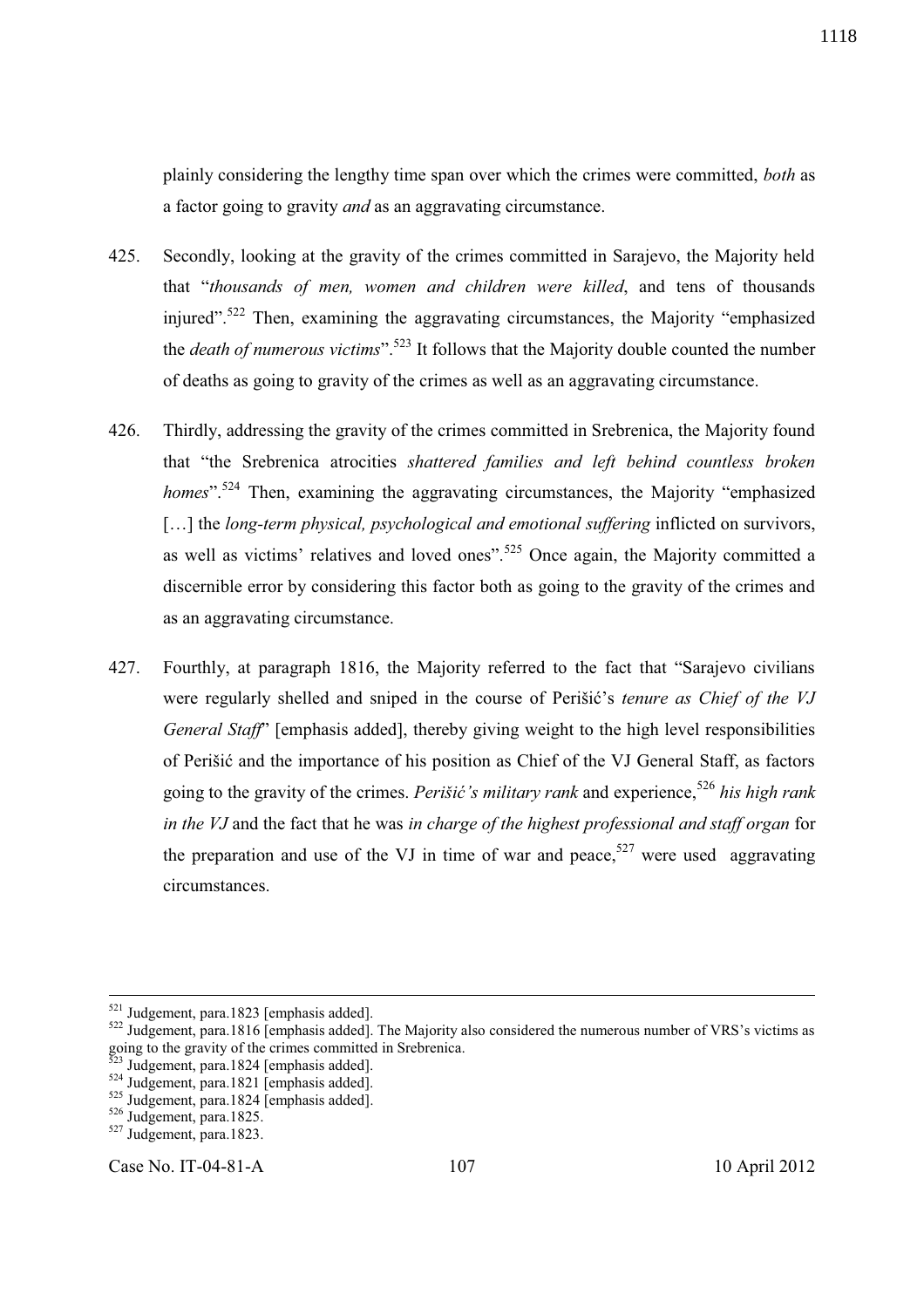plainly considering the lengthy time span over which the crimes were committed, *both* as a factor going to gravity *and* as an aggravating circumstance.

425. Secondly, looking at the gravity of the crimes committed in Sarajevo, the Majority held that "*thousands of men, women and children were killed*, and tens of thousands injured".[522] Then, examining the aggravating circumstances, the Majority "emphasized the *death of numerous victims*".[523] It follows that the Majority double counted the number of deaths as going to gravity of the crimes as well as an aggravating circumstance.

426. Thirdly, addressing the gravity of the crimes committed in Srebrenica, the Majority found that "the Srebrenica atrocities *shattered families and left behind countless broken homes*".[524] Then, examining the aggravating circumstances, the Majority "emphasized […] the *long-term physical, psychological and emotional suffering* inflicted on survivors, as well as victims' relatives and loved ones".[525] Once again, the Majority committed a discernible error by considering this factor both as going to the gravity of the crimes and as an aggravating circumstance.

427. Fourthly, at paragraph 1816, the Majority referred to the fact that "Sarajevo civilians were regularly shelled and sniped in the course of Perišić's *tenure as Chief of the VJ General Staff*" [emphasis added], thereby giving weight to the high level responsibilities of Perišić and the importance of his position as Chief of the VJ General Staff, as factors going to the gravity of the crimes. *Perišić's military rank* and experience,[526] *his high rank in the VJ* and the fact that he was *in charge of the highest professional and staff organ* for the preparation and use of the VJ in time of war and peace,[527] were used aggravating circumstances.

---

[521] Judgement, para.1823 [emphasis added].
[522] Judgement, para.1816 [emphasis added]. The Majority also considered the numerous number of VRS's victims as going to the gravity of the crimes committed in Srebrenica.
[523] Judgement, para.1824 [emphasis added].
[524] Judgement, para.1821 [emphasis added].
[525] Judgement, para.1824 [emphasis added].
[526] Judgement, para.1825.
[527] Judgement, para.1823.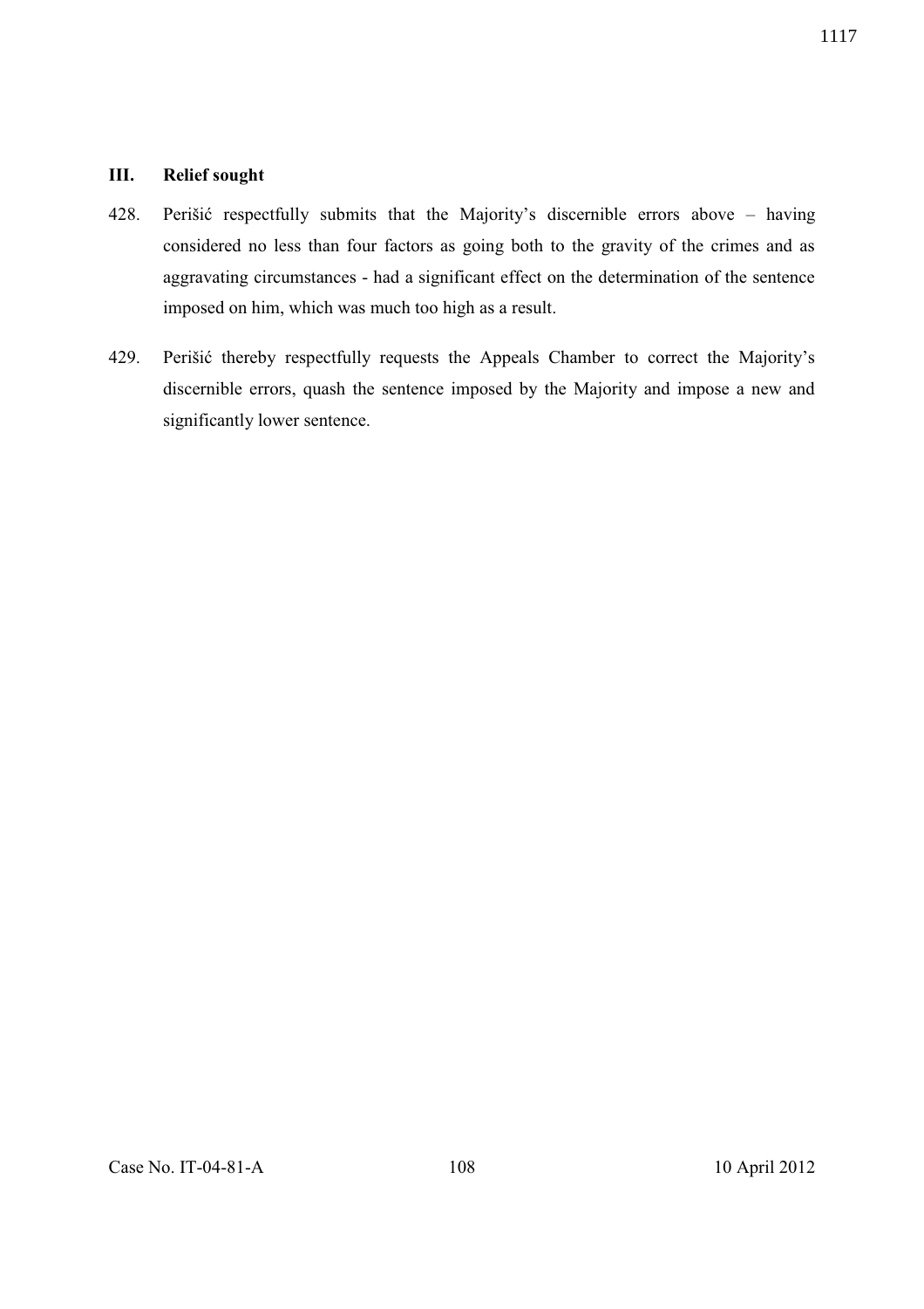## III. Relief sought

428. Perišić respectfully submits that the Majority's discernible errors above – having considered no less than four factors as going both to the gravity of the crimes and as aggravating circumstances - had a significant effect on the determination of the sentence imposed on him, which was much too high as a result.

429. Perišić thereby respectfully requests the Appeals Chamber to correct the Majority's discernible errors, quash the sentence imposed by the Majority and impose a new and significantly lower sentence.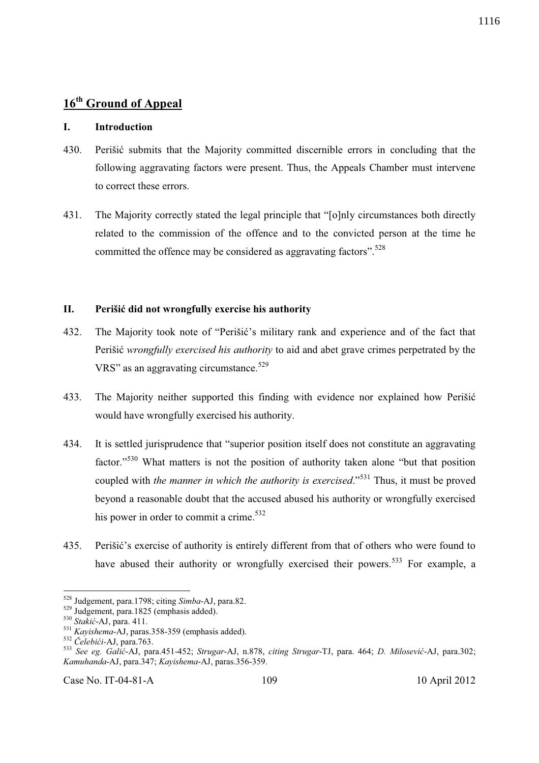## 16th Ground of Appeal

### I. Introduction

430. Perišić submits that the Majority committed discernible errors in concluding that the following aggravating factors were present. Thus, the Appeals Chamber must intervene to correct these errors.

431. The Majority correctly stated the legal principle that "[o]nly circumstances both directly related to the commission of the offence and to the convicted person at the time he committed the offence may be considered as aggravating factors".[528]

### II. Perišić did not wrongfully exercise his authority

432. The Majority took note of "Perišić's military rank and experience and of the fact that Perišić *wrongfully exercised his authority* to aid and abet grave crimes perpetrated by the VRS" as an aggravating circumstance.[529]

433. The Majority neither supported this finding with evidence nor explained how Perišić would have wrongfully exercised his authority.

434. It is settled jurisprudence that "superior position itself does not constitute an aggravating factor."[530] What matters is not the position of authority taken alone "but that position coupled with *the manner in which the authority is exercised*."[531] Thus, it must be proved beyond a reasonable doubt that the accused abused his authority or wrongfully exercised his power in order to commit a crime.[532]

435. Perišić's exercise of authority is entirely different from that of others who were found to have abused their authority or wrongfully exercised their powers.[533] For example, a

---

[528] Judgement, para.1798; citing *Simba*-AJ, para.82.

[529] Judgement, para.1825 (emphasis added).

[530] *Stakić*-AJ, para. 411.

[531] *Kayishema*-AJ, paras.358-359 (emphasis added).

[532] *Čelebići*-AJ, para.763.

[533] *See eg. Galić*-AJ, para.451-452; *Strugar*-AJ, n.878, *citing Strugar*-TJ, para. 464; *D. Milosević*-AJ, para.302; *Kamuhanda*-AJ, para.347; *Kayishema*-AJ, paras.356-359.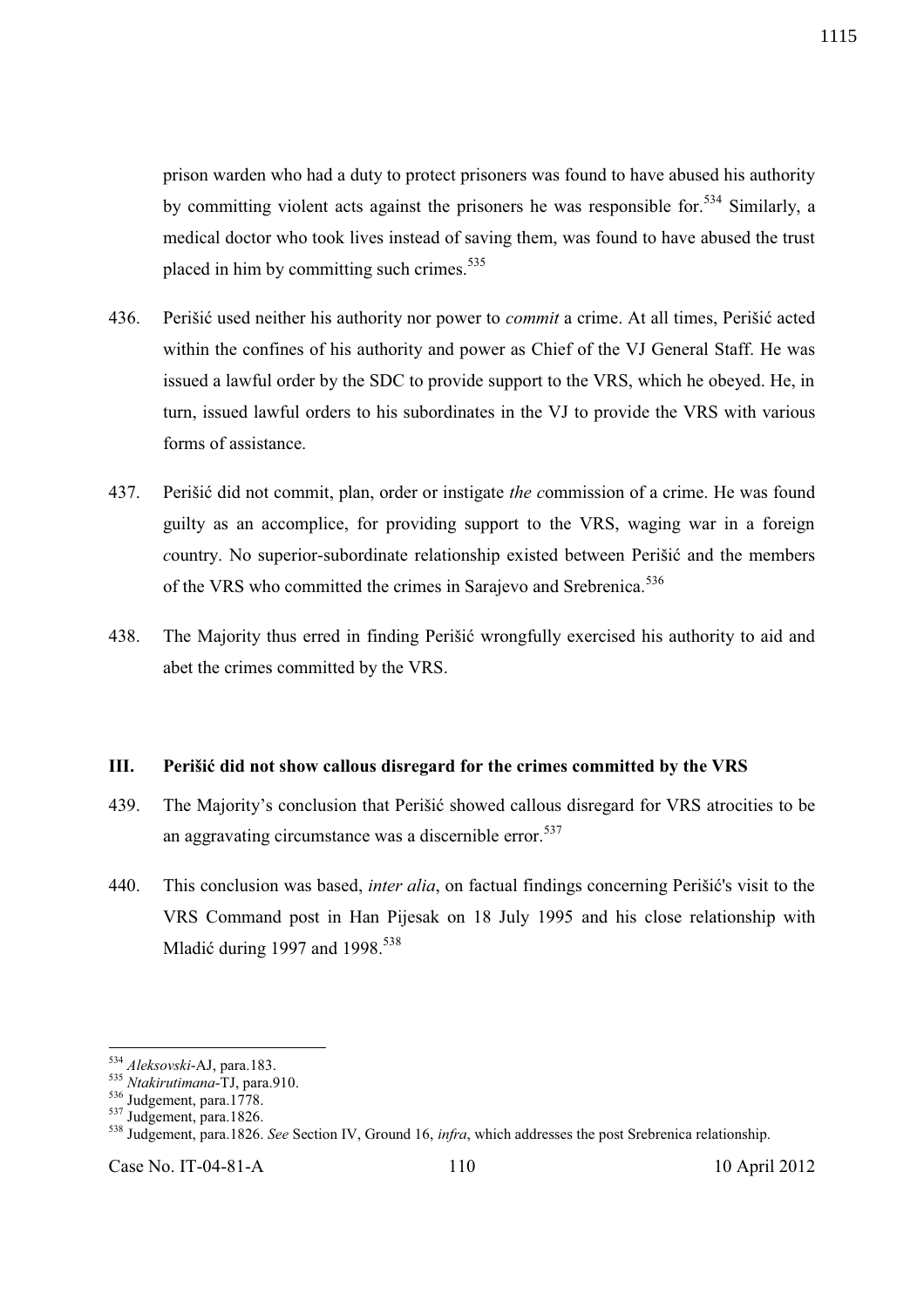prison warden who had a duty to protect prisoners was found to have abused his authority by committing violent acts against the prisoners he was responsible for.[534] Similarly, a medical doctor who took lives instead of saving them, was found to have abused the trust placed in him by committing such crimes.[535]

436. Perišić used neither his authority nor power to *commit* a crime. At all times, Perišić acted within the confines of his authority and power as Chief of the VJ General Staff. He was issued a lawful order by the SDC to provide support to the VRS, which he obeyed. He, in turn, issued lawful orders to his subordinates in the VJ to provide the VRS with various forms of assistance.

437. Perišić did not commit, plan, order or instigate *the c*ommission of a crime. He was found guilty as an accomplice, for providing support to the VRS, waging war in a foreign *c*ountry. No superior-subordinate relationship existed between Perišić and the members of the VRS who committed the crimes in Sarajevo and Srebrenica.[536]

438. The Majority thus erred in finding Perišić wrongfully exercised his authority to aid and abet the crimes committed by the VRS.

### III. Perišić did not show callous disregard for the crimes committed by the VRS

439. The Majority's conclusion that Perišić showed callous disregard for VRS atrocities to be an aggravating circumstance was a discernible error.[537]

440. This conclusion was based, *inter alia*, on factual findings concerning Perišić's visit to the VRS Command post in Han Pijesak on 18 July 1995 and his close relationship with Mladić during 1997 and 1998.[538]

---

[534] *Aleksovski*-AJ, para.183.
[535] *Ntakirutimana*-TJ, para.910.
[536] Judgement, para.1778.
[537] Judgement, para.1826.
[538] Judgement, para.1826. *See* Section IV, Ground 16, *infra*, which addresses the post Srebrenica relationship.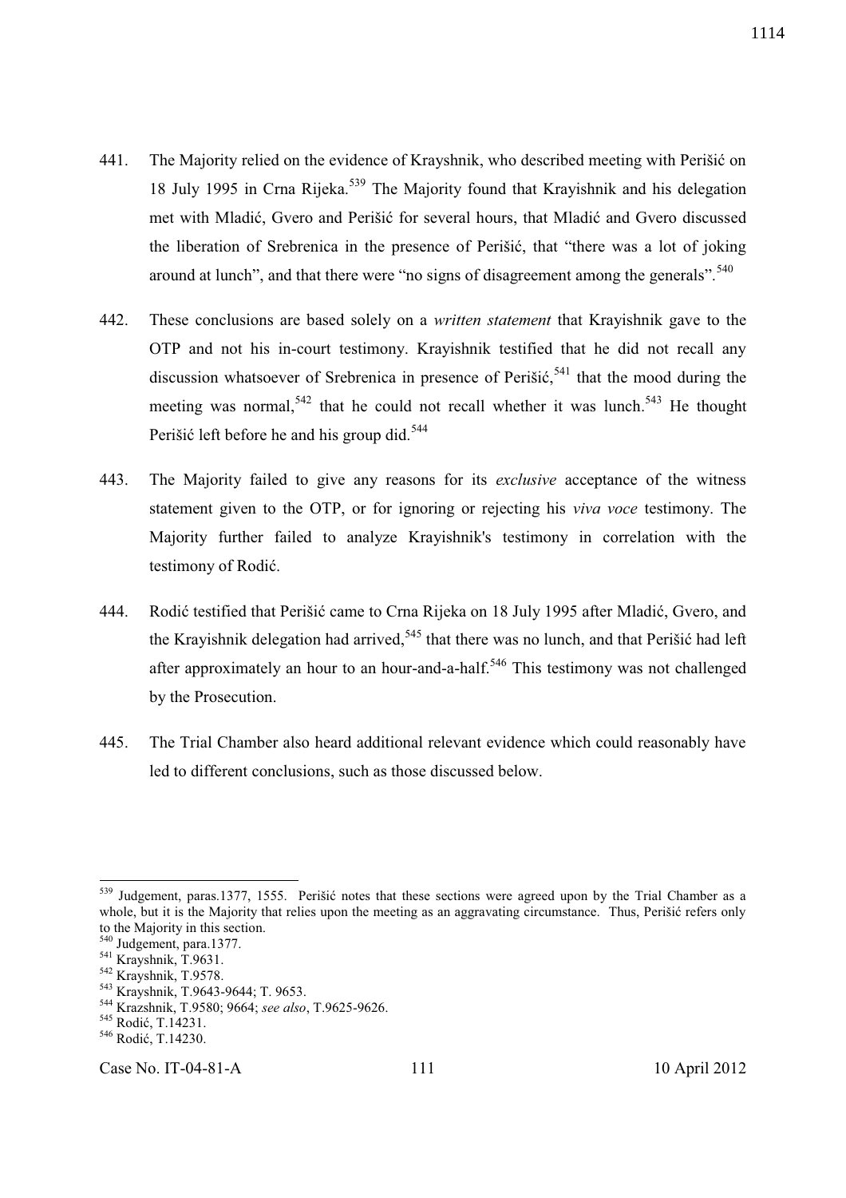441. The Majority relied on the evidence of Krayshnik, who described meeting with Perišić on 18 July 1995 in Crna Rijeka.[539] The Majority found that Krayishnik and his delegation met with Mladić, Gvero and Perišić for several hours, that Mladić and Gvero discussed the liberation of Srebrenica in the presence of Perišić, that "there was a lot of joking around at lunch", and that there were "no signs of disagreement among the generals".[540]

442. These conclusions are based solely on a *written statement* that Krayishnik gave to the OTP and not his in-court testimony. Krayishnik testified that he did not recall any discussion whatsoever of Srebrenica in presence of Perišić,[541] that the mood during the meeting was normal,[542] that he could not recall whether it was lunch.[543] He thought Perišić left before he and his group did.[544]

443. The Majority failed to give any reasons for its *exclusive* acceptance of the witness statement given to the OTP, or for ignoring or rejecting his *viva voce* testimony. The Majority further failed to analyze Krayishnik's testimony in correlation with the testimony of Rodić.

444. Rodić testified that Perišić came to Crna Rijeka on 18 July 1995 after Mladić, Gvero, and the Krayishnik delegation had arrived,[545] that there was no lunch, and that Perišić had left after approximately an hour to an hour-and-a-half.[546] This testimony was not challenged by the Prosecution.

445. The Trial Chamber also heard additional relevant evidence which could reasonably have led to different conclusions, such as those discussed below.

---

[539] Judgement, paras.1377, 1555. Perišić notes that these sections were agreed upon by the Trial Chamber as a whole, but it is the Majority that relies upon the meeting as an aggravating circumstance. Thus, Perišić refers only to the Majority in this section.

[540] Judgement, para.1377.

[541] Krayshnik, T.9631.

[542] Krayshnik, T.9578.

[543] Krayshnik, T.9643-9644; T. 9653.

[544] Krazshnik, T.9580; 9664; *see also*, T.9625-9626.

[545] Rodić, T.14231.

[546] Rodić, T.14230.

Case No. IT-04-81-A 10 April 2012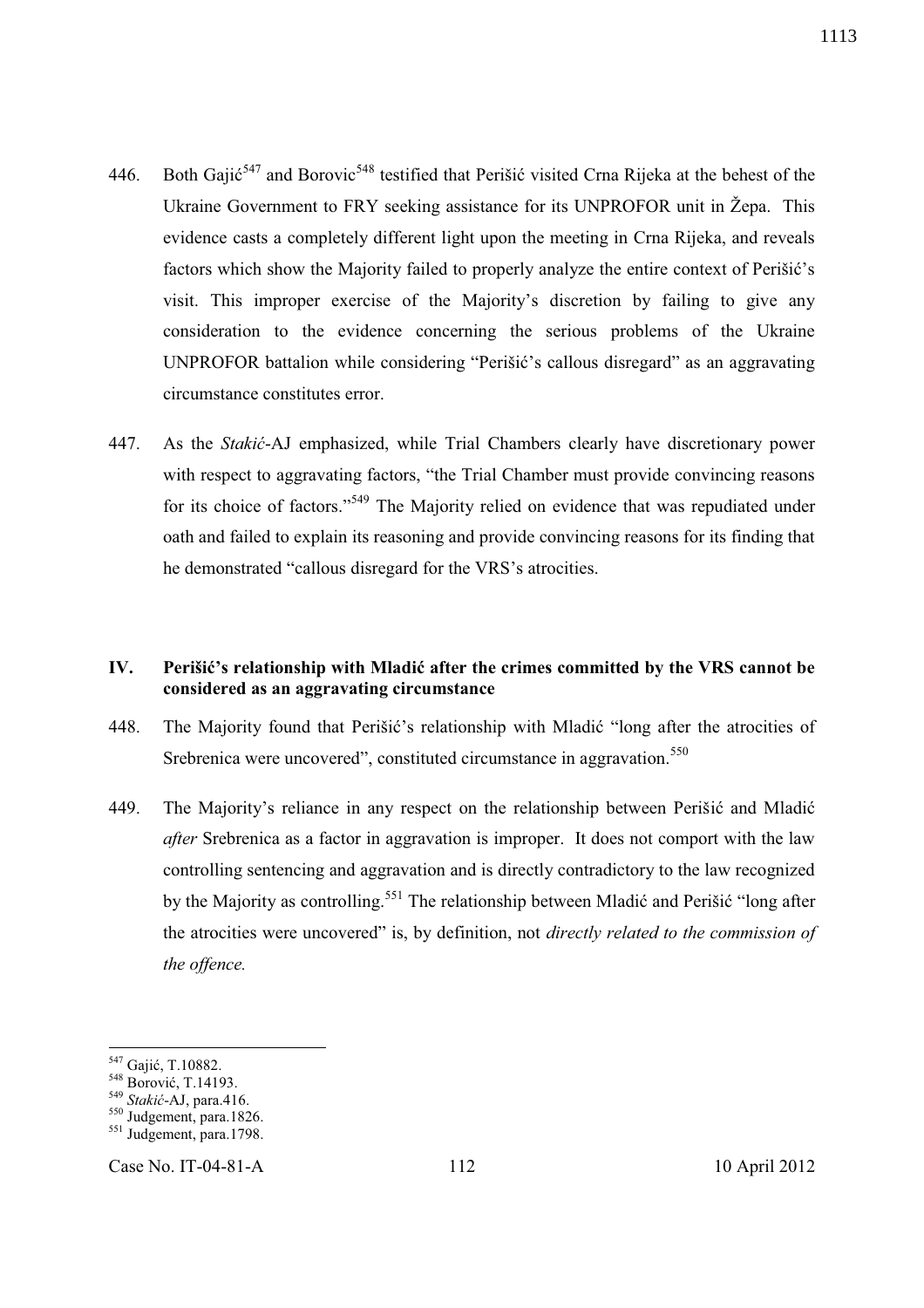446. Both Gajić[547] and Borovic[548] testified that Perišić visited Crna Rijeka at the behest of the Ukraine Government to FRY seeking assistance for its UNPROFOR unit in Žepa. This evidence casts a completely different light upon the meeting in Crna Rijeka, and reveals factors which show the Majority failed to properly analyze the entire context of Perišić's visit. This improper exercise of the Majority's discretion by failing to give any consideration to the evidence concerning the serious problems of the Ukraine UNPROFOR battalion while considering "Perišić's callous disregard" as an aggravating circumstance constitutes error.

447. As the *Stakić*-AJ emphasized, while Trial Chambers clearly have discretionary power with respect to aggravating factors, "the Trial Chamber must provide convincing reasons for its choice of factors."[549] The Majority relied on evidence that was repudiated under oath and failed to explain its reasoning and provide convincing reasons for its finding that he demonstrated "callous disregard for the VRS's atrocities.

## IV. Perišić's relationship with Mladić after the crimes committed by the VRS cannot be considered as an aggravating circumstance

448. The Majority found that Perišić's relationship with Mladić "long after the atrocities of Srebrenica were uncovered", constituted circumstance in aggravation.[550]

449. The Majority's reliance in any respect on the relationship between Perišić and Mladić *after* Srebrenica as a factor in aggravation is improper. It does not comport with the law controlling sentencing and aggravation and is directly contradictory to the law recognized by the Majority as controlling.[551] The relationship between Mladić and Perišić "long after the atrocities were uncovered" is, by definition, not *directly related to the commission of the offence.*

---

[547] Gajić, T.10882.
[548] Borović, T.14193.
[549] *Stakić*-AJ, para.416.
[550] Judgement, para.1826.
[551] Judgement, para.1798.

Case No. IT-04-81-A 10 April 2012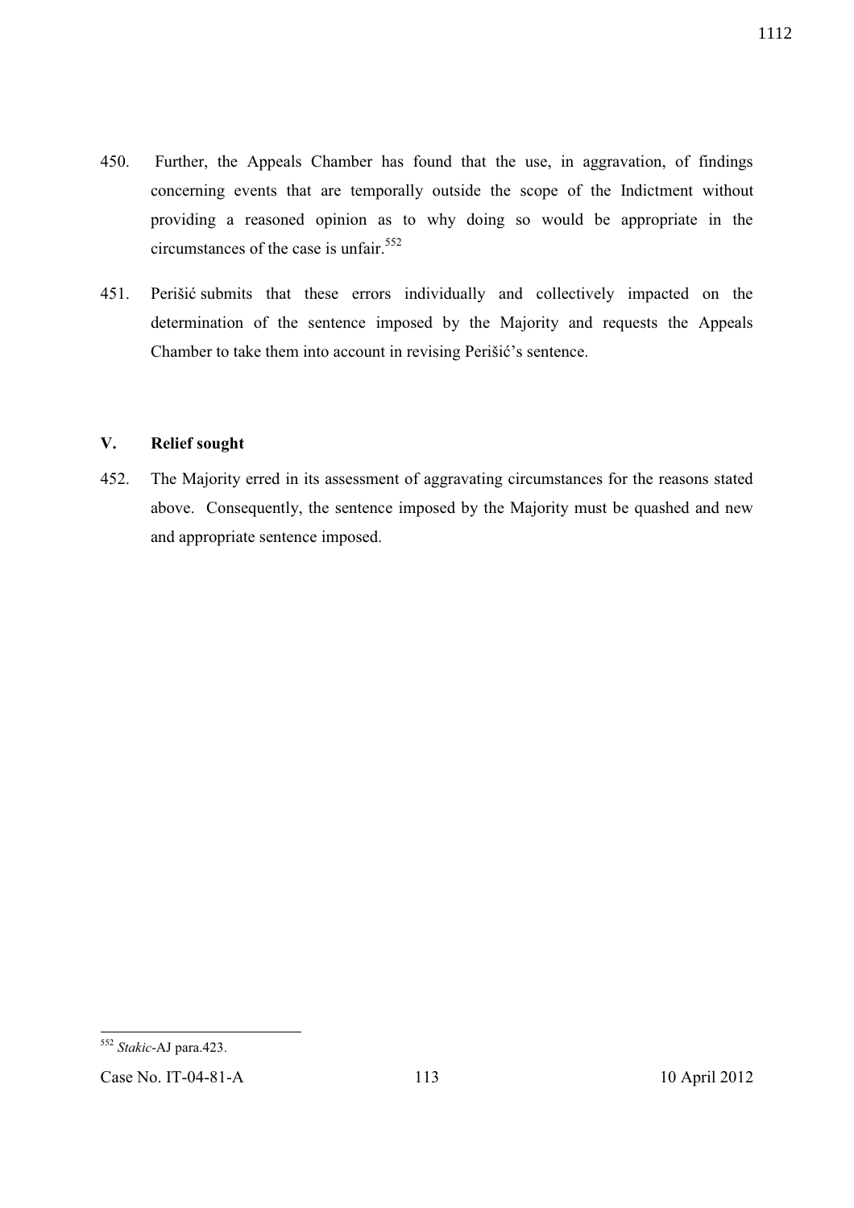450. Further, the Appeals Chamber has found that the use, in aggravation, of findings concerning events that are temporally outside the scope of the Indictment without providing a reasoned opinion as to why doing so would be appropriate in the circumstances of the case is unfair.[552]

451. Perišić submits that these errors individually and collectively impacted on the determination of the sentence imposed by the Majority and requests the Appeals Chamber to take them into account in revising Perišić's sentence.

## V. Relief sought

452. The Majority erred in its assessment of aggravating circumstances for the reasons stated above. Consequently, the sentence imposed by the Majority must be quashed and new and appropriate sentence imposed.

---

[552] *Stakic*-AJ para.423.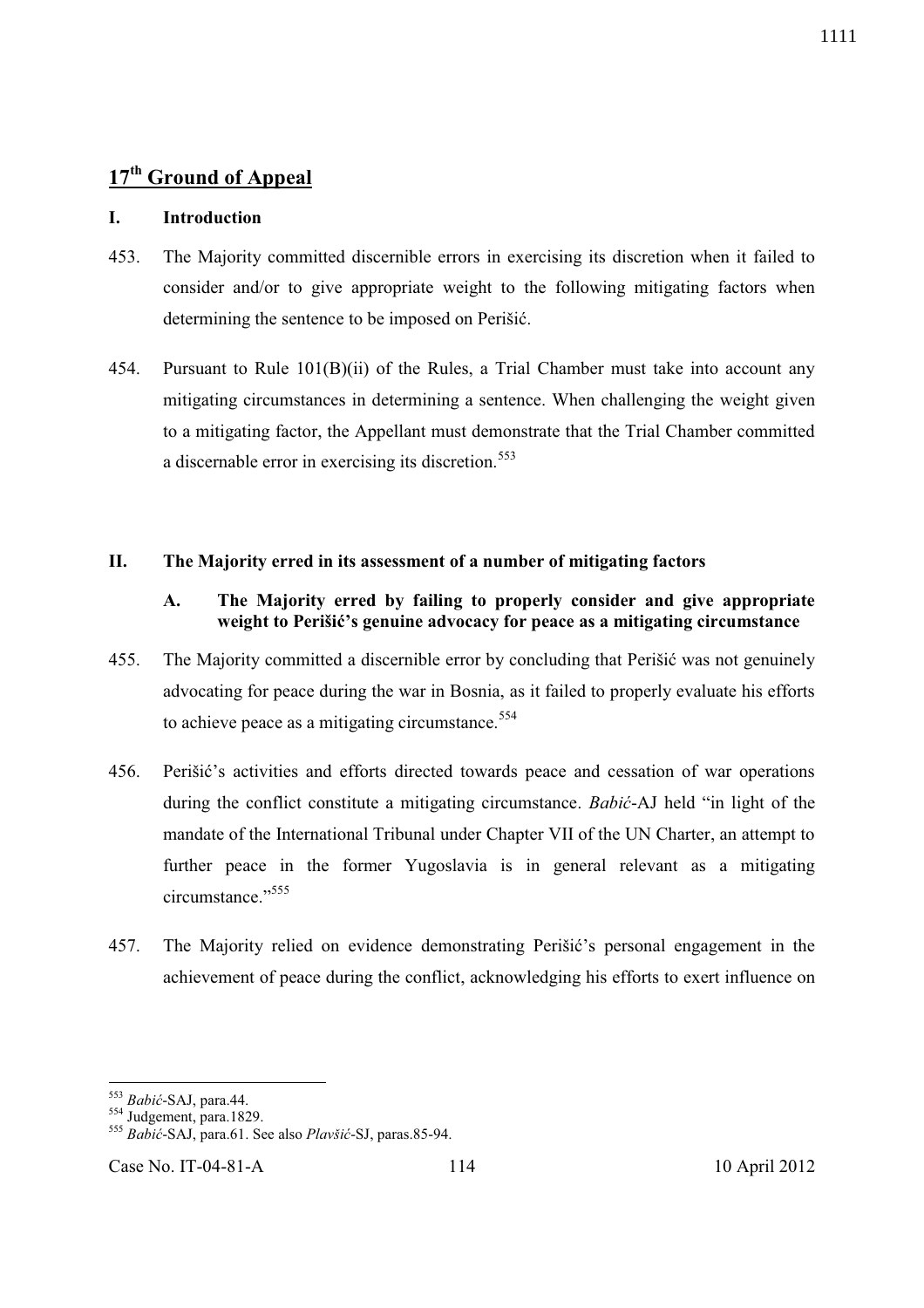## 17th Ground of Appeal

### I. Introduction

453. The Majority committed discernible errors in exercising its discretion when it failed to consider and/or to give appropriate weight to the following mitigating factors when determining the sentence to be imposed on Perišić.

454. Pursuant to Rule 101(B)(ii) of the Rules, a Trial Chamber must take into account any mitigating circumstances in determining a sentence. When challenging the weight given to a mitigating factor, the Appellant must demonstrate that the Trial Chamber committed a discernable error in exercising its discretion.[553]

### II. The Majority erred in its assessment of a number of mitigating factors

#### A. The Majority erred by failing to properly consider and give appropriate weight to Perišić's genuine advocacy for peace as a mitigating circumstance

455. The Majority committed a discernible error by concluding that Perišić was not genuinely advocating for peace during the war in Bosnia, as it failed to properly evaluate his efforts to achieve peace as a mitigating circumstance.[554]

456. Perišić's activities and efforts directed towards peace and cessation of war operations during the conflict constitute a mitigating circumstance. *Babić*-AJ held "in light of the mandate of the International Tribunal under Chapter VII of the UN Charter, an attempt to further peace in the former Yugoslavia is in general relevant as a mitigating circumstance."[555]

457. The Majority relied on evidence demonstrating Perišić's personal engagement in the achievement of peace during the conflict, acknowledging his efforts to exert influence on

---

[553] *Babić*-SAJ, para.44.

[554] Judgement, para.1829.

[555] *Babić*-SAJ, para.61. See also *Plavšić*-SJ, paras.85-94.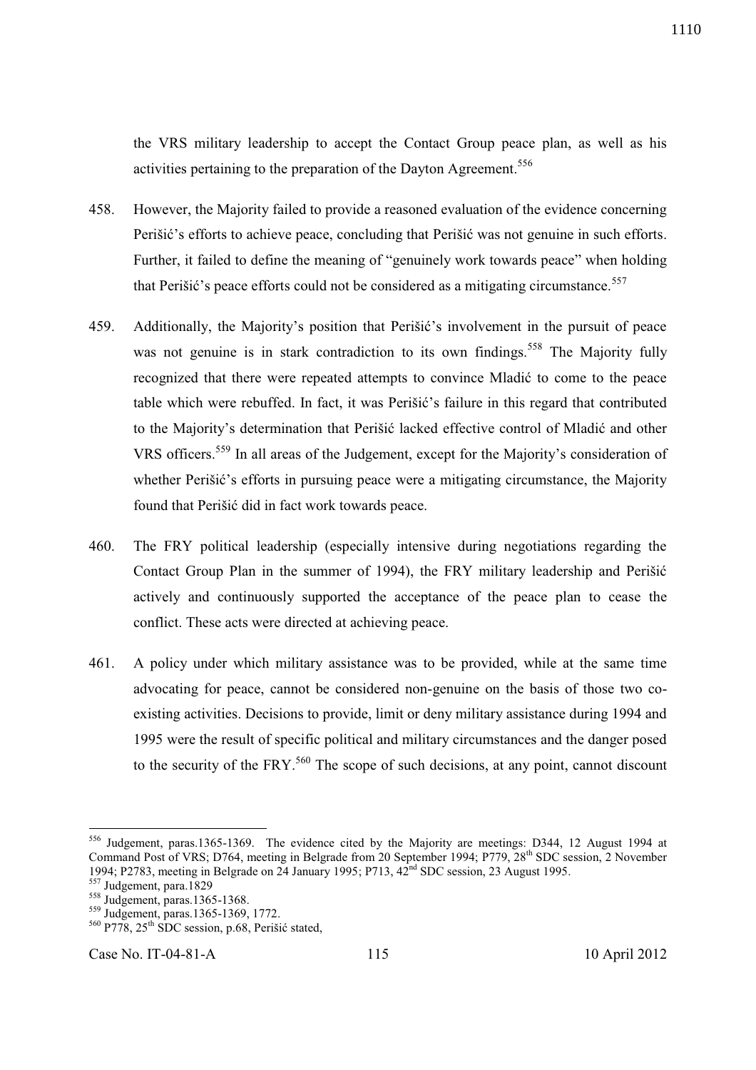the VRS military leadership to accept the Contact Group peace plan, as well as his activities pertaining to the preparation of the Dayton Agreement.[556]

458. However, the Majority failed to provide a reasoned evaluation of the evidence concerning Perišić's efforts to achieve peace, concluding that Perišić was not genuine in such efforts. Further, it failed to define the meaning of "genuinely work towards peace" when holding that Perišić's peace efforts could not be considered as a mitigating circumstance.[557]

459. Additionally, the Majority's position that Perišić's involvement in the pursuit of peace was not genuine is in stark contradiction to its own findings.[558] The Majority fully recognized that there were repeated attempts to convince Mladić to come to the peace table which were rebuffed. In fact, it was Perišić's failure in this regard that contributed to the Majority's determination that Perišić lacked effective control of Mladić and other VRS officers.[559] In all areas of the Judgement, except for the Majority's consideration of whether Perišić's efforts in pursuing peace were a mitigating circumstance, the Majority found that Perišić did in fact work towards peace.

460. The FRY political leadership (especially intensive during negotiations regarding the Contact Group Plan in the summer of 1994), the FRY military leadership and Perišić actively and continuously supported the acceptance of the peace plan to cease the conflict. These acts were directed at achieving peace.

461. A policy under which military assistance was to be provided, while at the same time advocating for peace, cannot be considered non-genuine on the basis of those two co-existing activities. Decisions to provide, limit or deny military assistance during 1994 and 1995 were the result of specific political and military circumstances and the danger posed to the security of the FRY.[560] The scope of such decisions, at any point, cannot discount

---

[556] Judgement, paras.1365-1369. The evidence cited by the Majority are meetings: D344, 12 August 1994 at Command Post of VRS; D764, meeting in Belgrade from 20 September 1994; P779, 28th SDC session, 2 November 1994; P2783, meeting in Belgrade on 24 January 1995; P713, 42nd SDC session, 23 August 1995.

[557] Judgement, para.1829

[558] Judgement, paras.1365-1368.

[559] Judgement, paras.1365-1369, 1772.

[560] P778, 25th SDC session, p.68, Perišić stated,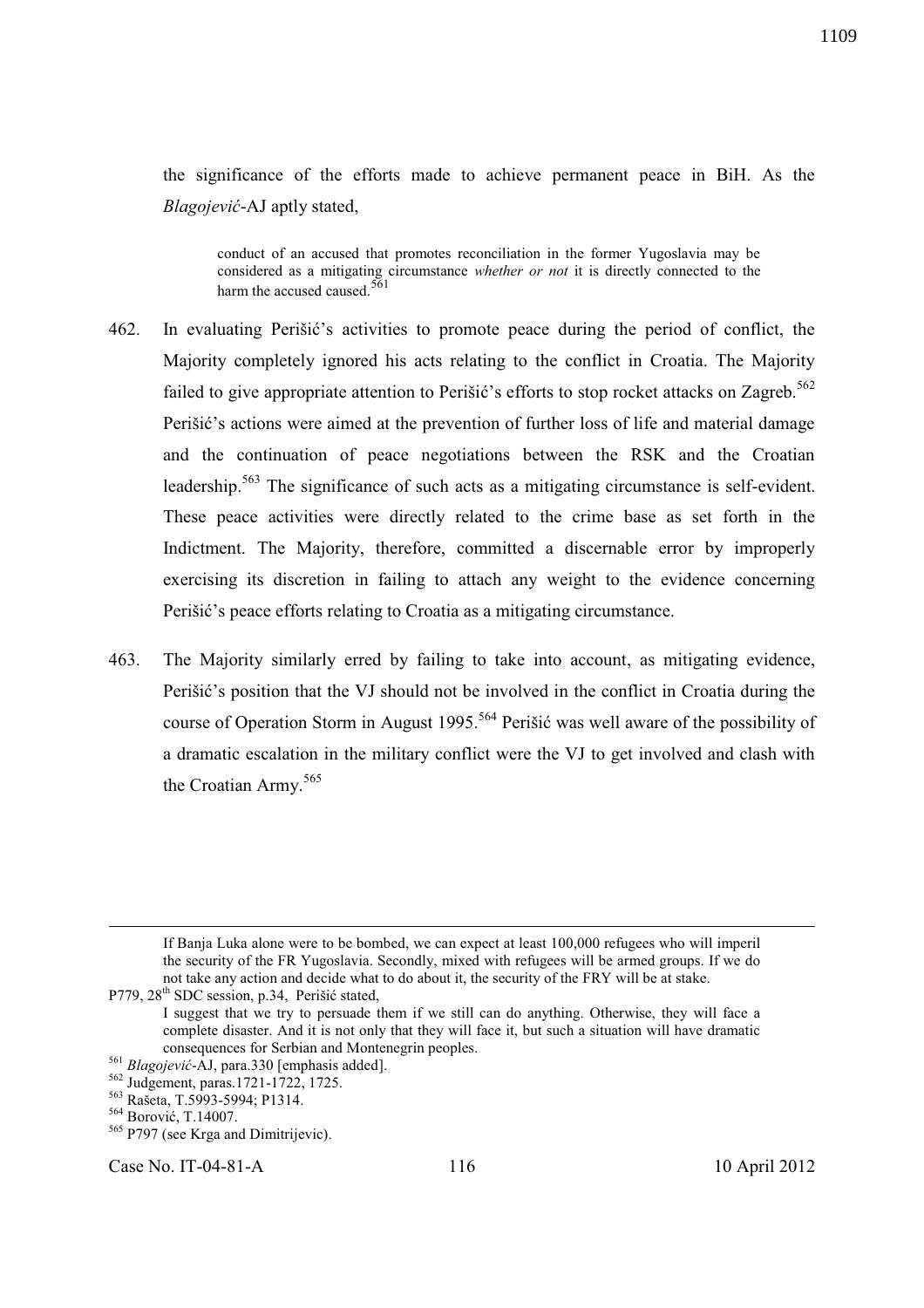the significance of the efforts made to achieve permanent peace in BiH. As the *Blagojević*-AJ aptly stated,

> conduct of an accused that promotes reconciliation in the former Yugoslavia may be considered as a mitigating circumstance *whether or not* it is directly connected to the harm the accused caused.[561]

462. In evaluating Perišić's activities to promote peace during the period of conflict, the Majority completely ignored his acts relating to the conflict in Croatia. The Majority failed to give appropriate attention to Perišić's efforts to stop rocket attacks on Zagreb.[562] Perišić's actions were aimed at the prevention of further loss of life and material damage and the continuation of peace negotiations between the RSK and the Croatian leadership.[563] The significance of such acts as a mitigating circumstance is self-evident. These peace activities were directly related to the crime base as set forth in the Indictment. The Majority, therefore, committed a discernable error by improperly exercising its discretion in failing to attach any weight to the evidence concerning Perišić's peace efforts relating to Croatia as a mitigating circumstance.

463. The Majority similarly erred by failing to take into account, as mitigating evidence, Perišić's position that the VJ should not be involved in the conflict in Croatia during the course of Operation Storm in August 1995.[564] Perišić was well aware of the possibility of a dramatic escalation in the military conflict were the VJ to get involved and clash with the Croatian Army.[565]

---

> If Banja Luka alone were to be bombed, we can expect at least 100,000 refugees who will imperil the security of the FR Yugoslavia. Secondly, mixed with refugees will be armed groups. If we do not take any action and decide what to do about it, the security of the FRY will be at stake.

P779, 28th SDC session, p.34, Perišić stated,

> I suggest that we try to persuade them if we still can do anything. Otherwise, they will face a complete disaster. And it is not only that they will face it, but such a situation will have dramatic consequences for Serbian and Montenegrin peoples.

[561] *Blagojević*-AJ, para.330 [emphasis added].

[562] Judgement, paras.1721-1722, 1725.

[563] Rašeta, T.5993-5994; P1314.

[564] Borović, T.14007.

[565] P797 (see Krga and Dimitrijevic).

Case No. IT-04-81-A 116 10 April 2012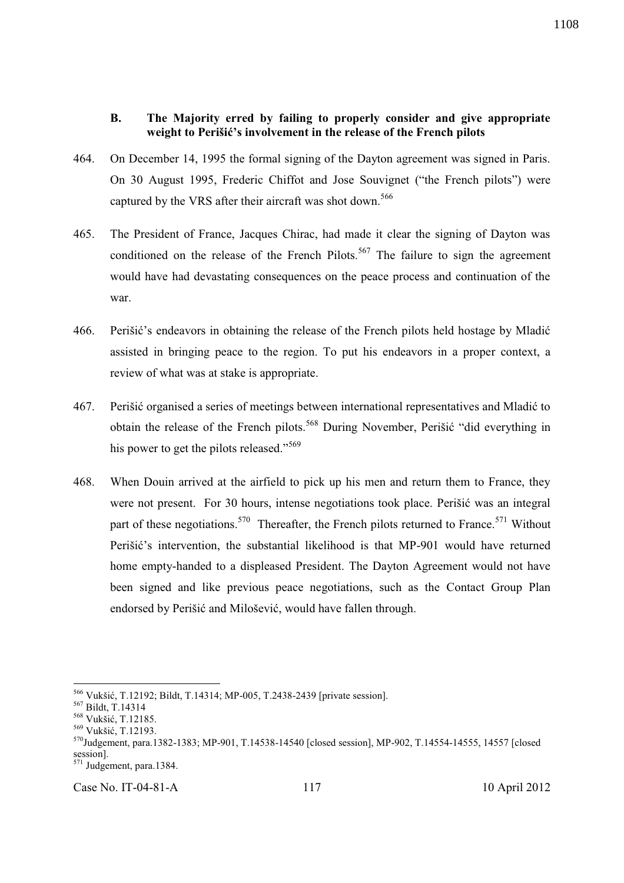### B. The Majority erred by failing to properly consider and give appropriate weight to Perišić's involvement in the release of the French pilots

464. On December 14, 1995 the formal signing of the Dayton agreement was signed in Paris. On 30 August 1995, Frederic Chiffot and Jose Souvignet ("the French pilots") were captured by the VRS after their aircraft was shot down.[566]

465. The President of France, Jacques Chirac, had made it clear the signing of Dayton was conditioned on the release of the French Pilots.[567] The failure to sign the agreement would have had devastating consequences on the peace process and continuation of the war.

466. Perišić's endeavors in obtaining the release of the French pilots held hostage by Mladić assisted in bringing peace to the region. To put his endeavors in a proper context, a review of what was at stake is appropriate.

467. Perišić organised a series of meetings between international representatives and Mladić to obtain the release of the French pilots.[568] During November, Perišić "did everything in his power to get the pilots released."[569]

468. When Douin arrived at the airfield to pick up his men and return them to France, they were not present. For 30 hours, intense negotiations took place. Perišić was an integral part of these negotiations.[570] Thereafter, the French pilots returned to France.[571] Without Perišić's intervention, the substantial likelihood is that MP-901 would have returned home empty-handed to a displeased President. The Dayton Agreement would not have been signed and like previous peace negotiations, such as the Contact Group Plan endorsed by Perišić and Milošević, would have fallen through.

---

[566] Vukšić, T.12192; Bildt, T.14314; MP-005, T.2438-2439 [private session].

[567] Bildt, T.14314

[568] Vukšić, T.12185.

[569] Vukšić, T.12193.

[570] Judgement, para.1382-1383; MP-901, T.14538-14540 [closed session], MP-902, T.14554-14555, 14557 [closed session].

[571] Judgement, para.1384.

Case No. IT-04-81-A 117 10 April 2012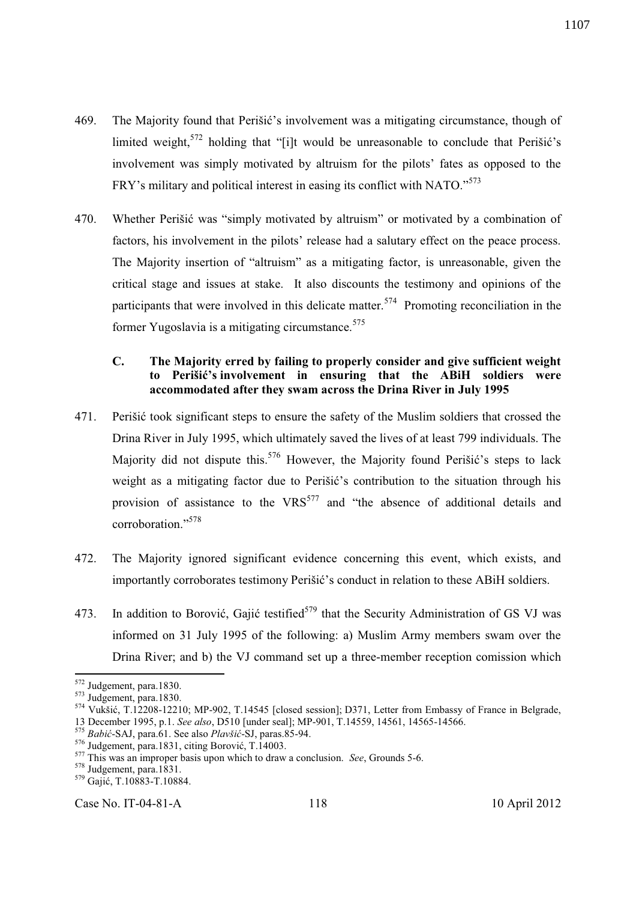469. The Majority found that Perišić's involvement was a mitigating circumstance, though of limited weight,[572] holding that "[i]t would be unreasonable to conclude that Perišić's involvement was simply motivated by altruism for the pilots' fates as opposed to the FRY's military and political interest in easing its conflict with NATO."[573]

470. Whether Perišić was "simply motivated by altruism" or motivated by a combination of factors, his involvement in the pilots' release had a salutary effect on the peace process. The Majority insertion of "altruism" as a mitigating factor, is unreasonable, given the critical stage and issues at stake. It also discounts the testimony and opinions of the participants that were involved in this delicate matter.[574] Promoting reconciliation in the former Yugoslavia is a mitigating circumstance.[575]

### C. The Majority erred by failing to properly consider and give sufficient weight to Perišić's involvement in ensuring that the ABiH soldiers were accommodated after they swam across the Drina River in July 1995

471. Perišić took significant steps to ensure the safety of the Muslim soldiers that crossed the Drina River in July 1995, which ultimately saved the lives of at least 799 individuals. The Majority did not dispute this.[576] However, the Majority found Perišić's steps to lack weight as a mitigating factor due to Perišić's contribution to the situation through his provision of assistance to the VRS[577] and "the absence of additional details and corroboration."[578]

472. The Majority ignored significant evidence concerning this event, which exists, and importantly corroborates testimony Perišić's conduct in relation to these ABiH soldiers.

473. In addition to Borović, Gajić testified[579] that the Security Administration of GS VJ was informed on 31 July 1995 of the following: a) Muslim Army members swam over the Drina River; and b) the VJ command set up a three-member reception comission which

---

[572] Judgement, para.1830.
[573] Judgement, para.1830.
[574] Vukšić, T.12208-12210; MP-902, T.14545 [closed session]; D371, Letter from Embassy of France in Belgrade, 13 December 1995, p.1. *See also*, D510 [under seal]; MP-901, T.14559, 14561, 14565-14566.
[575] *Babić*-SAJ, para.61. See also *Plavšić*-SJ, paras.85-94.
[576] Judgement, para.1831, citing Borović, T.14003.
[577] This was an improper basis upon which to draw a conclusion. *See*, Grounds 5-6.
[578] Judgement, para.1831.
[579] Gajić, T.10883-T.10884.

Case No. IT-04-81-A 118 10 April 2012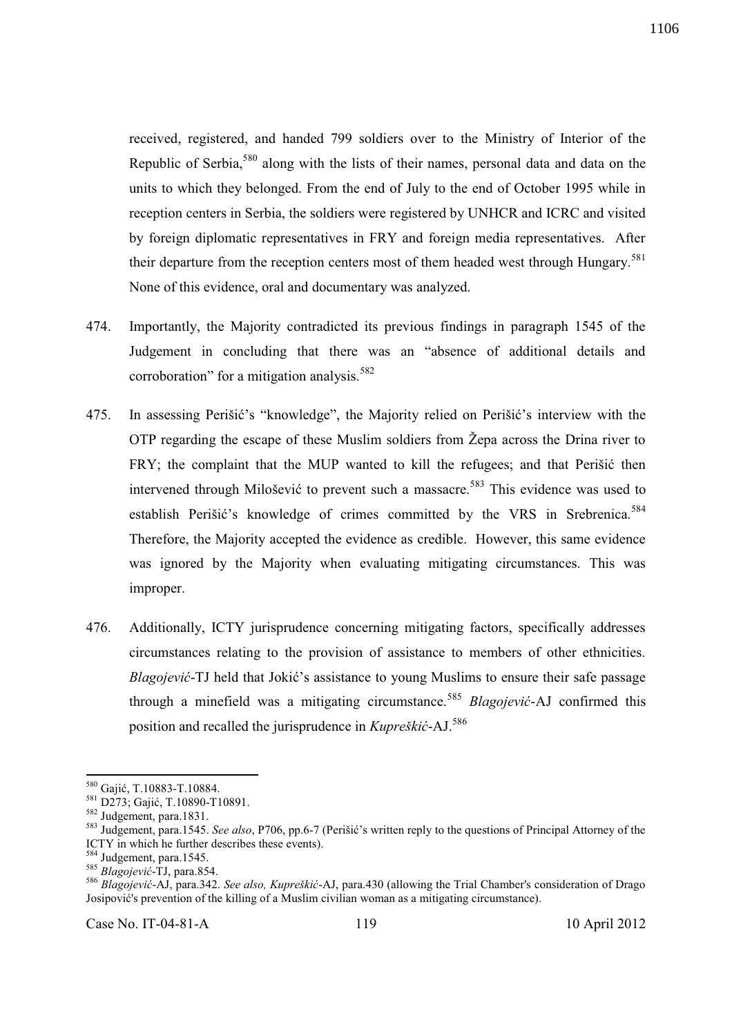received, registered, and handed 799 soldiers over to the Ministry of Interior of the Republic of Serbia,[580] along with the lists of their names, personal data and data on the units to which they belonged. From the end of July to the end of October 1995 while in reception centers in Serbia, the soldiers were registered by UNHCR and ICRC and visited by foreign diplomatic representatives in FRY and foreign media representatives. After their departure from the reception centers most of them headed west through Hungary.[581] None of this evidence, oral and documentary was analyzed.

474. Importantly, the Majority contradicted its previous findings in paragraph 1545 of the Judgement in concluding that there was an "absence of additional details and corroboration" for a mitigation analysis.[582]

475. In assessing Perišić's "knowledge", the Majority relied on Perišić's interview with the OTP regarding the escape of these Muslim soldiers from Žepa across the Drina river to FRY; the complaint that the MUP wanted to kill the refugees; and that Perišić then intervened through Milošević to prevent such a massacre.[583] This evidence was used to establish Perišić's knowledge of crimes committed by the VRS in Srebrenica.[584] Therefore, the Majority accepted the evidence as credible. However, this same evidence was ignored by the Majority when evaluating mitigating circumstances. This was improper.

476. Additionally, ICTY jurisprudence concerning mitigating factors, specifically addresses circumstances relating to the provision of assistance to members of other ethnicities. *Blagojević*-TJ held that Jokić's assistance to young Muslims to ensure their safe passage through a minefield was a mitigating circumstance.[585] *Blagojević*-AJ confirmed this position and recalled the jurisprudence in *Kupreškić*-AJ.[586]

---

[580] Gajić, T.10883-T.10884.

[581] D273; Gajić, T.10890-T10891.

[582] Judgement, para.1831.

[583] Judgement, para.1545. *See also*, P706, pp.6-7 (Perišić's written reply to the questions of Principal Attorney of the ICTY in which he further describes these events).

[584] Judgement, para.1545.

[585] *Blagojević*-TJ, para.854.

[586] *Blagojević*-AJ, para.342. *See also, Kupreškić*-AJ, para.430 (allowing the Trial Chamber's consideration of Drago Josipović's prevention of the killing of a Muslim civilian woman as a mitigating circumstance).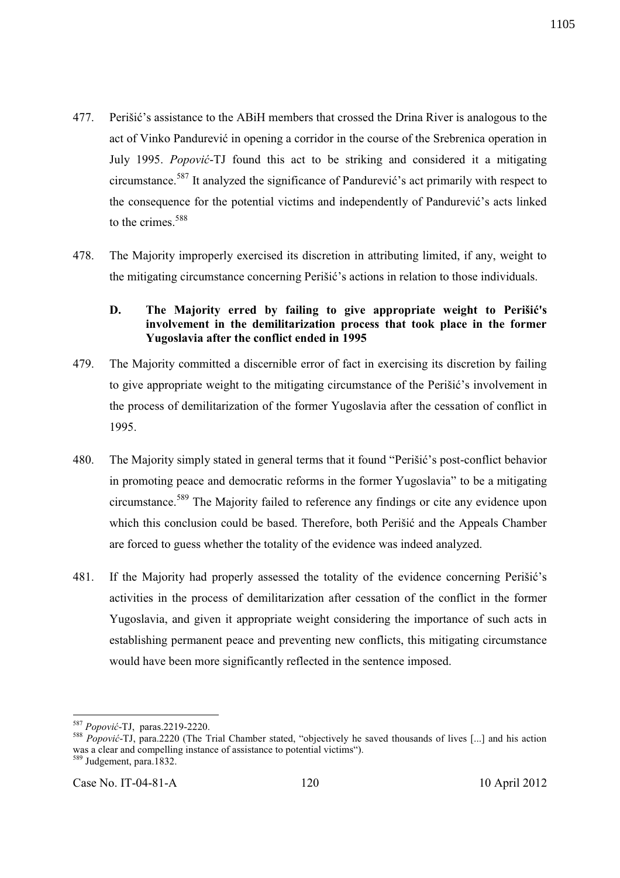477. Perišić's assistance to the ABiH members that crossed the Drina River is analogous to the act of Vinko Pandurević in opening a corridor in the course of the Srebrenica operation in July 1995. *Popović*-TJ found this act to be striking and considered it a mitigating circumstance.[587] It analyzed the significance of Pandurević's act primarily with respect to the consequence for the potential victims and independently of Pandurević's acts linked to the crimes.[588]

478. The Majority improperly exercised its discretion in attributing limited, if any, weight to the mitigating circumstance concerning Perišić's actions in relation to those individuals.

### D. The Majority erred by failing to give appropriate weight to Perišić's involvement in the demilitarization process that took place in the former Yugoslavia after the conflict ended in 1995

479. The Majority committed a discernible error of fact in exercising its discretion by failing to give appropriate weight to the mitigating circumstance of the Perišić's involvement in the process of demilitarization of the former Yugoslavia after the cessation of conflict in 1995.

480. The Majority simply stated in general terms that it found "Perišić's post-conflict behavior in promoting peace and democratic reforms in the former Yugoslavia" to be a mitigating circumstance.[589] The Majority failed to reference any findings or cite any evidence upon which this conclusion could be based. Therefore, both Perišić and the Appeals Chamber are forced to guess whether the totality of the evidence was indeed analyzed.

481. If the Majority had properly assessed the totality of the evidence concerning Perišić's activities in the process of demilitarization after cessation of the conflict in the former Yugoslavia, and given it appropriate weight considering the importance of such acts in establishing permanent peace and preventing new conflicts, this mitigating circumstance would have been more significantly reflected in the sentence imposed.

---

[587] *Popović*-TJ, paras.2219-2220.

[588] *Popović*-TJ, para.2220 (The Trial Chamber stated, "objectively he saved thousands of lives [...] and his action was a clear and compelling instance of assistance to potential victims").

[589] Judgement, para.1832.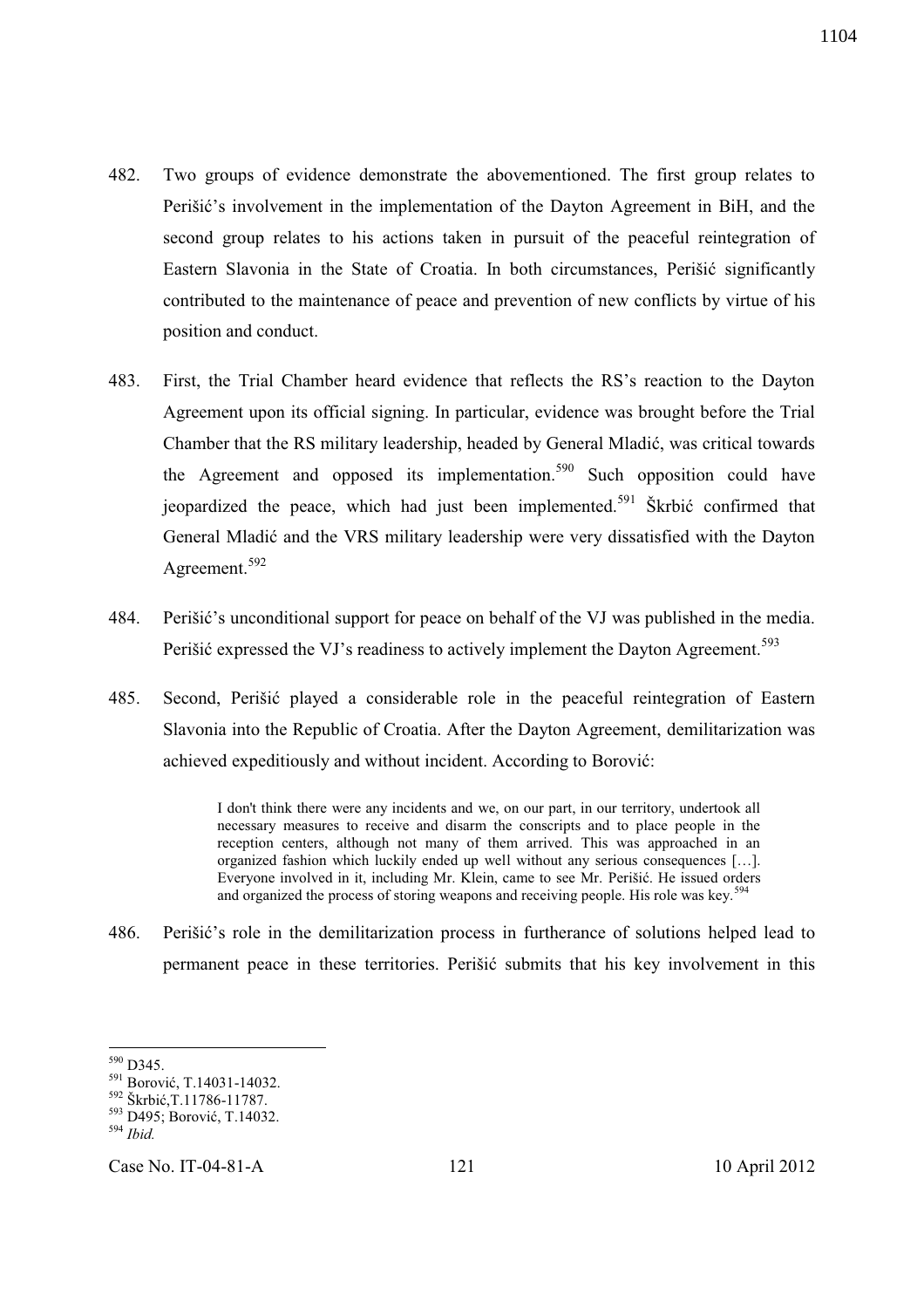482. Two groups of evidence demonstrate the abovementioned. The first group relates to Perišić's involvement in the implementation of the Dayton Agreement in BiH, and the second group relates to his actions taken in pursuit of the peaceful reintegration of Eastern Slavonia in the State of Croatia. In both circumstances, Perišić significantly contributed to the maintenance of peace and prevention of new conflicts by virtue of his position and conduct.

483. First, the Trial Chamber heard evidence that reflects the RS's reaction to the Dayton Agreement upon its official signing. In particular, evidence was brought before the Trial Chamber that the RS military leadership, headed by General Mladić, was critical towards the Agreement and opposed its implementation.[590] Such opposition could have jeopardized the peace, which had just been implemented.[591] Škrbić confirmed that General Mladić and the VRS military leadership were very dissatisfied with the Dayton Agreement.[592]

484. Perišić's unconditional support for peace on behalf of the VJ was published in the media. Perišić expressed the VJ's readiness to actively implement the Dayton Agreement.[593]

485. Second, Perišić played a considerable role in the peaceful reintegration of Eastern Slavonia into the Republic of Croatia. After the Dayton Agreement, demilitarization was achieved expeditiously and without incident. According to Borović:

> I don't think there were any incidents and we, on our part, in our territory, undertook all necessary measures to receive and disarm the conscripts and to place people in the reception centers, although not many of them arrived. This was approached in an organized fashion which luckily ended up well without any serious consequences […]. Everyone involved in it, including Mr. Klein, came to see Mr. Perišić. He issued orders and organized the process of storing weapons and receiving people. His role was key.[594]

486. Perišić's role in the demilitarization process in furtherance of solutions helped lead to permanent peace in these territories. Perišić submits that his key involvement in this

---

[590] D345.
[591] Borović, T.14031-14032.
[592] Škrbić,T.11786-11787.
[593] D495; Borović, T.14032.
[594] *Ibid.*

Case No. IT-04-81-A 10 April 2012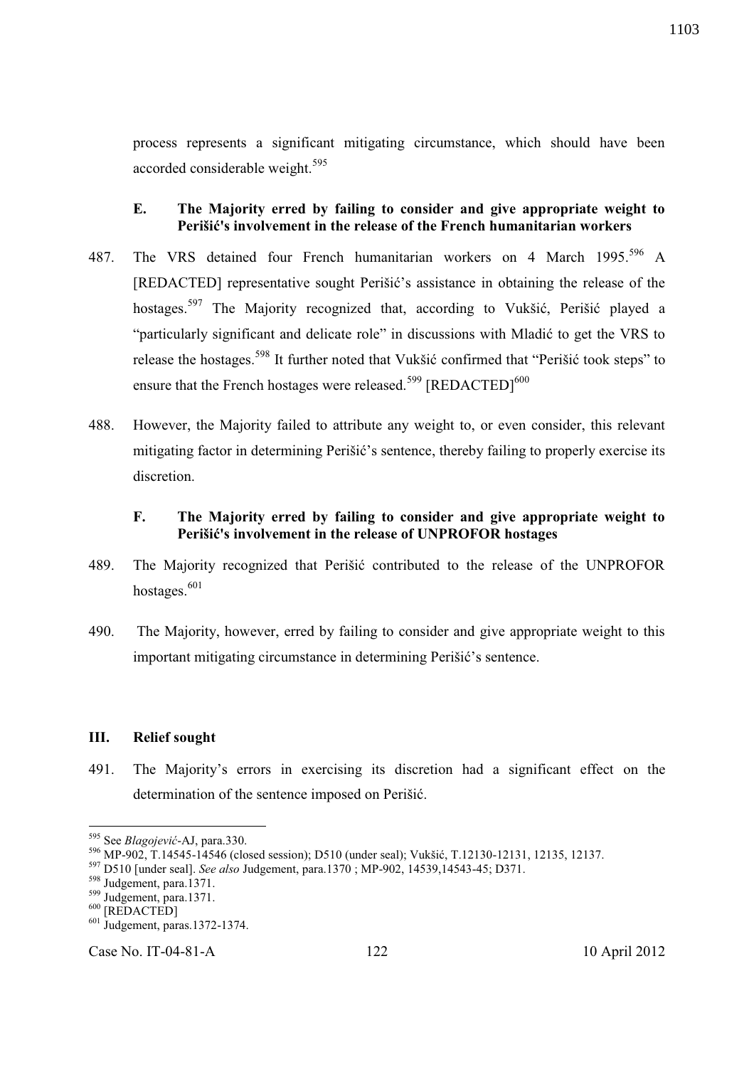process represents a significant mitigating circumstance, which should have been accorded considerable weight.[595]

### E. The Majority erred by failing to consider and give appropriate weight to Perišić's involvement in the release of the French humanitarian workers

487. The VRS detained four French humanitarian workers on 4 March 1995.[596] A [REDACTED] representative sought Perišić's assistance in obtaining the release of the hostages.[597] The Majority recognized that, according to Vukšić, Perišić played a "particularly significant and delicate role" in discussions with Mladić to get the VRS to release the hostages.[598] It further noted that Vukšić confirmed that "Perišić took steps" to ensure that the French hostages were released.[599] [REDACTED][600]

488. However, the Majority failed to attribute any weight to, or even consider, this relevant mitigating factor in determining Perišić's sentence, thereby failing to properly exercise its discretion.

### F. The Majority erred by failing to consider and give appropriate weight to Perišić's involvement in the release of UNPROFOR hostages

489. The Majority recognized that Perišić contributed to the release of the UNPROFOR hostages.[601]

490. The Majority, however, erred by failing to consider and give appropriate weight to this important mitigating circumstance in determining Perišić's sentence.

## III. Relief sought

491. The Majority's errors in exercising its discretion had a significant effect on the determination of the sentence imposed on Perišić.

---

[595] See *Blagojević*-AJ, para.330.

[596] MP-902, T.14545-14546 (closed session); D510 (under seal); Vukšić, T.12130-12131, 12135, 12137.

[597] D510 [under seal]. *See also* Judgement, para.1370 ; MP-902, 14539,14543-45; D371.

[598] Judgement, para.1371.

[599] Judgement, para.1371.

[600] [REDACTED]

[601] Judgement, paras.1372-1374.

Case No. IT-04-81-A 122 10 April 2012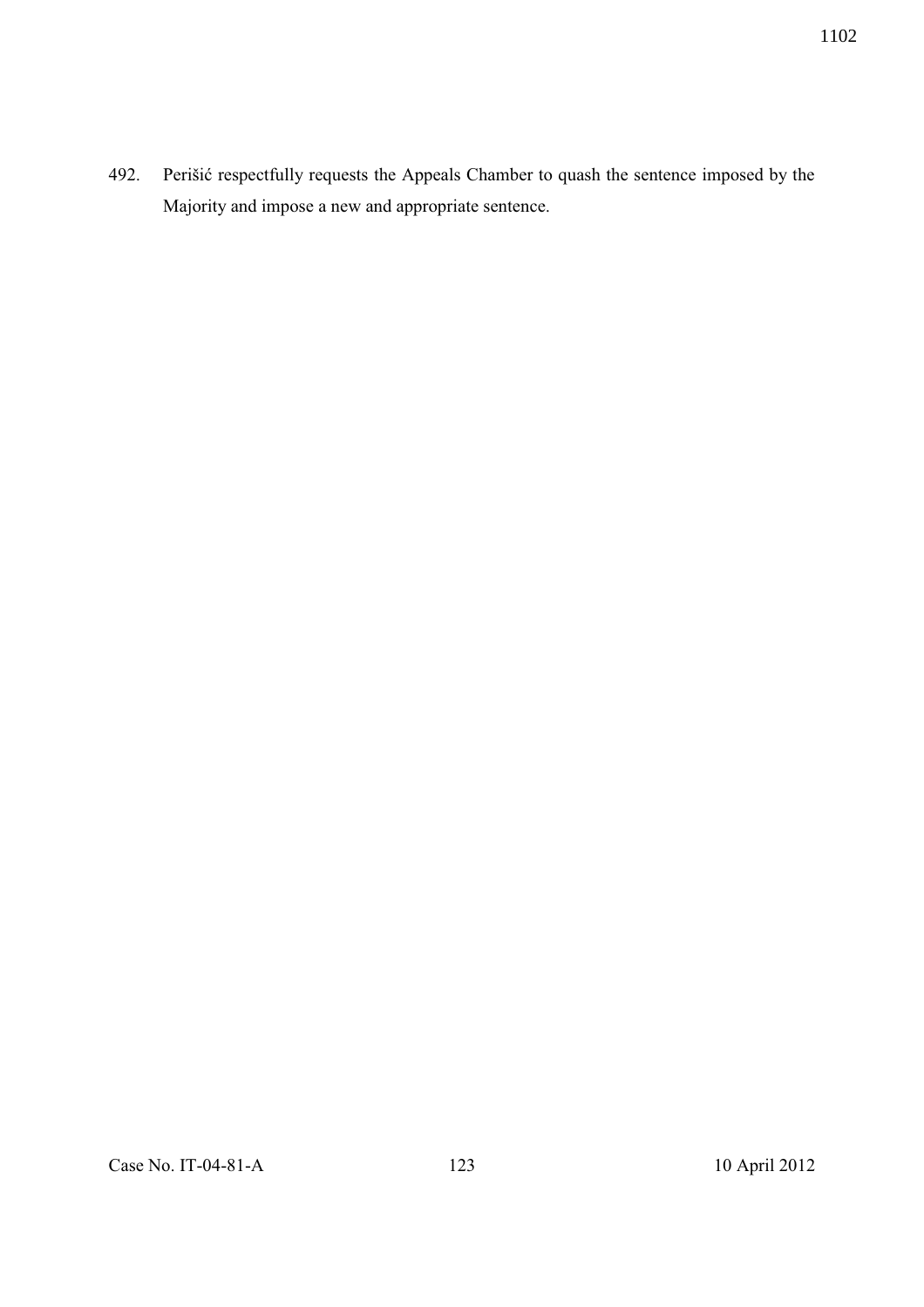492. Perišić respectfully requests the Appeals Chamber to quash the sentence imposed by the Majority and impose a new and appropriate sentence.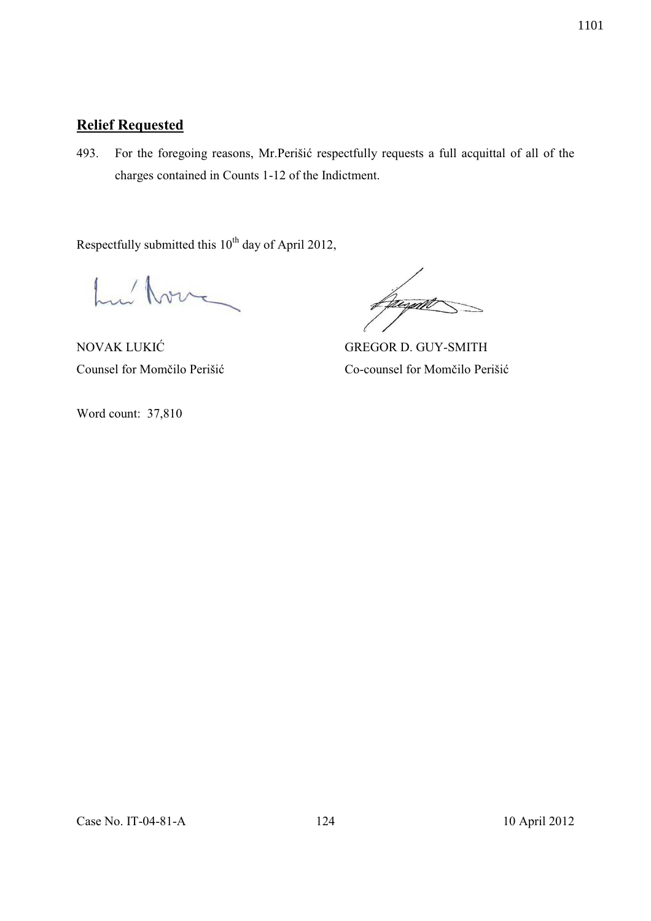## Relief Requested

493. For the foregoing reasons, Mr.Perišić respectfully requests a full acquittal of all of the charges contained in Counts 1-12 of the Indictment.

Respectfully submitted this 10th day of April 2012,

NOVAK LUKIĆ
Counsel for Momčilo Perišić

GREGOR D. GUY-SMITH
Co-counsel for Momčilo Perišić

Word count: 37,810